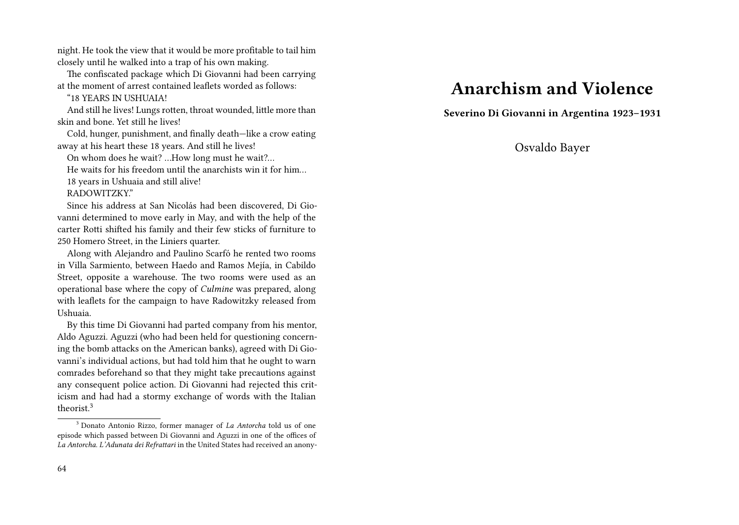night. He took the view that it would be more profitable to tail him closely until he walked into a trap of his own making.

The confiscated package which Di Giovanni had been carrying at the moment of arrest contained leaflets worded as follows:

"18 YEARS IN USHUAIA!

And still he lives! Lungs rotten, throat wounded, little more than skin and bone. Yet still he lives!

Cold, hunger, punishment, and finally death—like a crow eating away at his heart these 18 years. And still he lives!

On whom does he wait? …How long must he wait?…

He waits for his freedom until the anarchists win it for him…

18 years in Ushuaia and still alive!

RADOWITZKY."

Since his address at San Nicolás had been discovered, Di Giovanni determined to move early in May, and with the help of the carter Rotti shifted his family and their few sticks of furniture to 250 Homero Street, in the Liniers quarter.

Along with Alejandro and Paulino Scarfó he rented two rooms in Villa Sarmiento, between Haedo and Ramos Mejía, in Cabildo Street, opposite a warehouse. The two rooms were used as an operational base where the copy of *Culmine* was prepared, along with leaflets for the campaign to have Radowitzky released from Ushuaia.

By this time Di Giovanni had parted company from his mentor, Aldo Aguzzi. Aguzzi (who had been held for questioning concerning the bomb attacks on the American banks), agreed with Di Giovanni's individual actions, but had told him that he ought to warn comrades beforehand so that they might take precautions against any consequent police action. Di Giovanni had rejected this criticism and had had a stormy exchange of words with the Italian theorist.[3]

[3] Donato Antonio Rizzo, former manager of *La Antorcha* told us of one episode which passed between Di Giovanni and Aguzzi in one of the offices of *La Antorcha*. *L'Adunata dei Refrattari* in the United States had received an anony-

# Anarchism and Violence

**Severino Di Giovanni in Argentina 1923–1931**

Osvaldo Bayer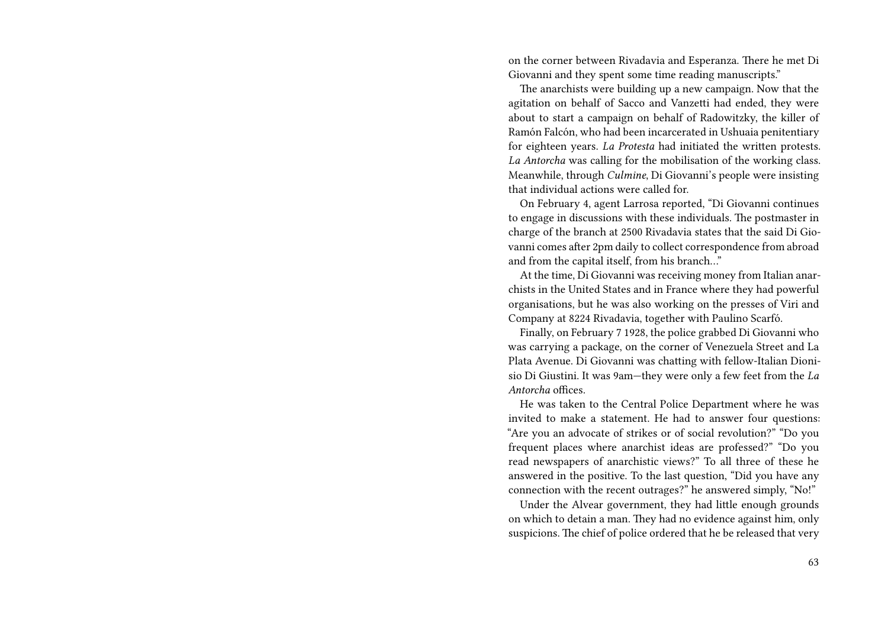on the corner between Rivadavia and Esperanza. There he met Di Giovanni and they spent some time reading manuscripts."

The anarchists were building up a new campaign. Now that the agitation on behalf of Sacco and Vanzetti had ended, they were about to start a campaign on behalf of Radowitzky, the killer of Ramón Falcón, who had been incarcerated in Ushuaia penitentiary for eighteen years. *La Protesta* had initiated the written protests. *La Antorcha* was calling for the mobilisation of the working class. Meanwhile, through *Culmine*, Di Giovanni's people were insisting that individual actions were called for.

On February 4, agent Larrosa reported, "Di Giovanni continues to engage in discussions with these individuals. The postmaster in charge of the branch at 2500 Rivadavia states that the said Di Giovanni comes after 2pm daily to collect correspondence from abroad and from the capital itself, from his branch…"

At the time, Di Giovanni was receiving money from Italian anarchists in the United States and in France where they had powerful organisations, but he was also working on the presses of Viri and Company at 8224 Rivadavia, together with Paulino Scarfó.

Finally, on February 7 1928, the police grabbed Di Giovanni who was carrying a package, on the corner of Venezuela Street and La Plata Avenue. Di Giovanni was chatting with fellow-Italian Dionisio Di Giustini. It was 9am—they were only a few feet from the *La Antorcha* offices.

He was taken to the Central Police Department where he was invited to make a statement. He had to answer four questions: "Are you an advocate of strikes or of social revolution?" "Do you frequent places where anarchist ideas are professed?" "Do you read newspapers of anarchistic views?" To all three of these he answered in the positive. To the last question, "Did you have any connection with the recent outrages?" he answered simply, "No!"

Under the Alvear government, they had little enough grounds on which to detain a man. They had no evidence against him, only suspicions. The chief of police ordered that he be released that very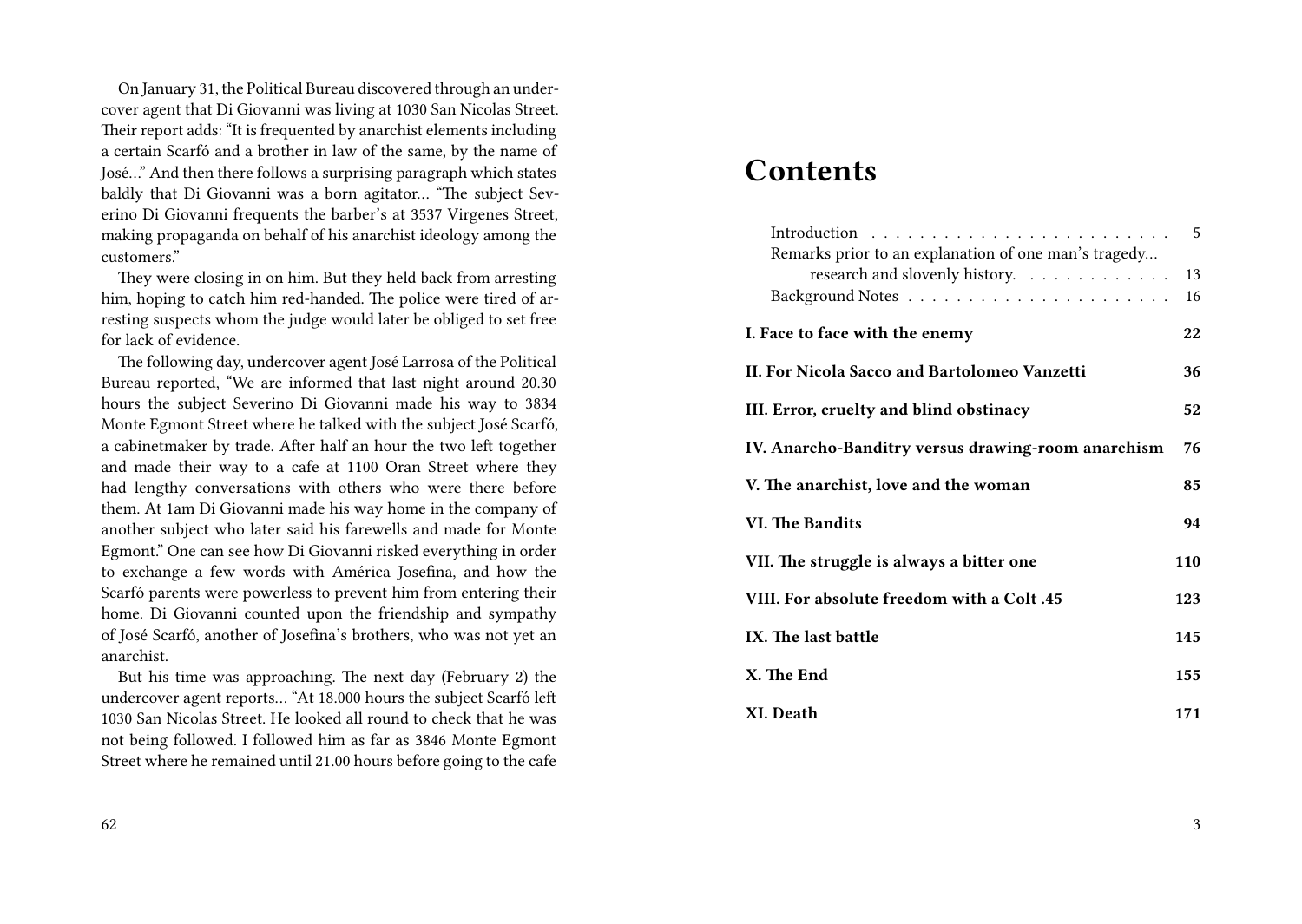On January 31, the Political Bureau discovered through an undercover agent that Di Giovanni was living at 1030 San Nicolas Street. Their report adds: "It is frequented by anarchist elements including a certain Scarfó and a brother in law of the same, by the name of José…" And then there follows a surprising paragraph which states baldly that Di Giovanni was a born agitator… "The subject Severino Di Giovanni frequents the barber's at 3537 Virgenes Street, making propaganda on behalf of his anarchist ideology among the customers."

They were closing in on him. But they held back from arresting him, hoping to catch him red-handed. The police were tired of arresting suspects whom the judge would later be obliged to set free for lack of evidence.

The following day, undercover agent José Larrosa of the Political Bureau reported, "We are informed that last night around 20.30 hours the subject Severino Di Giovanni made his way to 3834 Monte Egmont Street where he talked with the subject José Scarfó, a cabinetmaker by trade. After half an hour the two left together and made their way to a cafe at 1100 Oran Street where they had lengthy conversations with others who were there before them. At 1am Di Giovanni made his way home in the company of another subject who later said his farewells and made for Monte Egmont." One can see how Di Giovanni risked everything in order to exchange a few words with América Josefina, and how the Scarfó parents were powerless to prevent him from entering their home. Di Giovanni counted upon the friendship and sympathy of José Scarfó, another of Josefina's brothers, who was not yet an anarchist.

But his time was approaching. The next day (February 2) the undercover agent reports… "At 18.000 hours the subject Scarfó left 1030 San Nicolas Street. He looked all round to check that he was not being followed. I followed him as far as 3846 Monte Egmont Street where he remained until 21.00 hours before going to the cafe

# Contents

- Introduction . . . 5
- Remarks prior to an explanation of one man's tragedy… research and slovenly history. . . . 13
- Background Notes . . . 16
- **I. Face to face with the enemy** . . . **22**
- **II. For Nicola Sacco and Bartolomeo Vanzetti** . . . **36**
- **III. Error, cruelty and blind obstinacy** . . . **52**
- **IV. Anarcho-Banditry versus drawing-room anarchism** . . . **76**
- **V. The anarchist, love and the woman** . . . **85**
- **VI. The Bandits** . . . **94**
- **VII. The struggle is always a bitter one** . . . **110**
- **VIII. For absolute freedom with a Colt .45** . . . **123**
- **IX. The last battle** . . . **145**
- **X. The End** . . . **155**
- **XI. Death** . . . **171**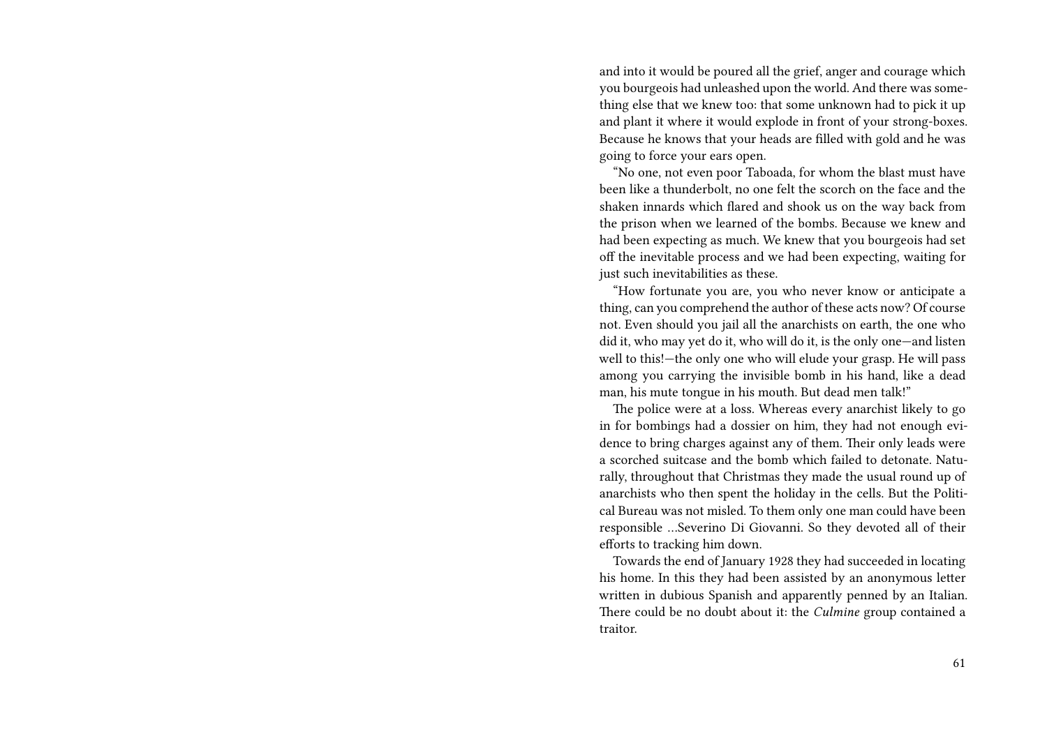and into it would be poured all the grief, anger and courage which you bourgeois had unleashed upon the world. And there was something else that we knew too: that some unknown had to pick it up and plant it where it would explode in front of your strong-boxes. Because he knows that your heads are filled with gold and he was going to force your ears open.

"No one, not even poor Taboada, for whom the blast must have been like a thunderbolt, no one felt the scorch on the face and the shaken innards which flared and shook us on the way back from the prison when we learned of the bombs. Because we knew and had been expecting as much. We knew that you bourgeois had set off the inevitable process and we had been expecting, waiting for just such inevitabilities as these.

"How fortunate you are, you who never know or anticipate a thing, can you comprehend the author of these acts now? Of course not. Even should you jail all the anarchists on earth, the one who did it, who may yet do it, who will do it, is the only one—and listen well to this!—the only one who will elude your grasp. He will pass among you carrying the invisible bomb in his hand, like a dead man, his mute tongue in his mouth. But dead men talk!"

The police were at a loss. Whereas every anarchist likely to go in for bombings had a dossier on him, they had not enough evidence to bring charges against any of them. Their only leads were a scorched suitcase and the bomb which failed to detonate. Naturally, throughout that Christmas they made the usual round up of anarchists who then spent the holiday in the cells. But the Political Bureau was not misled. To them only one man could have been responsible …Severino Di Giovanni. So they devoted all of their efforts to tracking him down.

Towards the end of January 1928 they had succeeded in locating his home. In this they had been assisted by an anonymous letter written in dubious Spanish and apparently penned by an Italian. There could be no doubt about it: the *Culmine* group contained a traitor.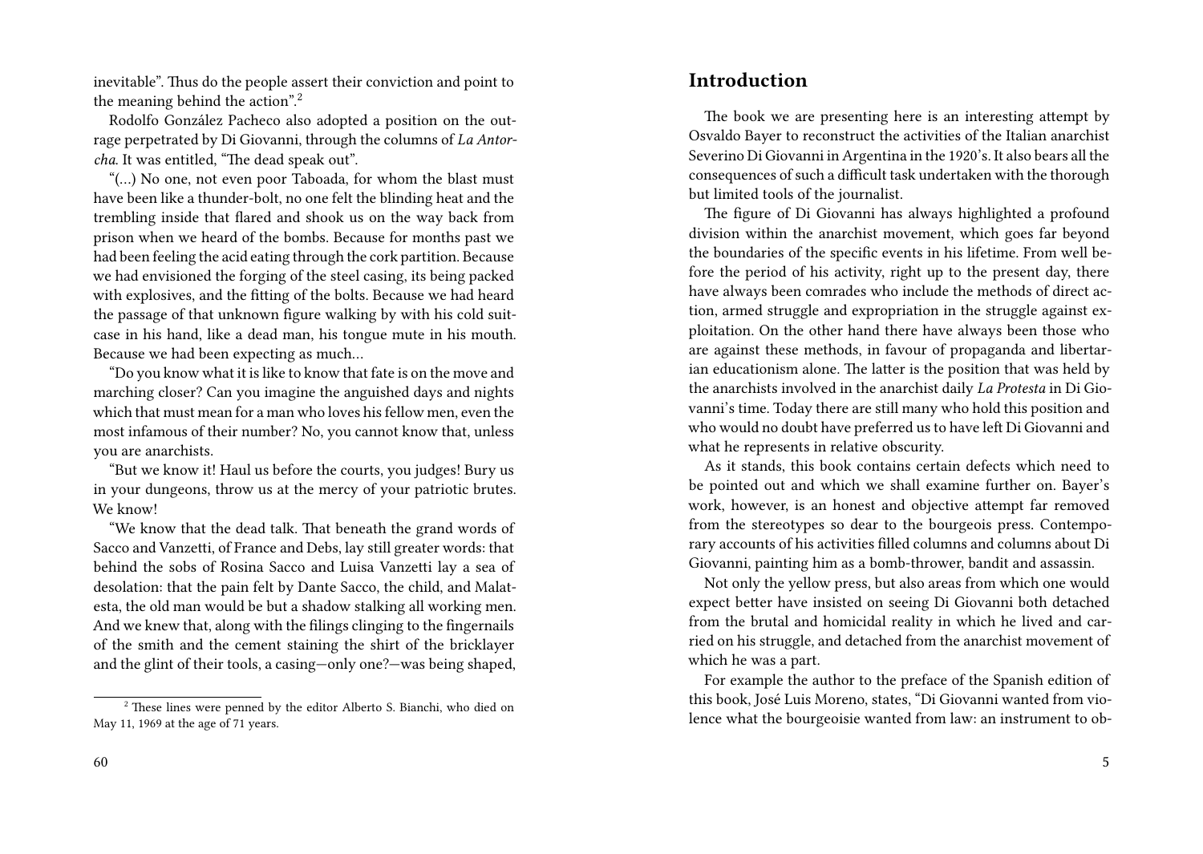inevitable". Thus do the people assert their conviction and point to the meaning behind the action".[2]

Rodolfo González Pacheco also adopted a position on the outrage perpetrated by Di Giovanni, through the columns of *La Antorcha*. It was entitled, "The dead speak out".

"(…) No one, not even poor Taboada, for whom the blast must have been like a thunder-bolt, no one felt the blinding heat and the trembling inside that flared and shook us on the way back from prison when we heard of the bombs. Because for months past we had been feeling the acid eating through the cork partition. Because we had envisioned the forging of the steel casing, its being packed with explosives, and the fitting of the bolts. Because we had heard the passage of that unknown figure walking by with his cold suitcase in his hand, like a dead man, his tongue mute in his mouth. Because we had been expecting as much…

"Do you know what it is like to know that fate is on the move and marching closer? Can you imagine the anguished days and nights which that must mean for a man who loves his fellow men, even the most infamous of their number? No, you cannot know that, unless you are anarchists.

"But we know it! Haul us before the courts, you judges! Bury us in your dungeons, throw us at the mercy of your patriotic brutes. We know!

"We know that the dead talk. That beneath the grand words of Sacco and Vanzetti, of France and Debs, lay still greater words: that behind the sobs of Rosina Sacco and Luisa Vanzetti lay a sea of desolation: that the pain felt by Dante Sacco, the child, and Malatesta, the old man would be but a shadow stalking all working men. And we knew that, along with the filings clinging to the fingernails of the smith and the cement staining the shirt of the bricklayer and the glint of their tools, a casing—only one?—was being shaped,

[2] These lines were penned by the editor Alberto S. Bianchi, who died on May 11, 1969 at the age of 71 years.

## Introduction

The book we are presenting here is an interesting attempt by Osvaldo Bayer to reconstruct the activities of the Italian anarchist Severino Di Giovanni in Argentina in the 1920's. It also bears all the consequences of such a difficult task undertaken with the thorough but limited tools of the journalist.

The figure of Di Giovanni has always highlighted a profound division within the anarchist movement, which goes far beyond the boundaries of the specific events in his lifetime. From well before the period of his activity, right up to the present day, there have always been comrades who include the methods of direct action, armed struggle and expropriation in the struggle against exploitation. On the other hand there have always been those who are against these methods, in favour of propaganda and libertarian educationism alone. The latter is the position that was held by the anarchists involved in the anarchist daily *La Protesta* in Di Giovanni's time. Today there are still many who hold this position and who would no doubt have preferred us to have left Di Giovanni and what he represents in relative obscurity.

As it stands, this book contains certain defects which need to be pointed out and which we shall examine further on. Bayer's work, however, is an honest and objective attempt far removed from the stereotypes so dear to the bourgeois press. Contemporary accounts of his activities filled columns and columns about Di Giovanni, painting him as a bomb-thrower, bandit and assassin.

Not only the yellow press, but also areas from which one would expect better have insisted on seeing Di Giovanni both detached from the brutal and homicidal reality in which he lived and carried on his struggle, and detached from the anarchist movement of which he was a part.

For example the author to the preface of the Spanish edition of this book, José Luis Moreno, states, "Di Giovanni wanted from violence what the bourgeoisie wanted from law: an instrument to ob-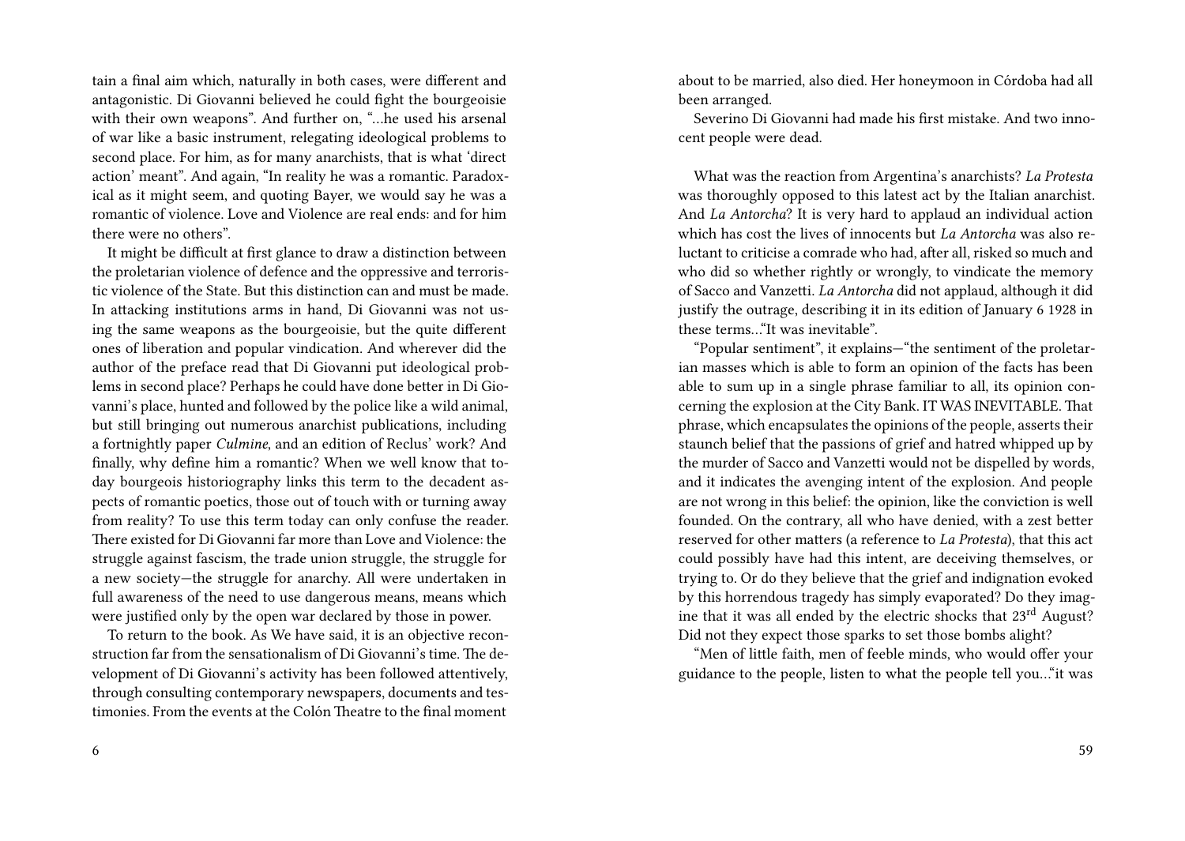tain a final aim which, naturally in both cases, were different and antagonistic. Di Giovanni believed he could fight the bourgeoisie with their own weapons". And further on, "…he used his arsenal of war like a basic instrument, relegating ideological problems to second place. For him, as for many anarchists, that is what 'direct action' meant". And again, "In reality he was a romantic. Paradoxical as it might seem, and quoting Bayer, we would say he was a romantic of violence. Love and Violence are real ends: and for him there were no others".

It might be difficult at first glance to draw a distinction between the proletarian violence of defence and the oppressive and terroristic violence of the State. But this distinction can and must be made. In attacking institutions arms in hand, Di Giovanni was not using the same weapons as the bourgeoisie, but the quite different ones of liberation and popular vindication. And wherever did the author of the preface read that Di Giovanni put ideological problems in second place? Perhaps he could have done better in Di Giovanni's place, hunted and followed by the police like a wild animal, but still bringing out numerous anarchist publications, including a fortnightly paper *Culmine*, and an edition of Reclus' work? And finally, why define him a romantic? When we well know that today bourgeois historiography links this term to the decadent aspects of romantic poetics, those out of touch with or turning away from reality? To use this term today can only confuse the reader. There existed for Di Giovanni far more than Love and Violence: the struggle against fascism, the trade union struggle, the struggle for a new society—the struggle for anarchy. All were undertaken in full awareness of the need to use dangerous means, means which were justified only by the open war declared by those in power.

To return to the book. As We have said, it is an objective reconstruction far from the sensationalism of Di Giovanni's time. The development of Di Giovanni's activity has been followed attentively, through consulting contemporary newspapers, documents and testimonies. From the events at the Colón Theatre to the final moment

about to be married, also died. Her honeymoon in Córdoba had all been arranged.

Severino Di Giovanni had made his first mistake. And two innocent people were dead.

What was the reaction from Argentina's anarchists? *La Protesta* was thoroughly opposed to this latest act by the Italian anarchist. And *La Antorcha*? It is very hard to applaud an individual action which has cost the lives of innocents but *La Antorcha* was also reluctant to criticise a comrade who had, after all, risked so much and who did so whether rightly or wrongly, to vindicate the memory of Sacco and Vanzetti. *La Antorcha* did not applaud, although it did justify the outrage, describing it in its edition of January 6 1928 in these terms…"It was inevitable".

"Popular sentiment", it explains—"the sentiment of the proletarian masses which is able to form an opinion of the facts has been able to sum up in a single phrase familiar to all, its opinion concerning the explosion at the City Bank. IT WAS INEVITABLE. That phrase, which encapsulates the opinions of the people, asserts their staunch belief that the passions of grief and hatred whipped up by the murder of Sacco and Vanzetti would not be dispelled by words, and it indicates the avenging intent of the explosion. And people are not wrong in this belief: the opinion, like the conviction is well founded. On the contrary, all who have denied, with a zest better reserved for other matters (a reference to *La Protesta*), that this act could possibly have had this intent, are deceiving themselves, or trying to. Or do they believe that the grief and indignation evoked by this horrendous tragedy has simply evaporated? Do they imagine that it was all ended by the electric shocks that 23rd August? Did not they expect those sparks to set those bombs alight?

"Men of little faith, men of feeble minds, who would offer your guidance to the people, listen to what the people tell you…"it was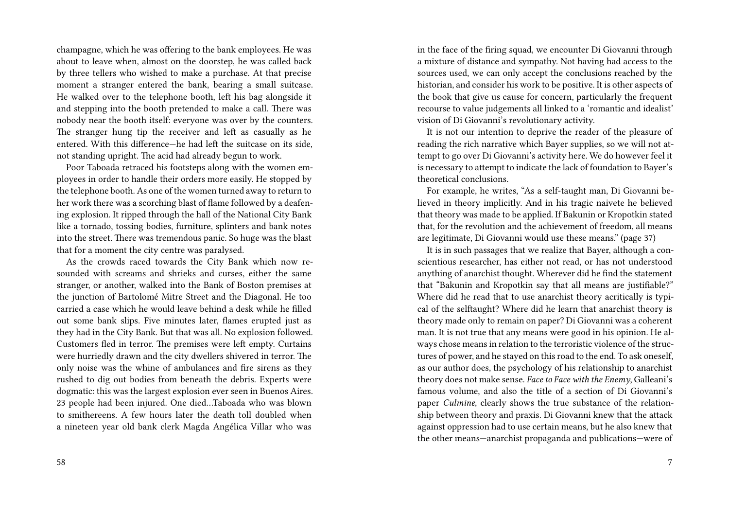champagne, which he was offering to the bank employees. He was about to leave when, almost on the doorstep, he was called back by three tellers who wished to make a purchase. At that precise moment a stranger entered the bank, bearing a small suitcase. He walked over to the telephone booth, left his bag alongside it and stepping into the booth pretended to make a call. There was nobody near the booth itself: everyone was over by the counters. The stranger hung tip the receiver and left as casually as he entered. With this difference—he had left the suitcase on its side, not standing upright. The acid had already begun to work.

Poor Taboada retraced his footsteps along with the women employees in order to handle their orders more easily. He stopped by the telephone booth. As one of the women turned away to return to her work there was a scorching blast of flame followed by a deafening explosion. It ripped through the hall of the National City Bank like a tornado, tossing bodies, furniture, splinters and bank notes into the street. There was tremendous panic. So huge was the blast that for a moment the city centre was paralysed.

As the crowds raced towards the City Bank which now resounded with screams and shrieks and curses, either the same stranger, or another, walked into the Bank of Boston premises at the junction of Bartolomé Mitre Street and the Diagonal. He too carried a case which he would leave behind a desk while he filled out some bank slips. Five minutes later, flames erupted just as they had in the City Bank. But that was all. No explosion followed. Customers fled in terror. The premises were left empty. Curtains were hurriedly drawn and the city dwellers shivered in terror. The only noise was the whine of ambulances and fire sirens as they rushed to dig out bodies from beneath the debris. Experts were dogmatic: this was the largest explosion ever seen in Buenos Aires. 23 people had been injured. One died…Taboada who was blown to smithereens. A few hours later the death toll doubled when a nineteen year old bank clerk Magda Angélica Villar who was

in the face of the firing squad, we encounter Di Giovanni through a mixture of distance and sympathy. Not having had access to the sources used, we can only accept the conclusions reached by the historian, and consider his work to be positive. It is other aspects of the book that give us cause for concern, particularly the frequent recourse to value judgements all linked to a 'romantic and idealist' vision of Di Giovanni's revolutionary activity.

It is not our intention to deprive the reader of the pleasure of reading the rich narrative which Bayer supplies, so we will not attempt to go over Di Giovanni's activity here. We do however feel it is necessary to attempt to indicate the lack of foundation to Bayer's theoretical conclusions.

For example, he writes, "As a self-taught man, Di Giovanni believed in theory implicitly. And in his tragic naivete he believed that theory was made to be applied. If Bakunin or Kropotkin stated that, for the revolution and the achievement of freedom, all means are legitimate, Di Giovanni would use these means." (page 37)

It is in such passages that we realize that Bayer, although a conscientious researcher, has either not read, or has not understood anything of anarchist thought. Wherever did he find the statement that "Bakunin and Kropotkin say that all means are justifiable?" Where did he read that to use anarchist theory acritically is typical of the selftaught? Where did he learn that anarchist theory is theory made only to remain on paper? Di Giovanni was a coherent man. It is not true that any means were good in his opinion. He always chose means in relation to the terroristic violence of the structures of power, and he stayed on this road to the end. To ask oneself, as our author does, the psychology of his relationship to anarchist theory does not make sense. *Face to Face with the Enemy*, Galleani's famous volume, and also the title of a section of Di Giovanni's paper *Culmine*, clearly shows the true substance of the relationship between theory and praxis. Di Giovanni knew that the attack against oppression had to use certain means, but he also knew that the other means—anarchist propaganda and publications—were of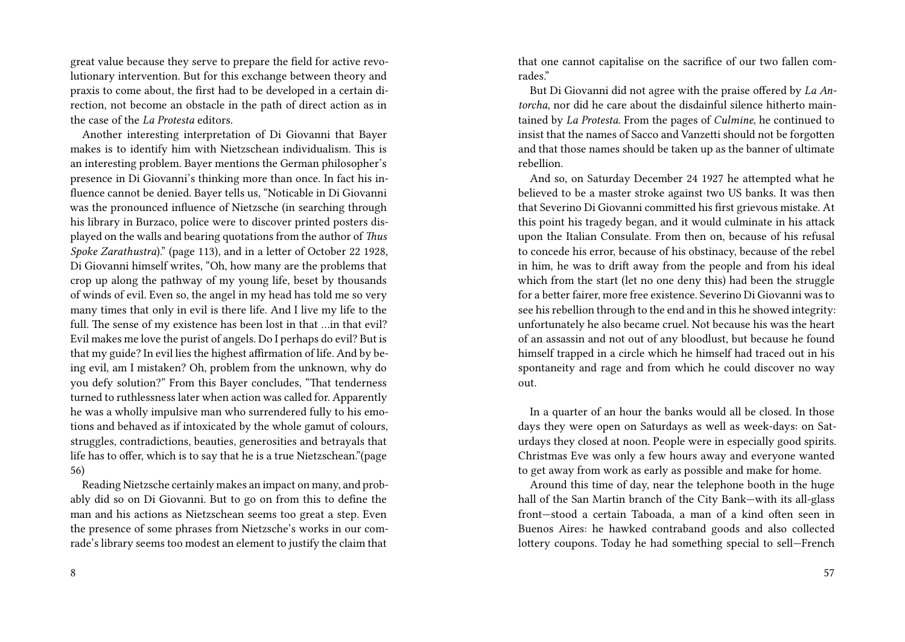great value because they serve to prepare the field for active revolutionary intervention. But for this exchange between theory and praxis to come about, the first had to be developed in a certain direction, not become an obstacle in the path of direct action as in the case of the *La Protesta* editors.

Another interesting interpretation of Di Giovanni that Bayer makes is to identify him with Nietzschean individualism. This is an interesting problem. Bayer mentions the German philosopher's presence in Di Giovanni's thinking more than once. In fact his influence cannot be denied. Bayer tells us, "Noticable in Di Giovanni was the pronounced influence of Nietzsche (in searching through his library in Burzaco, police were to discover printed posters displayed on the walls and bearing quotations from the author of *Thus Spoke Zarathustra*)." (page 113), and in a letter of October 22 1928, Di Giovanni himself writes, "Oh, how many are the problems that crop up along the pathway of my young life, beset by thousands of winds of evil. Even so, the angel in my head has told me so very many times that only in evil is there life. And I live my life to the full. The sense of my existence has been lost in that …in that evil? Evil makes me love the purist of angels. Do I perhaps do evil? But is that my guide? In evil lies the highest affirmation of life. And by being evil, am I mistaken? Oh, problem from the unknown, why do you defy solution?" From this Bayer concludes, "That tenderness turned to ruthlessness later when action was called for. Apparently he was a wholly impulsive man who surrendered fully to his emotions and behaved as if intoxicated by the whole gamut of colours, struggles, contradictions, beauties, generosities and betrayals that life has to offer, which is to say that he is a true Nietzschean."(page 56)

Reading Nietzsche certainly makes an impact on many, and probably did so on Di Giovanni. But to go on from this to define the man and his actions as Nietzschean seems too great a step. Even the presence of some phrases from Nietzsche's works in our comrade's library seems too modest an element to justify the claim that

that one cannot capitalise on the sacrifice of our two fallen comrades."

But Di Giovanni did not agree with the praise offered by *La Antorcha*, nor did he care about the disdainful silence hitherto maintained by *La Protesta*. From the pages of *Culmine*, he continued to insist that the names of Sacco and Vanzetti should not be forgotten and that those names should be taken up as the banner of ultimate rebellion.

And so, on Saturday December 24 1927 he attempted what he believed to be a master stroke against two US banks. It was then that Severino Di Giovanni committed his first grievous mistake. At this point his tragedy began, and it would culminate in his attack upon the Italian Consulate. From then on, because of his refusal to concede his error, because of his obstinacy, because of the rebel in him, he was to drift away from the people and from his ideal which from the start (let no one deny this) had been the struggle for a better fairer, more free existence. Severino Di Giovanni was to see his rebellion through to the end and in this he showed integrity: unfortunately he also became cruel. Not because his was the heart of an assassin and not out of any bloodlust, but because he found himself trapped in a circle which he himself had traced out in his spontaneity and rage and from which he could discover no way out.

In a quarter of an hour the banks would all be closed. In those days they were open on Saturdays as well as week-days: on Saturdays they closed at noon. People were in especially good spirits. Christmas Eve was only a few hours away and everyone wanted to get away from work as early as possible and make for home.

Around this time of day, near the telephone booth in the huge hall of the San Martin branch of the City Bank—with its all-glass front—stood a certain Taboada, a man of a kind often seen in Buenos Aires: he hawked contraband goods and also collected lottery coupons. Today he had something special to sell—French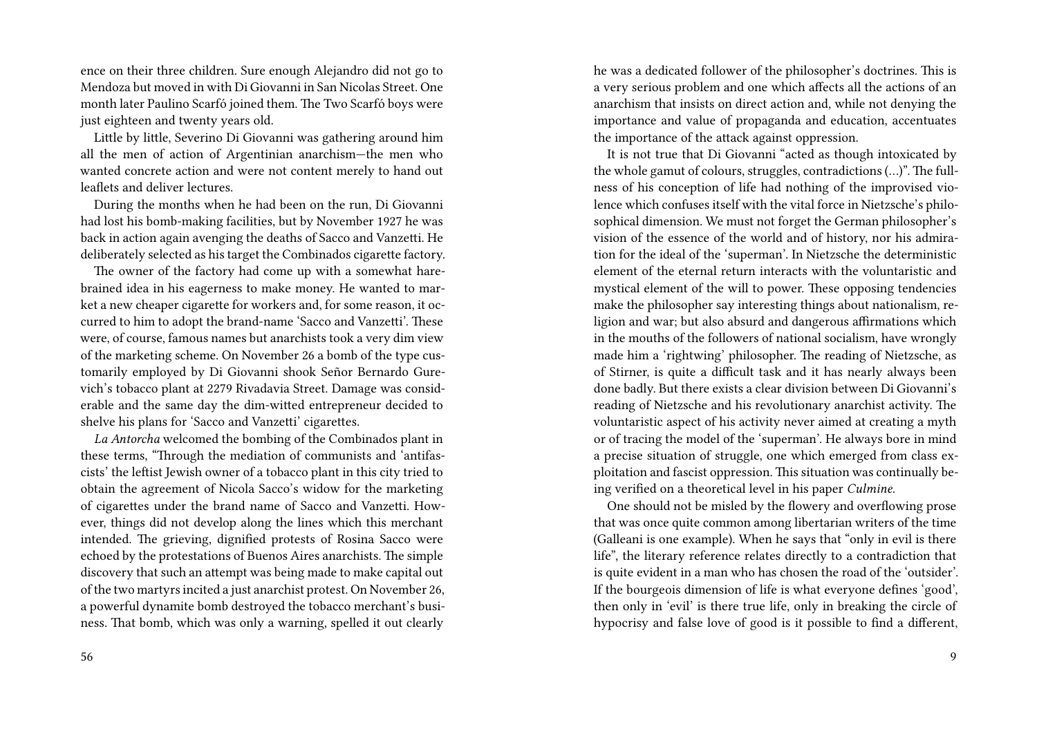ence on their three children. Sure enough Alejandro did not go to Mendoza but moved in with Di Giovanni in San Nicolas Street. One month later Paulino Scarfó joined them. The Two Scarfó boys were just eighteen and twenty years old.

Little by little, Severino Di Giovanni was gathering around him all the men of action of Argentinian anarchism—the men who wanted concrete action and were not content merely to hand out leaflets and deliver lectures.

During the months when he had been on the run, Di Giovanni had lost his bomb-making facilities, but by November 1927 he was back in action again avenging the deaths of Sacco and Vanzetti. He deliberately selected as his target the Combinados cigarette factory.

The owner of the factory had come up with a somewhat harebrained idea in his eagerness to make money. He wanted to market a new cheaper cigarette for workers and, for some reason, it occurred to him to adopt the brand-name 'Sacco and Vanzetti'. These were, of course, famous names but anarchists took a very dim view of the marketing scheme. On November 26 a bomb of the type customarily employed by Di Giovanni shook Señor Bernardo Gurevich's tobacco plant at 2279 Rivadavia Street. Damage was considerable and the same day the dim-witted entrepreneur decided to shelve his plans for 'Sacco and Vanzetti' cigarettes.

*La Antorcha* welcomed the bombing of the Combinados plant in these terms, "Through the mediation of communists and 'antifascists' the leftist Jewish owner of a tobacco plant in this city tried to obtain the agreement of Nicola Sacco's widow for the marketing of cigarettes under the brand name of Sacco and Vanzetti. However, things did not develop along the lines which this merchant intended. The grieving, dignified protests of Rosina Sacco were echoed by the protestations of Buenos Aires anarchists. The simple discovery that such an attempt was being made to make capital out of the two martyrs incited a just anarchist protest. On November 26, a powerful dynamite bomb destroyed the tobacco merchant's business. That bomb, which was only a warning, spelled it out clearly

he was a dedicated follower of the philosopher's doctrines. This is a very serious problem and one which affects all the actions of an anarchism that insists on direct action and, while not denying the importance and value of propaganda and education, accentuates the importance of the attack against oppression.

It is not true that Di Giovanni "acted as though intoxicated by the whole gamut of colours, struggles, contradictions (…)". The fullness of his conception of life had nothing of the improvised violence which confuses itself with the vital force in Nietzsche's philosophical dimension. We must not forget the German philosopher's vision of the essence of the world and of history, nor his admiration for the ideal of the 'superman'. In Nietzsche the deterministic element of the eternal return interacts with the voluntaristic and mystical element of the will to power. These opposing tendencies make the philosopher say interesting things about nationalism, religion and war; but also absurd and dangerous affirmations which in the mouths of the followers of national socialism, have wrongly made him a 'rightwing' philosopher. The reading of Nietzsche, as of Stirner, is quite a difficult task and it has nearly always been done badly. But there exists a clear division between Di Giovanni's reading of Nietzsche and his revolutionary anarchist activity. The voluntaristic aspect of his activity never aimed at creating a myth or of tracing the model of the 'superman'. He always bore in mind a precise situation of struggle, one which emerged from class exploitation and fascist oppression. This situation was continually being verified on a theoretical level in his paper *Culmine*.

One should not be misled by the flowery and overflowing prose that was once quite common among libertarian writers of the time (Galleani is one example). When he says that "only in evil is there life", the literary reference relates directly to a contradiction that is quite evident in a man who has chosen the road of the 'outsider'. If the bourgeois dimension of life is what everyone defines 'good', then only in 'evil' is there true life, only in breaking the circle of hypocrisy and false love of good is it possible to find a different,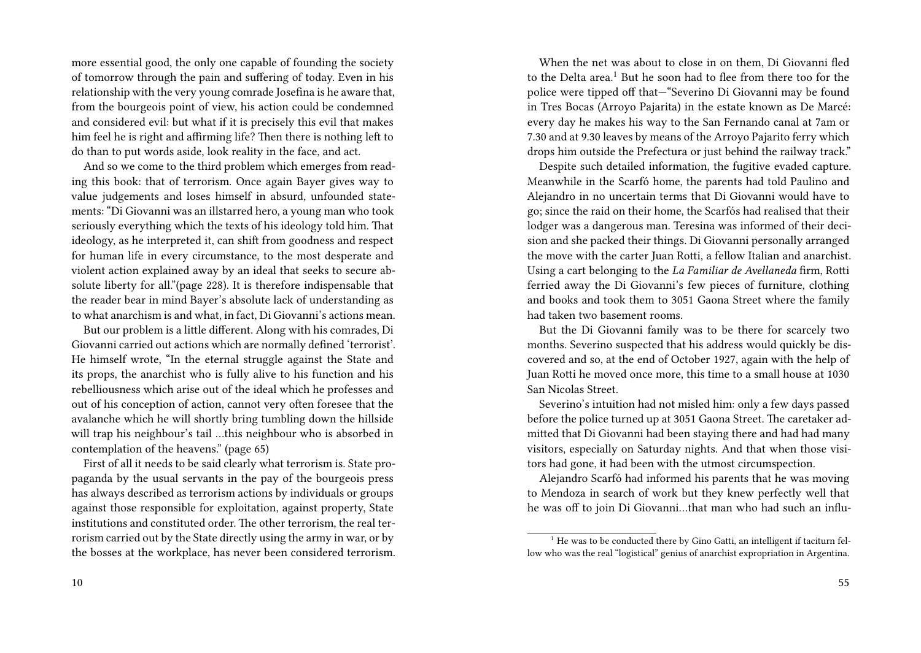more essential good, the only one capable of founding the society of tomorrow through the pain and suffering of today. Even in his relationship with the very young comrade Josefina is he aware that, from the bourgeois point of view, his action could be condemned and considered evil: but what if it is precisely this evil that makes him feel he is right and affirming life? Then there is nothing left to do than to put words aside, look reality in the face, and act.

And so we come to the third problem which emerges from reading this book: that of terrorism. Once again Bayer gives way to value judgements and loses himself in absurd, unfounded statements: "Di Giovanni was an illstarred hero, a young man who took seriously everything which the texts of his ideology told him. That ideology, as he interpreted it, can shift from goodness and respect for human life in every circumstance, to the most desperate and violent action explained away by an ideal that seeks to secure absolute liberty for all."(page 228). It is therefore indispensable that the reader bear in mind Bayer's absolute lack of understanding as to what anarchism is and what, in fact, Di Giovanni's actions mean.

But our problem is a little different. Along with his comrades, Di Giovanni carried out actions which are normally defined 'terrorist'. He himself wrote, "In the eternal struggle against the State and its props, the anarchist who is fully alive to his function and his rebelliousness which arise out of the ideal which he professes and out of his conception of action, cannot very often foresee that the avalanche which he will shortly bring tumbling down the hillside will trap his neighbour's tail …this neighbour who is absorbed in contemplation of the heavens." (page 65)

First of all it needs to be said clearly what terrorism is. State propaganda by the usual servants in the pay of the bourgeois press has always described as terrorism actions by individuals or groups against those responsible for exploitation, against property, State institutions and constituted order. The other terrorism, the real terrorism carried out by the State directly using the army in war, or by the bosses at the workplace, has never been considered terrorism.

When the net was about to close in on them, Di Giovanni fled to the Delta area.[1] But he soon had to flee from there too for the police were tipped off that—"Severino Di Giovanni may be found in Tres Bocas (Arroyo Pajarita) in the estate known as De Marcé: every day he makes his way to the San Fernando canal at 7am or 7.30 and at 9.30 leaves by means of the Arroyo Pajarito ferry which drops him outside the Prefectura or just behind the railway track."

Despite such detailed information, the fugitive evaded capture. Meanwhile in the Scarfó home, the parents had told Paulino and Alejandro in no uncertain terms that Di Giovanni would have to go; since the raid on their home, the Scarfós had realised that their lodger was a dangerous man. Teresina was informed of their decision and she packed their things. Di Giovanni personally arranged the move with the carter Juan Rotti, a fellow Italian and anarchist. Using a cart belonging to the *La Familiar de Avellaneda* firm, Rotti ferried away the Di Giovanni's few pieces of furniture, clothing and books and took them to 3051 Gaona Street where the family had taken two basement rooms.

But the Di Giovanni family was to be there for scarcely two months. Severino suspected that his address would quickly be discovered and so, at the end of October 1927, again with the help of Juan Rotti he moved once more, this time to a small house at 1030 San Nicolas Street.

Severino's intuition had not misled him: only a few days passed before the police turned up at 3051 Gaona Street. The caretaker admitted that Di Giovanni had been staying there and had had many visitors, especially on Saturday nights. And that when those visitors had gone, it had been with the utmost circumspection.

Alejandro Scarfó had informed his parents that he was moving to Mendoza in search of work but they knew perfectly well that he was off to join Di Giovanni…that man who had such an influ-

[1] He was to be conducted there by Gino Gatti, an intelligent if taciturn fellow who was the real "logistical" genius of anarchist expropriation in Argentina.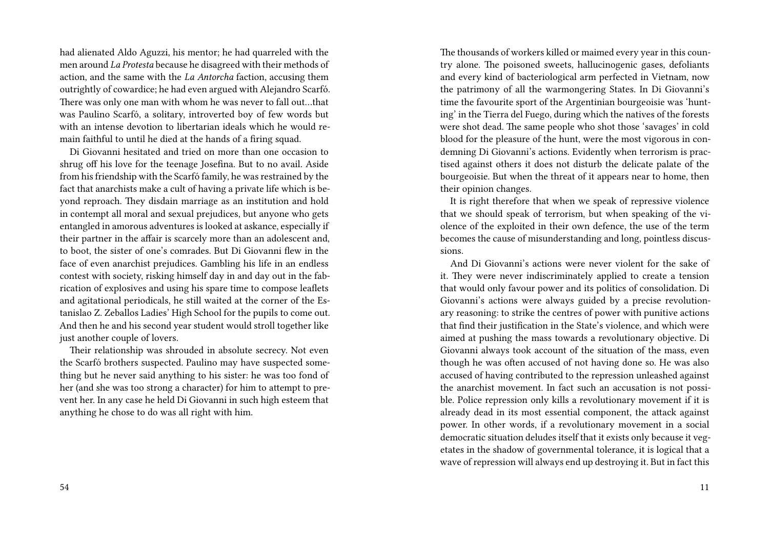had alienated Aldo Aguzzi, his mentor; he had quarreled with the men around *La Protesta* because he disagreed with their methods of action, and the same with the *La Antorcha* faction, accusing them outrightly of cowardice; he had even argued with Alejandro Scarfó. There was only one man with whom he was never to fall out…that was Paulino Scarfó, a solitary, introverted boy of few words but with an intense devotion to libertarian ideals which he would remain faithful to until he died at the hands of a firing squad.

Di Giovanni hesitated and tried on more than one occasion to shrug off his love for the teenage Josefina. But to no avail. Aside from his friendship with the Scarfó family, he was restrained by the fact that anarchists make a cult of having a private life which is beyond reproach. They disdain marriage as an institution and hold in contempt all moral and sexual prejudices, but anyone who gets entangled in amorous adventures is looked at askance, especially if their partner in the affair is scarcely more than an adolescent and, to boot, the sister of one's comrades. But Di Giovanni flew in the face of even anarchist prejudices. Gambling his life in an endless contest with society, risking himself day in and day out in the fabrication of explosives and using his spare time to compose leaflets and agitational periodicals, he still waited at the corner of the Estanislao Z. Zeballos Ladies' High School for the pupils to come out. And then he and his second year student would stroll together like just another couple of lovers.

Their relationship was shrouded in absolute secrecy. Not even the Scarfó brothers suspected. Paulino may have suspected something but he never said anything to his sister: he was too fond of her (and she was too strong a character) for him to attempt to prevent her. In any case he held Di Giovanni in such high esteem that anything he chose to do was all right with him.

The thousands of workers killed or maimed every year in this country alone. The poisoned sweets, hallucinogenic gases, defoliants and every kind of bacteriological arm perfected in Vietnam, now the patrimony of all the warmongering States. In Di Giovanni's time the favourite sport of the Argentinian bourgeoisie was 'hunting' in the Tierra del Fuego, during which the natives of the forests were shot dead. The same people who shot those 'savages' in cold blood for the pleasure of the hunt, were the most vigorous in condemning Di Giovanni's actions. Evidently when terrorism is practised against others it does not disturb the delicate palate of the bourgeoisie. But when the threat of it appears near to home, then their opinion changes.

It is right therefore that when we speak of repressive violence that we should speak of terrorism, but when speaking of the violence of the exploited in their own defence, the use of the term becomes the cause of misunderstanding and long, pointless discussions.

And Di Giovanni's actions were never violent for the sake of it. They were never indiscriminately applied to create a tension that would only favour power and its politics of consolidation. Di Giovanni's actions were always guided by a precise revolutionary reasoning: to strike the centres of power with punitive actions that find their justification in the State's violence, and which were aimed at pushing the mass towards a revolutionary objective. Di Giovanni always took account of the situation of the mass, even though he was often accused of not having done so. He was also accused of having contributed to the repression unleashed against the anarchist movement. In fact such an accusation is not possible. Police repression only kills a revolutionary movement if it is already dead in its most essential component, the attack against power. In other words, if a revolutionary movement in a social democratic situation deludes itself that it exists only because it vegetates in the shadow of governmental tolerance, it is logical that a wave of repression will always end up destroying it. But in fact this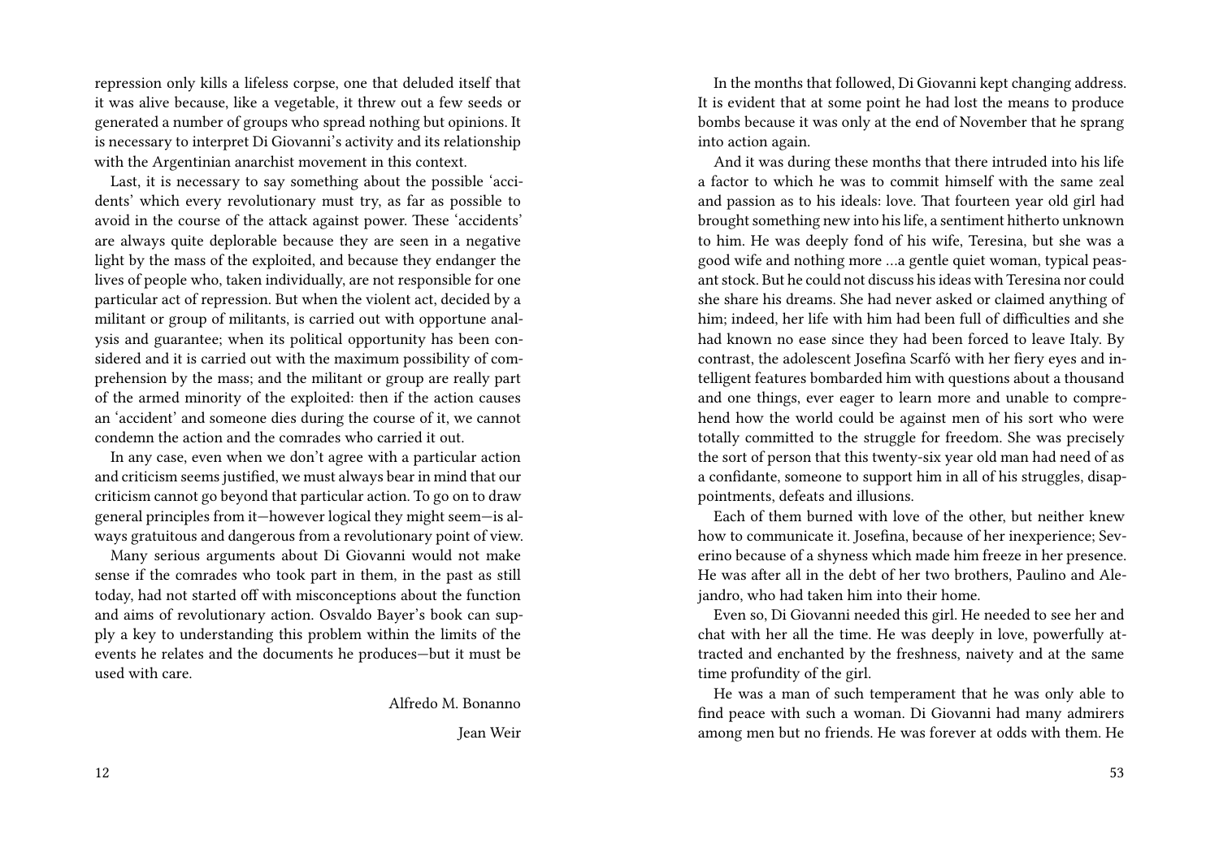repression only kills a lifeless corpse, one that deluded itself that it was alive because, like a vegetable, it threw out a few seeds or generated a number of groups who spread nothing but opinions. It is necessary to interpret Di Giovanni's activity and its relationship with the Argentinian anarchist movement in this context.

Last, it is necessary to say something about the possible 'accidents' which every revolutionary must try, as far as possible to avoid in the course of the attack against power. These 'accidents' are always quite deplorable because they are seen in a negative light by the mass of the exploited, and because they endanger the lives of people who, taken individually, are not responsible for one particular act of repression. But when the violent act, decided by a militant or group of militants, is carried out with opportune analysis and guarantee; when its political opportunity has been considered and it is carried out with the maximum possibility of comprehension by the mass; and the militant or group are really part of the armed minority of the exploited: then if the action causes an 'accident' and someone dies during the course of it, we cannot condemn the action and the comrades who carried it out.

In any case, even when we don't agree with a particular action and criticism seems justified, we must always bear in mind that our criticism cannot go beyond that particular action. To go on to draw general principles from it—however logical they might seem—is always gratuitous and dangerous from a revolutionary point of view.

Many serious arguments about Di Giovanni would not make sense if the comrades who took part in them, in the past as still today, had not started off with misconceptions about the function and aims of revolutionary action. Osvaldo Bayer's book can supply a key to understanding this problem within the limits of the events he relates and the documents he produces—but it must be used with care.

Alfredo M. Bonanno

Jean Weir

In the months that followed, Di Giovanni kept changing address. It is evident that at some point he had lost the means to produce bombs because it was only at the end of November that he sprang into action again.

And it was during these months that there intruded into his life a factor to which he was to commit himself with the same zeal and passion as to his ideals: love. That fourteen year old girl had brought something new into his life, a sentiment hitherto unknown to him. He was deeply fond of his wife, Teresina, but she was a good wife and nothing more …a gentle quiet woman, typical peasant stock. But he could not discuss his ideas with Teresina nor could she share his dreams. She had never asked or claimed anything of him; indeed, her life with him had been full of difficulties and she had known no ease since they had been forced to leave Italy. By contrast, the adolescent Josefina Scarfó with her fiery eyes and intelligent features bombarded him with questions about a thousand and one things, ever eager to learn more and unable to comprehend how the world could be against men of his sort who were totally committed to the struggle for freedom. She was precisely the sort of person that this twenty-six year old man had need of as a confidante, someone to support him in all of his struggles, disappointments, defeats and illusions.

Each of them burned with love of the other, but neither knew how to communicate it. Josefina, because of her inexperience; Severino because of a shyness which made him freeze in her presence. He was after all in the debt of her two brothers, Paulino and Alejandro, who had taken him into their home.

Even so, Di Giovanni needed this girl. He needed to see her and chat with her all the time. He was deeply in love, powerfully attracted and enchanted by the freshness, naivety and at the same time profundity of the girl.

He was a man of such temperament that he was only able to find peace with such a woman. Di Giovanni had many admirers among men but no friends. He was forever at odds with them. He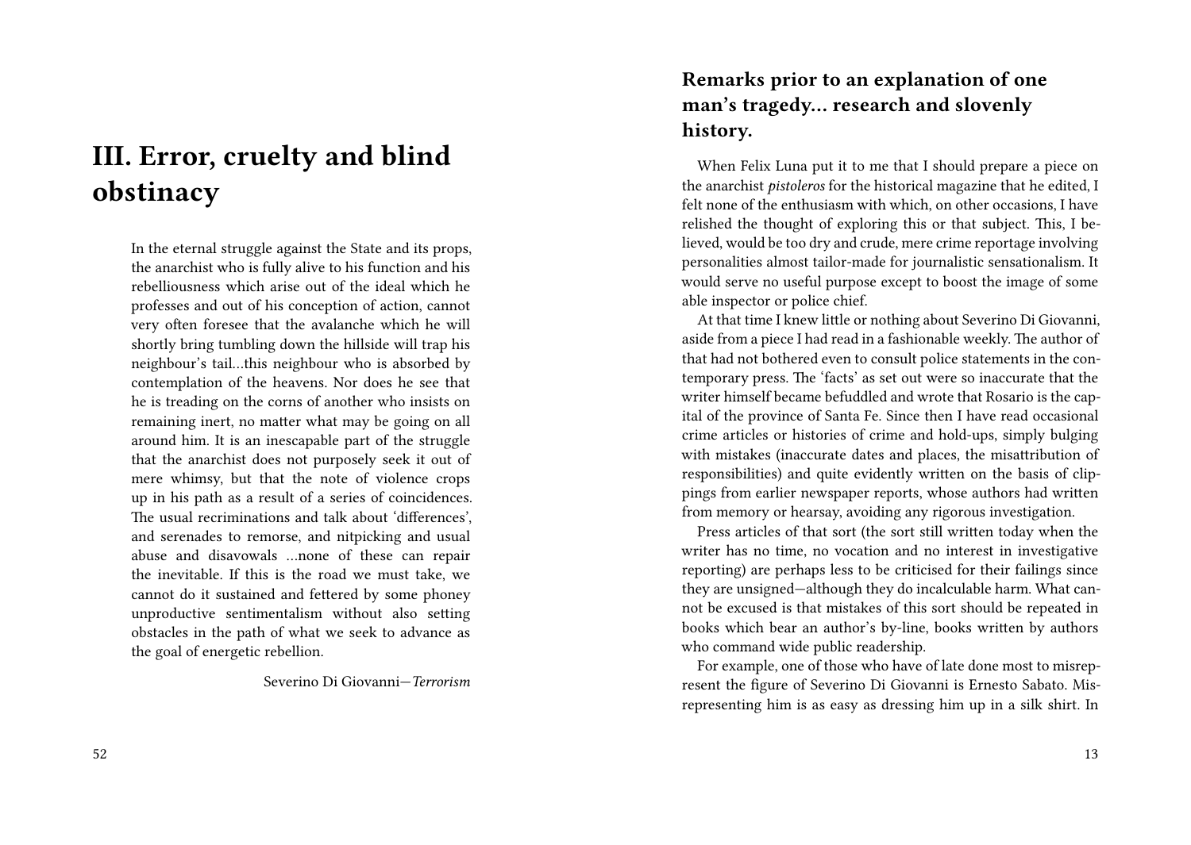# III. Error, cruelty and blind obstinacy

> In the eternal struggle against the State and its props, the anarchist who is fully alive to his function and his rebelliousness which arise out of the ideal which he professes and out of his conception of action, cannot very often foresee that the avalanche which he will shortly bring tumbling down the hillside will trap his neighbour's tail…this neighbour who is absorbed by contemplation of the heavens. Nor does he see that he is treading on the corns of another who insists on remaining inert, no matter what may be going on all around him. It is an inescapable part of the struggle that the anarchist does not purposely seek it out of mere whimsy, but that the note of violence crops up in his path as a result of a series of coincidences. The usual recriminations and talk about 'differences', and serenades to remorse, and nitpicking and usual abuse and disavowals …none of these can repair the inevitable. If this is the road we must take, we cannot do it sustained and fettered by some phoney unproductive sentimentalism without also setting obstacles in the path of what we seek to advance as the goal of energetic rebellion.
>
> Severino Di Giovanni—*Terrorism*

### Remarks prior to an explanation of one man's tragedy… research and slovenly history.

When Felix Luna put it to me that I should prepare a piece on the anarchist *pistoleros* for the historical magazine that he edited, I felt none of the enthusiasm with which, on other occasions, I have relished the thought of exploring this or that subject. This, I believed, would be too dry and crude, mere crime reportage involving personalities almost tailor-made for journalistic sensationalism. It would serve no useful purpose except to boost the image of some able inspector or police chief.

At that time I knew little or nothing about Severino Di Giovanni, aside from a piece I had read in a fashionable weekly. The author of that had not bothered even to consult police statements in the contemporary press. The 'facts' as set out were so inaccurate that the writer himself became befuddled and wrote that Rosario is the capital of the province of Santa Fe. Since then I have read occasional crime articles or histories of crime and hold-ups, simply bulging with mistakes (inaccurate dates and places, the misattribution of responsibilities) and quite evidently written on the basis of clippings from earlier newspaper reports, whose authors had written from memory or hearsay, avoiding any rigorous investigation.

Press articles of that sort (the sort still written today when the writer has no time, no vocation and no interest in investigative reporting) are perhaps less to be criticised for their failings since they are unsigned—although they do incalculable harm. What cannot be excused is that mistakes of this sort should be repeated in books which bear an author's by-line, books written by authors who command wide public readership.

For example, one of those who have of late done most to misrepresent the figure of Severino Di Giovanni is Ernesto Sabato. Misrepresenting him is as easy as dressing him up in a silk shirt. In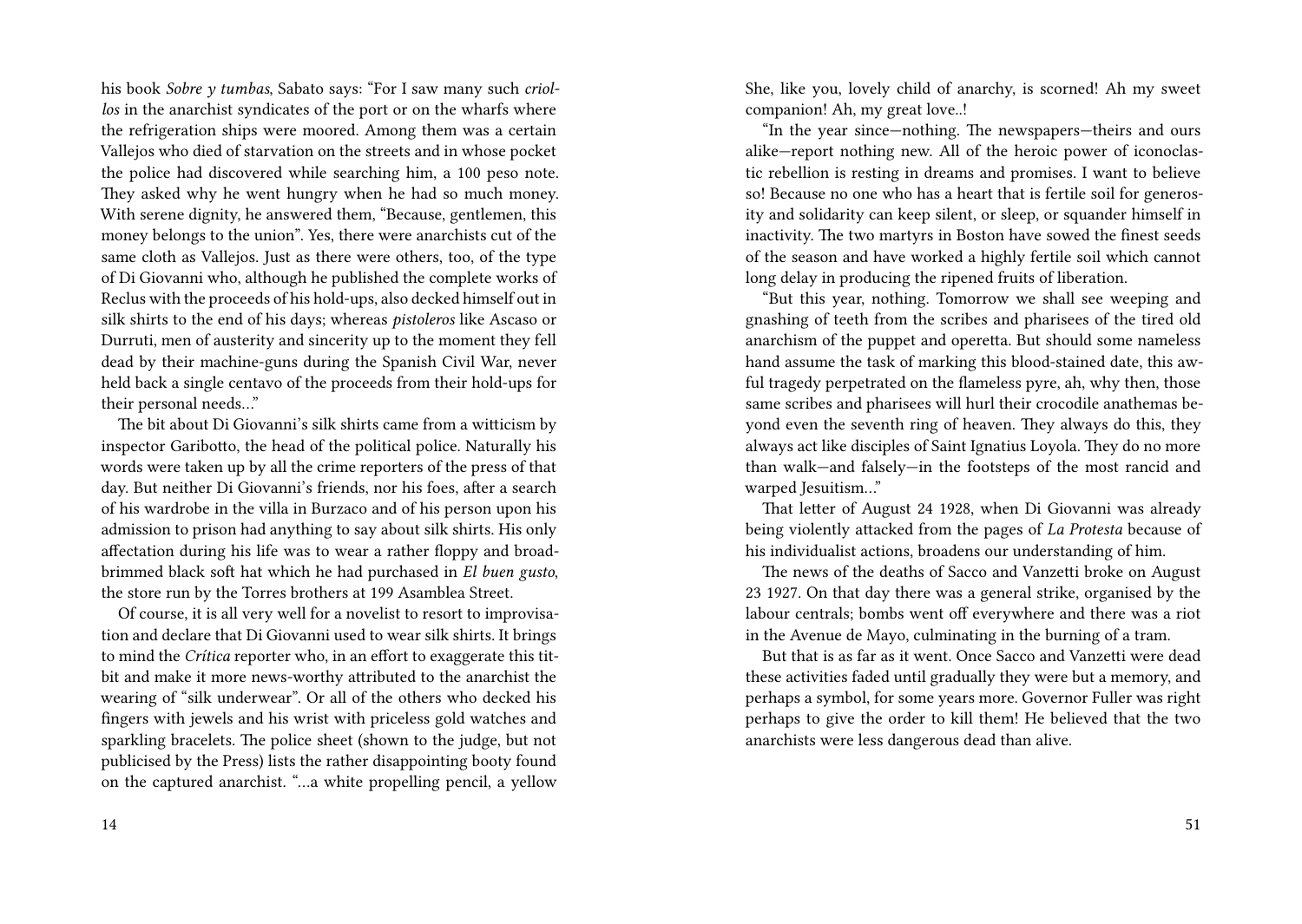his book *Sobre y tumbas*, Sabato says: "For I saw many such *criollos* in the anarchist syndicates of the port or on the wharfs where the refrigeration ships were moored. Among them was a certain Vallejos who died of starvation on the streets and in whose pocket the police had discovered while searching him, a 100 peso note. They asked why he went hungry when he had so much money. With serene dignity, he answered them, "Because, gentlemen, this money belongs to the union". Yes, there were anarchists cut of the same cloth as Vallejos. Just as there were others, too, of the type of Di Giovanni who, although he published the complete works of Reclus with the proceeds of his hold-ups, also decked himself out in silk shirts to the end of his days; whereas *pistoleros* like Ascaso or Durruti, men of austerity and sincerity up to the moment they fell dead by their machine-guns during the Spanish Civil War, never held back a single centavo of the proceeds from their hold-ups for their personal needs…"

The bit about Di Giovanni's silk shirts came from a witticism by inspector Garibotto, the head of the political police. Naturally his words were taken up by all the crime reporters of the press of that day. But neither Di Giovanni's friends, nor his foes, after a search of his wardrobe in the villa in Burzaco and of his person upon his admission to prison had anything to say about silk shirts. His only affectation during his life was to wear a rather floppy and broad-brimmed black soft hat which he had purchased in *El buen gusto*, the store run by the Torres brothers at 199 Asamblea Street.

Of course, it is all very well for a novelist to resort to improvisation and declare that Di Giovanni used to wear silk shirts. It brings to mind the *Crítica* reporter who, in an effort to exaggerate this titbit and make it more news-worthy attributed to the anarchist the wearing of "silk underwear". Or all of the others who decked his fingers with jewels and his wrist with priceless gold watches and sparkling bracelets. The police sheet (shown to the judge, but not publicised by the Press) lists the rather disappointing booty found on the captured anarchist. "…a white propelling pencil, a yellow

She, like you, lovely child of anarchy, is scorned! Ah my sweet companion! Ah, my great love..!

"In the year since—nothing. The newspapers—theirs and ours alike—report nothing new. All of the heroic power of iconoclastic rebellion is resting in dreams and promises. I want to believe so! Because no one who has a heart that is fertile soil for generosity and solidarity can keep silent, or sleep, or squander himself in inactivity. The two martyrs in Boston have sowed the finest seeds of the season and have worked a highly fertile soil which cannot long delay in producing the ripened fruits of liberation.

"But this year, nothing. Tomorrow we shall see weeping and gnashing of teeth from the scribes and pharisees of the tired old anarchism of the puppet and operetta. But should some nameless hand assume the task of marking this blood-stained date, this awful tragedy perpetrated on the flameless pyre, ah, why then, those same scribes and pharisees will hurl their crocodile anathemas beyond even the seventh ring of heaven. They always do this, they always act like disciples of Saint Ignatius Loyola. They do no more than walk—and falsely—in the footsteps of the most rancid and warped Jesuitism…"

That letter of August 24 1928, when Di Giovanni was already being violently attacked from the pages of *La Protesta* because of his individualist actions, broadens our understanding of him.

The news of the deaths of Sacco and Vanzetti broke on August 23 1927. On that day there was a general strike, organised by the labour centrals; bombs went off everywhere and there was a riot in the Avenue de Mayo, culminating in the burning of a tram.

But that is as far as it went. Once Sacco and Vanzetti were dead these activities faded until gradually they were but a memory, and perhaps a symbol, for some years more. Governor Fuller was right perhaps to give the order to kill them! He believed that the two anarchists were less dangerous dead than alive.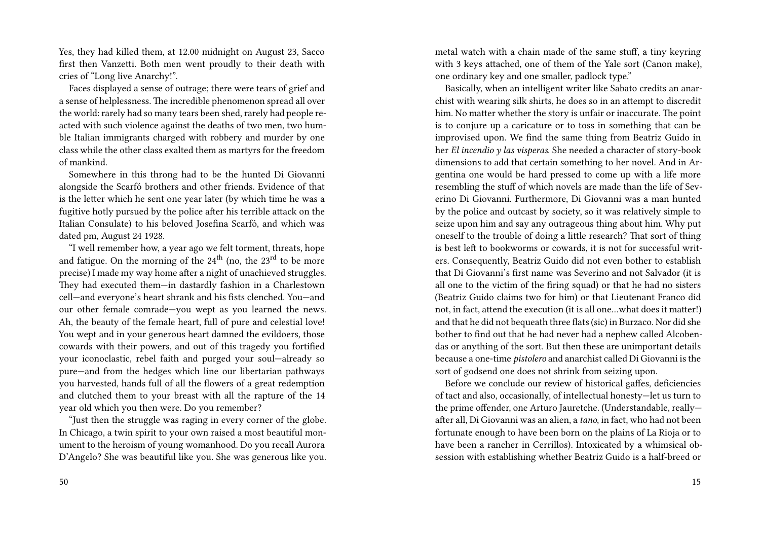Yes, they had killed them, at 12.00 midnight on August 23, Sacco first then Vanzetti. Both men went proudly to their death with cries of "Long live Anarchy!".

Faces displayed a sense of outrage; there were tears of grief and a sense of helplessness. The incredible phenomenon spread all over the world: rarely had so many tears been shed, rarely had people reacted with such violence against the deaths of two men, two humble Italian immigrants charged with robbery and murder by one class while the other class exalted them as martyrs for the freedom of mankind.

Somewhere in this throng had to be the hunted Di Giovanni alongside the Scarfó brothers and other friends. Evidence of that is the letter which he sent one year later (by which time he was a fugitive hotly pursued by the police after his terrible attack on the Italian Consulate) to his beloved Josefina Scarfó, and which was dated pm, August 24 1928.

"I well remember how, a year ago we felt torment, threats, hope and fatigue. On the morning of the 24th (no, the 23rd to be more precise) I made my way home after a night of unachieved struggles. They had executed them—in dastardly fashion in a Charlestown cell—and everyone's heart shrank and his fists clenched. You—and our other female comrade—you wept as you learned the news. Ah, the beauty of the female heart, full of pure and celestial love! You wept and in your generous heart damned the evildoers, those cowards with their powers, and out of this tragedy you fortified your iconoclastic, rebel faith and purged your soul—already so pure—and from the hedges which line our libertarian pathways you harvested, hands full of all the flowers of a great redemption and clutched them to your breast with all the rapture of the 14 year old which you then were. Do you remember?

"Just then the struggle was raging in every corner of the globe. In Chicago, a twin spirit to your own raised a most beautiful monument to the heroism of young womanhood. Do you recall Aurora D'Angelo? She was beautiful like you. She was generous like you.

metal watch with a chain made of the same stuff, a tiny keyring with 3 keys attached, one of them of the Yale sort (Canon make), one ordinary key and one smaller, padlock type."

Basically, when an intelligent writer like Sabato credits an anarchist with wearing silk shirts, he does so in an attempt to discredit him. No matter whether the story is unfair or inaccurate. The point is to conjure up a caricature or to toss in something that can be improvised upon. We find the same thing from Beatriz Guido in her *El incendio y las vísperas*. She needed a character of story-book dimensions to add that certain something to her novel. And in Argentina one would be hard pressed to come up with a life more resembling the stuff of which novels are made than the life of Severino Di Giovanni. Furthermore, Di Giovanni was a man hunted by the police and outcast by society, so it was relatively simple to seize upon him and say any outrageous thing about him. Why put oneself to the trouble of doing a little research? That sort of thing is best left to bookworms or cowards, it is not for successful writers. Consequently, Beatriz Guido did not even bother to establish that Di Giovanni's first name was Severino and not Salvador (it is all one to the victim of the firing squad) or that he had no sisters (Beatriz Guido claims two for him) or that Lieutenant Franco did not, in fact, attend the execution (it is all one…what does it matter!) and that he did not bequeath three flats (sic) in Burzaco. Nor did she bother to find out that he had never had a nephew called Alcobendas or anything of the sort. But then these are unimportant details because a one-time *pistolero* and anarchist called Di Giovanni is the sort of godsend one does not shrink from seizing upon.

Before we conclude our review of historical gaffes, deficiencies of tact and also, occasionally, of intellectual honesty—let us turn to the prime offender, one Arturo Jauretche. (Understandable, really—after all, Di Giovanni was an alien, a *tano*, in fact, who had not been fortunate enough to have been born on the plains of La Rioja or to have been a rancher in Cerrillos). Intoxicated by a whimsical obsession with establishing whether Beatriz Guido is a half-breed or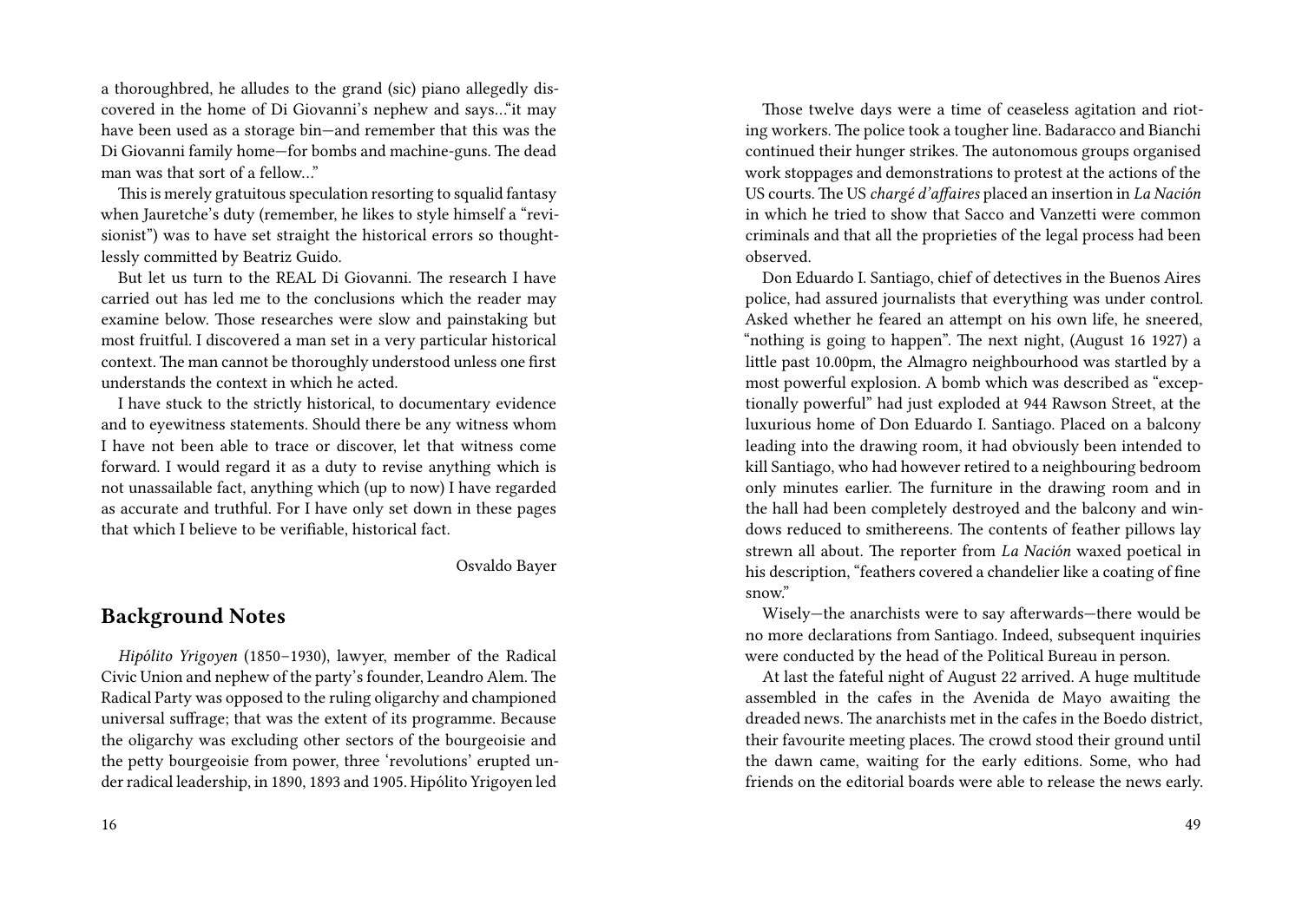a thoroughbred, he alludes to the grand (sic) piano allegedly discovered in the home of Di Giovanni's nephew and says…"it may have been used as a storage bin—and remember that this was the Di Giovanni family home—for bombs and machine-guns. The dead man was that sort of a fellow…"

This is merely gratuitous speculation resorting to squalid fantasy when Jauretche's duty (remember, he likes to style himself a "revisionist") was to have set straight the historical errors so thoughtlessly committed by Beatriz Guido.

But let us turn to the REAL Di Giovanni. The research I have carried out has led me to the conclusions which the reader may examine below. Those researches were slow and painstaking but most fruitful. I discovered a man set in a very particular historical context. The man cannot be thoroughly understood unless one first understands the context in which he acted.

I have stuck to the strictly historical, to documentary evidence and to eyewitness statements. Should there be any witness whom I have not been able to trace or discover, let that witness come forward. I would regard it as a duty to revise anything which is not unassailable fact, anything which (up to now) I have regarded as accurate and truthful. For I have only set down in these pages that which I believe to be verifiable, historical fact.

Osvaldo Bayer

## Background Notes

*Hipólito Yrigoyen* (1850–1930), lawyer, member of the Radical Civic Union and nephew of the party's founder, Leandro Alem. The Radical Party was opposed to the ruling oligarchy and championed universal suffrage; that was the extent of its programme. Because the oligarchy was excluding other sectors of the bourgeoisie and the petty bourgeoisie from power, three 'revolutions' erupted under radical leadership, in 1890, 1893 and 1905. Hipólito Yrigoyen led

Those twelve days were a time of ceaseless agitation and rioting workers. The police took a tougher line. Badaracco and Bianchi continued their hunger strikes. The autonomous groups organised work stoppages and demonstrations to protest at the actions of the US courts. The US *chargé d'affaires* placed an insertion in *La Nación* in which he tried to show that Sacco and Vanzetti were common criminals and that all the proprieties of the legal process had been observed.

Don Eduardo I. Santiago, chief of detectives in the Buenos Aires police, had assured journalists that everything was under control. Asked whether he feared an attempt on his own life, he sneered, "nothing is going to happen". The next night, (August 16 1927) a little past 10.00pm, the Almagro neighbourhood was startled by a most powerful explosion. A bomb which was described as "exceptionally powerful" had just exploded at 944 Rawson Street, at the luxurious home of Don Eduardo I. Santiago. Placed on a balcony leading into the drawing room, it had obviously been intended to kill Santiago, who had however retired to a neighbouring bedroom only minutes earlier. The furniture in the drawing room and in the hall had been completely destroyed and the balcony and windows reduced to smithereens. The contents of feather pillows lay strewn all about. The reporter from *La Nación* waxed poetical in his description, "feathers covered a chandelier like a coating of fine snow."

Wisely—the anarchists were to say afterwards—there would be no more declarations from Santiago. Indeed, subsequent inquiries were conducted by the head of the Political Bureau in person.

At last the fateful night of August 22 arrived. A huge multitude assembled in the cafes in the Avenida de Mayo awaiting the dreaded news. The anarchists met in the cafes in the Boedo district, their favourite meeting places. The crowd stood their ground until the dawn came, waiting for the early editions. Some, who had friends on the editorial boards were able to release the news early.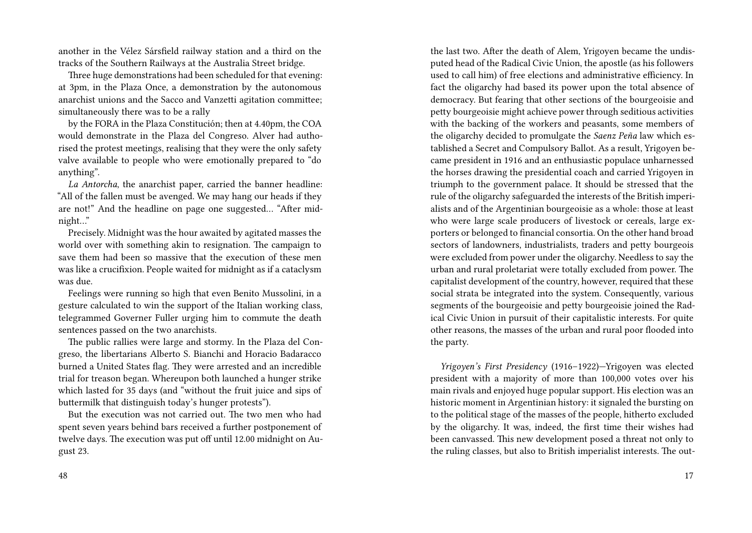another in the Vélez Sársfield railway station and a third on the tracks of the Southern Railways at the Australia Street bridge.

Three huge demonstrations had been scheduled for that evening: at 3pm, in the Plaza Once, a demonstration by the autonomous anarchist unions and the Sacco and Vanzetti agitation committee; simultaneously there was to be a rally

by the FORA in the Plaza Constitución; then at 4.40pm, the COA would demonstrate in the Plaza del Congreso. Alver had authorised the protest meetings, realising that they were the only safety valve available to people who were emotionally prepared to "do anything".

*La Antorcha*, the anarchist paper, carried the banner headline: "All of the fallen must be avenged. We may hang our heads if they are not!" And the headline on page one suggested… "After midnight…"

Precisely. Midnight was the hour awaited by agitated masses the world over with something akin to resignation. The campaign to save them had been so massive that the execution of these men was like a crucifixion. People waited for midnight as if a cataclysm was due.

Feelings were running so high that even Benito Mussolini, in a gesture calculated to win the support of the Italian working class, telegrammed Governer Fuller urging him to commute the death sentences passed on the two anarchists.

The public rallies were large and stormy. In the Plaza del Congreso, the libertarians Alberto S. Bianchi and Horacio Badaracco burned a United States flag. They were arrested and an incredible trial for treason began. Whereupon both launched a hunger strike which lasted for 35 days (and "without the fruit juice and sips of buttermilk that distinguish today's hunger protests").

But the execution was not carried out. The two men who had spent seven years behind bars received a further postponement of twelve days. The execution was put off until 12.00 midnight on August 23.

the last two. After the death of Alem, Yrigoyen became the undisputed head of the Radical Civic Union, the apostle (as his followers used to call him) of free elections and administrative efficiency. In fact the oligarchy had based its power upon the total absence of democracy. But fearing that other sections of the bourgeoisie and petty bourgeoisie might achieve power through seditious activities with the backing of the workers and peasants, some members of the oligarchy decided to promulgate the *Saenz Peña* law which established a Secret and Compulsory Ballot. As a result, Yrigoyen became president in 1916 and an enthusiastic populace unharnessed the horses drawing the presidential coach and carried Yrigoyen in triumph to the government palace. It should be stressed that the rule of the oligarchy safeguarded the interests of the British imperialists and of the Argentinian bourgeoisie as a whole: those at least who were large scale producers of livestock or cereals, large exporters or belonged to financial consortia. On the other hand broad sectors of landowners, industrialists, traders and petty bourgeois were excluded from power under the oligarchy. Needless to say the urban and rural proletariat were totally excluded from power. The capitalist development of the country, however, required that these social strata be integrated into the system. Consequently, various segments of the bourgeoisie and petty bourgeoisie joined the Radical Civic Union in pursuit of their capitalistic interests. For quite other reasons, the masses of the urban and rural poor flooded into the party.

*Yrigoyen's First Presidency* (1916–1922)—Yrigoyen was elected president with a majority of more than 100,000 votes over his main rivals and enjoyed huge popular support. His election was an historic moment in Argentinian history: it signaled the bursting on to the political stage of the masses of the people, hitherto excluded by the oligarchy. It was, indeed, the first time their wishes had been canvassed. This new development posed a threat not only to the ruling classes, but also to British imperialist interests. The out-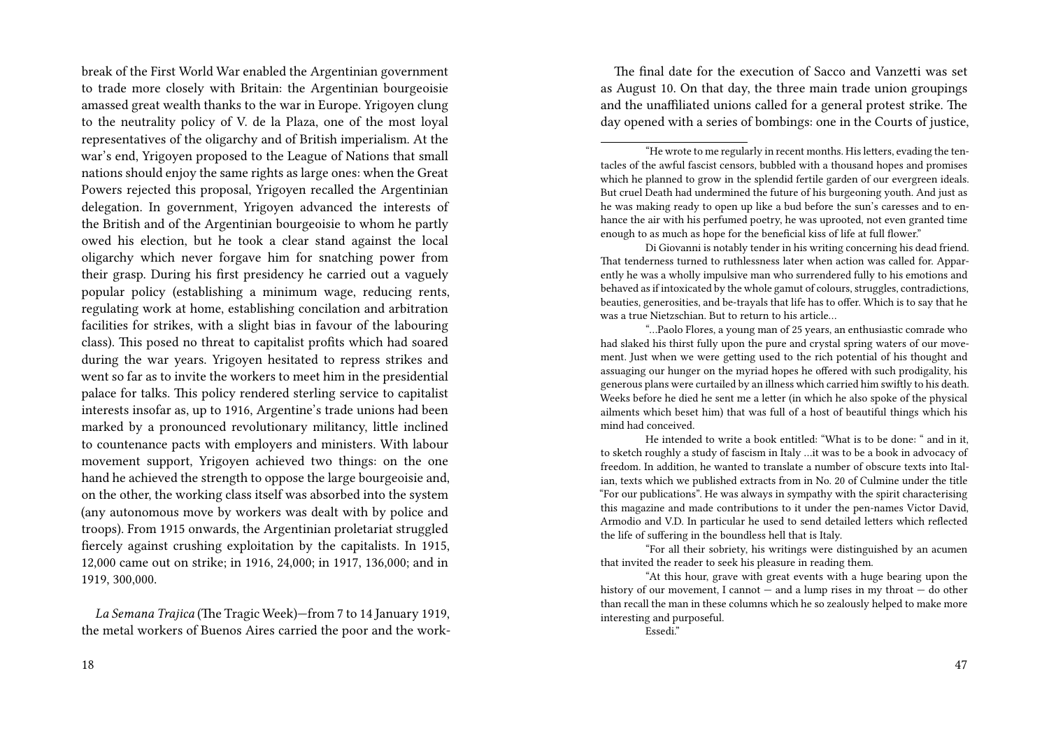break of the First World War enabled the Argentinian government to trade more closely with Britain: the Argentinian bourgeoisie amassed great wealth thanks to the war in Europe. Yrigoyen clung to the neutrality policy of V. de la Plaza, one of the most loyal representatives of the oligarchy and of British imperialism. At the war's end, Yrigoyen proposed to the League of Nations that small nations should enjoy the same rights as large ones: when the Great Powers rejected this proposal, Yrigoyen recalled the Argentinian delegation. In government, Yrigoyen advanced the interests of the British and of the Argentinian bourgeoisie to whom he partly owed his election, but he took a clear stand against the local oligarchy which never forgave him for snatching power from their grasp. During his first presidency he carried out a vaguely popular policy (establishing a minimum wage, reducing rents, regulating work at home, establishing concilation and arbitration facilities for strikes, with a slight bias in favour of the labouring class). This posed no threat to capitalist profits which had soared during the war years. Yrigoyen hesitated to repress strikes and went so far as to invite the workers to meet him in the presidential palace for talks. This policy rendered sterling service to capitalist interests insofar as, up to 1916, Argentine's trade unions had been marked by a pronounced revolutionary militancy, little inclined to countenance pacts with employers and ministers. With labour movement support, Yrigoyen achieved two things: on the one hand he achieved the strength to oppose the large bourgeoisie and, on the other, the working class itself was absorbed into the system (any autonomous move by workers was dealt with by police and troops). From 1915 onwards, the Argentinian proletariat struggled fiercely against crushing exploitation by the capitalists. In 1915, 12,000 came out on strike; in 1916, 24,000; in 1917, 136,000; and in 1919, 300,000.

*La Semana Trajica* (The Tragic Week)—from 7 to 14 January 1919, the metal workers of Buenos Aires carried the poor and the work-

The final date for the execution of Sacco and Vanzetti was set as August 10. On that day, the three main trade union groupings and the unaffiliated unions called for a general protest strike. The day opened with a series of bombings: one in the Courts of justice,

---

"He wrote to me regularly in recent months. His letters, evading the tentacles of the awful fascist censors, bubbled with a thousand hopes and promises which he planned to grow in the splendid fertile garden of our evergreen ideals. But cruel Death had undermined the future of his burgeoning youth. And just as he was making ready to open up like a bud before the sun's caresses and to enhance the air with his perfumed poetry, he was uprooted, not even granted time enough to as much as hope for the beneficial kiss of life at full flower."

Di Giovanni is notably tender in his writing concerning his dead friend. That tenderness turned to ruthlessness later when action was called for. Apparently he was a wholly impulsive man who surrendered fully to his emotions and behaved as if intoxicated by the whole gamut of colours, struggles, contradictions, beauties, generosities, and be-trayals that life has to offer. Which is to say that he was a true Nietzschian. But to return to his article…

"…Paolo Flores, a young man of 25 years, an enthusiastic comrade who had slaked his thirst fully upon the pure and crystal spring waters of our movement. Just when we were getting used to the rich potential of his thought and assuaging our hunger on the myriad hopes he offered with such prodigality, his generous plans were curtailed by an illness which carried him swiftly to his death. Weeks before he died he sent me a letter (in which he also spoke of the physical ailments which beset him) that was full of a host of beautiful things which his mind had conceived.

He intended to write a book entitled: "What is to be done: " and in it, to sketch roughly a study of fascism in Italy …it was to be a book in advocacy of freedom. In addition, he wanted to translate a number of obscure texts into Italian, texts which we published extracts from in No. 20 of Culmine under the title "For our publications". He was always in sympathy with the spirit characterising this magazine and made contributions to it under the pen-names Victor David, Armodio and V.D. In particular he used to send detailed letters which reflected the life of suffering in the boundless hell that is Italy.

"For all their sobriety, his writings were distinguished by an acumen that invited the reader to seek his pleasure in reading them.

"At this hour, grave with great events with a huge bearing upon the history of our movement, I cannot — and a lump rises in my throat — do other than recall the man in these columns which he so zealously helped to make more interesting and purposeful.

Essedi."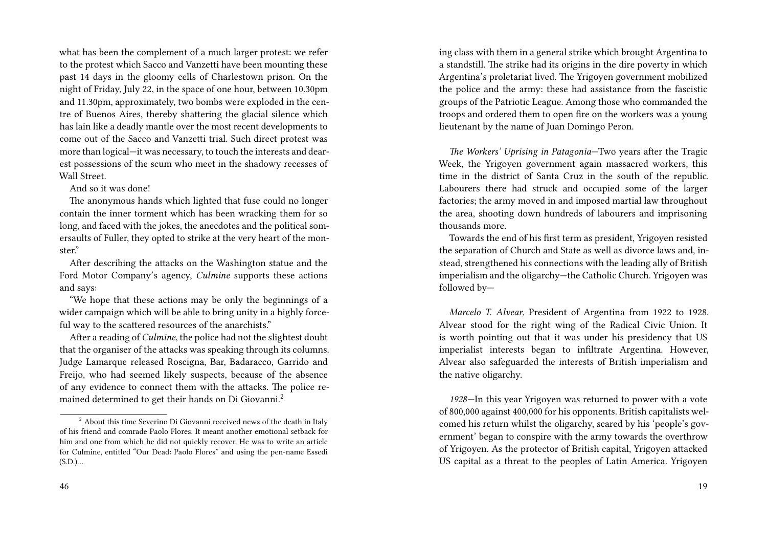what has been the complement of a much larger protest: we refer to the protest which Sacco and Vanzetti have been mounting these past 14 days in the gloomy cells of Charlestown prison. On the night of Friday, July 22, in the space of one hour, between 10.30pm and 11.30pm, approximately, two bombs were exploded in the centre of Buenos Aires, thereby shattering the glacial silence which has lain like a deadly mantle over the most recent developments to come out of the Sacco and Vanzetti trial. Such direct protest was more than logical—it was necessary, to touch the interests and dearest possessions of the scum who meet in the shadowy recesses of Wall Street.

And so it was done!

The anonymous hands which lighted that fuse could no longer contain the inner torment which has been wracking them for so long, and faced with the jokes, the anecdotes and the political somersaults of Fuller, they opted to strike at the very heart of the monster."

After describing the attacks on the Washington statue and the Ford Motor Company's agency, *Culmine* supports these actions and says:

"We hope that these actions may be only the beginnings of a wider campaign which will be able to bring unity in a highly forceful way to the scattered resources of the anarchists."

After a reading of *Culmine*, the police had not the slightest doubt that the organiser of the attacks was speaking through its columns. Judge Lamarque released Roscigna, Bar, Badaracco, Garrido and Freijo, who had seemed likely suspects, because of the absence of any evidence to connect them with the attacks. The police remained determined to get their hands on Di Giovanni.[2]

[2] About this time Severino Di Giovanni received news of the death in Italy of his friend and comrade Paolo Flores. It meant another emotional setback for him and one from which he did not quickly recover. He was to write an article for Culmine, entitled "Our Dead: Paolo Flores" and using the pen-name Essedi (S.D.)…

ing class with them in a general strike which brought Argentina to a standstill. The strike had its origins in the dire poverty in which Argentina's proletariat lived. The Yrigoyen government mobilized the police and the army: these had assistance from the fascistic groups of the Patriotic League. Among those who commanded the troops and ordered them to open fire on the workers was a young lieutenant by the name of Juan Domingo Peron.

*The Workers' Uprising in Patagonia*—Two years after the Tragic Week, the Yrigoyen government again massacred workers, this time in the district of Santa Cruz in the south of the republic. Labourers there had struck and occupied some of the larger factories; the army moved in and imposed martial law throughout the area, shooting down hundreds of labourers and imprisoning thousands more.

Towards the end of his first term as president, Yrigoyen resisted the separation of Church and State as well as divorce laws and, instead, strengthened his connections with the leading ally of British imperialism and the oligarchy—the Catholic Church. Yrigoyen was followed by—

*Marcelo T. Alvear*, President of Argentina from 1922 to 1928. Alvear stood for the right wing of the Radical Civic Union. It is worth pointing out that it was under his presidency that US imperialist interests began to infiltrate Argentina. However, Alvear also safeguarded the interests of British imperialism and the native oligarchy.

*1928*—In this year Yrigoyen was returned to power with a vote of 800,000 against 400,000 for his opponents. British capitalists welcomed his return whilst the oligarchy, scared by his 'people's government' began to conspire with the army towards the overthrow of Yrigoyen. As the protector of British capital, Yrigoyen attacked US capital as a threat to the peoples of Latin America. Yrigoyen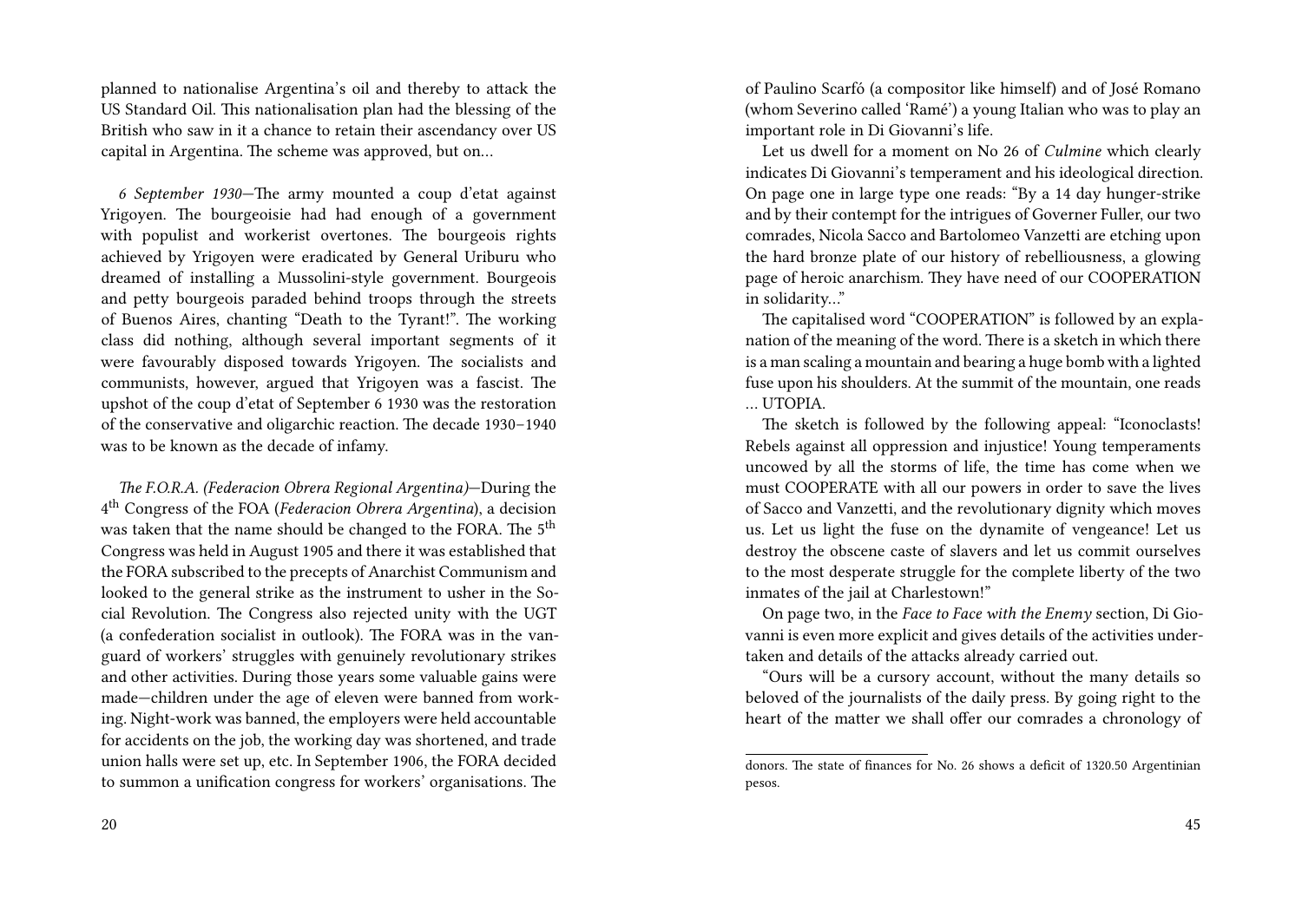planned to nationalise Argentina's oil and thereby to attack the US Standard Oil. This nationalisation plan had the blessing of the British who saw in it a chance to retain their ascendancy over US capital in Argentina. The scheme was approved, but on…

*6 September 1930*—The army mounted a coup d'etat against Yrigoyen. The bourgeoisie had had enough of a government with populist and workerist overtones. The bourgeois rights achieved by Yrigoyen were eradicated by General Uriburu who dreamed of installing a Mussolini-style government. Bourgeois and petty bourgeois paraded behind troops through the streets of Buenos Aires, chanting "Death to the Tyrant!". The working class did nothing, although several important segments of it were favourably disposed towards Yrigoyen. The socialists and communists, however, argued that Yrigoyen was a fascist. The upshot of the coup d'etat of September 6 1930 was the restoration of the conservative and oligarchic reaction. The decade 1930–1940 was to be known as the decade of infamy.

*The F.O.R.A. (Federacion Obrera Regional Argentina)*—During the 4th Congress of the FOA (*Federacion Obrera Argentina*), a decision was taken that the name should be changed to the FORA. The 5th Congress was held in August 1905 and there it was established that the FORA subscribed to the precepts of Anarchist Communism and looked to the general strike as the instrument to usher in the Social Revolution. The Congress also rejected unity with the UGT (a confederation socialist in outlook). The FORA was in the vanguard of workers' struggles with genuinely revolutionary strikes and other activities. During those years some valuable gains were made—children under the age of eleven were banned from working. Night-work was banned, the employers were held accountable for accidents on the job, the working day was shortened, and trade union halls were set up, etc. In September 1906, the FORA decided to summon a unification congress for workers' organisations. The

of Paulino Scarfó (a compositor like himself) and of José Romano (whom Severino called 'Ramé') a young Italian who was to play an important role in Di Giovanni's life.

Let us dwell for a moment on No 26 of *Culmine* which clearly indicates Di Giovanni's temperament and his ideological direction. On page one in large type one reads: "By a 14 day hunger-strike and by their contempt for the intrigues of Governer Fuller, our two comrades, Nicola Sacco and Bartolomeo Vanzetti are etching upon the hard bronze plate of our history of rebelliousness, a glowing page of heroic anarchism. They have need of our COOPERATION in solidarity…"

The capitalised word "COOPERATION" is followed by an explanation of the meaning of the word. There is a sketch in which there is a man scaling a mountain and bearing a huge bomb with a lighted fuse upon his shoulders. At the summit of the mountain, one reads … UTOPIA.

The sketch is followed by the following appeal: "Iconoclasts! Rebels against all oppression and injustice! Young temperaments uncowed by all the storms of life, the time has come when we must COOPERATE with all our powers in order to save the lives of Sacco and Vanzetti, and the revolutionary dignity which moves us. Let us light the fuse on the dynamite of vengeance! Let us destroy the obscene caste of slavers and let us commit ourselves to the most desperate struggle for the complete liberty of the two inmates of the jail at Charlestown!"

On page two, in the *Face to Face with the Enemy* section, Di Giovanni is even more explicit and gives details of the activities undertaken and details of the attacks already carried out.

"Ours will be a cursory account, without the many details so beloved of the journalists of the daily press. By going right to the heart of the matter we shall offer our comrades a chronology of

donors. The state of finances for No. 26 shows a deficit of 1320.50 Argentinian pesos.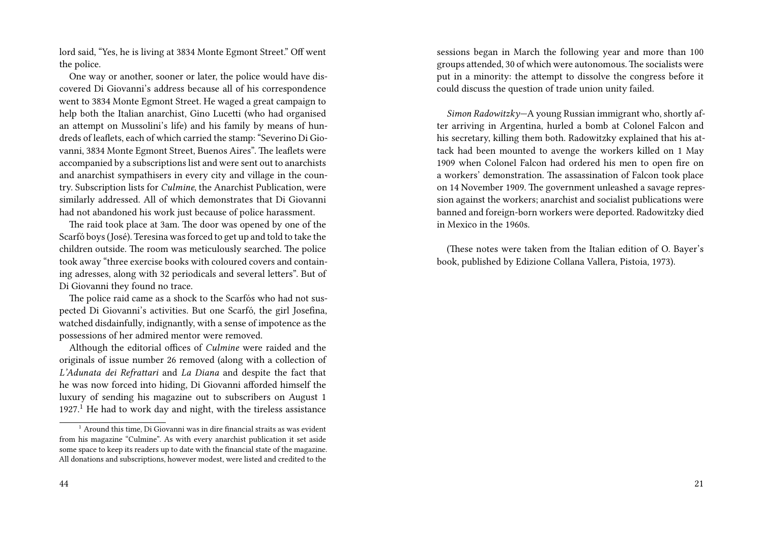lord said, "Yes, he is living at 3834 Monte Egmont Street." Off went the police.

One way or another, sooner or later, the police would have discovered Di Giovanni's address because all of his correspondence went to 3834 Monte Egmont Street. He waged a great campaign to help both the Italian anarchist, Gino Lucetti (who had organised an attempt on Mussolini's life) and his family by means of hundreds of leaflets, each of which carried the stamp: "Severino Di Giovanni, 3834 Monte Egmont Street, Buenos Aires". The leaflets were accompanied by a subscriptions list and were sent out to anarchists and anarchist sympathisers in every city and village in the country. Subscription lists for *Culmine*, the Anarchist Publication, were similarly addressed. All of which demonstrates that Di Giovanni had not abandoned his work just because of police harassment.

The raid took place at 3am. The door was opened by one of the Scarfó boys (José). Teresina was forced to get up and told to take the children outside. The room was meticulously searched. The police took away "three exercise books with coloured covers and containing adresses, along with 32 periodicals and several letters". But of Di Giovanni they found no trace.

The police raid came as a shock to the Scarfós who had not suspected Di Giovanni's activities. But one Scarfó, the girl Josefina, watched disdainfully, indignantly, with a sense of impotence as the possessions of her admired mentor were removed.

Although the editorial offices of *Culmine* were raided and the originals of issue number 26 removed (along with a collection of *L'Adunata dei Refrattari* and *La Diana* and despite the fact that he was now forced into hiding, Di Giovanni afforded himself the luxury of sending his magazine out to subscribers on August 1 1927.[1] He had to work day and night, with the tireless assistance

[1] Around this time, Di Giovanni was in dire financial straits as was evident from his magazine "Culmine". As with every anarchist publication it set aside some space to keep its readers up to date with the financial state of the magazine. All donations and subscriptions, however modest, were listed and credited to the

sessions began in March the following year and more than 100 groups attended, 30 of which were autonomous. The socialists were put in a minority: the attempt to dissolve the congress before it could discuss the question of trade union unity failed.

*Simon Radowitzky*—A young Russian immigrant who, shortly after arriving in Argentina, hurled a bomb at Colonel Falcon and his secretary, killing them both. Radowitzky explained that his attack had been mounted to avenge the workers killed on 1 May 1909 when Colonel Falcon had ordered his men to open fire on a workers' demonstration. The assassination of Falcon took place on 14 November 1909. The government unleashed a savage repression against the workers; anarchist and socialist publications were banned and foreign-born workers were deported. Radowitzky died in Mexico in the 1960s.

(These notes were taken from the Italian edition of O. Bayer's book, published by Edizione Collana Vallera, Pistoia, 1973).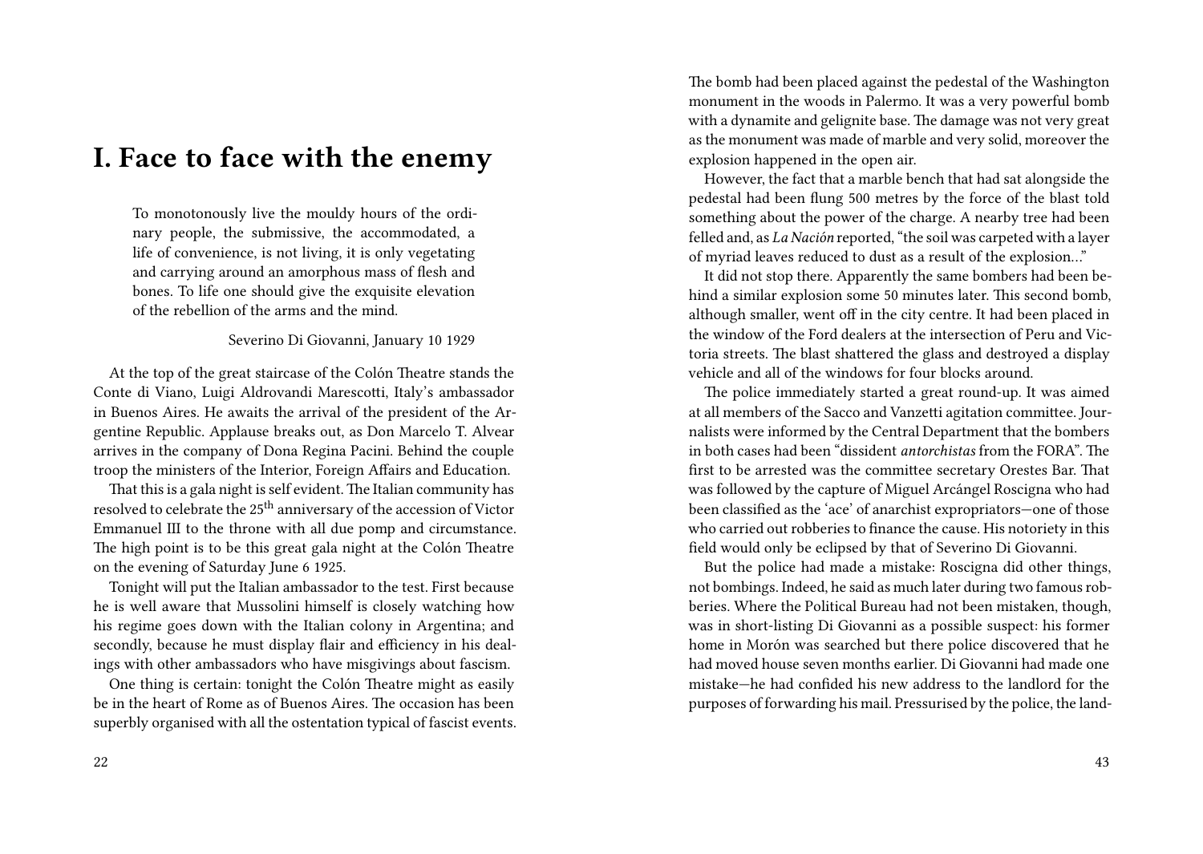# I. Face to face with the enemy

> To monotonously live the mouldy hours of the ordinary people, the submissive, the accommodated, a life of convenience, is not living, it is only vegetating and carrying around an amorphous mass of flesh and bones. To life one should give the exquisite elevation of the rebellion of the arms and the mind.
>
> Severino Di Giovanni, January 10 1929

At the top of the great staircase of the Colón Theatre stands the Conte di Viano, Luigi Aldrovandi Marescotti, Italy's ambassador in Buenos Aires. He awaits the arrival of the president of the Argentine Republic. Applause breaks out, as Don Marcelo T. Alvear arrives in the company of Dona Regina Pacini. Behind the couple troop the ministers of the Interior, Foreign Affairs and Education.

That this is a gala night is self evident. The Italian community has resolved to celebrate the 25th anniversary of the accession of Victor Emmanuel III to the throne with all due pomp and circumstance. The high point is to be this great gala night at the Colón Theatre on the evening of Saturday June 6 1925.

Tonight will put the Italian ambassador to the test. First because he is well aware that Mussolini himself is closely watching how his regime goes down with the Italian colony in Argentina; and secondly, because he must display flair and efficiency in his dealings with other ambassadors who have misgivings about fascism.

One thing is certain: tonight the Colón Theatre might as easily be in the heart of Rome as of Buenos Aires. The occasion has been superbly organised with all the ostentation typical of fascist events.

The bomb had been placed against the pedestal of the Washington monument in the woods in Palermo. It was a very powerful bomb with a dynamite and gelignite base. The damage was not very great as the monument was made of marble and very solid, moreover the explosion happened in the open air.

However, the fact that a marble bench that had sat alongside the pedestal had been flung 500 metres by the force of the blast told something about the power of the charge. A nearby tree had been felled and, as *La Nación* reported, "the soil was carpeted with a layer of myriad leaves reduced to dust as a result of the explosion…"

It did not stop there. Apparently the same bombers had been behind a similar explosion some 50 minutes later. This second bomb, although smaller, went off in the city centre. It had been placed in the window of the Ford dealers at the intersection of Peru and Victoria streets. The blast shattered the glass and destroyed a display vehicle and all of the windows for four blocks around.

The police immediately started a great round-up. It was aimed at all members of the Sacco and Vanzetti agitation committee. Journalists were informed by the Central Department that the bombers in both cases had been "dissident *antorchistas* from the FORA". The first to be arrested was the committee secretary Orestes Bar. That was followed by the capture of Miguel Arcángel Roscigna who had been classified as the 'ace' of anarchist expropriators—one of those who carried out robberies to finance the cause. His notoriety in this field would only be eclipsed by that of Severino Di Giovanni.

But the police had made a mistake: Roscigna did other things, not bombings. Indeed, he said as much later during two famous robberies. Where the Political Bureau had not been mistaken, though, was in short-listing Di Giovanni as a possible suspect: his former home in Morón was searched but there police discovered that he had moved house seven months earlier. Di Giovanni had made one mistake—he had confided his new address to the landlord for the purposes of forwarding his mail. Pressurised by the police, the land-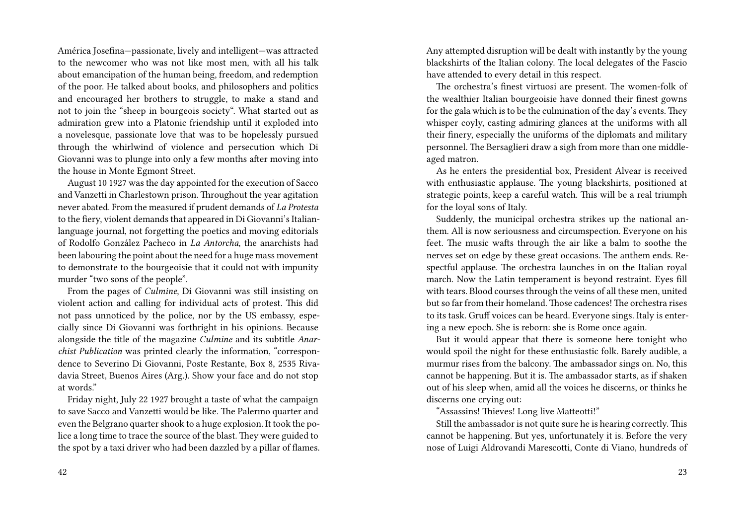América Josefina—passionate, lively and intelligent—was attracted to the newcomer who was not like most men, with all his talk about emancipation of the human being, freedom, and redemption of the poor. He talked about books, and philosophers and politics and encouraged her brothers to struggle, to make a stand and not to join the "sheep in bourgeois society". What started out as admiration grew into a Platonic friendship until it exploded into a novelesque, passionate love that was to be hopelessly pursued through the whirlwind of violence and persecution which Di Giovanni was to plunge into only a few months after moving into the house in Monte Egmont Street.

August 10 1927 was the day appointed for the execution of Sacco and Vanzetti in Charlestown prison. Throughout the year agitation never abated. From the measured if prudent demands of *La Protesta* to the fiery, violent demands that appeared in Di Giovanni's Italian-language journal, not forgetting the poetics and moving editorials of Rodolfo González Pacheco in *La Antorcha*, the anarchists had been labouring the point about the need for a huge mass movement to demonstrate to the bourgeoisie that it could not with impunity murder "two sons of the people".

From the pages of *Culmine*, Di Giovanni was still insisting on violent action and calling for individual acts of protest. This did not pass unnoticed by the police, nor by the US embassy, especially since Di Giovanni was forthright in his opinions. Because alongside the title of the magazine *Culmine* and its subtitle *Anarchist Publication* was printed clearly the information, "correspondence to Severino Di Giovanni, Poste Restante, Box 8, 2535 Rivadavia Street, Buenos Aires (Arg.). Show your face and do not stop at words."

Friday night, July 22 1927 brought a taste of what the campaign to save Sacco and Vanzetti would be like. The Palermo quarter and even the Belgrano quarter shook to a huge explosion. It took the police a long time to trace the source of the blast. They were guided to the spot by a taxi driver who had been dazzled by a pillar of flames.

Any attempted disruption will be dealt with instantly by the young blackshirts of the Italian colony. The local delegates of the Fascio have attended to every detail in this respect.

The orchestra's finest virtuosi are present. The women-folk of the wealthier Italian bourgeoisie have donned their finest gowns for the gala which is to be the culmination of the day's events. They whisper coyly, casting admiring glances at the uniforms with all their finery, especially the uniforms of the diplomats and military personnel. The Bersaglieri draw a sigh from more than one middle-aged matron.

As he enters the presidential box, President Alvear is received with enthusiastic applause. The young blackshirts, positioned at strategic points, keep a careful watch. This will be a real triumph for the loyal sons of Italy.

Suddenly, the municipal orchestra strikes up the national anthem. All is now seriousness and circumspection. Everyone on his feet. The music wafts through the air like a balm to soothe the nerves set on edge by these great occasions. The anthem ends. Respectful applause. The orchestra launches in on the Italian royal march. Now the Latin temperament is beyond restraint. Eyes fill with tears. Blood courses through the veins of all these men, united but so far from their homeland. Those cadences! The orchestra rises to its task. Gruff voices can be heard. Everyone sings. Italy is entering a new epoch. She is reborn: she is Rome once again.

But it would appear that there is someone here tonight who would spoil the night for these enthusiastic folk. Barely audible, a murmur rises from the balcony. The ambassador sings on. No, this cannot be happening. But it is. The ambassador starts, as if shaken out of his sleep when, amid all the voices he discerns, or thinks he discerns one crying out:

"Assassins! Thieves! Long live Matteotti!"

Still the ambassador is not quite sure he is hearing correctly. This cannot be happening. But yes, unfortunately it is. Before the very nose of Luigi Aldrovandi Marescotti, Conte di Viano, hundreds of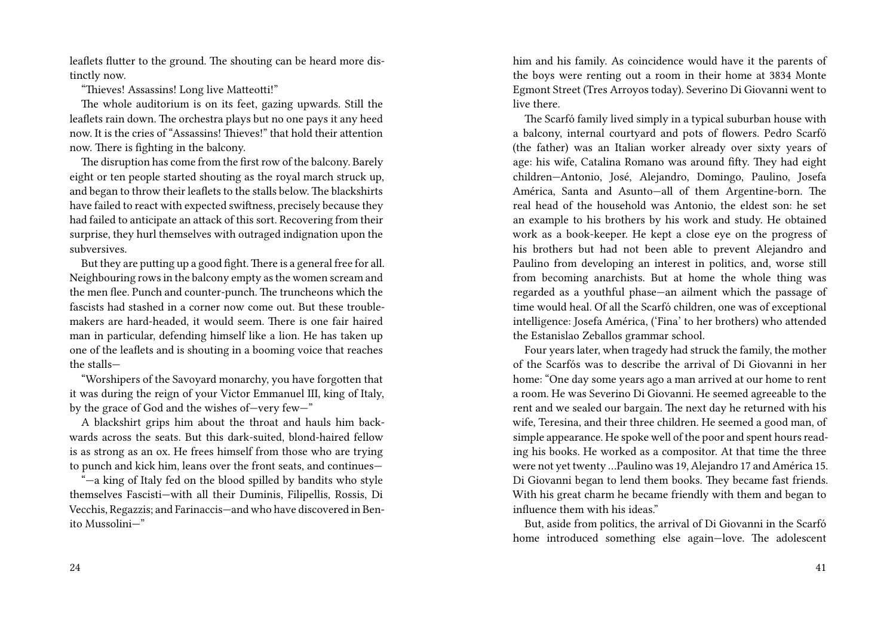leaflets flutter to the ground. The shouting can be heard more distinctly now.

"Thieves! Assassins! Long live Matteotti!"

The whole auditorium is on its feet, gazing upwards. Still the leaflets rain down. The orchestra plays but no one pays it any heed now. It is the cries of "Assassins! Thieves!" that hold their attention now. There is fighting in the balcony.

The disruption has come from the first row of the balcony. Barely eight or ten people started shouting as the royal march struck up, and began to throw their leaflets to the stalls below. The blackshirts have failed to react with expected swiftness, precisely because they had failed to anticipate an attack of this sort. Recovering from their surprise, they hurl themselves with outraged indignation upon the subversives.

But they are putting up a good fight. There is a general free for all. Neighbouring rows in the balcony empty as the women scream and the men flee. Punch and counter-punch. The truncheons which the fascists had stashed in a corner now come out. But these trouble-makers are hard-headed, it would seem. There is one fair haired man in particular, defending himself like a lion. He has taken up one of the leaflets and is shouting in a booming voice that reaches the stalls—

"Worshipers of the Savoyard monarchy, you have forgotten that it was during the reign of your Victor Emmanuel III, king of Italy, by the grace of God and the wishes of—very few—"

A blackshirt grips him about the throat and hauls him backwards across the seats. But this dark-suited, blond-haired fellow is as strong as an ox. He frees himself from those who are trying to punch and kick him, leans over the front seats, and continues—

"—a king of Italy fed on the blood spilled by bandits who style themselves Fascisti—with all their Duminis, Filipellis, Rossis, Di Vecchis, Regazzis; and Farinaccis—and who have discovered in Benito Mussolini—"

him and his family. As coincidence would have it the parents of the boys were renting out a room in their home at 3834 Monte Egmont Street (Tres Arroyos today). Severino Di Giovanni went to live there.

The Scarfó family lived simply in a typical suburban house with a balcony, internal courtyard and pots of flowers. Pedro Scarfó (the father) was an Italian worker already over sixty years of age: his wife, Catalina Romano was around fifty. They had eight children—Antonio, José, Alejandro, Domingo, Paulino, Josefa América, Santa and Asunto—all of them Argentine-born. The real head of the household was Antonio, the eldest son: he set an example to his brothers by his work and study. He obtained work as a book-keeper. He kept a close eye on the progress of his brothers but had not been able to prevent Alejandro and Paulino from developing an interest in politics, and, worse still from becoming anarchists. But at home the whole thing was regarded as a youthful phase—an ailment which the passage of time would heal. Of all the Scarfó children, one was of exceptional intelligence: Josefa América, ('Fina' to her brothers) who attended the Estanislao Zeballos grammar school.

Four years later, when tragedy had struck the family, the mother of the Scarfós was to describe the arrival of Di Giovanni in her home: "One day some years ago a man arrived at our home to rent a room. He was Severino Di Giovanni. He seemed agreeable to the rent and we sealed our bargain. The next day he returned with his wife, Teresina, and their three children. He seemed a good man, of simple appearance. He spoke well of the poor and spent hours reading his books. He worked as a compositor. At that time the three were not yet twenty …Paulino was 19, Alejandro 17 and América 15. Di Giovanni began to lend them books. They became fast friends. With his great charm he became friendly with them and began to influence them with his ideas."

But, aside from politics, the arrival of Di Giovanni in the Scarfó home introduced something else again—love. The adolescent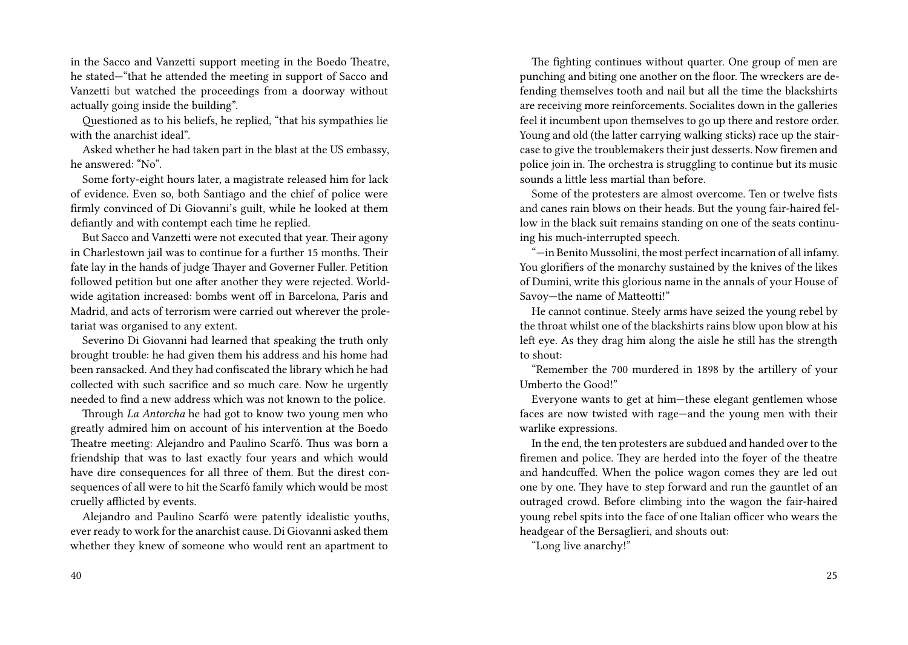in the Sacco and Vanzetti support meeting in the Boedo Theatre, he stated—"that he attended the meeting in support of Sacco and Vanzetti but watched the proceedings from a doorway without actually going inside the building".

Questioned as to his beliefs, he replied, "that his sympathies lie with the anarchist ideal".

Asked whether he had taken part in the blast at the US embassy, he answered: "No".

Some forty-eight hours later, a magistrate released him for lack of evidence. Even so, both Santiago and the chief of police were firmly convinced of Di Giovanni's guilt, while he looked at them defiantly and with contempt each time he replied.

But Sacco and Vanzetti were not executed that year. Their agony in Charlestown jail was to continue for a further 15 months. Their fate lay in the hands of judge Thayer and Governer Fuller. Petition followed petition but one after another they were rejected. Worldwide agitation increased: bombs went off in Barcelona, Paris and Madrid, and acts of terrorism were carried out wherever the proletariat was organised to any extent.

Severino Di Giovanni had learned that speaking the truth only brought trouble: he had given them his address and his home had been ransacked. And they had confiscated the library which he had collected with such sacrifice and so much care. Now he urgently needed to find a new address which was not known to the police.

Through *La Antorcha* he had got to know two young men who greatly admired him on account of his intervention at the Boedo Theatre meeting: Alejandro and Paulino Scarfó. Thus was born a friendship that was to last exactly four years and which would have dire consequences for all three of them. But the direst consequences of all were to hit the Scarfó family which would be most cruelly afflicted by events.

Alejandro and Paulino Scarfó were patently idealistic youths, ever ready to work for the anarchist cause. Di Giovanni asked them whether they knew of someone who would rent an apartment to

The fighting continues without quarter. One group of men are punching and biting one another on the floor. The wreckers are defending themselves tooth and nail but all the time the blackshirts are receiving more reinforcements. Socialites down in the galleries feel it incumbent upon themselves to go up there and restore order. Young and old (the latter carrying walking sticks) race up the staircase to give the troublemakers their just desserts. Now firemen and police join in. The orchestra is struggling to continue but its music sounds a little less martial than before.

Some of the protesters are almost overcome. Ten or twelve fists and canes rain blows on their heads. But the young fair-haired fellow in the black suit remains standing on one of the seats continuing his much-interrupted speech.

"—in Benito Mussolini, the most perfect incarnation of all infamy. You glorifiers of the monarchy sustained by the knives of the likes of Dumini, write this glorious name in the annals of your House of Savoy—the name of Matteotti!"

He cannot continue. Steely arms have seized the young rebel by the throat whilst one of the blackshirts rains blow upon blow at his left eye. As they drag him along the aisle he still has the strength to shout:

"Remember the 700 murdered in 1898 by the artillery of your Umberto the Good!"

Everyone wants to get at him—these elegant gentlemen whose faces are now twisted with rage—and the young men with their warlike expressions.

In the end, the ten protesters are subdued and handed over to the firemen and police. They are herded into the foyer of the theatre and handcuffed. When the police wagon comes they are led out one by one. They have to step forward and run the gauntlet of an outraged crowd. Before climbing into the wagon the fair-haired young rebel spits into the face of one Italian officer who wears the headgear of the Bersaglieri, and shouts out:

"Long live anarchy!"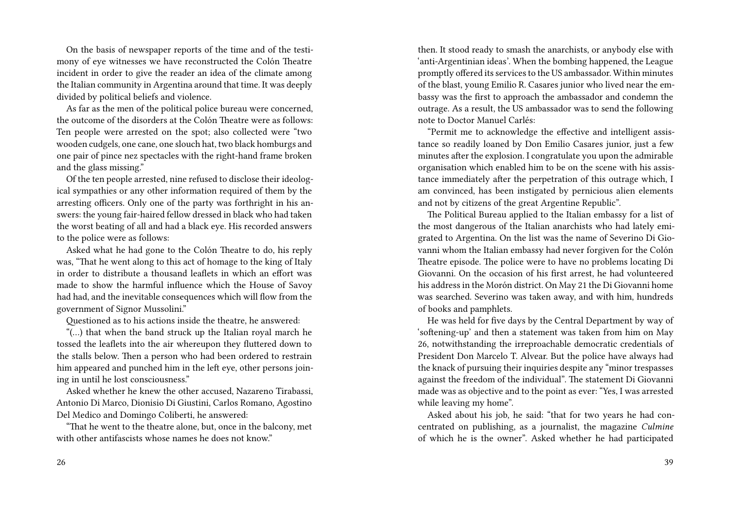On the basis of newspaper reports of the time and of the testimony of eye witnesses we have reconstructed the Colón Theatre incident in order to give the reader an idea of the climate among the Italian community in Argentina around that time. It was deeply divided by political beliefs and violence.

As far as the men of the political police bureau were concerned, the outcome of the disorders at the Colón Theatre were as follows: Ten people were arrested on the spot; also collected were "two wooden cudgels, one cane, one slouch hat, two black homburgs and one pair of pince nez spectacles with the right-hand frame broken and the glass missing."

Of the ten people arrested, nine refused to disclose their ideological sympathies or any other information required of them by the arresting officers. Only one of the party was forthright in his answers: the young fair-haired fellow dressed in black who had taken the worst beating of all and had a black eye. His recorded answers to the police were as follows:

Asked what he had gone to the Colón Theatre to do, his reply was, "That he went along to this act of homage to the king of Italy in order to distribute a thousand leaflets in which an effort was made to show the harmful influence which the House of Savoy had had, and the inevitable consequences which will flow from the government of Signor Mussolini."

Questioned as to his actions inside the theatre, he answered:

"(…) that when the band struck up the Italian royal march he tossed the leaflets into the air whereupon they fluttered down to the stalls below. Then a person who had been ordered to restrain him appeared and punched him in the left eye, other persons joining in until he lost consciousness."

Asked whether he knew the other accused, Nazareno Tirabassi, Antonio Di Marco, Dionisio Di Giustini, Carlos Romano, Agostino Del Medico and Domingo Coliberti, he answered:

"That he went to the theatre alone, but, once in the balcony, met with other antifascists whose names he does not know."

then. It stood ready to smash the anarchists, or anybody else with 'anti-Argentinian ideas'. When the bombing happened, the League promptly offered its services to the US ambassador. Within minutes of the blast, young Emilio R. Casares junior who lived near the embassy was the first to approach the ambassador and condemn the outrage. As a result, the US ambassador was to send the following note to Doctor Manuel Carlés:

"Permit me to acknowledge the effective and intelligent assistance so readily loaned by Don Emilio Casares junior, just a few minutes after the explosion. I congratulate you upon the admirable organisation which enabled him to be on the scene with his assistance immediately after the perpetration of this outrage which, I am convinced, has been instigated by pernicious alien elements and not by citizens of the great Argentine Republic".

The Political Bureau applied to the Italian embassy for a list of the most dangerous of the Italian anarchists who had lately emigrated to Argentina. On the list was the name of Severino Di Giovanni whom the Italian embassy had never forgiven for the Colón Theatre episode. The police were to have no problems locating Di Giovanni. On the occasion of his first arrest, he had volunteered his address in the Morón district. On May 21 the Di Giovanni home was searched. Severino was taken away, and with him, hundreds of books and pamphlets.

He was held for five days by the Central Department by way of 'softening-up' and then a statement was taken from him on May 26, notwithstanding the irreproachable democratic credentials of President Don Marcelo T. Alvear. But the police have always had the knack of pursuing their inquiries despite any "minor trespasses against the freedom of the individual". The statement Di Giovanni made was as objective and to the point as ever: "Yes, I was arrested while leaving my home".

Asked about his job, he said: "that for two years he had concentrated on publishing, as a journalist, the magazine *Culmine* of which he is the owner". Asked whether he had participated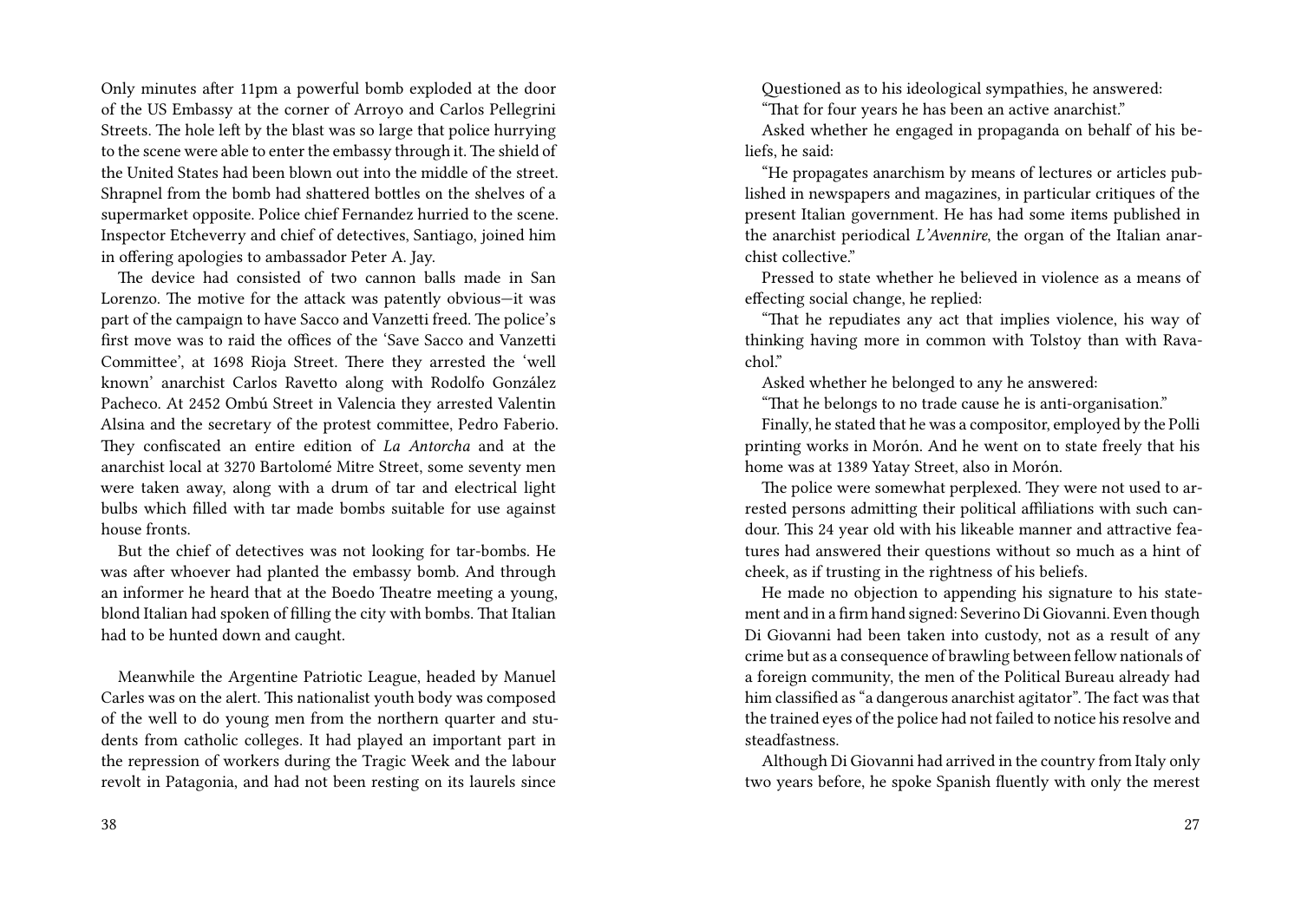Only minutes after 11pm a powerful bomb exploded at the door of the US Embassy at the corner of Arroyo and Carlos Pellegrini Streets. The hole left by the blast was so large that police hurrying to the scene were able to enter the embassy through it. The shield of the United States had been blown out into the middle of the street. Shrapnel from the bomb had shattered bottles on the shelves of a supermarket opposite. Police chief Fernandez hurried to the scene. Inspector Etcheverry and chief of detectives, Santiago, joined him in offering apologies to ambassador Peter A. Jay.

The device had consisted of two cannon balls made in San Lorenzo. The motive for the attack was patently obvious—it was part of the campaign to have Sacco and Vanzetti freed. The police's first move was to raid the offices of the 'Save Sacco and Vanzetti Committee', at 1698 Rioja Street. There they arrested the 'well known' anarchist Carlos Ravetto along with Rodolfo González Pacheco. At 2452 Ombú Street in Valencia they arrested Valentin Alsina and the secretary of the protest committee, Pedro Faberio. They confiscated an entire edition of *La Antorcha* and at the anarchist local at 3270 Bartolomé Mitre Street, some seventy men were taken away, along with a drum of tar and electrical light bulbs which filled with tar made bombs suitable for use against house fronts.

But the chief of detectives was not looking for tar-bombs. He was after whoever had planted the embassy bomb. And through an informer he heard that at the Boedo Theatre meeting a young, blond Italian had spoken of filling the city with bombs. That Italian had to be hunted down and caught.

Meanwhile the Argentine Patriotic League, headed by Manuel Carles was on the alert. This nationalist youth body was composed of the well to do young men from the northern quarter and students from catholic colleges. It had played an important part in the repression of workers during the Tragic Week and the labour revolt in Patagonia, and had not been resting on its laurels since

Questioned as to his ideological sympathies, he answered:

"That for four years he has been an active anarchist."

Asked whether he engaged in propaganda on behalf of his beliefs, he said:

"He propagates anarchism by means of lectures or articles published in newspapers and magazines, in particular critiques of the present Italian government. He has had some items published in the anarchist periodical *L'Avennire*, the organ of the Italian anarchist collective."

Pressed to state whether he believed in violence as a means of effecting social change, he replied:

"That he repudiates any act that implies violence, his way of thinking having more in common with Tolstoy than with Ravachol."

Asked whether he belonged to any he answered:

"That he belongs to no trade cause he is anti-organisation."

Finally, he stated that he was a compositor, employed by the Polli printing works in Morón. And he went on to state freely that his home was at 1389 Yatay Street, also in Morón.

The police were somewhat perplexed. They were not used to arrested persons admitting their political affiliations with such candour. This 24 year old with his likeable manner and attractive features had answered their questions without so much as a hint of cheek, as if trusting in the rightness of his beliefs.

He made no objection to appending his signature to his statement and in a firm hand signed: Severino Di Giovanni. Even though Di Giovanni had been taken into custody, not as a result of any crime but as a consequence of brawling between fellow nationals of a foreign community, the men of the Political Bureau already had him classified as "a dangerous anarchist agitator". The fact was that the trained eyes of the police had not failed to notice his resolve and steadfastness.

Although Di Giovanni had arrived in the country from Italy only two years before, he spoke Spanish fluently with only the merest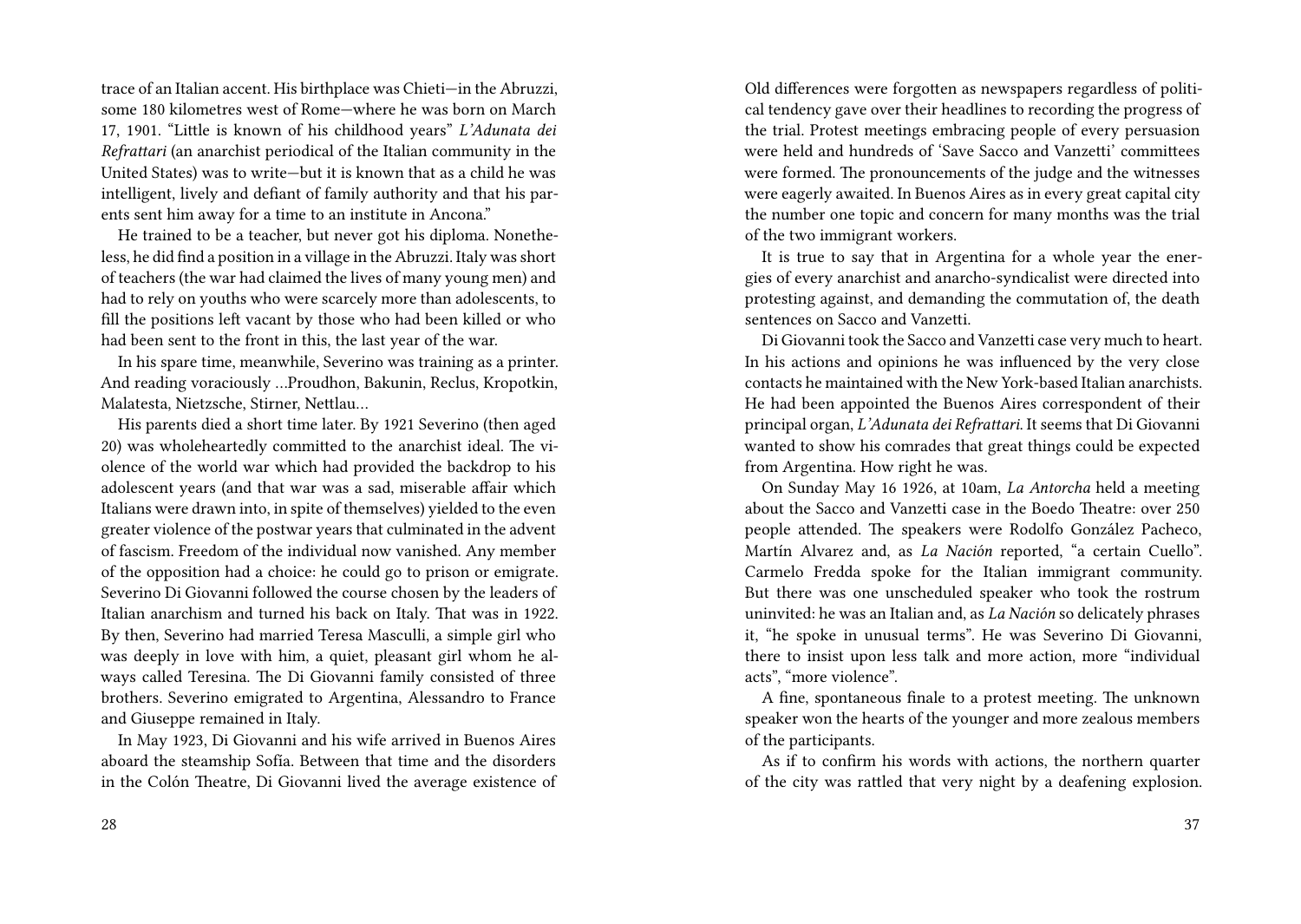trace of an Italian accent. His birthplace was Chieti—in the Abruzzi, some 180 kilometres west of Rome—where he was born on March 17, 1901. "Little is known of his childhood years" *L'Adunata dei Refrattari* (an anarchist periodical of the Italian community in the United States) was to write—but it is known that as a child he was intelligent, lively and defiant of family authority and that his parents sent him away for a time to an institute in Ancona."

He trained to be a teacher, but never got his diploma. Nonetheless, he did find a position in a village in the Abruzzi. Italy was short of teachers (the war had claimed the lives of many young men) and had to rely on youths who were scarcely more than adolescents, to fill the positions left vacant by those who had been killed or who had been sent to the front in this, the last year of the war.

In his spare time, meanwhile, Severino was training as a printer. And reading voraciously …Proudhon, Bakunin, Reclus, Kropotkin, Malatesta, Nietzsche, Stirner, Nettlau…

His parents died a short time later. By 1921 Severino (then aged 20) was wholeheartedly committed to the anarchist ideal. The violence of the world war which had provided the backdrop to his adolescent years (and that war was a sad, miserable affair which Italians were drawn into, in spite of themselves) yielded to the even greater violence of the postwar years that culminated in the advent of fascism. Freedom of the individual now vanished. Any member of the opposition had a choice: he could go to prison or emigrate. Severino Di Giovanni followed the course chosen by the leaders of Italian anarchism and turned his back on Italy. That was in 1922. By then, Severino had married Teresa Masculli, a simple girl who was deeply in love with him, a quiet, pleasant girl whom he always called Teresina. The Di Giovanni family consisted of three brothers. Severino emigrated to Argentina, Alessandro to France and Giuseppe remained in Italy.

In May 1923, Di Giovanni and his wife arrived in Buenos Aires aboard the steamship Sofía. Between that time and the disorders in the Colón Theatre, Di Giovanni lived the average existence of

Old differences were forgotten as newspapers regardless of political tendency gave over their headlines to recording the progress of the trial. Protest meetings embracing people of every persuasion were held and hundreds of 'Save Sacco and Vanzetti' committees were formed. The pronouncements of the judge and the witnesses were eagerly awaited. In Buenos Aires as in every great capital city the number one topic and concern for many months was the trial of the two immigrant workers.

It is true to say that in Argentina for a whole year the energies of every anarchist and anarcho-syndicalist were directed into protesting against, and demanding the commutation of, the death sentences on Sacco and Vanzetti.

Di Giovanni took the Sacco and Vanzetti case very much to heart. In his actions and opinions he was influenced by the very close contacts he maintained with the New York-based Italian anarchists. He had been appointed the Buenos Aires correspondent of their principal organ, *L'Adunata dei Refrattari*. It seems that Di Giovanni wanted to show his comrades that great things could be expected from Argentina. How right he was.

On Sunday May 16 1926, at 10am, *La Antorcha* held a meeting about the Sacco and Vanzetti case in the Boedo Theatre: over 250 people attended. The speakers were Rodolfo González Pacheco, Martín Alvarez and, as *La Nación* reported, "a certain Cuello". Carmelo Fredda spoke for the Italian immigrant community. But there was one unscheduled speaker who took the rostrum uninvited: he was an Italian and, as *La Nación* so delicately phrases it, "he spoke in unusual terms". He was Severino Di Giovanni, there to insist upon less talk and more action, more "individual acts", "more violence".

A fine, spontaneous finale to a protest meeting. The unknown speaker won the hearts of the younger and more zealous members of the participants.

As if to confirm his words with actions, the northern quarter of the city was rattled that very night by a deafening explosion.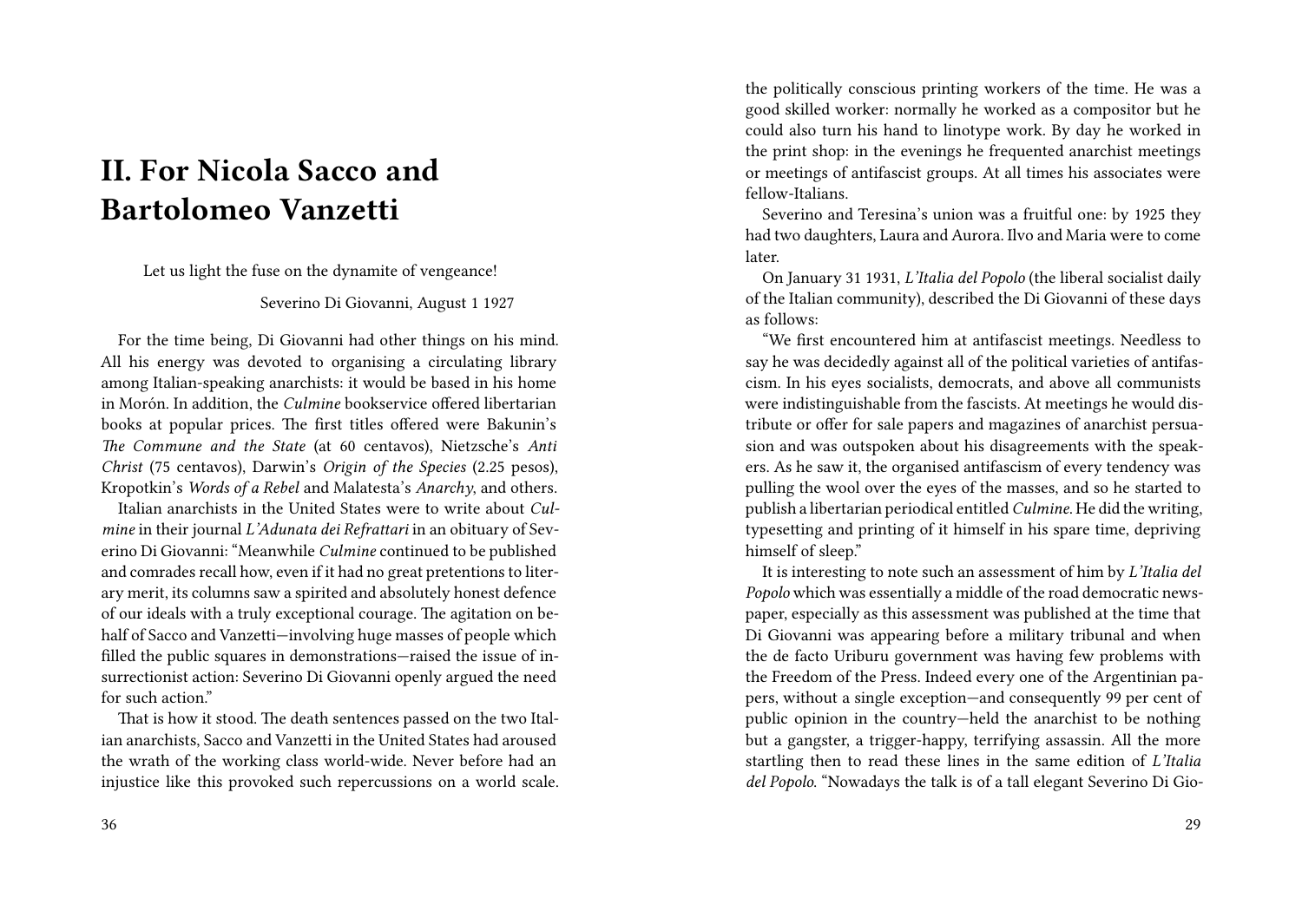# II. For Nicola Sacco and Bartolomeo Vanzetti

Let us light the fuse on the dynamite of vengeance!

Severino Di Giovanni, August 1 1927

For the time being, Di Giovanni had other things on his mind. All his energy was devoted to organising a circulating library among Italian-speaking anarchists: it would be based in his home in Morón. In addition, the *Culmine* bookservice offered libertarian books at popular prices. The first titles offered were Bakunin's *The Commune and the State* (at 60 centavos), Nietzsche's *Anti Christ* (75 centavos), Darwin's *Origin of the Species* (2.25 pesos), Kropotkin's *Words of a Rebel* and Malatesta's *Anarchy*, and others.

Italian anarchists in the United States were to write about *Culmine* in their journal *L'Adunata dei Refrattari* in an obituary of Severino Di Giovanni: "Meanwhile *Culmine* continued to be published and comrades recall how, even if it had no great pretentions to literary merit, its columns saw a spirited and absolutely honest defence of our ideals with a truly exceptional courage. The agitation on behalf of Sacco and Vanzetti—involving huge masses of people which filled the public squares in demonstrations—raised the issue of insurrectionist action: Severino Di Giovanni openly argued the need for such action."

That is how it stood. The death sentences passed on the two Italian anarchists, Sacco and Vanzetti in the United States had aroused the wrath of the working class world-wide. Never before had an injustice like this provoked such repercussions on a world scale.

the politically conscious printing workers of the time. He was a good skilled worker: normally he worked as a compositor but he could also turn his hand to linotype work. By day he worked in the print shop: in the evenings he frequented anarchist meetings or meetings of antifascist groups. At all times his associates were fellow-Italians.

Severino and Teresina's union was a fruitful one: by 1925 they had two daughters, Laura and Aurora. Ilvo and Maria were to come later.

On January 31 1931, *L'Italia del Popolo* (the liberal socialist daily of the Italian community), described the Di Giovanni of these days as follows:

"We first encountered him at antifascist meetings. Needless to say he was decidedly against all of the political varieties of antifascism. In his eyes socialists, democrats, and above all communists were indistinguishable from the fascists. At meetings he would distribute or offer for sale papers and magazines of anarchist persuasion and was outspoken about his disagreements with the speakers. As he saw it, the organised antifascism of every tendency was pulling the wool over the eyes of the masses, and so he started to publish a libertarian periodical entitled *Culmine*. He did the writing, typesetting and printing of it himself in his spare time, depriving himself of sleep."

It is interesting to note such an assessment of him by *L'Italia del Popolo* which was essentially a middle of the road democratic newspaper, especially as this assessment was published at the time that Di Giovanni was appearing before a military tribunal and when the de facto Uriburu government was having few problems with the Freedom of the Press. Indeed every one of the Argentinian papers, without a single exception—and consequently 99 per cent of public opinion in the country—held the anarchist to be nothing but a gangster, a trigger-happy, terrifying assassin. All the more startling then to read these lines in the same edition of *L'Italia del Popolo*. "Nowadays the talk is of a tall elegant Severino Di Gio-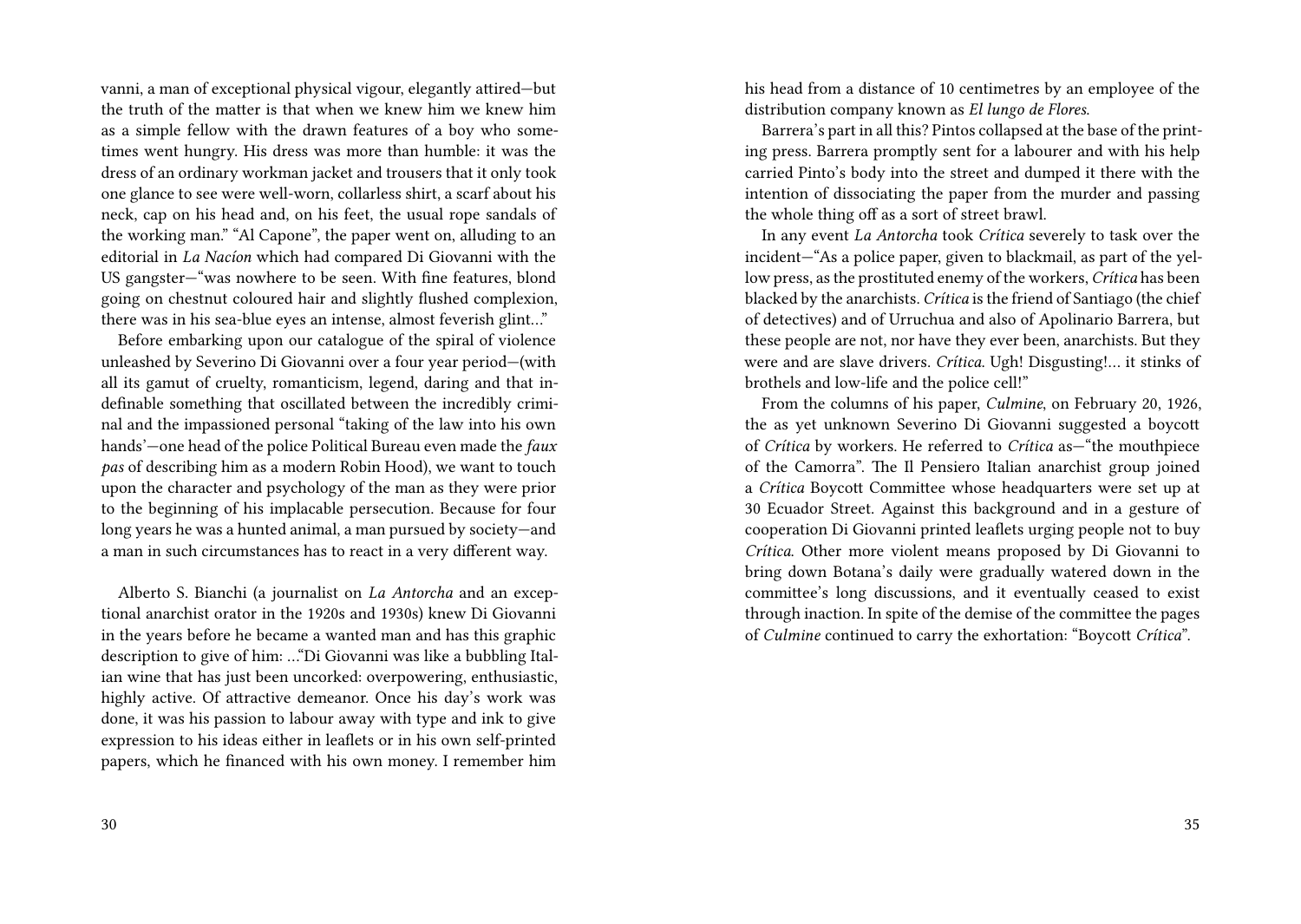vanni, a man of exceptional physical vigour, elegantly attired—but the truth of the matter is that when we knew him we knew him as a simple fellow with the drawn features of a boy who sometimes went hungry. His dress was more than humble: it was the dress of an ordinary workman jacket and trousers that it only took one glance to see were well-worn, collarless shirt, a scarf about his neck, cap on his head and, on his feet, the usual rope sandals of the working man." "Al Capone", the paper went on, alluding to an editorial in *La Nacíon* which had compared Di Giovanni with the US gangster—"was nowhere to be seen. With fine features, blond going on chestnut coloured hair and slightly flushed complexion, there was in his sea-blue eyes an intense, almost feverish glint…"

Before embarking upon our catalogue of the spiral of violence unleashed by Severino Di Giovanni over a four year period—(with all its gamut of cruelty, romanticism, legend, daring and that indefinable something that oscillated between the incredibly criminal and the impassioned personal "taking of the law into his own hands'—one head of the police Political Bureau even made the *faux pas* of describing him as a modern Robin Hood), we want to touch upon the character and psychology of the man as they were prior to the beginning of his implacable persecution. Because for four long years he was a hunted animal, a man pursued by society—and a man in such circumstances has to react in a very different way.

Alberto S. Bianchi (a journalist on *La Antorcha* and an exceptional anarchist orator in the 1920s and 1930s) knew Di Giovanni in the years before he became a wanted man and has this graphic description to give of him: …"Di Giovanni was like a bubbling Italian wine that has just been uncorked: overpowering, enthusiastic, highly active. Of attractive demeanor. Once his day's work was done, it was his passion to labour away with type and ink to give expression to his ideas either in leaflets or in his own self-printed papers, which he financed with his own money. I remember him

his head from a distance of 10 centimetres by an employee of the distribution company known as *El lungo de Flores*.

Barrera's part in all this? Pintos collapsed at the base of the printing press. Barrera promptly sent for a labourer and with his help carried Pinto's body into the street and dumped it there with the intention of dissociating the paper from the murder and passing the whole thing off as a sort of street brawl.

In any event *La Antorcha* took *Crítica* severely to task over the incident—"As a police paper, given to blackmail, as part of the yellow press, as the prostituted enemy of the workers, *Crítica* has been blacked by the anarchists. *Crítica* is the friend of Santiago (the chief of detectives) and of Urruchua and also of Apolinario Barrera, but these people are not, nor have they ever been, anarchists. But they were and are slave drivers. *Crítica*. Ugh! Disgusting!… it stinks of brothels and low-life and the police cell!"

From the columns of his paper, *Culmine*, on February 20, 1926, the as yet unknown Severino Di Giovanni suggested a boycott of *Crítica* by workers. He referred to *Crítica* as—"the mouthpiece of the Camorra". The Il Pensiero Italian anarchist group joined a *Crítica* Boycott Committee whose headquarters were set up at 30 Ecuador Street. Against this background and in a gesture of cooperation Di Giovanni printed leaflets urging people not to buy *Crítica*. Other more violent means proposed by Di Giovanni to bring down Botana's daily were gradually watered down in the committee's long discussions, and it eventually ceased to exist through inaction. In spite of the demise of the committee the pages of *Culmine* continued to carry the exhortation: "Boycott *Crítica*".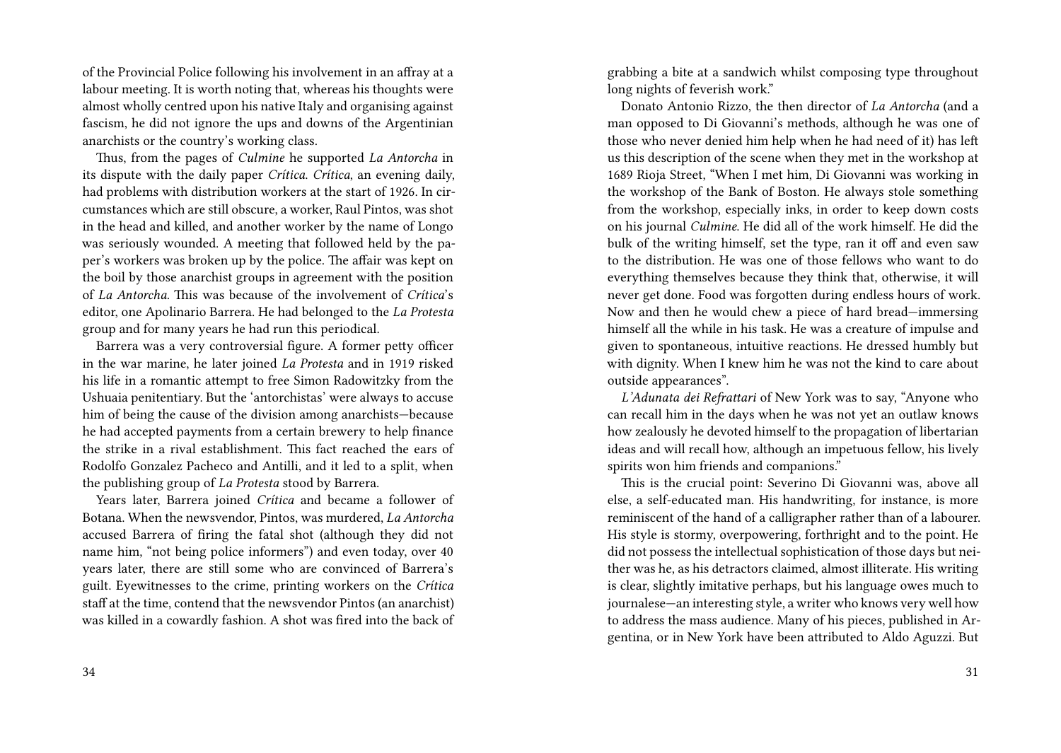of the Provincial Police following his involvement in an affray at a labour meeting. It is worth noting that, whereas his thoughts were almost wholly centred upon his native Italy and organising against fascism, he did not ignore the ups and downs of the Argentinian anarchists or the country's working class.

Thus, from the pages of *Culmine* he supported *La Antorcha* in its dispute with the daily paper *Crítica*. *Crítica*, an evening daily, had problems with distribution workers at the start of 1926. In circumstances which are still obscure, a worker, Raul Pintos, was shot in the head and killed, and another worker by the name of Longo was seriously wounded. A meeting that followed held by the paper's workers was broken up by the police. The affair was kept on the boil by those anarchist groups in agreement with the position of *La Antorcha*. This was because of the involvement of *Crítica*'s editor, one Apolinario Barrera. He had belonged to the *La Protesta* group and for many years he had run this periodical.

Barrera was a very controversial figure. A former petty officer in the war marine, he later joined *La Protesta* and in 1919 risked his life in a romantic attempt to free Simon Radowitzky from the Ushuaia penitentiary. But the 'antorchistas' were always to accuse him of being the cause of the division among anarchists—because he had accepted payments from a certain brewery to help finance the strike in a rival establishment. This fact reached the ears of Rodolfo Gonzalez Pacheco and Antilli, and it led to a split, when the publishing group of *La Protesta* stood by Barrera.

Years later, Barrera joined *Crítica* and became a follower of Botana. When the newsvendor, Pintos, was murdered, *La Antorcha* accused Barrera of firing the fatal shot (although they did not name him, "not being police informers") and even today, over 40 years later, there are still some who are convinced of Barrera's guilt. Eyewitnesses to the crime, printing workers on the *Crítica* staff at the time, contend that the newsvendor Pintos (an anarchist) was killed in a cowardly fashion. A shot was fired into the back of

grabbing a bite at a sandwich whilst composing type throughout long nights of feverish work."

Donato Antonio Rizzo, the then director of *La Antorcha* (and a man opposed to Di Giovanni's methods, although he was one of those who never denied him help when he had need of it) has left us this description of the scene when they met in the workshop at 1689 Rioja Street, "When I met him, Di Giovanni was working in the workshop of the Bank of Boston. He always stole something from the workshop, especially inks, in order to keep down costs on his journal *Culmine*. He did all of the work himself. He did the bulk of the writing himself, set the type, ran it off and even saw to the distribution. He was one of those fellows who want to do everything themselves because they think that, otherwise, it will never get done. Food was forgotten during endless hours of work. Now and then he would chew a piece of hard bread—immersing himself all the while in his task. He was a creature of impulse and given to spontaneous, intuitive reactions. He dressed humbly but with dignity. When I knew him he was not the kind to care about outside appearances".

*L'Adunata dei Refrattari* of New York was to say, "Anyone who can recall him in the days when he was not yet an outlaw knows how zealously he devoted himself to the propagation of libertarian ideas and will recall how, although an impetuous fellow, his lively spirits won him friends and companions."

This is the crucial point: Severino Di Giovanni was, above all else, a self-educated man. His handwriting, for instance, is more reminiscent of the hand of a calligrapher rather than of a labourer. His style is stormy, overpowering, forthright and to the point. He did not possess the intellectual sophistication of those days but neither was he, as his detractors claimed, almost illiterate. His writing is clear, slightly imitative perhaps, but his language owes much to journalese—an interesting style, a writer who knows very well how to address the mass audience. Many of his pieces, published in Argentina, or in New York have been attributed to Aldo Aguzzi. But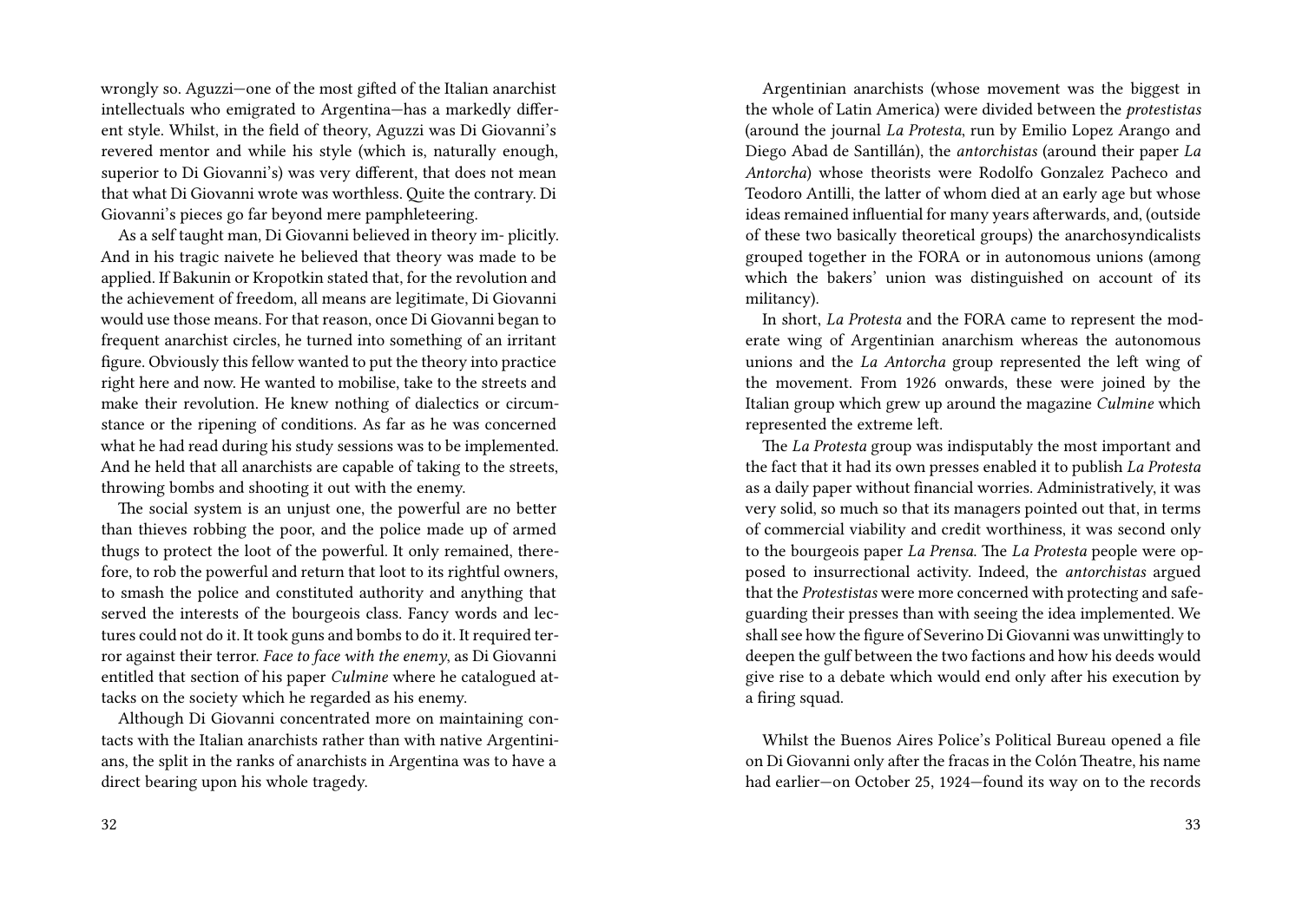wrongly so. Aguzzi—one of the most gifted of the Italian anarchist intellectuals who emigrated to Argentina—has a markedly different style. Whilst, in the field of theory, Aguzzi was Di Giovanni's revered mentor and while his style (which is, naturally enough, superior to Di Giovanni's) was very different, that does not mean that what Di Giovanni wrote was worthless. Quite the contrary. Di Giovanni's pieces go far beyond mere pamphleteering.

As a self taught man, Di Giovanni believed in theory im- plicitly. And in his tragic naivete he believed that theory was made to be applied. If Bakunin or Kropotkin stated that, for the revolution and the achievement of freedom, all means are legitimate, Di Giovanni would use those means. For that reason, once Di Giovanni began to frequent anarchist circles, he turned into something of an irritant figure. Obviously this fellow wanted to put the theory into practice right here and now. He wanted to mobilise, take to the streets and make their revolution. He knew nothing of dialectics or circumstance or the ripening of conditions. As far as he was concerned what he had read during his study sessions was to be implemented. And he held that all anarchists are capable of taking to the streets, throwing bombs and shooting it out with the enemy.

The social system is an unjust one, the powerful are no better than thieves robbing the poor, and the police made up of armed thugs to protect the loot of the powerful. It only remained, therefore, to rob the powerful and return that loot to its rightful owners, to smash the police and constituted authority and anything that served the interests of the bourgeois class. Fancy words and lectures could not do it. It took guns and bombs to do it. It required terror against their terror. *Face to face with the enemy*, as Di Giovanni entitled that section of his paper *Culmine* where he catalogued attacks on the society which he regarded as his enemy.

Although Di Giovanni concentrated more on maintaining contacts with the Italian anarchists rather than with native Argentinians, the split in the ranks of anarchists in Argentina was to have a direct bearing upon his whole tragedy.

Argentinian anarchists (whose movement was the biggest in the whole of Latin America) were divided between the *protestistas* (around the journal *La Protesta*, run by Emilio Lopez Arango and Diego Abad de Santillán), the *antorchistas* (around their paper *La Antorcha*) whose theorists were Rodolfo Gonzalez Pacheco and Teodoro Antilli, the latter of whom died at an early age but whose ideas remained influential for many years afterwards, and, (outside of these two basically theoretical groups) the anarchosyndicalists grouped together in the FORA or in autonomous unions (among which the bakers' union was distinguished on account of its militancy).

In short, *La Protesta* and the FORA came to represent the moderate wing of Argentinian anarchism whereas the autonomous unions and the *La Antorcha* group represented the left wing of the movement. From 1926 onwards, these were joined by the Italian group which grew up around the magazine *Culmine* which represented the extreme left.

The *La Protesta* group was indisputably the most important and the fact that it had its own presses enabled it to publish *La Protesta* as a daily paper without financial worries. Administratively, it was very solid, so much so that its managers pointed out that, in terms of commercial viability and credit worthiness, it was second only to the bourgeois paper *La Prensa*. The *La Protesta* people were opposed to insurrectional activity. Indeed, the *antorchistas* argued that the *Protestistas* were more concerned with protecting and safeguarding their presses than with seeing the idea implemented. We shall see how the figure of Severino Di Giovanni was unwittingly to deepen the gulf between the two factions and how his deeds would give rise to a debate which would end only after his execution by a firing squad.

Whilst the Buenos Aires Police's Political Bureau opened a file on Di Giovanni only after the fracas in the Colón Theatre, his name had earlier—on October 25, 1924—found its way on to the records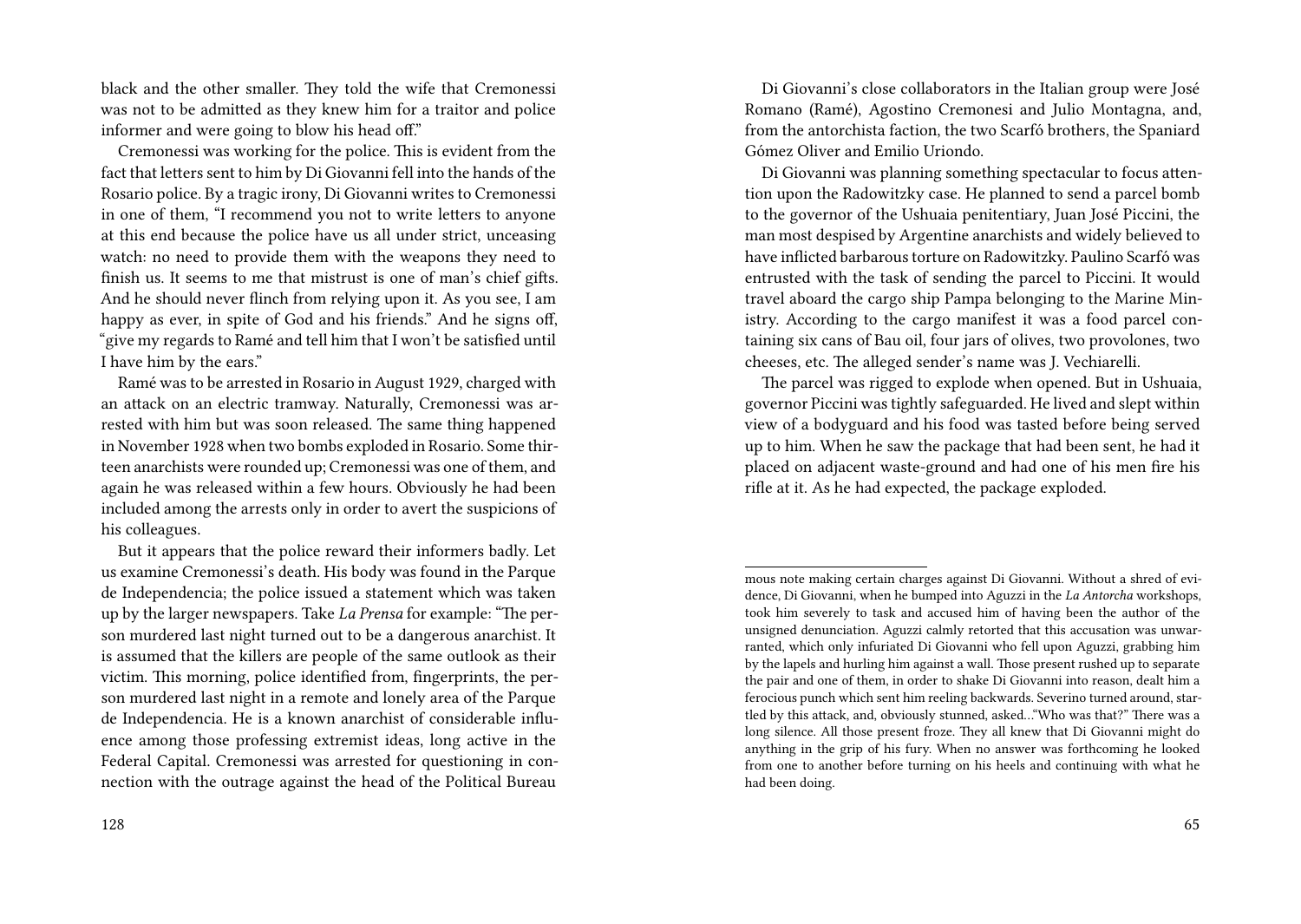black and the other smaller. They told the wife that Cremonessi was not to be admitted as they knew him for a traitor and police informer and were going to blow his head off."

Cremonessi was working for the police. This is evident from the fact that letters sent to him by Di Giovanni fell into the hands of the Rosario police. By a tragic irony, Di Giovanni writes to Cremonessi in one of them, "I recommend you not to write letters to anyone at this end because the police have us all under strict, unceasing watch: no need to provide them with the weapons they need to finish us. It seems to me that mistrust is one of man's chief gifts. And he should never flinch from relying upon it. As you see, I am happy as ever, in spite of God and his friends." And he signs off, "give my regards to Ramé and tell him that I won't be satisfied until I have him by the ears."

Ramé was to be arrested in Rosario in August 1929, charged with an attack on an electric tramway. Naturally, Cremonessi was arrested with him but was soon released. The same thing happened in November 1928 when two bombs exploded in Rosario. Some thirteen anarchists were rounded up; Cremonessi was one of them, and again he was released within a few hours. Obviously he had been included among the arrests only in order to avert the suspicions of his colleagues.

But it appears that the police reward their informers badly. Let us examine Cremonessi's death. His body was found in the Parque de Independencia; the police issued a statement which was taken up by the larger newspapers. Take *La Prensa* for example: "The person murdered last night turned out to be a dangerous anarchist. It is assumed that the killers are people of the same outlook as their victim. This morning, police identified from, fingerprints, the person murdered last night in a remote and lonely area of the Parque de Independencia. He is a known anarchist of considerable influence among those professing extremist ideas, long active in the Federal Capital. Cremonessi was arrested for questioning in connection with the outrage against the head of the Political Bureau

Di Giovanni's close collaborators in the Italian group were José Romano (Ramé), Agostino Cremonesi and Julio Montagna, and, from the antorchista faction, the two Scarfó brothers, the Spaniard Gómez Oliver and Emilio Uriondo.

Di Giovanni was planning something spectacular to focus attention upon the Radowitzky case. He planned to send a parcel bomb to the governor of the Ushuaia penitentiary, Juan José Piccini, the man most despised by Argentine anarchists and widely believed to have inflicted barbarous torture on Radowitzky. Paulino Scarfó was entrusted with the task of sending the parcel to Piccini. It would travel aboard the cargo ship Pampa belonging to the Marine Ministry. According to the cargo manifest it was a food parcel containing six cans of Bau oil, four jars of olives, two provolones, two cheeses, etc. The alleged sender's name was J. Vechiarelli.

The parcel was rigged to explode when opened. But in Ushuaia, governor Piccini was tightly safeguarded. He lived and slept within view of a bodyguard and his food was tasted before being served up to him. When he saw the package that had been sent, he had it placed on adjacent waste-ground and had one of his men fire his rifle at it. As he had expected, the package exploded.

---

mous note making certain charges against Di Giovanni. Without a shred of evidence, Di Giovanni, when he bumped into Aguzzi in the *La Antorcha* workshops, took him severely to task and accused him of having been the author of the unsigned denunciation. Aguzzi calmly retorted that this accusation was unwarranted, which only infuriated Di Giovanni who fell upon Aguzzi, grabbing him by the lapels and hurling him against a wall. Those present rushed up to separate the pair and one of them, in order to shake Di Giovanni into reason, dealt him a ferocious punch which sent him reeling backwards. Severino turned around, startled by this attack, and, obviously stunned, asked…"Who was that?" There was a long silence. All those present froze. They all knew that Di Giovanni might do anything in the grip of his fury. When no answer was forthcoming he looked from one to another before turning on his heels and continuing with what he had been doing.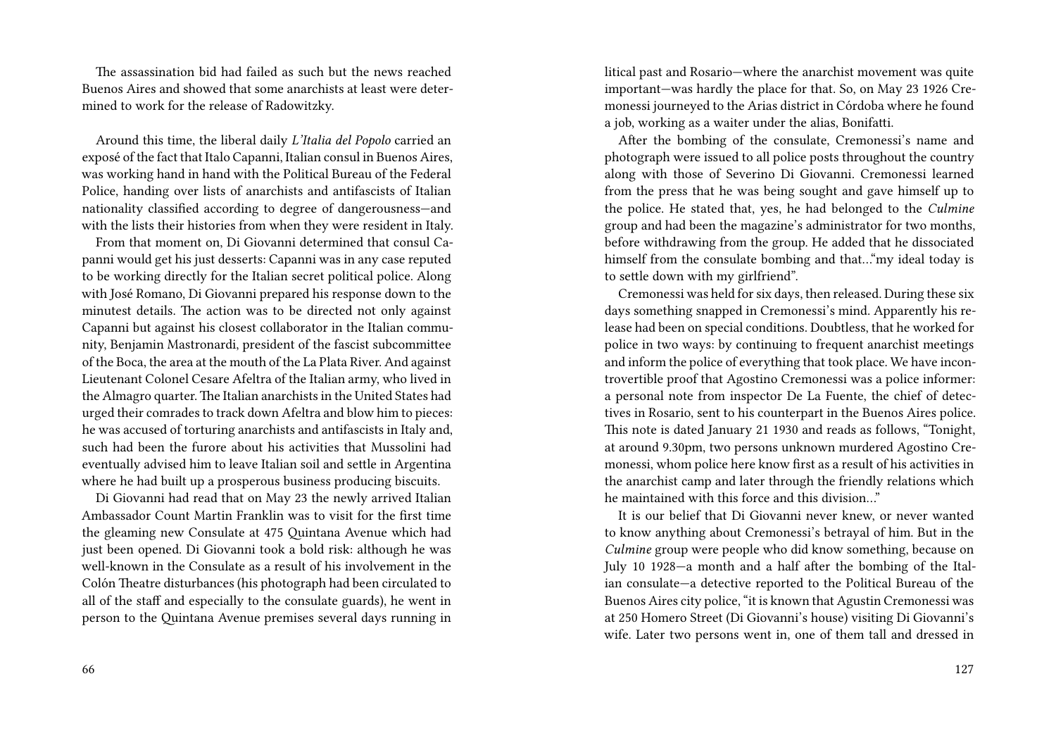The assassination bid had failed as such but the news reached Buenos Aires and showed that some anarchists at least were determined to work for the release of Radowitzky.

Around this time, the liberal daily *L'Italia del Popolo* carried an exposé of the fact that Italo Capanni, Italian consul in Buenos Aires, was working hand in hand with the Political Bureau of the Federal Police, handing over lists of anarchists and antifascists of Italian nationality classified according to degree of dangerousness—and with the lists their histories from when they were resident in Italy.

From that moment on, Di Giovanni determined that consul Capanni would get his just desserts: Capanni was in any case reputed to be working directly for the Italian secret political police. Along with José Romano, Di Giovanni prepared his response down to the minutest details. The action was to be directed not only against Capanni but against his closest collaborator in the Italian community, Benjamin Mastronardi, president of the fascist subcommittee of the Boca, the area at the mouth of the La Plata River. And against Lieutenant Colonel Cesare Afeltra of the Italian army, who lived in the Almagro quarter. The Italian anarchists in the United States had urged their comrades to track down Afeltra and blow him to pieces: he was accused of torturing anarchists and antifascists in Italy and, such had been the furore about his activities that Mussolini had eventually advised him to leave Italian soil and settle in Argentina where he had built up a prosperous business producing biscuits.

Di Giovanni had read that on May 23 the newly arrived Italian Ambassador Count Martin Franklin was to visit for the first time the gleaming new Consulate at 475 Quintana Avenue which had just been opened. Di Giovanni took a bold risk: although he was well-known in the Consulate as a result of his involvement in the Colón Theatre disturbances (his photograph had been circulated to all of the staff and especially to the consulate guards), he went in person to the Quintana Avenue premises several days running in

litical past and Rosario—where the anarchist movement was quite important—was hardly the place for that. So, on May 23 1926 Cremonessi journeyed to the Arias district in Córdoba where he found a job, working as a waiter under the alias, Bonifatti.

After the bombing of the consulate, Cremonessi's name and photograph were issued to all police posts throughout the country along with those of Severino Di Giovanni. Cremonessi learned from the press that he was being sought and gave himself up to the police. He stated that, yes, he had belonged to the *Culmine* group and had been the magazine's administrator for two months, before withdrawing from the group. He added that he dissociated himself from the consulate bombing and that…"my ideal today is to settle down with my girlfriend".

Cremonessi was held for six days, then released. During these six days something snapped in Cremonessi's mind. Apparently his release had been on special conditions. Doubtless, that he worked for police in two ways: by continuing to frequent anarchist meetings and inform the police of everything that took place. We have incontrovertible proof that Agostino Cremonessi was a police informer: a personal note from inspector De La Fuente, the chief of detectives in Rosario, sent to his counterpart in the Buenos Aires police. This note is dated January 21 1930 and reads as follows, "Tonight, at around 9.30pm, two persons unknown murdered Agostino Cremonessi, whom police here know first as a result of his activities in the anarchist camp and later through the friendly relations which he maintained with this force and this division…"

It is our belief that Di Giovanni never knew, or never wanted to know anything about Cremonessi's betrayal of him. But in the *Culmine* group were people who did know something, because on July 10 1928—a month and a half after the bombing of the Italian consulate—a detective reported to the Political Bureau of the Buenos Aires city police, "it is known that Agustin Cremonessi was at 250 Homero Street (Di Giovanni's house) visiting Di Giovanni's wife. Later two persons went in, one of them tall and dressed in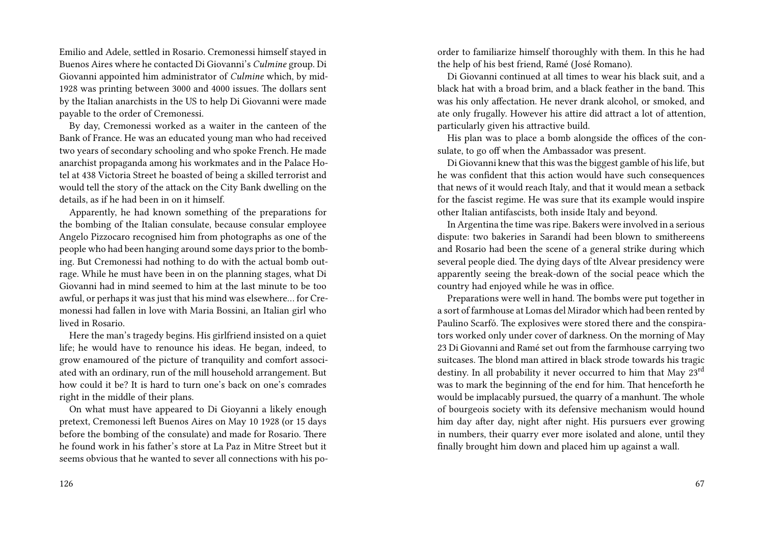Emilio and Adele, settled in Rosario. Cremonessi himself stayed in Buenos Aires where he contacted Di Giovanni's *Culmine* group. Di Giovanni appointed him administrator of *Culmine* which, by mid-1928 was printing between 3000 and 4000 issues. The dollars sent by the Italian anarchists in the US to help Di Giovanni were made payable to the order of Cremonessi.

By day, Cremonessi worked as a waiter in the canteen of the Bank of France. He was an educated young man who had received two years of secondary schooling and who spoke French. He made anarchist propaganda among his workmates and in the Palace Hotel at 438 Victoria Street he boasted of being a skilled terrorist and would tell the story of the attack on the City Bank dwelling on the details, as if he had been in on it himself.

Apparently, he had known something of the preparations for the bombing of the Italian consulate, because consular employee Angelo Pizzocaro recognised him from photographs as one of the people who had been hanging around some days prior to the bombing. But Cremonessi had nothing to do with the actual bomb outrage. While he must have been in on the planning stages, what Di Giovanni had in mind seemed to him at the last minute to be too awful, or perhaps it was just that his mind was elsewhere… for Cremonessi had fallen in love with Maria Bossini, an Italian girl who lived in Rosario.

Here the man's tragedy begins. His girlfriend insisted on a quiet life; he would have to renounce his ideas. He began, indeed, to grow enamoured of the picture of tranquility and comfort associated with an ordinary, run of the mill household arrangement. But how could it be? It is hard to turn one's back on one's comrades right in the middle of their plans.

On what must have appeared to Di Gioyanni a likely enough pretext, Cremonessi left Buenos Aires on May 10 1928 (or 15 days before the bombing of the consulate) and made for Rosario. There he found work in his father's store at La Paz in Mitre Street but it seems obvious that he wanted to sever all connections with his po-

order to familiarize himself thoroughly with them. In this he had the help of his best friend, Ramé (José Romano).

Di Giovanni continued at all times to wear his black suit, and a black hat with a broad brim, and a black feather in the band. This was his only affectation. He never drank alcohol, or smoked, and ate only frugally. However his attire did attract a lot of attention, particularly given his attractive build.

His plan was to place a bomb alongside the offices of the consulate, to go off when the Ambassador was present.

Di Giovanni knew that this was the biggest gamble of his life, but he was confident that this action would have such consequences that news of it would reach Italy, and that it would mean a setback for the fascist regime. He was sure that its example would inspire other Italian antifascists, both inside Italy and beyond.

In Argentina the time was ripe. Bakers were involved in a serious dispute: two bakeries in Sarandí had been blown to smithereens and Rosario had been the scene of a general strike during which several people died. The dying days of tlte Alvear presidency were apparently seeing the break-down of the social peace which the country had enjoyed while he was in office.

Preparations were well in hand. The bombs were put together in a sort of farmhouse at Lomas del Mirador which had been rented by Paulino Scarfó. The explosives were stored there and the conspirators worked only under cover of darkness. On the morning of May 23 Di Giovanni and Ramé set out from the farmhouse carrying two suitcases. The blond man attired in black strode towards his tragic destiny. In all probability it never occurred to him that May 23rd was to mark the beginning of the end for him. That henceforth he would be implacably pursued, the quarry of a manhunt. The whole of bourgeois society with its defensive mechanism would hound him day after day, night after night. His pursuers ever growing in numbers, their quarry ever more isolated and alone, until they finally brought him down and placed him up against a wall.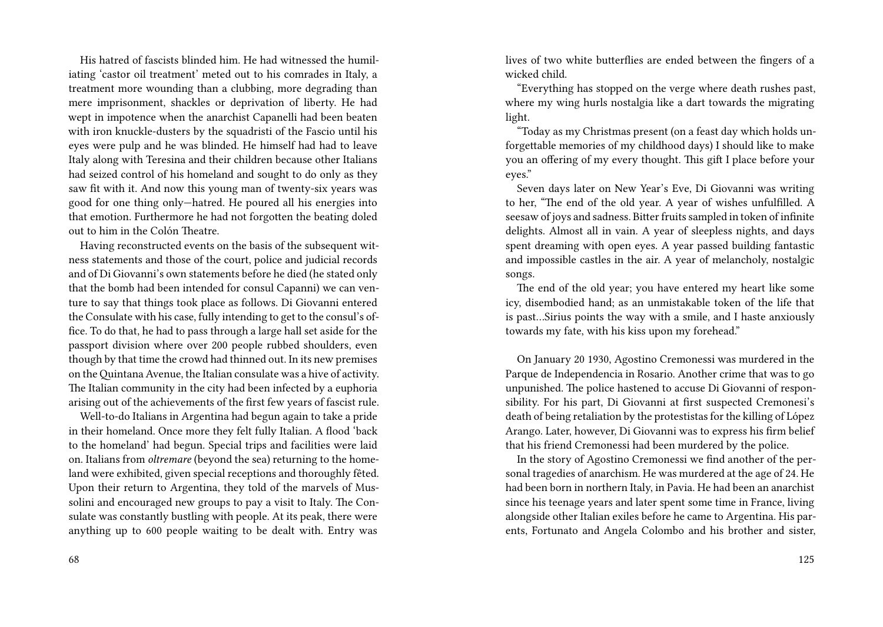His hatred of fascists blinded him. He had witnessed the humiliating 'castor oil treatment' meted out to his comrades in Italy, a treatment more wounding than a clubbing, more degrading than mere imprisonment, shackles or deprivation of liberty. He had wept in impotence when the anarchist Capanelli had been beaten with iron knuckle-dusters by the squadristi of the Fascio until his eyes were pulp and he was blinded. He himself had had to leave Italy along with Teresina and their children because other Italians had seized control of his homeland and sought to do only as they saw fit with it. And now this young man of twenty-six years was good for one thing only—hatred. He poured all his energies into that emotion. Furthermore he had not forgotten the beating doled out to him in the Colón Theatre.

Having reconstructed events on the basis of the subsequent witness statements and those of the court, police and judicial records and of Di Giovanni's own statements before he died (he stated only that the bomb had been intended for consul Capanni) we can venture to say that things took place as follows. Di Giovanni entered the Consulate with his case, fully intending to get to the consul's office. To do that, he had to pass through a large hall set aside for the passport division where over 200 people rubbed shoulders, even though by that time the crowd had thinned out. In its new premises on the Quintana Avenue, the Italian consulate was a hive of activity. The Italian community in the city had been infected by a euphoria arising out of the achievements of the first few years of fascist rule.

Well-to-do Italians in Argentina had begun again to take a pride in their homeland. Once more they felt fully Italian. A flood 'back to the homeland' had begun. Special trips and facilities were laid on. Italians from *oltremare* (beyond the sea) returning to the homeland were exhibited, given special receptions and thoroughly fêted. Upon their return to Argentina, they told of the marvels of Mussolini and encouraged new groups to pay a visit to Italy. The Consulate was constantly bustling with people. At its peak, there were anything up to 600 people waiting to be dealt with. Entry was

lives of two white butterflies are ended between the fingers of a wicked child.

"Everything has stopped on the verge where death rushes past, where my wing hurls nostalgia like a dart towards the migrating light.

"Today as my Christmas present (on a feast day which holds unforgettable memories of my childhood days) I should like to make you an offering of my every thought. This gift I place before your eyes."

Seven days later on New Year's Eve, Di Giovanni was writing to her, "The end of the old year. A year of wishes unfulfilled. A seesaw of joys and sadness. Bitter fruits sampled in token of infinite delights. Almost all in vain. A year of sleepless nights, and days spent dreaming with open eyes. A year passed building fantastic and impossible castles in the air. A year of melancholy, nostalgic songs.

The end of the old year; you have entered my heart like some icy, disembodied hand; as an unmistakable token of the life that is past…Sirius points the way with a smile, and I haste anxiously towards my fate, with his kiss upon my forehead."

On January 20 1930, Agostino Cremonessi was murdered in the Parque de Independencia in Rosario. Another crime that was to go unpunished. The police hastened to accuse Di Giovanni of responsibility. For his part, Di Giovanni at first suspected Cremonesi's death of being retaliation by the protestistas for the killing of López Arango. Later, however, Di Giovanni was to express his firm belief that his friend Cremonessi had been murdered by the police.

In the story of Agostino Cremonessi we find another of the personal tragedies of anarchism. He was murdered at the age of 24. He had been born in northern Italy, in Pavia. He had been an anarchist since his teenage years and later spent some time in France, living alongside other Italian exiles before he came to Argentina. His parents, Fortunato and Angela Colombo and his brother and sister,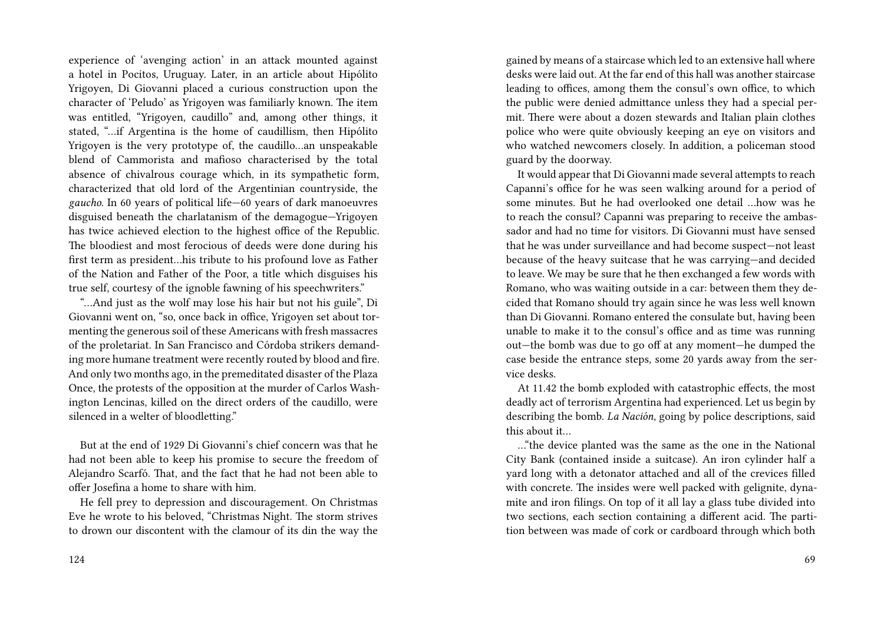experience of 'avenging action' in an attack mounted against a hotel in Pocitos, Uruguay. Later, in an article about Hipólito Yrigoyen, Di Giovanni placed a curious construction upon the character of 'Peludo' as Yrigoyen was familiarly known. The item was entitled, "Yrigoyen, caudillo" and, among other things, it stated, "…if Argentina is the home of caudillism, then Hipólito Yrigoyen is the very prototype of, the caudillo…an unspeakable blend of Cammorista and mafioso characterised by the total absence of chivalrous courage which, in its sympathetic form, characterized that old lord of the Argentinian countryside, the *gaucho*. In 60 years of political life—60 years of dark manoeuvres disguised beneath the charlatanism of the demagogue—Yrigoyen has twice achieved election to the highest office of the Republic. The bloodiest and most ferocious of deeds were done during his first term as president…his tribute to his profound love as Father of the Nation and Father of the Poor, a title which disguises his true self, courtesy of the ignoble fawning of his speechwriters."

"…And just as the wolf may lose his hair but not his guile", Di Giovanni went on, "so, once back in office, Yrigoyen set about tormenting the generous soil of these Americans with fresh massacres of the proletariat. In San Francisco and Córdoba strikers demanding more humane treatment were recently routed by blood and fire. And only two months ago, in the premeditated disaster of the Plaza Once, the protests of the opposition at the murder of Carlos Washington Lencinas, killed on the direct orders of the caudillo, were silenced in a welter of bloodletting."

But at the end of 1929 Di Giovanni's chief concern was that he had not been able to keep his promise to secure the freedom of Alejandro Scarfó. That, and the fact that he had not been able to offer Josefina a home to share with him.

He fell prey to depression and discouragement. On Christmas Eve he wrote to his beloved, "Christmas Night. The storm strives to drown our discontent with the clamour of its din the way the

gained by means of a staircase which led to an extensive hall where desks were laid out. At the far end of this hall was another staircase leading to offices, among them the consul's own office, to which the public were denied admittance unless they had a special permit. There were about a dozen stewards and Italian plain clothes police who were quite obviously keeping an eye on visitors and who watched newcomers closely. In addition, a policeman stood guard by the doorway.

It would appear that Di Giovanni made several attempts to reach Capanni's office for he was seen walking around for a period of some minutes. But he had overlooked one detail …how was he to reach the consul? Capanni was preparing to receive the ambassador and had no time for visitors. Di Giovanni must have sensed that he was under surveillance and had become suspect—not least because of the heavy suitcase that he was carrying—and decided to leave. We may be sure that he then exchanged a few words with Romano, who was waiting outside in a car: between them they decided that Romano should try again since he was less well known than Di Giovanni. Romano entered the consulate but, having been unable to make it to the consul's office and as time was running out—the bomb was due to go off at any moment—he dumped the case beside the entrance steps, some 20 yards away from the service desks.

At 11.42 the bomb exploded with catastrophic effects, the most deadly act of terrorism Argentina had experienced. Let us begin by describing the bomb. *La Nación*, going by police descriptions, said this about it…

…"the device planted was the same as the one in the National City Bank (contained inside a suitcase). An iron cylinder half a yard long with a detonator attached and all of the crevices filled with concrete. The insides were well packed with gelignite, dynamite and iron filings. On top of it all lay a glass tube divided into two sections, each section containing a different acid. The partition between was made of cork or cardboard through which both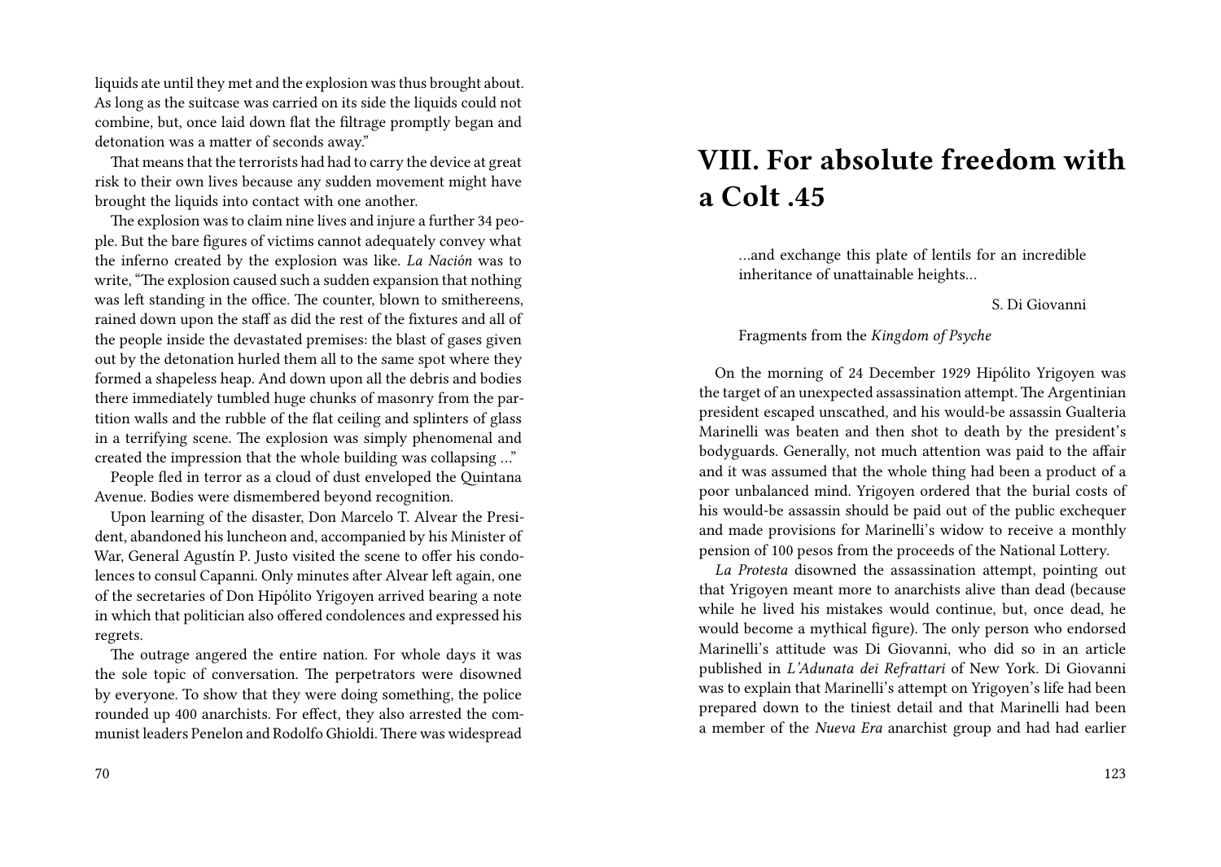liquids ate until they met and the explosion was thus brought about. As long as the suitcase was carried on its side the liquids could not combine, but, once laid down flat the filtrage promptly began and detonation was a matter of seconds away."

That means that the terrorists had had to carry the device at great risk to their own lives because any sudden movement might have brought the liquids into contact with one another.

The explosion was to claim nine lives and injure a further 34 people. But the bare figures of victims cannot adequately convey what the inferno created by the explosion was like. *La Nación* was to write, "The explosion caused such a sudden expansion that nothing was left standing in the office. The counter, blown to smithereens, rained down upon the staff as did the rest of the fixtures and all of the people inside the devastated premises: the blast of gases given out by the detonation hurled them all to the same spot where they formed a shapeless heap. And down upon all the debris and bodies there immediately tumbled huge chunks of masonry from the partition walls and the rubble of the flat ceiling and splinters of glass in a terrifying scene. The explosion was simply phenomenal and created the impression that the whole building was collapsing …"

People fled in terror as a cloud of dust enveloped the Quintana Avenue. Bodies were dismembered beyond recognition.

Upon learning of the disaster, Don Marcelo T. Alvear the President, abandoned his luncheon and, accompanied by his Minister of War, General Agustín P. Justo visited the scene to offer his condolences to consul Capanni. Only minutes after Alvear left again, one of the secretaries of Don Hipólito Yrigoyen arrived bearing a note in which that politician also offered condolences and expressed his regrets.

The outrage angered the entire nation. For whole days it was the sole topic of conversation. The perpetrators were disowned by everyone. To show that they were doing something, the police rounded up 400 anarchists. For effect, they also arrested the communist leaders Penelon and Rodolfo Ghioldi. There was widespread

# VIII. For absolute freedom with a Colt .45

> …and exchange this plate of lentils for an incredible inheritance of unattainable heights…
>
> S. Di Giovanni

Fragments from the *Kingdom of Psyche*

On the morning of 24 December 1929 Hipólito Yrigoyen was the target of an unexpected assassination attempt. The Argentinian president escaped unscathed, and his would-be assassin Gualteria Marinelli was beaten and then shot to death by the president's bodyguards. Generally, not much attention was paid to the affair and it was assumed that the whole thing had been a product of a poor unbalanced mind. Yrigoyen ordered that the burial costs of his would-be assassin should be paid out of the public exchequer and made provisions for Marinelli's widow to receive a monthly pension of 100 pesos from the proceeds of the National Lottery.

*La Protesta* disowned the assassination attempt, pointing out that Yrigoyen meant more to anarchists alive than dead (because while he lived his mistakes would continue, but, once dead, he would become a mythical figure). The only person who endorsed Marinelli's attitude was Di Giovanni, who did so in an article published in *L'Adunata dei Refrattari* of New York. Di Giovanni was to explain that Marinelli's attempt on Yrigoyen's life had been prepared down to the tiniest detail and that Marinelli had been a member of the *Nueva Era* anarchist group and had had earlier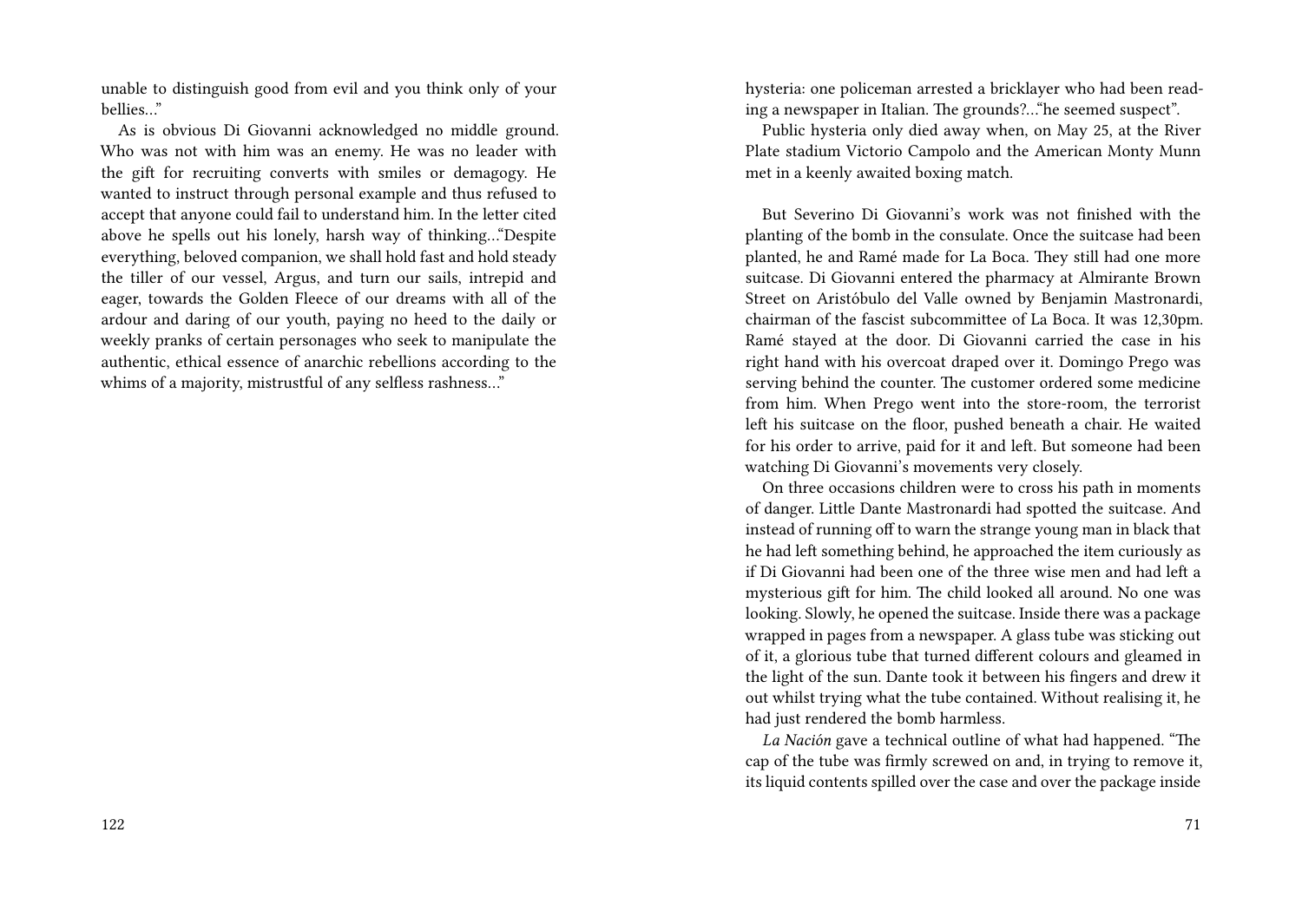unable to distinguish good from evil and you think only of your bellies…"

As is obvious Di Giovanni acknowledged no middle ground. Who was not with him was an enemy. He was no leader with the gift for recruiting converts with smiles or demagogy. He wanted to instruct through personal example and thus refused to accept that anyone could fail to understand him. In the letter cited above he spells out his lonely, harsh way of thinking…"Despite everything, beloved companion, we shall hold fast and hold steady the tiller of our vessel, Argus, and turn our sails, intrepid and eager, towards the Golden Fleece of our dreams with all of the ardour and daring of our youth, paying no heed to the daily or weekly pranks of certain personages who seek to manipulate the authentic, ethical essence of anarchic rebellions according to the whims of a majority, mistrustful of any selfless rashness…"

hysteria: one policeman arrested a bricklayer who had been reading a newspaper in Italian. The grounds?…"he seemed suspect".

Public hysteria only died away when, on May 25, at the River Plate stadium Victorio Campolo and the American Monty Munn met in a keenly awaited boxing match.

But Severino Di Giovanni's work was not finished with the planting of the bomb in the consulate. Once the suitcase had been planted, he and Ramé made for La Boca. They still had one more suitcase. Di Giovanni entered the pharmacy at Almirante Brown Street on Aristóbulo del Valle owned by Benjamin Mastronardi, chairman of the fascist subcommittee of La Boca. It was 12,30pm. Ramé stayed at the door. Di Giovanni carried the case in his right hand with his overcoat draped over it. Domingo Prego was serving behind the counter. The customer ordered some medicine from him. When Prego went into the store-room, the terrorist left his suitcase on the floor, pushed beneath a chair. He waited for his order to arrive, paid for it and left. But someone had been watching Di Giovanni's movements very closely.

On three occasions children were to cross his path in moments of danger. Little Dante Mastronardi had spotted the suitcase. And instead of running off to warn the strange young man in black that he had left something behind, he approached the item curiously as if Di Giovanni had been one of the three wise men and had left a mysterious gift for him. The child looked all around. No one was looking. Slowly, he opened the suitcase. Inside there was a package wrapped in pages from a newspaper. A glass tube was sticking out of it, a glorious tube that turned different colours and gleamed in the light of the sun. Dante took it between his fingers and drew it out whilst trying what the tube contained. Without realising it, he had just rendered the bomb harmless.

*La Nación* gave a technical outline of what had happened. "The cap of the tube was firmly screwed on and, in trying to remove it, its liquid contents spilled over the case and over the package inside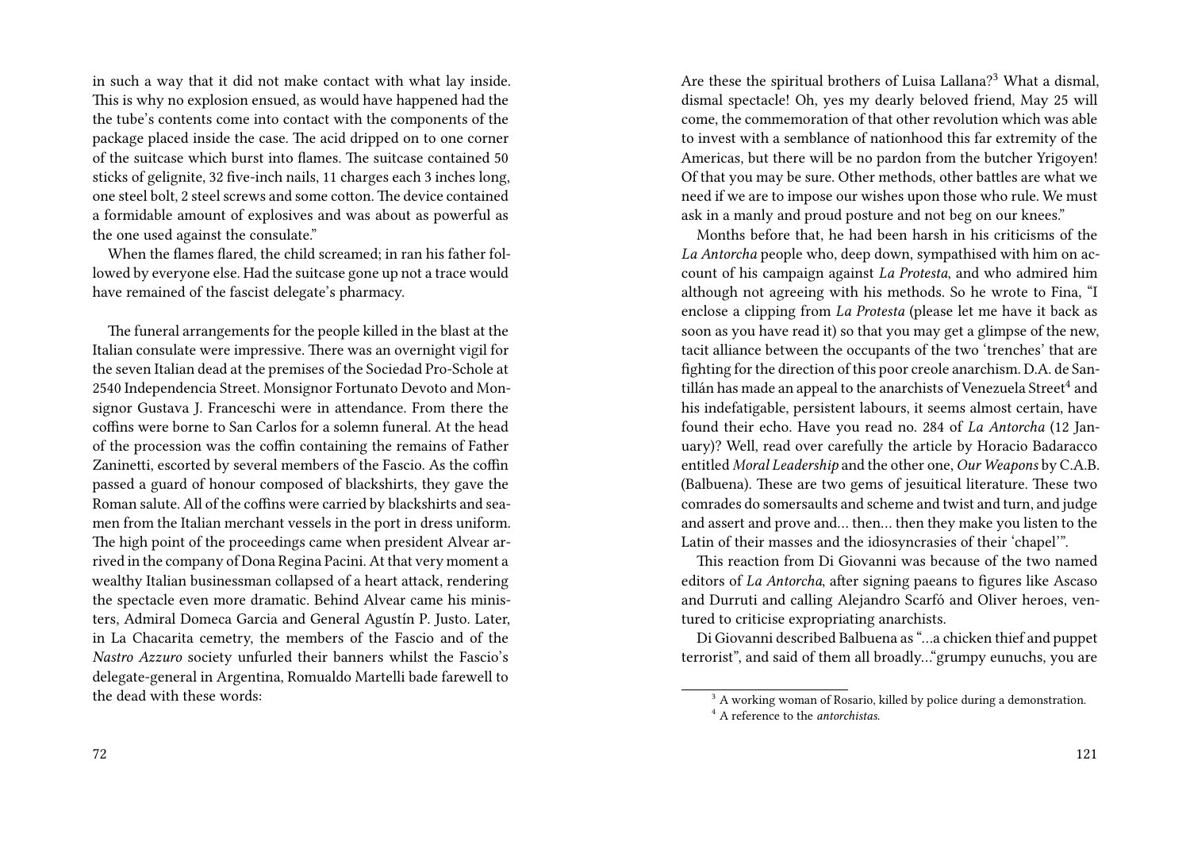in such a way that it did not make contact with what lay inside. This is why no explosion ensued, as would have happened had the the tube's contents come into contact with the components of the package placed inside the case. The acid dripped on to one corner of the suitcase which burst into flames. The suitcase contained 50 sticks of gelignite, 32 five-inch nails, 11 charges each 3 inches long, one steel bolt, 2 steel screws and some cotton. The device contained a formidable amount of explosives and was about as powerful as the one used against the consulate."

When the flames flared, the child screamed; in ran his father followed by everyone else. Had the suitcase gone up not a trace would have remained of the fascist delegate's pharmacy.

The funeral arrangements for the people killed in the blast at the Italian consulate were impressive. There was an overnight vigil for the seven Italian dead at the premises of the Sociedad Pro-Schole at 2540 Independencia Street. Monsignor Fortunato Devoto and Monsignor Gustava J. Franceschi were in attendance. From there the coffins were borne to San Carlos for a solemn funeral. At the head of the procession was the coffin containing the remains of Father Zaninetti, escorted by several members of the Fascio. As the coffin passed a guard of honour composed of blackshirts, they gave the Roman salute. All of the coffins were carried by blackshirts and seamen from the Italian merchant vessels in the port in dress uniform. The high point of the proceedings came when president Alvear arrived in the company of Dona Regina Pacini. At that very moment a wealthy Italian businessman collapsed of a heart attack, rendering the spectacle even more dramatic. Behind Alvear came his ministers, Admiral Domeca Garcia and General Agustín P. Justo. Later, in La Chacarita cemetry, the members of the Fascio and of the *Nastro Azzuro* society unfurled their banners whilst the Fascio's delegate-general in Argentina, Romualdo Martelli bade farewell to the dead with these words:

Are these the spiritual brothers of Luisa Lallana?[3] What a dismal, dismal spectacle! Oh, yes my dearly beloved friend, May 25 will come, the commemoration of that other revolution which was able to invest with a semblance of nationhood this far extremity of the Americas, but there will be no pardon from the butcher Yrigoyen! Of that you may be sure. Other methods, other battles are what we need if we are to impose our wishes upon those who rule. We must ask in a manly and proud posture and not beg on our knees."

Months before that, he had been harsh in his criticisms of the *La Antorcha* people who, deep down, sympathised with him on account of his campaign against *La Protesta*, and who admired him although not agreeing with his methods. So he wrote to Fina, "I enclose a clipping from *La Protesta* (please let me have it back as soon as you have read it) so that you may get a glimpse of the new, tacit alliance between the occupants of the two 'trenches' that are fighting for the direction of this poor creole anarchism. D.A. de Santillán has made an appeal to the anarchists of Venezuela Street[4] and his indefatigable, persistent labours, it seems almost certain, have found their echo. Have you read no. 284 of *La Antorcha* (12 January)? Well, read over carefully the article by Horacio Badaracco entitled *Moral Leadership* and the other one, *Our Weapons* by C.A.B. (Balbuena). These are two gems of jesuitical literature. These two comrades do somersaults and scheme and twist and turn, and judge and assert and prove and… then… then they make you listen to the Latin of their masses and the idiosyncracies of their 'chapel'".

This reaction from Di Giovanni was because of the two named editors of *La Antorcha*, after signing paeans to figures like Ascaso and Durruti and calling Alejandro Scarfó and Oliver heroes, ventured to criticise expropriating anarchists.

Di Giovanni described Balbuena as "…a chicken thief and puppet terrorist", and said of them all broadly…"grumpy eunuchs, you are

[3] A working woman of Rosario, killed by police during a demonstration.

[4] A reference to the *antorchistas*.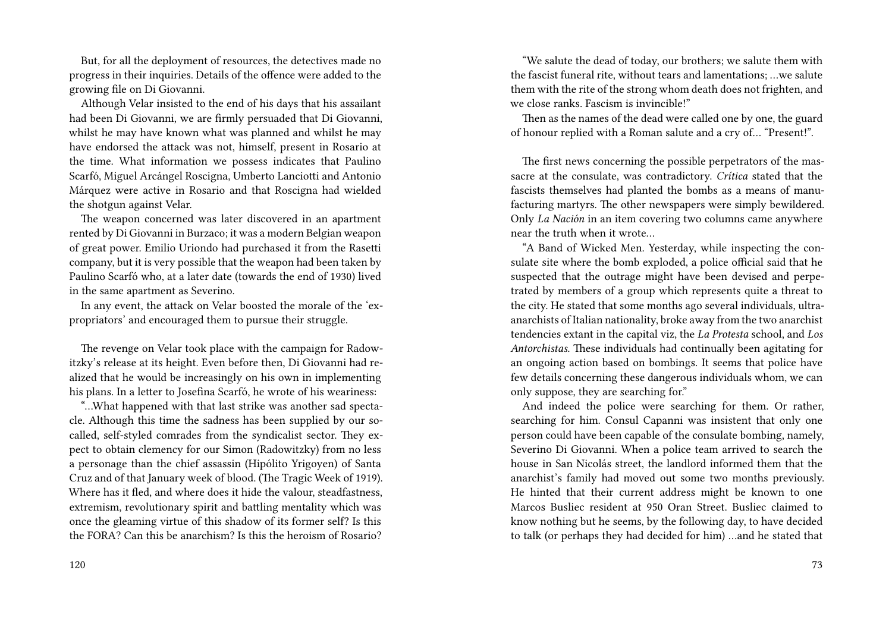But, for all the deployment of resources, the detectives made no progress in their inquiries. Details of the offence were added to the growing file on Di Giovanni.

Although Velar insisted to the end of his days that his assailant had been Di Giovanni, we are firmly persuaded that Di Giovanni, whilst he may have known what was planned and whilst he may have endorsed the attack was not, himself, present in Rosario at the time. What information we possess indicates that Paulino Scarfó, Miguel Arcángel Roscigna, Umberto Lanciotti and Antonio Márquez were active in Rosario and that Roscigna had wielded the shotgun against Velar.

The weapon concerned was later discovered in an apartment rented by Di Giovanni in Burzaco; it was a modern Belgian weapon of great power. Emilio Uriondo had purchased it from the Rasetti company, but it is very possible that the weapon had been taken by Paulino Scarfó who, at a later date (towards the end of 1930) lived in the same apartment as Severino.

In any event, the attack on Velar boosted the morale of the 'expropriators' and encouraged them to pursue their struggle.

The revenge on Velar took place with the campaign for Radowitzky's release at its height. Even before then, Di Giovanni had realized that he would be increasingly on his own in implementing his plans. In a letter to Josefina Scarfó, he wrote of his weariness:

"…What happened with that last strike was another sad spectacle. Although this time the sadness has been supplied by our so-called, self-styled comrades from the syndicalist sector. They expect to obtain clemency for our Simon (Radowitzky) from no less a personage than the chief assassin (Hipólito Yrigoyen) of Santa Cruz and of that January week of blood. (The Tragic Week of 1919). Where has it fled, and where does it hide the valour, steadfastness, extremism, revolutionary spirit and battling mentality which was once the gleaming virtue of this shadow of its former self? Is this the FORA? Can this be anarchism? Is this the heroism of Rosario?

"We salute the dead of today, our brothers; we salute them with the fascist funeral rite, without tears and lamentations; …we salute them with the rite of the strong whom death does not frighten, and we close ranks. Fascism is invincible!"

Then as the names of the dead were called one by one, the guard of honour replied with a Roman salute and a cry of… "Present!".

The first news concerning the possible perpetrators of the massacre at the consulate, was contradictory. *Crítica* stated that the fascists themselves had planted the bombs as a means of manufacturing martyrs. The other newspapers were simply bewildered. Only *La Nación* in an item covering two columns came anywhere near the truth when it wrote…

"A Band of Wicked Men. Yesterday, while inspecting the consulate site where the bomb exploded, a police official said that he suspected that the outrage might have been devised and perpetrated by members of a group which represents quite a threat to the city. He stated that some months ago several individuals, ultra-anarchists of Italian nationality, broke away from the two anarchist tendencies extant in the capital viz, the *La Protesta* school, and *Los Antorchistas*. These individuals had continually been agitating for an ongoing action based on bombings. It seems that police have few details concerning these dangerous individuals whom, we can only suppose, they are searching for."

And indeed the police were searching for them. Or rather, searching for him. Consul Capanni was insistent that only one person could have been capable of the consulate bombing, namely, Severino Di Giovanni. When a police team arrived to search the house in San Nicolás street, the landlord informed them that the anarchist's family had moved out some two months previously. He hinted that their current address might be known to one Marcos Busliec resident at 950 Oran Street. Busliec claimed to know nothing but he seems, by the following day, to have decided to talk (or perhaps they had decided for him) …and he stated that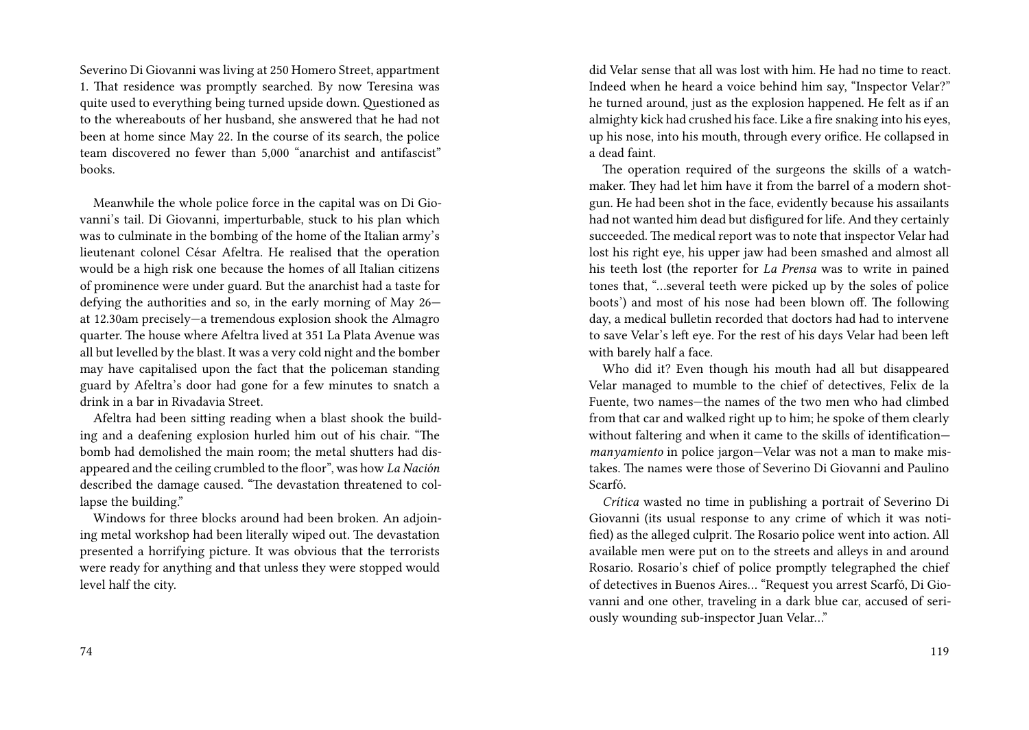Severino Di Giovanni was living at 250 Homero Street, appartment 1. That residence was promptly searched. By now Teresina was quite used to everything being turned upside down. Questioned as to the whereabouts of her husband, she answered that he had not been at home since May 22. In the course of its search, the police team discovered no fewer than 5,000 "anarchist and antifascist" books.

Meanwhile the whole police force in the capital was on Di Giovanni's tail. Di Giovanni, imperturbable, stuck to his plan which was to culminate in the bombing of the home of the Italian army's lieutenant colonel César Afeltra. He realised that the operation would be a high risk one because the homes of all Italian citizens of prominence were under guard. But the anarchist had a taste for defying the authorities and so, in the early morning of May 26—at 12.30am precisely—a tremendous explosion shook the Almagro quarter. The house where Afeltra lived at 351 La Plata Avenue was all but levelled by the blast. It was a very cold night and the bomber may have capitalised upon the fact that the policeman standing guard by Afeltra's door had gone for a few minutes to snatch a drink in a bar in Rivadavia Street.

Afeltra had been sitting reading when a blast shook the building and a deafening explosion hurled him out of his chair. "The bomb had demolished the main room; the metal shutters had disappeared and the ceiling crumbled to the floor", was how *La Nación* described the damage caused. "The devastation threatened to collapse the building."

Windows for three blocks around had been broken. An adjoining metal workshop had been literally wiped out. The devastation presented a horrifying picture. It was obvious that the terrorists were ready for anything and that unless they were stopped would level half the city.

did Velar sense that all was lost with him. He had no time to react. Indeed when he heard a voice behind him say, "Inspector Velar?" he turned around, just as the explosion happened. He felt as if an almighty kick had crushed his face. Like a fire snaking into his eyes, up his nose, into his mouth, through every orifice. He collapsed in a dead faint.

The operation required of the surgeons the skills of a watchmaker. They had let him have it from the barrel of a modern shotgun. He had been shot in the face, evidently because his assailants had not wanted him dead but disfigured for life. And they certainly succeeded. The medical report was to note that inspector Velar had lost his right eye, his upper jaw had been smashed and almost all his teeth lost (the reporter for *La Prensa* was to write in pained tones that, "…several teeth were picked up by the soles of police boots') and most of his nose had been blown off. The following day, a medical bulletin recorded that doctors had had to intervene to save Velar's left eye. For the rest of his days Velar had been left with barely half a face.

Who did it? Even though his mouth had all but disappeared Velar managed to mumble to the chief of detectives, Felix de la Fuente, two names—the names of the two men who had climbed from that car and walked right up to him; he spoke of them clearly without faltering and when it came to the skills of identification—*manyamiento* in police jargon—Velar was not a man to make mistakes. The names were those of Severino Di Giovanni and Paulino Scarfó.

*Crítica* wasted no time in publishing a portrait of Severino Di Giovanni (its usual response to any crime of which it was notified) as the alleged culprit. The Rosario police went into action. All available men were put on to the streets and alleys in and around Rosario. Rosario's chief of police promptly telegraphed the chief of detectives in Buenos Aires… "Request you arrest Scarfó, Di Giovanni and one other, traveling in a dark blue car, accused of seriously wounding sub-inspector Juan Velar…"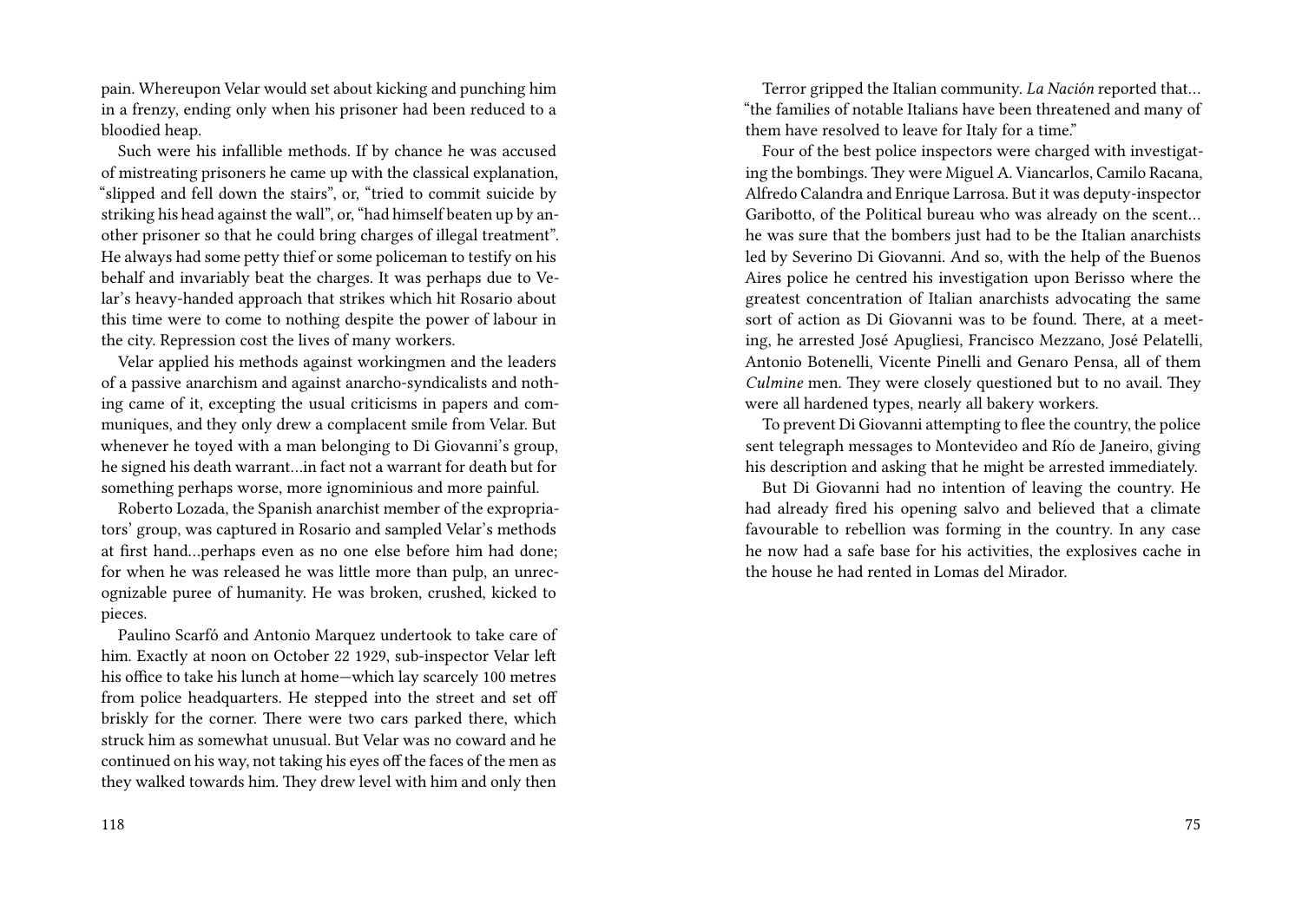pain. Whereupon Velar would set about kicking and punching him in a frenzy, ending only when his prisoner had been reduced to a bloodied heap.

Such were his infallible methods. If by chance he was accused of mistreating prisoners he came up with the classical explanation, "slipped and fell down the stairs", or, "tried to commit suicide by striking his head against the wall", or, "had himself beaten up by another prisoner so that he could bring charges of illegal treatment". He always had some petty thief or some policeman to testify on his behalf and invariably beat the charges. It was perhaps due to Velar's heavy-handed approach that strikes which hit Rosario about this time were to come to nothing despite the power of labour in the city. Repression cost the lives of many workers.

Velar applied his methods against workingmen and the leaders of a passive anarchism and against anarcho-syndicalists and nothing came of it, excepting the usual criticisms in papers and communiques, and they only drew a complacent smile from Velar. But whenever he toyed with a man belonging to Di Giovanni's group, he signed his death warrant…in fact not a warrant for death but for something perhaps worse, more ignominious and more painful.

Roberto Lozada, the Spanish anarchist member of the expropriators' group, was captured in Rosario and sampled Velar's methods at first hand…perhaps even as no one else before him had done; for when he was released he was little more than pulp, an unrecognizable puree of humanity. He was broken, crushed, kicked to pieces.

Paulino Scarfó and Antonio Marquez undertook to take care of him. Exactly at noon on October 22 1929, sub-inspector Velar left his office to take his lunch at home—which lay scarcely 100 metres from police headquarters. He stepped into the street and set off briskly for the corner. There were two cars parked there, which struck him as somewhat unusual. But Velar was no coward and he continued on his way, not taking his eyes off the faces of the men as they walked towards him. They drew level with him and only then

Terror gripped the Italian community. *La Nación* reported that… "the families of notable Italians have been threatened and many of them have resolved to leave for Italy for a time."

Four of the best police inspectors were charged with investigating the bombings. They were Miguel A. Viancarlos, Camilo Racana, Alfredo Calandra and Enrique Larrosa. But it was deputy-inspector Garibotto, of the Political bureau who was already on the scent… he was sure that the bombers just had to be the Italian anarchists led by Severino Di Giovanni. And so, with the help of the Buenos Aires police he centred his investigation upon Berisso where the greatest concentration of Italian anarchists advocating the same sort of action as Di Giovanni was to be found. There, at a meeting, he arrested José Apugliesi, Francisco Mezzano, José Pelatelli, Antonio Botenelli, Vicente Pinelli and Genaro Pensa, all of them *Culmine* men. They were closely questioned but to no avail. They were all hardened types, nearly all bakery workers.

To prevent Di Giovanni attempting to flee the country, the police sent telegraph messages to Montevideo and Río de Janeiro, giving his description and asking that he might be arrested immediately.

But Di Giovanni had no intention of leaving the country. He had already fired his opening salvo and believed that a climate favourable to rebellion was forming in the country. In any case he now had a safe base for his activities, the explosives cache in the house he had rented in Lomas del Mirador.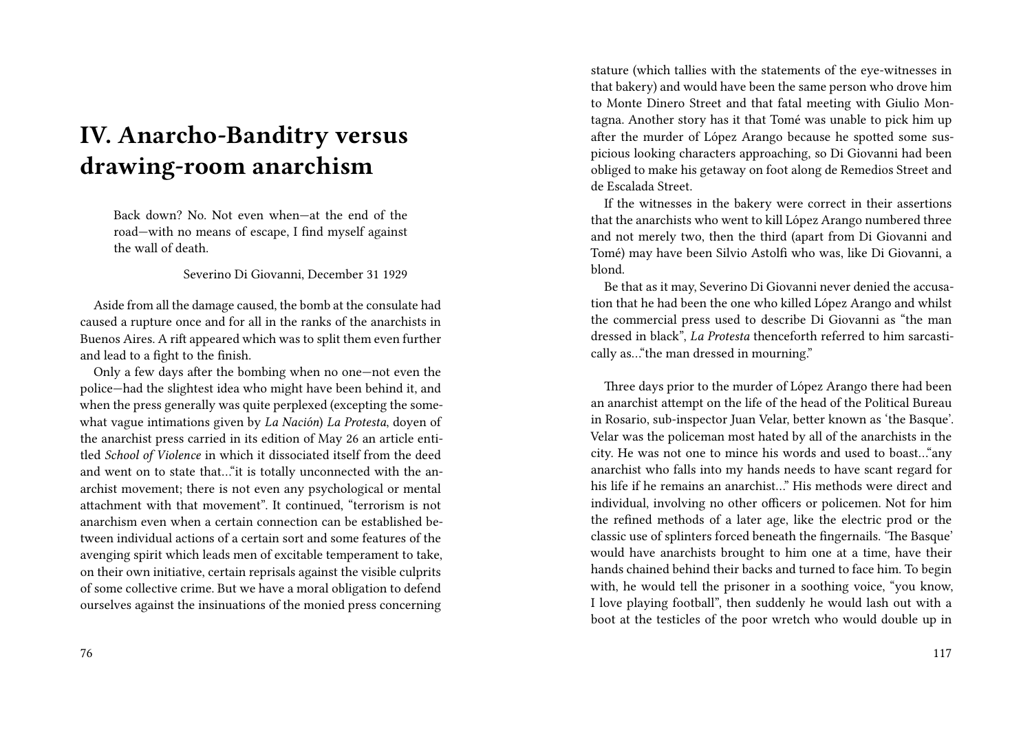# IV. Anarcho-Banditry versus drawing-room anarchism

> Back down? No. Not even when—at the end of the road—with no means of escape, I find myself against the wall of death.
>
> Severino Di Giovanni, December 31 1929

Aside from all the damage caused, the bomb at the consulate had caused a rupture once and for all in the ranks of the anarchists in Buenos Aires. A rift appeared which was to split them even further and lead to a fight to the finish.

Only a few days after the bombing when no one—not even the police—had the slightest idea who might have been behind it, and when the press generally was quite perplexed (excepting the somewhat vague intimations given by *La Nación*) *La Protesta*, doyen of the anarchist press carried in its edition of May 26 an article entitled *School of Violence* in which it dissociated itself from the deed and went on to state that…"it is totally unconnected with the anarchist movement; there is not even any psychological or mental attachment with that movement". It continued, "terrorism is not anarchism even when a certain connection can be established between individual actions of a certain sort and some features of the avenging spirit which leads men of excitable temperament to take, on their own initiative, certain reprisals against the visible culprits of some collective crime. But we have a moral obligation to defend ourselves against the insinuations of the monied press concerning

stature (which tallies with the statements of the eye-witnesses in that bakery) and would have been the same person who drove him to Monte Dinero Street and that fatal meeting with Giulio Montagna. Another story has it that Tomé was unable to pick him up after the murder of López Arango because he spotted some suspicious looking characters approaching, so Di Giovanni had been obliged to make his getaway on foot along de Remedios Street and de Escalada Street.

If the witnesses in the bakery were correct in their assertions that the anarchists who went to kill López Arango numbered three and not merely two, then the third (apart from Di Giovanni and Tomé) may have been Silvio Astolfi who was, like Di Giovanni, a blond.

Be that as it may, Severino Di Giovanni never denied the accusation that he had been the one who killed López Arango and whilst the commercial press used to describe Di Giovanni as "the man dressed in black", *La Protesta* thenceforth referred to him sarcastically as…"the man dressed in mourning."

Three days prior to the murder of López Arango there had been an anarchist attempt on the life of the head of the Political Bureau in Rosario, sub-inspector Juan Velar, better known as 'the Basque'. Velar was the policeman most hated by all of the anarchists in the city. He was not one to mince his words and used to boast…"any anarchist who falls into my hands needs to have scant regard for his life if he remains an anarchist…" His methods were direct and individual, involving no other officers or policemen. Not for him the refined methods of a later age, like the electric prod or the classic use of splinters forced beneath the fingernails. 'The Basque' would have anarchists brought to him one at a time, have their hands chained behind their backs and turned to face him. To begin with, he would tell the prisoner in a soothing voice, "you know, I love playing football", then suddenly he would lash out with a boot at the testicles of the poor wretch who would double up in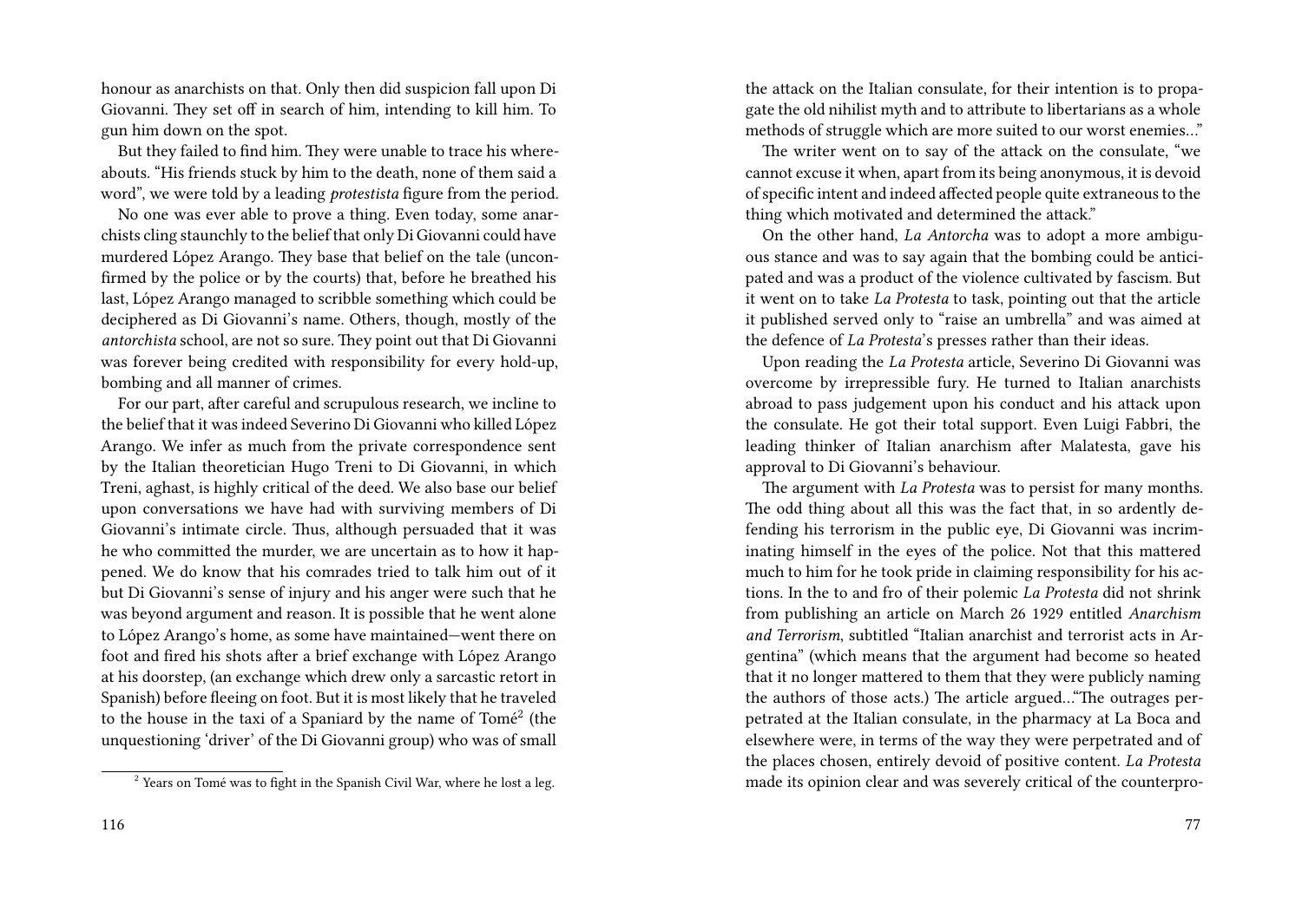honour as anarchists on that. Only then did suspicion fall upon Di Giovanni. They set off in search of him, intending to kill him. To gun him down on the spot.

But they failed to find him. They were unable to trace his whereabouts. "His friends stuck by him to the death, none of them said a word", we were told by a leading *protestista* figure from the period.

No one was ever able to prove a thing. Even today, some anarchists cling staunchly to the belief that only Di Giovanni could have murdered López Arango. They base that belief on the tale (unconfirmed by the police or by the courts) that, before he breathed his last, López Arango managed to scribble something which could be deciphered as Di Giovanni's name. Others, though, mostly of the *antorchista* school, are not so sure. They point out that Di Giovanni was forever being credited with responsibility for every hold-up, bombing and all manner of crimes.

For our part, after careful and scrupulous research, we incline to the belief that it was indeed Severino Di Giovanni who killed López Arango. We infer as much from the private correspondence sent by the Italian theoretician Hugo Treni to Di Giovanni, in which Treni, aghast, is highly critical of the deed. We also base our belief upon conversations we have had with surviving members of Di Giovanni's intimate circle. Thus, although persuaded that it was he who committed the murder, we are uncertain as to how it happened. We do know that his comrades tried to talk him out of it but Di Giovanni's sense of injury and his anger were such that he was beyond argument and reason. It is possible that he went alone to López Arango's home, as some have maintained—went there on foot and fired his shots after a brief exchange with López Arango at his doorstep, (an exchange which drew only a sarcastic retort in Spanish) before fleeing on foot. But it is most likely that he traveled to the house in the taxi of a Spaniard by the name of Tomé[2] (the unquestioning 'driver' of the Di Giovanni group) who was of small

[2] Years on Tomé was to fight in the Spanish Civil War, where he lost a leg.

the attack on the Italian consulate, for their intention is to propagate the old nihilist myth and to attribute to libertarians as a whole methods of struggle which are more suited to our worst enemies…"

The writer went on to say of the attack on the consulate, "we cannot excuse it when, apart from its being anonymous, it is devoid of specific intent and indeed affected people quite extraneous to the thing which motivated and determined the attack."

On the other hand, *La Antorcha* was to adopt a more ambiguous stance and was to say again that the bombing could be anticipated and was a product of the violence cultivated by fascism. But it went on to take *La Protesta* to task, pointing out that the article it published served only to "raise an umbrella" and was aimed at the defence of *La Protesta*'s presses rather than their ideas.

Upon reading the *La Protesta* article, Severino Di Giovanni was overcome by irrepressible fury. He turned to Italian anarchists abroad to pass judgement upon his conduct and his attack upon the consulate. He got their total support. Even Luigi Fabbri, the leading thinker of Italian anarchism after Malatesta, gave his approval to Di Giovanni's behaviour.

The argument with *La Protesta* was to persist for many months. The odd thing about all this was the fact that, in so ardently defending his terrorism in the public eye, Di Giovanni was incriminating himself in the eyes of the police. Not that this mattered much to him for he took pride in claiming responsibility for his actions. In the to and fro of their polemic *La Protesta* did not shrink from publishing an article on March 26 1929 entitled *Anarchism and Terrorism*, subtitled "Italian anarchist and terrorist acts in Argentina" (which means that the argument had become so heated that it no longer mattered to them that they were publicly naming the authors of those acts.) The article argued…"The outrages perpetrated at the Italian consulate, in the pharmacy at La Boca and elsewhere were, in terms of the way they were perpetrated and of the places chosen, entirely devoid of positive content. *La Protesta* made its opinion clear and was severely critical of the counterpro-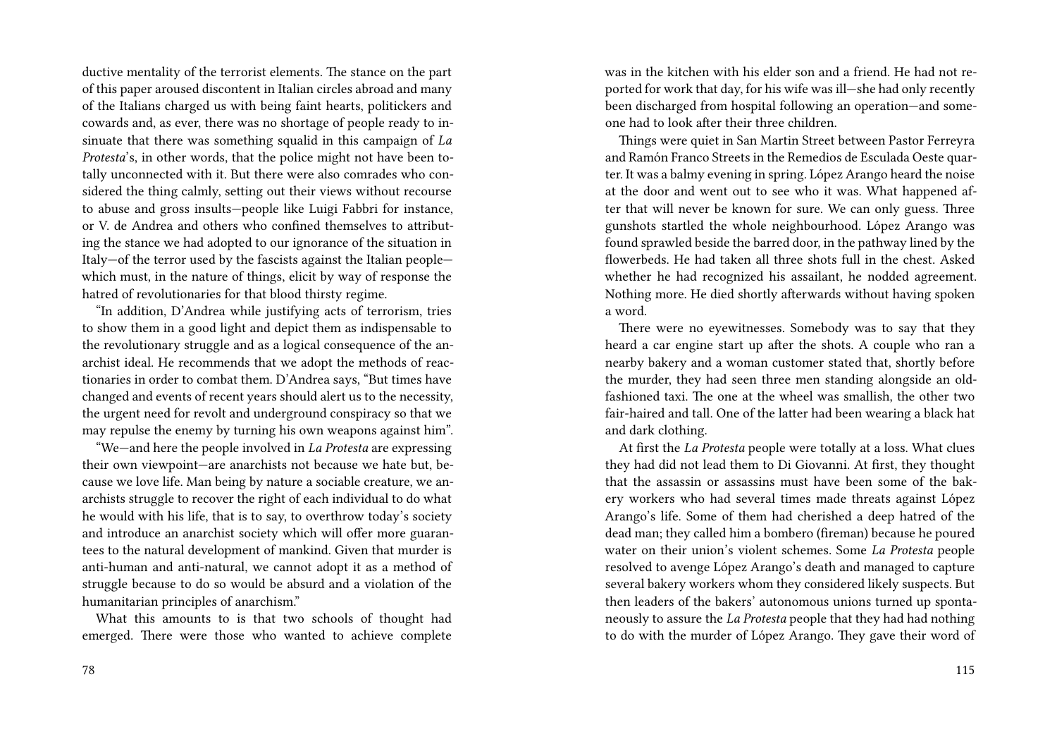ductive mentality of the terrorist elements. The stance on the part of this paper aroused discontent in Italian circles abroad and many of the Italians charged us with being faint hearts, politickers and cowards and, as ever, there was no shortage of people ready to insinuate that there was something squalid in this campaign of *La Protesta*'s, in other words, that the police might not have been totally unconnected with it. But there were also comrades who considered the thing calmly, setting out their views without recourse to abuse and gross insults—people like Luigi Fabbri for instance, or V. de Andrea and others who confined themselves to attributing the stance we had adopted to our ignorance of the situation in Italy—of the terror used by the fascists against the Italian people—which must, in the nature of things, elicit by way of response the hatred of revolutionaries for that blood thirsty regime.

"In addition, D'Andrea while justifying acts of terrorism, tries to show them in a good light and depict them as indispensable to the revolutionary struggle and as a logical consequence of the anarchist ideal. He recommends that we adopt the methods of reactionaries in order to combat them. D'Andrea says, "But times have changed and events of recent years should alert us to the necessity, the urgent need for revolt and underground conspiracy so that we may repulse the enemy by turning his own weapons against him".

"We—and here the people involved in *La Protesta* are expressing their own viewpoint—are anarchists not because we hate but, because we love life. Man being by nature a sociable creature, we anarchists struggle to recover the right of each individual to do what he would with his life, that is to say, to overthrow today's society and introduce an anarchist society which will offer more guarantees to the natural development of mankind. Given that murder is anti-human and anti-natural, we cannot adopt it as a method of struggle because to do so would be absurd and a violation of the humanitarian principles of anarchism."

What this amounts to is that two schools of thought had emerged. There were those who wanted to achieve complete

was in the kitchen with his elder son and a friend. He had not reported for work that day, for his wife was ill—she had only recently been discharged from hospital following an operation—and someone had to look after their three children.

Things were quiet in San Martin Street between Pastor Ferreyra and Ramón Franco Streets in the Remedios de Esculada Oeste quarter. It was a balmy evening in spring. López Arango heard the noise at the door and went out to see who it was. What happened after that will never be known for sure. We can only guess. Three gunshots startled the whole neighbourhood. López Arango was found sprawled beside the barred door, in the pathway lined by the flowerbeds. He had taken all three shots full in the chest. Asked whether he had recognized his assailant, he nodded agreement. Nothing more. He died shortly afterwards without having spoken a word.

There were no eyewitnesses. Somebody was to say that they heard a car engine start up after the shots. A couple who ran a nearby bakery and a woman customer stated that, shortly before the murder, they had seen three men standing alongside an old-fashioned taxi. The one at the wheel was smallish, the other two fair-haired and tall. One of the latter had been wearing a black hat and dark clothing.

At first the *La Protesta* people were totally at a loss. What clues they had did not lead them to Di Giovanni. At first, they thought that the assassin or assassins must have been some of the bakery workers who had several times made threats against López Arango's life. Some of them had cherished a deep hatred of the dead man; they called him a bombero (fireman) because he poured water on their union's violent schemes. Some *La Protesta* people resolved to avenge López Arango's death and managed to capture several bakery workers whom they considered likely suspects. But then leaders of the bakers' autonomous unions turned up spontaneously to assure the *La Protesta* people that they had had nothing to do with the murder of López Arango. They gave their word of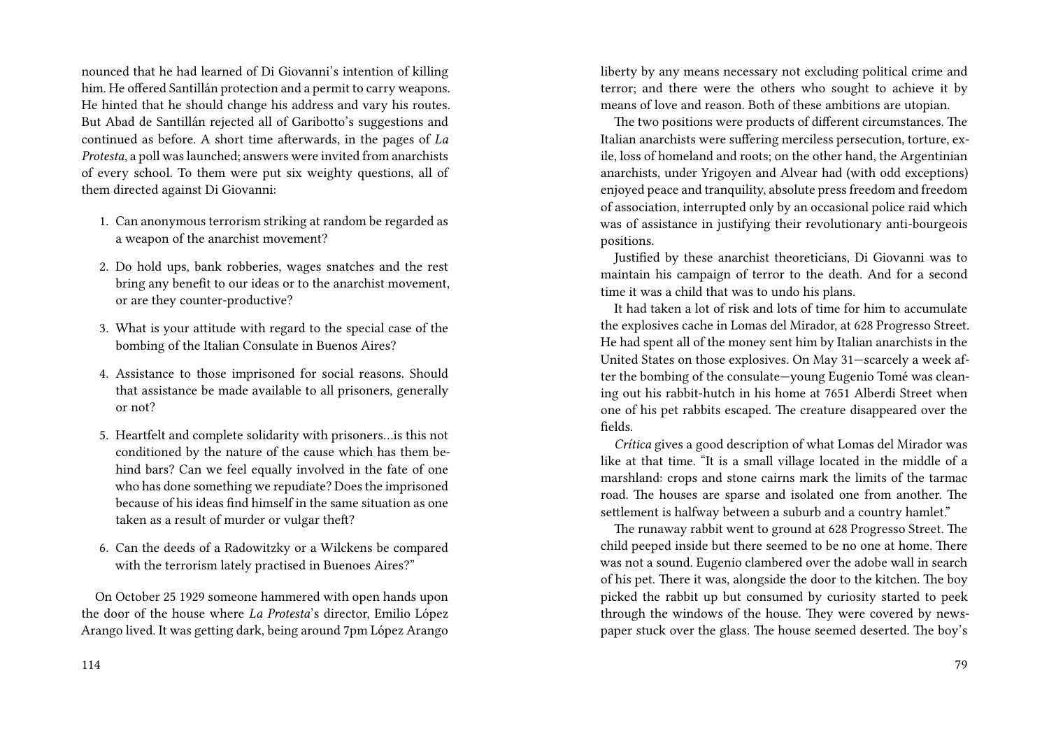nounced that he had learned of Di Giovanni's intention of killing him. He offered Santillán protection and a permit to carry weapons. He hinted that he should change his address and vary his routes. But Abad de Santillán rejected all of Garibotto's suggestions and continued as before. A short time afterwards, in the pages of *La Protesta*, a poll was launched; answers were invited from anarchists of every school. To them were put six weighty questions, all of them directed against Di Giovanni:

1. Can anonymous terrorism striking at random be regarded as a weapon of the anarchist movement?
2. Do hold ups, bank robberies, wages snatches and the rest bring any benefit to our ideas or to the anarchist movement, or are they counter-productive?
3. What is your attitude with regard to the special case of the bombing of the Italian Consulate in Buenos Aires?
4. Assistance to those imprisoned for social reasons. Should that assistance be made available to all prisoners, generally or not?
5. Heartfelt and complete solidarity with prisoners…is this not conditioned by the nature of the cause which has them behind bars? Can we feel equally involved in the fate of one who has done something we repudiate? Does the imprisoned because of his ideas find himself in the same situation as one taken as a result of murder or vulgar theft?
6. Can the deeds of a Radowitzky or a Wilckens be compared with the terrorism lately practised in Buenoes Aires?"

On October 25 1929 someone hammered with open hands upon the door of the house where *La Protesta*'s director, Emilio López Arango lived. It was getting dark, being around 7pm López Arango

liberty by any means necessary not excluding political crime and terror; and there were the others who sought to achieve it by means of love and reason. Both of these ambitions are utopian.

The two positions were products of different circumstances. The Italian anarchists were suffering merciless persecution, torture, exile, loss of homeland and roots; on the other hand, the Argentinian anarchists, under Yrigoyen and Alvear had (with odd exceptions) enjoyed peace and tranquility, absolute press freedom and freedom of association, interrupted only by an occasional police raid which was of assistance in justifying their revolutionary anti-bourgeois positions.

Justified by these anarchist theoreticians, Di Giovanni was to maintain his campaign of terror to the death. And for a second time it was a child that was to undo his plans.

It had taken a lot of risk and lots of time for him to accumulate the explosives cache in Lomas del Mirador, at 628 Progresso Street. He had spent all of the money sent him by Italian anarchists in the United States on those explosives. On May 31—scarcely a week after the bombing of the consulate—young Eugenio Tomé was cleaning out his rabbit-hutch in his home at 7651 Alberdi Street when one of his pet rabbits escaped. The creature disappeared over the fields.

*Crítica* gives a good description of what Lomas del Mirador was like at that time. "It is a small village located in the middle of a marshland: crops and stone cairns mark the limits of the tarmac road. The houses are sparse and isolated one from another. The settlement is halfway between a suburb and a country hamlet."

The runaway rabbit went to ground at 628 Progresso Street. The child peeped inside but there seemed to be no one at home. There was not a sound. Eugenio clambered over the adobe wall in search of his pet. There it was, alongside the door to the kitchen. The boy picked the rabbit up but consumed by curiosity started to peek through the windows of the house. They were covered by newspaper stuck over the glass. The house seemed deserted. The boy's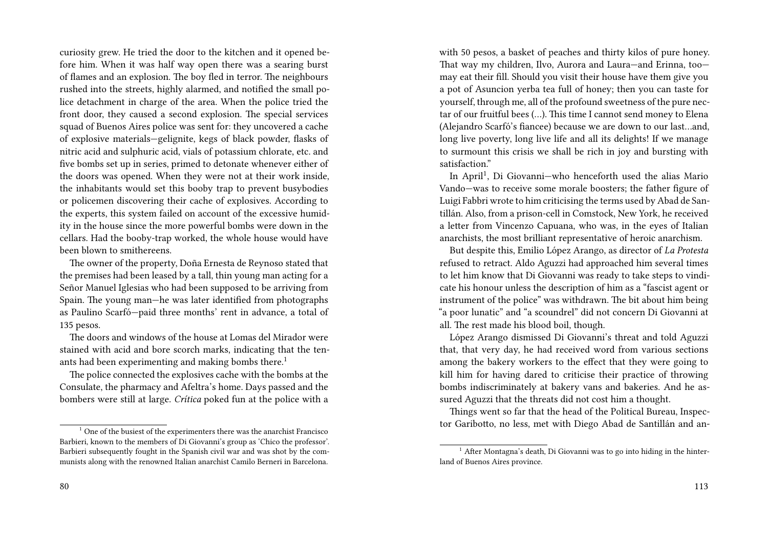curiosity grew. He tried the door to the kitchen and it opened before him. When it was half way open there was a searing burst of flames and an explosion. The boy fled in terror. The neighbours rushed into the streets, highly alarmed, and notified the small police detachment in charge of the area. When the police tried the front door, they caused a second explosion. The special services squad of Buenos Aires police was sent for: they uncovered a cache of explosive materials—gelignite, kegs of black powder, flasks of nitric acid and sulphuric acid, vials of potassium chlorate, etc. and five bombs set up in series, primed to detonate whenever either of the doors was opened. When they were not at their work inside, the inhabitants would set this booby trap to prevent busybodies or policemen discovering their cache of explosives. According to the experts, this system failed on account of the excessive humidity in the house since the more powerful bombs were down in the cellars. Had the booby-trap worked, the whole house would have been blown to smithereens.

The owner of the property, Doña Ernesta de Reynoso stated that the premises had been leased by a tall, thin young man acting for a Señor Manuel Iglesias who had been supposed to be arriving from Spain. The young man—he was later identified from photographs as Paulino Scarfó—paid three months' rent in advance, a total of 135 pesos.

The doors and windows of the house at Lomas del Mirador were stained with acid and bore scorch marks, indicating that the tenants had been experimenting and making bombs there.[1]

The police connected the explosives cache with the bombs at the Consulate, the pharmacy and Afeltra's home. Days passed and the bombers were still at large. *Crítica* poked fun at the police with a

[1] One of the busiest of the experimenters there was the anarchist Francisco Barbieri, known to the members of Di Giovanni's group as 'Chico the professor'. Barbieri subsequently fought in the Spanish civil war and was shot by the communists along with the renowned Italian anarchist Camilo Berneri in Barcelona.

with 50 pesos, a basket of peaches and thirty kilos of pure honey. That way my children, Ilvo, Aurora and Laura—and Erinna, too—may eat their fill. Should you visit their house have them give you a pot of Asuncion yerba tea full of honey; then you can taste for yourself, through me, all of the profound sweetness of the pure nectar of our fruitful bees (…). This time I cannot send money to Elena (Alejandro Scarfó's fiancee) because we are down to our last…and, long live poverty, long live life and all its delights! If we manage to surmount this crisis we shall be rich in joy and bursting with satisfaction."

In April[1], Di Giovanni—who henceforth used the alias Mario Vando—was to receive some morale boosters; the father figure of Luigi Fabbri wrote to him criticising the terms used by Abad de Santillán. Also, from a prison-cell in Comstock, New York, he received a letter from Vincenzo Capuana, who was, in the eyes of Italian anarchists, the most brilliant representative of heroic anarchism.

But despite this, Emilio López Arango, as director of *La Protesta* refused to retract. Aldo Aguzzi had approached him several times to let him know that Di Giovanni was ready to take steps to vindicate his honour unless the description of him as a "fascist agent or instrument of the police" was withdrawn. The bit about him being "a poor lunatic" and "a scoundrel" did not concern Di Giovanni at all. The rest made his blood boil, though.

López Arango dismissed Di Giovanni's threat and told Aguzzi that, that very day, he had received word from various sections among the bakery workers to the effect that they were going to kill him for having dared to criticise their practice of throwing bombs indiscriminately at bakery vans and bakeries. And he assured Aguzzi that the threats did not cost him a thought.

Things went so far that the head of the Political Bureau, Inspector Garibotto, no less, met with Diego Abad de Santillán and an-

[1] After Montagna's death, Di Giovanni was to go into hiding in the hinterland of Buenos Aires province.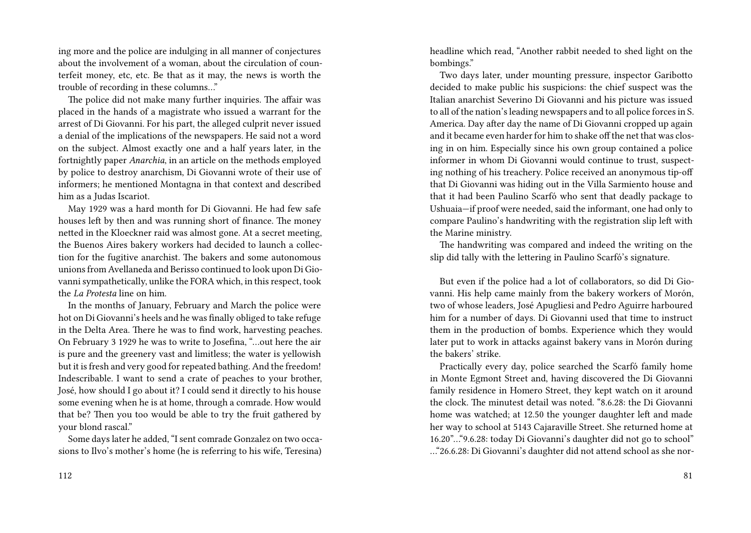ing more and the police are indulging in all manner of conjectures about the involvement of a woman, about the circulation of counterfeit money, etc, etc. Be that as it may, the news is worth the trouble of recording in these columns…"

The police did not make many further inquiries. The affair was placed in the hands of a magistrate who issued a warrant for the arrest of Di Giovanni. For his part, the alleged culprit never issued a denial of the implications of the newspapers. He said not a word on the subject. Almost exactly one and a half years later, in the fortnightly paper *Anarchia*, in an article on the methods employed by police to destroy anarchism, Di Giovanni wrote of their use of informers; he mentioned Montagna in that context and described him as a Judas Iscariot.

May 1929 was a hard month for Di Giovanni. He had few safe houses left by then and was running short of finance. The money netted in the Kloeckner raid was almost gone. At a secret meeting, the Buenos Aires bakery workers had decided to launch a collection for the fugitive anarchist. The bakers and some autonomous unions from Avellaneda and Berisso continued to look upon Di Giovanni sympathetically, unlike the FORA which, in this respect, took the *La Protesta* line on him.

In the months of January, February and March the police were hot on Di Giovanni's heels and he was finally obliged to take refuge in the Delta Area. There he was to find work, harvesting peaches. On February 3 1929 he was to write to Josefina, "…out here the air is pure and the greenery vast and limitless; the water is yellowish but it is fresh and very good for repeated bathing. And the freedom! Indescribable. I want to send a crate of peaches to your brother, José, how should I go about it? I could send it directly to his house some evening when he is at home, through a comrade. How would that be? Then you too would be able to try the fruit gathered by your blond rascal."

Some days later he added, "I sent comrade Gonzalez on two occasions to Ilvo's mother's home (he is referring to his wife, Teresina)

headline which read, "Another rabbit needed to shed light on the bombings."

Two days later, under mounting pressure, inspector Garibotto decided to make public his suspicions: the chief suspect was the Italian anarchist Severino Di Giovanni and his picture was issued to all of the nation's leading newspapers and to all police forces in S. America. Day after day the name of Di Giovanni cropped up again and it became even harder for him to shake off the net that was closing in on him. Especially since his own group contained a police informer in whom Di Giovanni would continue to trust, suspecting nothing of his treachery. Police received an anonymous tip-off that Di Giovanni was hiding out in the Villa Sarmiento house and that it had been Paulino Scarfó who sent that deadly package to Ushuaia—if proof were needed, said the informant, one had only to compare Paulino's handwriting with the registration slip left with the Marine ministry.

The handwriting was compared and indeed the writing on the slip did tally with the lettering in Paulino Scarfó's signature.

But even if the police had a lot of collaborators, so did Di Giovanni. His help came mainly from the bakery workers of Morón, two of whose leaders, José Apugliesi and Pedro Aguirre harboured him for a number of days. Di Giovanni used that time to instruct them in the production of bombs. Experience which they would later put to work in attacks against bakery vans in Morón during the bakers' strike.

Practically every day, police searched the Scarfó family home in Monte Egmont Street and, having discovered the Di Giovanni family residence in Homero Street, they kept watch on it around the clock. The minutest detail was noted. "8.6.28: the Di Giovanni home was watched; at 12.50 the younger daughter left and made her way to school at 5143 Cajaraville Street. She returned home at 16.20"…"9.6.28: today Di Giovanni's daughter did not go to school" …"26.6.28: Di Giovanni's daughter did not attend school as she nor-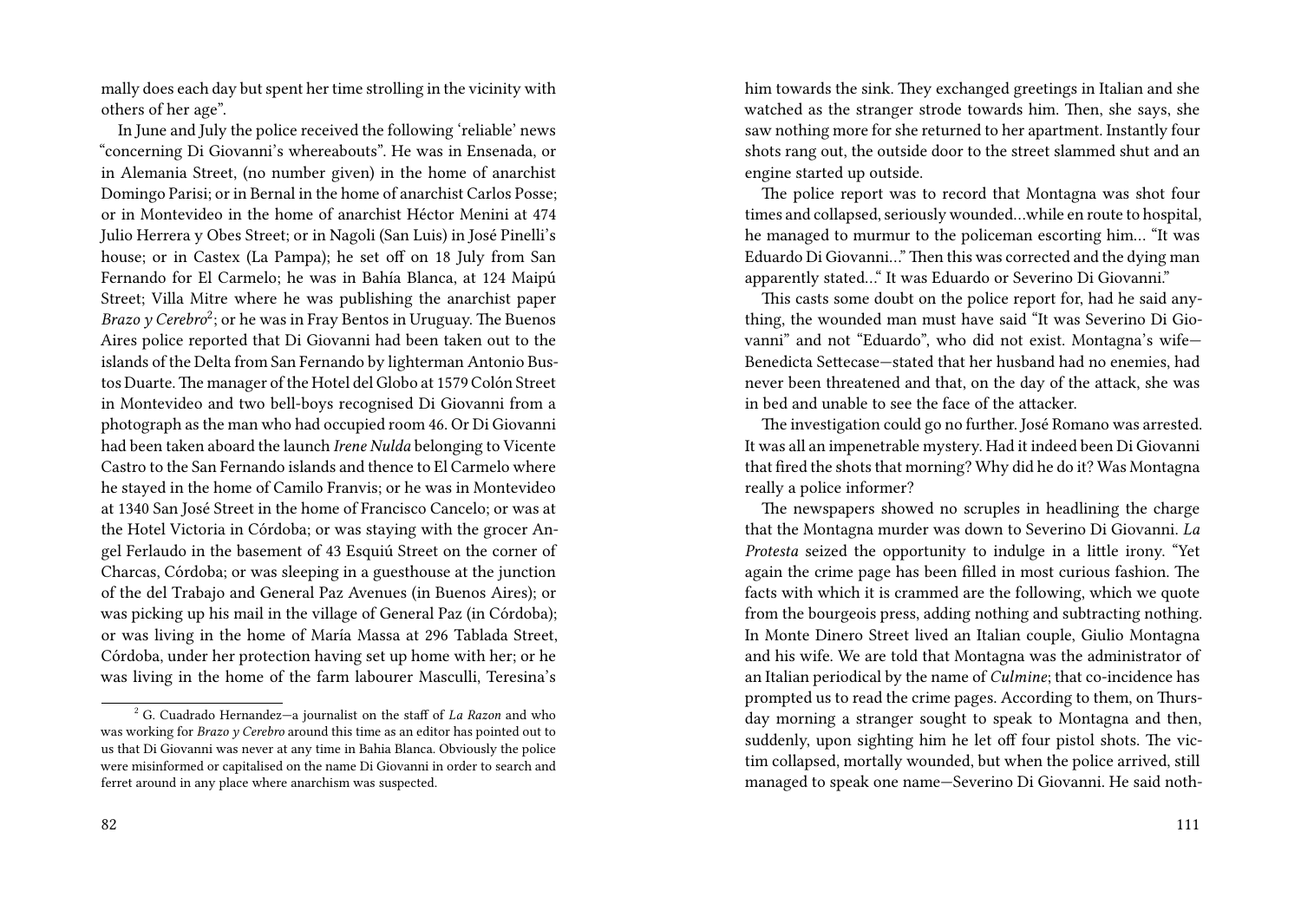mally does each day but spent her time strolling in the vicinity with others of her age".

In June and July the police received the following 'reliable' news "concerning Di Giovanni's whereabouts". He was in Ensenada, or in Alemania Street, (no number given) in the home of anarchist Domingo Parisi; or in Bernal in the home of anarchist Carlos Posse; or in Montevideo in the home of anarchist Héctor Menini at 474 Julio Herrera y Obes Street; or in Nagoli (San Luis) in José Pinelli's house; or in Castex (La Pampa); he set off on 18 July from San Fernando for El Carmelo; he was in Bahía Blanca, at 124 Maipú Street; Villa Mitre where he was publishing the anarchist paper *Brazo y Cerebro*[2]; or he was in Fray Bentos in Uruguay. The Buenos Aires police reported that Di Giovanni had been taken out to the islands of the Delta from San Fernando by lighterman Antonio Bustos Duarte. The manager of the Hotel del Globo at 1579 Colón Street in Montevideo and two bell-boys recognised Di Giovanni from a photograph as the man who had occupied room 46. Or Di Giovanni had been taken aboard the launch *Irene Nulda* belonging to Vicente Castro to the San Fernando islands and thence to El Carmelo where he stayed in the home of Camilo Franvis; or he was in Montevideo at 1340 San José Street in the home of Francisco Cancelo; or was at the Hotel Victoria in Córdoba; or was staying with the grocer Angel Ferlaudo in the basement of 43 Esquiú Street on the corner of Charcas, Córdoba; or was sleeping in a guesthouse at the junction of the del Trabajo and General Paz Avenues (in Buenos Aires); or was picking up his mail in the village of General Paz (in Córdoba); or was living in the home of María Massa at 296 Tablada Street, Córdoba, under her protection having set up home with her; or he was living in the home of the farm labourer Masculli, Teresina's

[2] G. Cuadrado Hernandez—a journalist on the staff of *La Razon* and who was working for *Brazo y Cerebro* around this time as an editor has pointed out to us that Di Giovanni was never at any time in Bahia Blanca. Obviously the police were misinformed or capitalised on the name Di Giovanni in order to search and ferret around in any place where anarchism was suspected.

him towards the sink. They exchanged greetings in Italian and she watched as the stranger strode towards him. Then, she says, she saw nothing more for she returned to her apartment. Instantly four shots rang out, the outside door to the street slammed shut and an engine started up outside.

The police report was to record that Montagna was shot four times and collapsed, seriously wounded…while en route to hospital, he managed to murmur to the policeman escorting him… "It was Eduardo Di Giovanni…" Then this was corrected and the dying man apparently stated…" It was Eduardo or Severino Di Giovanni."

This casts some doubt on the police report for, had he said anything, the wounded man must have said "It was Severino Di Giovanni" and not "Eduardo", who did not exist. Montagna's wife—Benedicta Settecase—stated that her husband had no enemies, had never been threatened and that, on the day of the attack, she was in bed and unable to see the face of the attacker.

The investigation could go no further. José Romano was arrested. It was all an impenetrable mystery. Had it indeed been Di Giovanni that fired the shots that morning? Why did he do it? Was Montagna really a police informer?

The newspapers showed no scruples in headlining the charge that the Montagna murder was down to Severino Di Giovanni. *La Protesta* seized the opportunity to indulge in a little irony. "Yet again the crime page has been filled in most curious fashion. The facts with which it is crammed are the following, which we quote from the bourgeois press, adding nothing and subtracting nothing. In Monte Dinero Street lived an Italian couple, Giulio Montagna and his wife. We are told that Montagna was the administrator of an Italian periodical by the name of *Culmine*; that co-incidence has prompted us to read the crime pages. According to them, on Thursday morning a stranger sought to speak to Montagna and then, suddenly, upon sighting him he let off four pistol shots. The victim collapsed, mortally wounded, but when the police arrived, still managed to speak one name—Severino Di Giovanni. He said noth-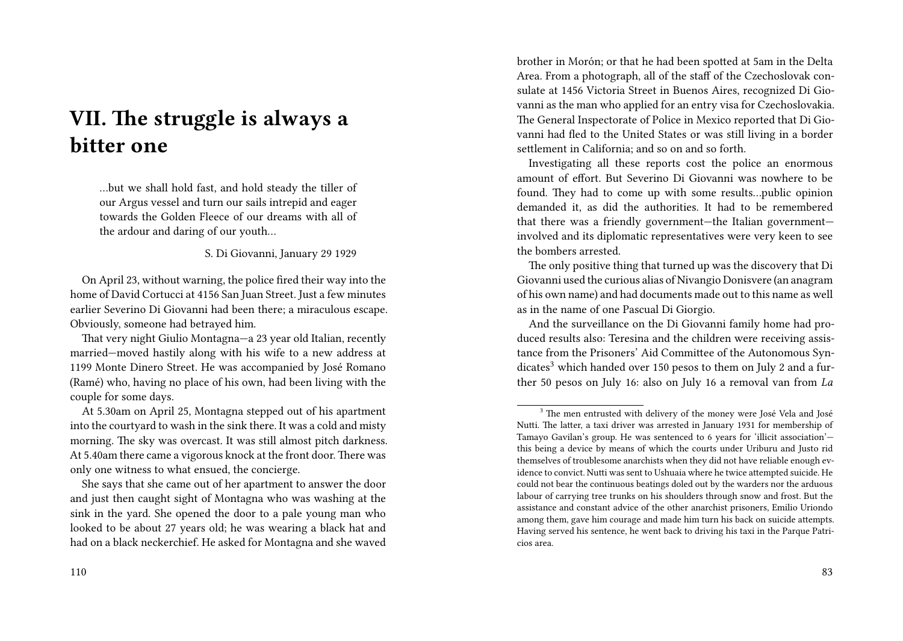# VII. The struggle is always a bitter one

> …but we shall hold fast, and hold steady the tiller of our Argus vessel and turn our sails intrepid and eager towards the Golden Fleece of our dreams with all of the ardour and daring of our youth…
>
> S. Di Giovanni, January 29 1929

On April 23, without warning, the police fired their way into the home of David Cortucci at 4156 San Juan Street. Just a few minutes earlier Severino Di Giovanni had been there; a miraculous escape. Obviously, someone had betrayed him.

That very night Giulio Montagna—a 23 year old Italian, recently married—moved hastily along with his wife to a new address at 1199 Monte Dinero Street. He was accompanied by José Romano (Ramé) who, having no place of his own, had been living with the couple for some days.

At 5.30am on April 25, Montagna stepped out of his apartment into the courtyard to wash in the sink there. It was a cold and misty morning. The sky was overcast. It was still almost pitch darkness. At 5.40am there came a vigorous knock at the front door. There was only one witness to what ensued, the concierge.

She says that she came out of her apartment to answer the door and just then caught sight of Montagna who was washing at the sink in the yard. She opened the door to a pale young man who looked to be about 27 years old; he was wearing a black hat and had on a black neckerchief. He asked for Montagna and she waved

brother in Morón; or that he had been spotted at 5am in the Delta Area. From a photograph, all of the staff of the Czechoslovak consulate at 1456 Victoria Street in Buenos Aires, recognized Di Giovanni as the man who applied for an entry visa for Czechoslovakia. The General Inspectorate of Police in Mexico reported that Di Giovanni had fled to the United States or was still living in a border settlement in California; and so on and so forth.

Investigating all these reports cost the police an enormous amount of effort. But Severino Di Giovanni was nowhere to be found. They had to come up with some results…public opinion demanded it, as did the authorities. It had to be remembered that there was a friendly government—the Italian government—involved and its diplomatic representatives were very keen to see the bombers arrested.

The only positive thing that turned up was the discovery that Di Giovanni used the curious alias of Nivangio Donisvere (an anagram of his own name) and had documents made out to this name as well as in the name of one Pascual Di Giorgio.

And the surveillance on the Di Giovanni family home had produced results also: Teresina and the children were receiving assistance from the Prisoners' Aid Committee of the Autonomous Syndicates[3] which handed over 150 pesos to them on July 2 and a further 50 pesos on July 16: also on July 16 a removal van from *La*

[3] The men entrusted with delivery of the money were José Vela and José Nutti. The latter, a taxi driver was arrested in January 1931 for membership of Tamayo Gavilan's group. He was sentenced to 6 years for 'illicit association'—this being a device by means of which the courts under Uriburu and Justo rid themselves of troublesome anarchists when they did not have reliable enough evidence to convict. Nutti was sent to Ushuaia where he twice attempted suicide. He could not bear the continuous beatings doled out by the warders nor the arduous labour of carrying tree trunks on his shoulders through snow and frost. But the assistance and constant advice of the other anarchist prisoners, Emilio Uriondo among them, gave him courage and made him turn his back on suicide attempts. Having served his sentence, he went back to driving his taxi in the Parque Patricios area.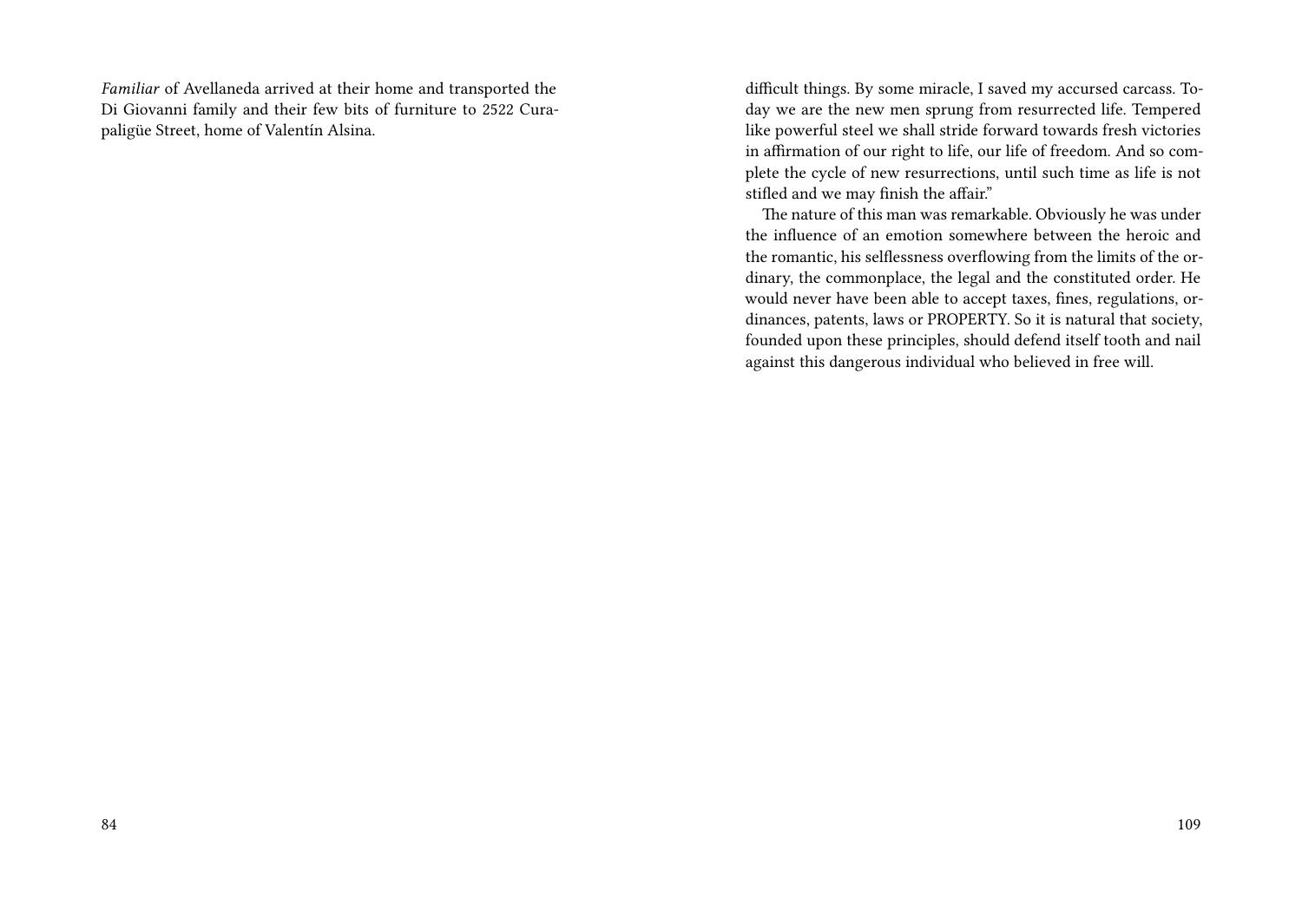*Familiar* of Avellaneda arrived at their home and transported the Di Giovanni family and their few bits of furniture to 2522 Curapaligüe Street, home of Valentín Alsina.

difficult things. By some miracle, I saved my accursed carcass. Today we are the new men sprung from resurrected life. Tempered like powerful steel we shall stride forward towards fresh victories in affirmation of our right to life, our life of freedom. And so complete the cycle of new resurrections, until such time as life is not stifled and we may finish the affair."

The nature of this man was remarkable. Obviously he was under the influence of an emotion somewhere between the heroic and the romantic, his selflessness overflowing from the limits of the ordinary, the commonplace, the legal and the constituted order. He would never have been able to accept taxes, fines, regulations, ordinances, patents, laws or PROPERTY. So it is natural that society, founded upon these principles, should defend itself tooth and nail against this dangerous individual who believed in free will.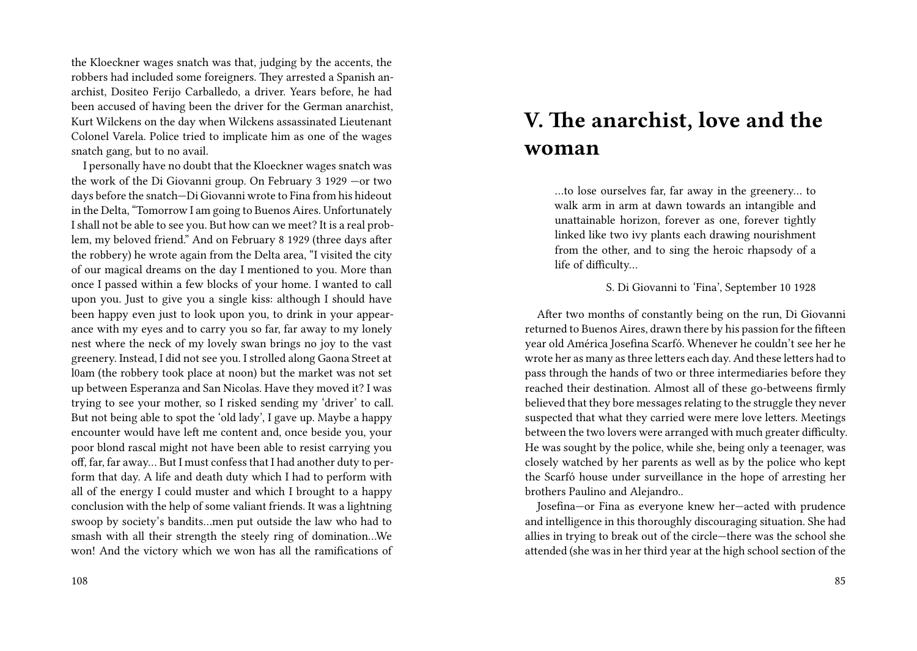the Kloeckner wages snatch was that, judging by the accents, the robbers had included some foreigners. They arrested a Spanish anarchist, Dositeo Ferijo Carballedo, a driver. Years before, he had been accused of having been the driver for the German anarchist, Kurt Wilckens on the day when Wilckens assassinated Lieutenant Colonel Varela. Police tried to implicate him as one of the wages snatch gang, but to no avail.

I personally have no doubt that the Kloeckner wages snatch was the work of the Di Giovanni group. On February 3 1929 —or two days before the snatch—Di Giovanni wrote to Fina from his hideout in the Delta, "Tomorrow I am going to Buenos Aires. Unfortunately I shall not be able to see you. But how can we meet? It is a real problem, my beloved friend." And on February 8 1929 (three days after the robbery) he wrote again from the Delta area, "I visited the city of our magical dreams on the day I mentioned to you. More than once I passed within a few blocks of your home. I wanted to call upon you. Just to give you a single kiss: although I should have been happy even just to look upon you, to drink in your appearance with my eyes and to carry you so far, far away to my lonely nest where the neck of my lovely swan brings no joy to the vast greenery. Instead, I did not see you. I strolled along Gaona Street at l0am (the robbery took place at noon) but the market was not set up between Esperanza and San Nicolas. Have they moved it? I was trying to see your mother, so I risked sending my 'driver' to call. But not being able to spot the 'old lady', I gave up. Maybe a happy encounter would have left me content and, once beside you, your poor blond rascal might not have been able to resist carrying you off, far, far away… But I must confess that I had another duty to perform that day. A life and death duty which I had to perform with all of the energy I could muster and which I brought to a happy conclusion with the help of some valiant friends. It was a lightning swoop by society's bandits…men put outside the law who had to smash with all their strength the steely ring of domination…We won! And the victory which we won has all the ramifications of

# V. The anarchist, love and the woman

> …to lose ourselves far, far away in the greenery… to walk arm in arm at dawn towards an intangible and unattainable horizon, forever as one, forever tightly linked like two ivy plants each drawing nourishment from the other, and to sing the heroic rhapsody of a life of difficulty…
>
> S. Di Giovanni to 'Fina', September 10 1928

After two months of constantly being on the run, Di Giovanni returned to Buenos Aires, drawn there by his passion for the fifteen year old América Josefina Scarfó. Whenever he couldn't see her he wrote her as many as three letters each day. And these letters had to pass through the hands of two or three intermediaries before they reached their destination. Almost all of these go-betweens firmly believed that they bore messages relating to the struggle they never suspected that what they carried were mere love letters. Meetings between the two lovers were arranged with much greater difficulty. He was sought by the police, while she, being only a teenager, was closely watched by her parents as well as by the police who kept the Scarfó house under surveillance in the hope of arresting her brothers Paulino and Alejandro..

Josefina—or Fina as everyone knew her—acted with prudence and intelligence in this thoroughly discouraging situation. She had allies in trying to break out of the circle—there was the school she attended (she was in her third year at the high school section of the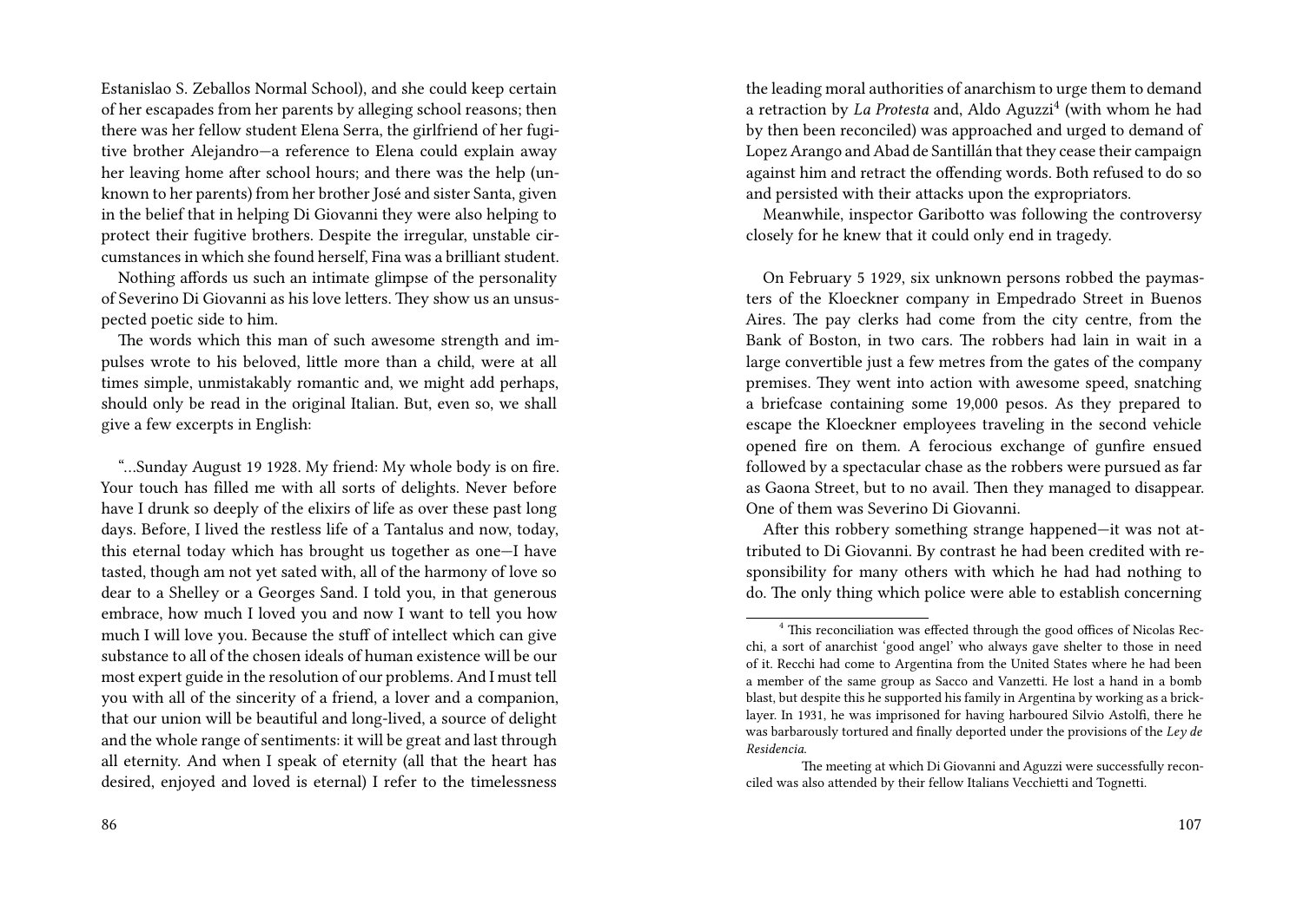Estanislao S. Zeballos Normal School), and she could keep certain of her escapades from her parents by alleging school reasons; then there was her fellow student Elena Serra, the girlfriend of her fugitive brother Alejandro—a reference to Elena could explain away her leaving home after school hours; and there was the help (unknown to her parents) from her brother José and sister Santa, given in the belief that in helping Di Giovanni they were also helping to protect their fugitive brothers. Despite the irregular, unstable circumstances in which she found herself, Fina was a brilliant student.

Nothing affords us such an intimate glimpse of the personality of Severino Di Giovanni as his love letters. They show us an unsuspected poetic side to him.

The words which this man of such awesome strength and impulses wrote to his beloved, little more than a child, were at all times simple, unmistakably romantic and, we might add perhaps, should only be read in the original Italian. But, even so, we shall give a few excerpts in English:

"…Sunday August 19 1928. My friend: My whole body is on fire. Your touch has filled me with all sorts of delights. Never before have I drunk so deeply of the elixirs of life as over these past long days. Before, I lived the restless life of a Tantalus and now, today, this eternal today which has brought us together as one—I have tasted, though am not yet sated with, all of the harmony of love so dear to a Shelley or a Georges Sand. I told you, in that generous embrace, how much I loved you and now I want to tell you how much I will love you. Because the stuff of intellect which can give substance to all of the chosen ideals of human existence will be our most expert guide in the resolution of our problems. And I must tell you with all of the sincerity of a friend, a lover and a companion, that our union will be beautiful and long-lived, a source of delight and the whole range of sentiments: it will be great and last through all eternity. And when I speak of eternity (all that the heart has desired, enjoyed and loved is eternal) I refer to the timelessness

the leading moral authorities of anarchism to urge them to demand a retraction by *La Protesta* and, Aldo Aguzzi[4] (with whom he had by then been reconciled) was approached and urged to demand of Lopez Arango and Abad de Santillán that they cease their campaign against him and retract the offending words. Both refused to do so and persisted with their attacks upon the expropriators.

Meanwhile, inspector Garibotto was following the controversy closely for he knew that it could only end in tragedy.

On February 5 1929, six unknown persons robbed the paymasters of the Kloeckner company in Empedrado Street in Buenos Aires. The pay clerks had come from the city centre, from the Bank of Boston, in two cars. The robbers had lain in wait in a large convertible just a few metres from the gates of the company premises. They went into action with awesome speed, snatching a briefcase containing some 19,000 pesos. As they prepared to escape the Kloeckner employees traveling in the second vehicle opened fire on them. A ferocious exchange of gunfire ensued followed by a spectacular chase as the robbers were pursued as far as Gaona Street, but to no avail. Then they managed to disappear. One of them was Severino Di Giovanni.

After this robbery something strange happened—it was not attributed to Di Giovanni. By contrast he had been credited with responsibility for many others with which he had had nothing to do. The only thing which police were able to establish concerning

[4] This reconciliation was effected through the good offices of Nicolas Recchi, a sort of anarchist 'good angel' who always gave shelter to those in need of it. Recchi had come to Argentina from the United States where he had been a member of the same group as Sacco and Vanzetti. He lost a hand in a bomb blast, but despite this he supported his family in Argentina by working as a bricklayer. In 1931, he was imprisoned for having harboured Silvio Astolfi, there he was barbarously tortured and finally deported under the provisions of the *Ley de Residencia*.

The meeting at which Di Giovanni and Aguzzi were successfully reconciled was also attended by their fellow Italians Vecchietti and Tognetti.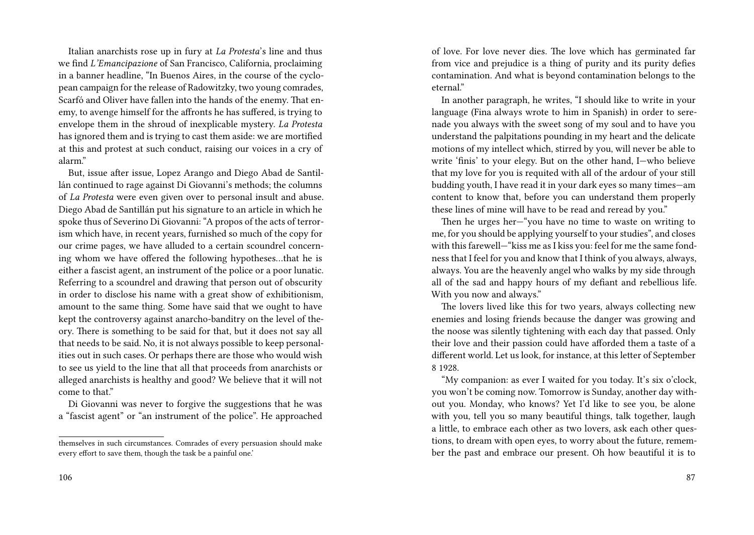Italian anarchists rose up in fury at *La Protesta*'s line and thus we find *L'Emancipazione* of San Francisco, California, proclaiming in a banner headline, "In Buenos Aires, in the course of the cyclopean campaign for the release of Radowitzky, two young comrades, Scarfó and Oliver have fallen into the hands of the enemy. That enemy, to avenge himself for the affronts he has suffered, is trying to envelope them in the shroud of inexplicable mystery. *La Protesta* has ignored them and is trying to cast them aside: we are mortified at this and protest at such conduct, raising our voices in a cry of alarm."

But, issue after issue, Lopez Arango and Diego Abad de Santillán continued to rage against Di Giovanni's methods; the columns of *La Protesta* were even given over to personal insult and abuse. Diego Abad de Santillán put his signature to an article in which he spoke thus of Severino Di Giovanni: "A propos of the acts of terrorism which have, in recent years, furnished so much of the copy for our crime pages, we have alluded to a certain scoundrel concerning whom we have offered the following hypotheses…that he is either a fascist agent, an instrument of the police or a poor lunatic. Referring to a scoundrel and drawing that person out of obscurity in order to disclose his name with a great show of exhibitionism, amount to the same thing. Some have said that we ought to have kept the controversy against anarcho-banditry on the level of theory. There is something to be said for that, but it does not say all that needs to be said. No, it is not always possible to keep personalities out in such cases. Or perhaps there are those who would wish to see us yield to the line that all that proceeds from anarchists or alleged anarchists is healthy and good? We believe that it will not come to that."

Di Giovanni was never to forgive the suggestions that he was a "fascist agent" or "an instrument of the police". He approached

themselves in such circumstances. Comrades of every persuasion should make every effort to save them, though the task be a painful one.'

of love. For love never dies. The love which has germinated far from vice and prejudice is a thing of purity and its purity defies contamination. And what is beyond contamination belongs to the eternal."

In another paragraph, he writes, "I should like to write in your language (Fina always wrote to him in Spanish) in order to serenade you always with the sweet song of my soul and to have you understand the palpitations pounding in my heart and the delicate motions of my intellect which, stirred by you, will never be able to write 'finis' to your elegy. But on the other hand, I—who believe that my love for you is requited with all of the ardour of your still budding youth, I have read it in your dark eyes so many times—am content to know that, before you can understand them properly these lines of mine will have to be read and reread by you."

Then he urges her—"you have no time to waste on writing to me, for you should be applying yourself to your studies", and closes with this farewell—"kiss me as I kiss you: feel for me the same fondness that I feel for you and know that I think of you always, always, always. You are the heavenly angel who walks by my side through all of the sad and happy hours of my defiant and rebellious life. With you now and always."

The lovers lived like this for two years, always collecting new enemies and losing friends because the danger was growing and the noose was silently tightening with each day that passed. Only their love and their passion could have afforded them a taste of a different world. Let us look, for instance, at this letter of September 8 1928.

"My companion: as ever I waited for you today. It's six o'clock, you won't be coming now. Tomorrow is Sunday, another day without you. Monday, who knows? Yet I'd like to see you, be alone with you, tell you so many beautiful things, talk together, laugh a little, to embrace each other as two lovers, ask each other questions, to dream with open eyes, to worry about the future, remember the past and embrace our present. Oh how beautiful it is to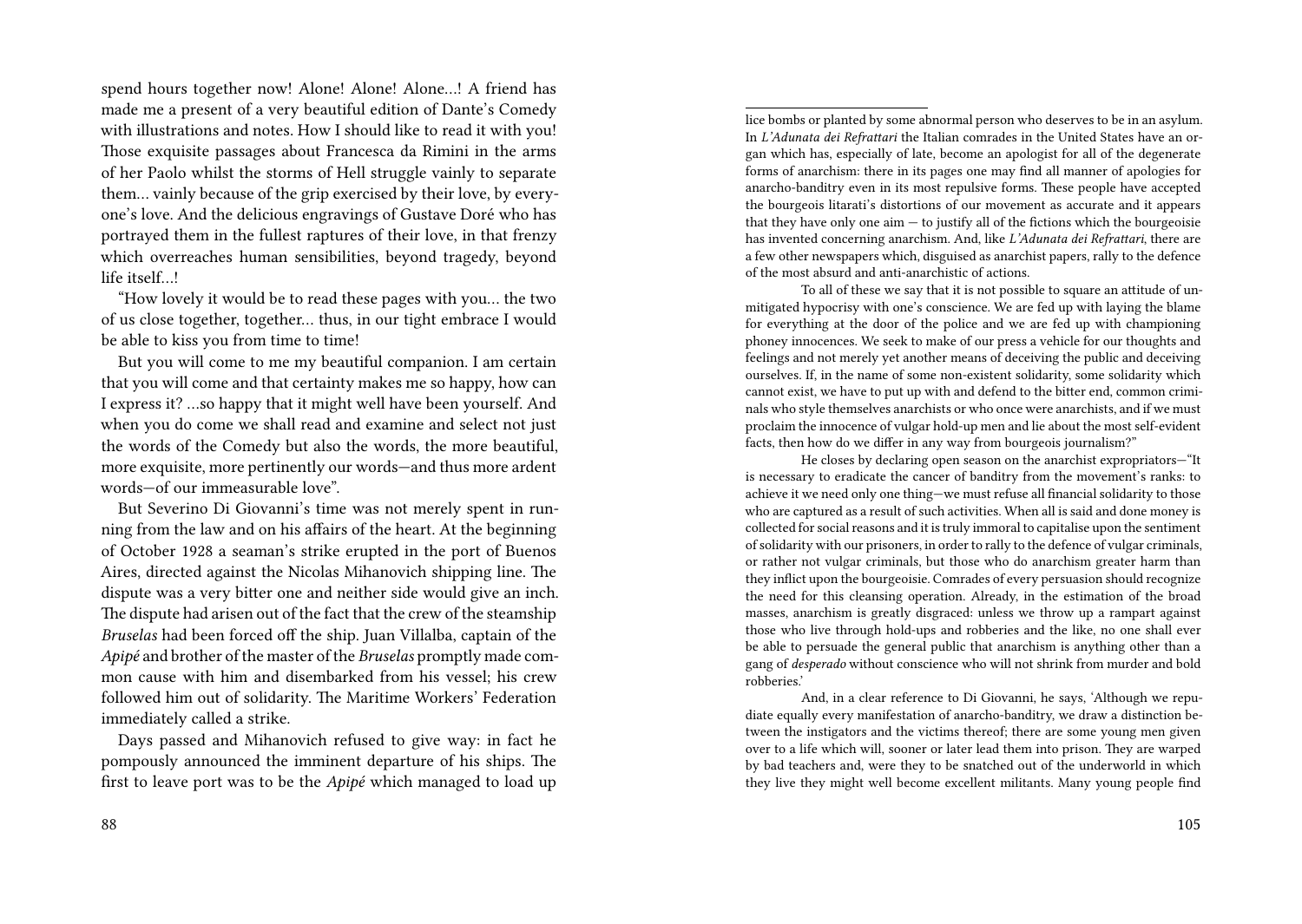spend hours together now! Alone! Alone! Alone…! A friend has made me a present of a very beautiful edition of Dante's Comedy with illustrations and notes. How I should like to read it with you! Those exquisite passages about Francesca da Rimini in the arms of her Paolo whilst the storms of Hell struggle vainly to separate them… vainly because of the grip exercised by their love, by everyone's love. And the delicious engravings of Gustave Doré who has portrayed them in the fullest raptures of their love, in that frenzy which overreaches human sensibilities, beyond tragedy, beyond life itself…!

"How lovely it would be to read these pages with you… the two of us close together, together… thus, in our tight embrace I would be able to kiss you from time to time!

But you will come to me my beautiful companion. I am certain that you will come and that certainty makes me so happy, how can I express it? …so happy that it might well have been yourself. And when you do come we shall read and examine and select not just the words of the Comedy but also the words, the more beautiful, more exquisite, more pertinently our words—and thus more ardent words—of our immeasurable love".

But Severino Di Giovanni's time was not merely spent in running from the law and on his affairs of the heart. At the beginning of October 1928 a seaman's strike erupted in the port of Buenos Aires, directed against the Nicolas Mihanovich shipping line. The dispute was a very bitter one and neither side would give an inch. The dispute had arisen out of the fact that the crew of the steamship *Bruselas* had been forced off the ship. Juan Villalba, captain of the *Apipé* and brother of the master of the *Bruselas* promptly made common cause with him and disembarked from his vessel; his crew followed him out of solidarity. The Maritime Workers' Federation immediately called a strike.

Days passed and Mihanovich refused to give way: in fact he pompously announced the imminent departure of his ships. The first to leave port was to be the *Apipé* which managed to load up

lice bombs or planted by some abnormal person who deserves to be in an asylum. In *L'Adunata dei Refrattari* the Italian comrades in the United States have an organ which has, especially of late, become an apologist for all of the degenerate forms of anarchism: there in its pages one may find all manner of apologies for anarcho-banditry even in its most repulsive forms. These people have accepted the bourgeois litarati's distortions of our movement as accurate and it appears that they have only one aim — to justify all of the fictions which the bourgeoisie has invented concerning anarchism. And, like *L'Adunata dei Refrattari*, there are a few other newspapers which, disguised as anarchist papers, rally to the defence of the most absurd and anti-anarchistic of actions.

To all of these we say that it is not possible to square an attitude of unmitigated hypocrisy with one's conscience. We are fed up with laying the blame for everything at the door of the police and we are fed up with championing phoney innocences. We seek to make of our press a vehicle for our thoughts and feelings and not merely yet another means of deceiving the public and deceiving ourselves. If, in the name of some non-existent solidarity, some solidarity which cannot exist, we have to put up with and defend to the bitter end, common criminals who style themselves anarchists or who once were anarchists, and if we must proclaim the innocence of vulgar hold-up men and lie about the most self-evident facts, then how do we differ in any way from bourgeois journalism?"

He closes by declaring open season on the anarchist expropriators—"It is necessary to eradicate the cancer of banditry from the movement's ranks: to achieve it we need only one thing—we must refuse all financial solidarity to those who are captured as a result of such activities. When all is said and done money is collected for social reasons and it is truly immoral to capitalise upon the sentiment of solidarity with our prisoners, in order to rally to the defence of vulgar criminals, or rather not vulgar criminals, but those who do anarchism greater harm than they inflict upon the bourgeoisie. Comrades of every persuasion should recognize the need for this cleansing operation. Already, in the estimation of the broad masses, anarchism is greatly disgraced: unless we throw up a rampart against those who live through hold-ups and robberies and the like, no one shall ever be able to persuade the general public that anarchism is anything other than a gang of *desperado* without conscience who will not shrink from murder and bold robberies.'

And, in a clear reference to Di Giovanni, he says, 'Although we repudiate equally every manifestation of anarcho-banditry, we draw a distinction between the instigators and the victims thereof; there are some young men given over to a life which will, sooner or later lead them into prison. They are warped by bad teachers and, were they to be snatched out of the underworld in which they live they might well become excellent militants. Many young people find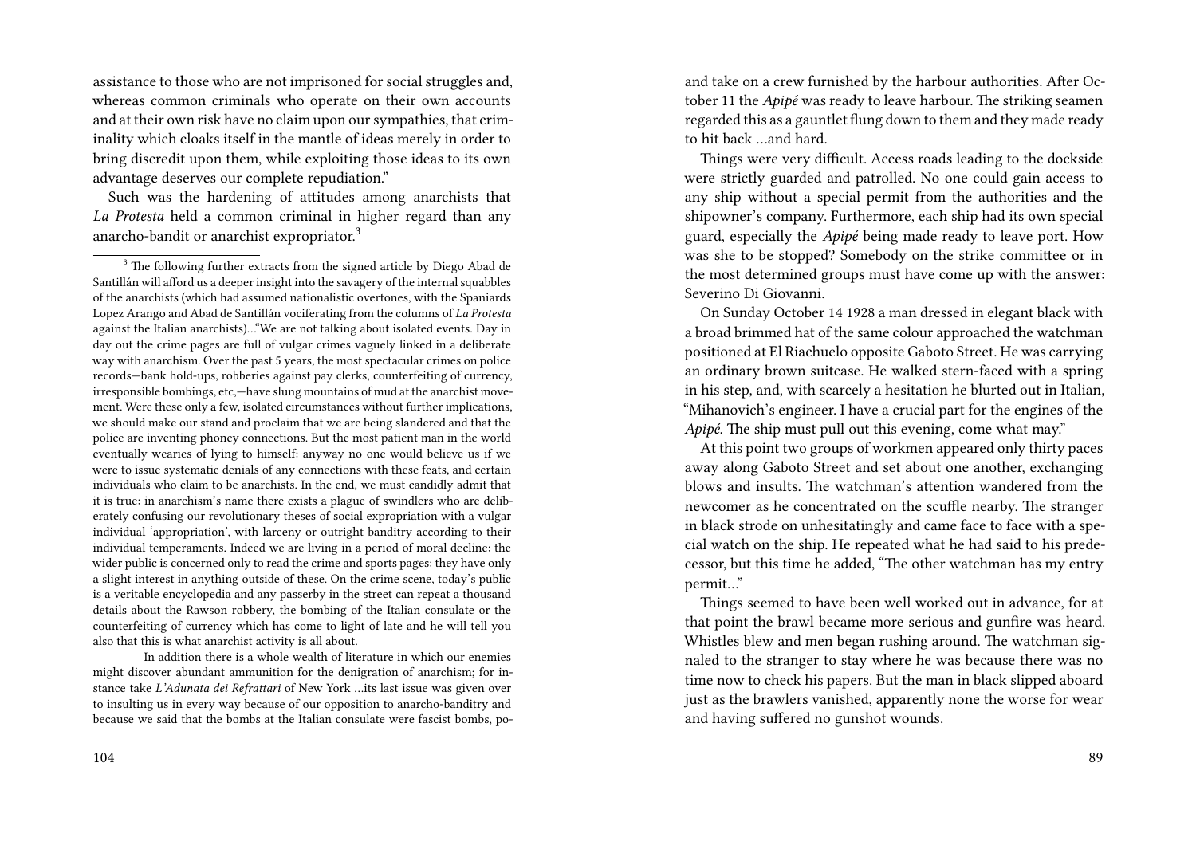assistance to those who are not imprisoned for social struggles and, whereas common criminals who operate on their own accounts and at their own risk have no claim upon our sympathies, that criminality which cloaks itself in the mantle of ideas merely in order to bring discredit upon them, while exploiting those ideas to its own advantage deserves our complete repudiation."

Such was the hardening of attitudes among anarchists that *La Protesta* held a common criminal in higher regard than any anarcho-bandit or anarchist expropriator.[3]

[3] The following further extracts from the signed article by Diego Abad de Santillán will afford us a deeper insight into the savagery of the internal squabbles of the anarchists (which had assumed nationalistic overtones, with the Spaniards Lopez Arango and Abad de Santillán vociferating from the columns of *La Protesta* against the Italian anarchists)…"We are not talking about isolated events. Day in day out the crime pages are full of vulgar crimes vaguely linked in a deliberate way with anarchism. Over the past 5 years, the most spectacular crimes on police records—bank hold-ups, robberies against pay clerks, counterfeiting of currency, irresponsible bombings, etc,—have slung mountains of mud at the anarchist movement. Were these only a few, isolated circumstances without further implications, we should make our stand and proclaim that we are being slandered and that the police are inventing phoney connections. But the most patient man in the world eventually wearies of lying to himself: anyway no one would believe us if we were to issue systematic denials of any connections with these feats, and certain individuals who claim to be anarchists. In the end, we must candidly admit that it is true: in anarchism's name there exists a plague of swindlers who are deliberately confusing our revolutionary theses of social expropriation with a vulgar individual 'appropriation', with larceny or outright banditry according to their individual temperaments. Indeed we are living in a period of moral decline: the wider public is concerned only to read the crime and sports pages: they have only a slight interest in anything outside of these. On the crime scene, today's public is a veritable encyclopedia and any passerby in the street can repeat a thousand details about the Rawson robbery, the bombing of the Italian consulate or the counterfeiting of currency which has come to light of late and he will tell you also that this is what anarchist activity is all about.

In addition there is a whole wealth of literature in which our enemies might discover abundant ammunition for the denigration of anarchism; for instance take *L'Adunata dei Refrattari* of New York …its last issue was given over to insulting us in every way because of our opposition to anarcho-banditry and because we said that the bombs at the Italian consulate were fascist bombs, po-

and take on a crew furnished by the harbour authorities. After October 11 the *Apipé* was ready to leave harbour. The striking seamen regarded this as a gauntlet flung down to them and they made ready to hit back …and hard.

Things were very difficult. Access roads leading to the dockside were strictly guarded and patrolled. No one could gain access to any ship without a special permit from the authorities and the shipowner's company. Furthermore, each ship had its own special guard, especially the *Apipé* being made ready to leave port. How was she to be stopped? Somebody on the strike committee or in the most determined groups must have come up with the answer: Severino Di Giovanni.

On Sunday October 14 1928 a man dressed in elegant black with a broad brimmed hat of the same colour approached the watchman positioned at El Riachuelo opposite Gaboto Street. He was carrying an ordinary brown suitcase. He walked stern-faced with a spring in his step, and, with scarcely a hesitation he blurted out in Italian, "Mihanovich's engineer. I have a crucial part for the engines of the *Apipé*. The ship must pull out this evening, come what may."

At this point two groups of workmen appeared only thirty paces away along Gaboto Street and set about one another, exchanging blows and insults. The watchman's attention wandered from the newcomer as he concentrated on the scuffle nearby. The stranger in black strode on unhesitatingly and came face to face with a special watch on the ship. He repeated what he had said to his predecessor, but this time he added, "The other watchman has my entry permit…"

Things seemed to have been well worked out in advance, for at that point the brawl became more serious and gunfire was heard. Whistles blew and men began rushing around. The watchman signaled to the stranger to stay where he was because there was no time now to check his papers. But the man in black slipped aboard just as the brawlers vanished, apparently none the worse for wear and having suffered no gunshot wounds.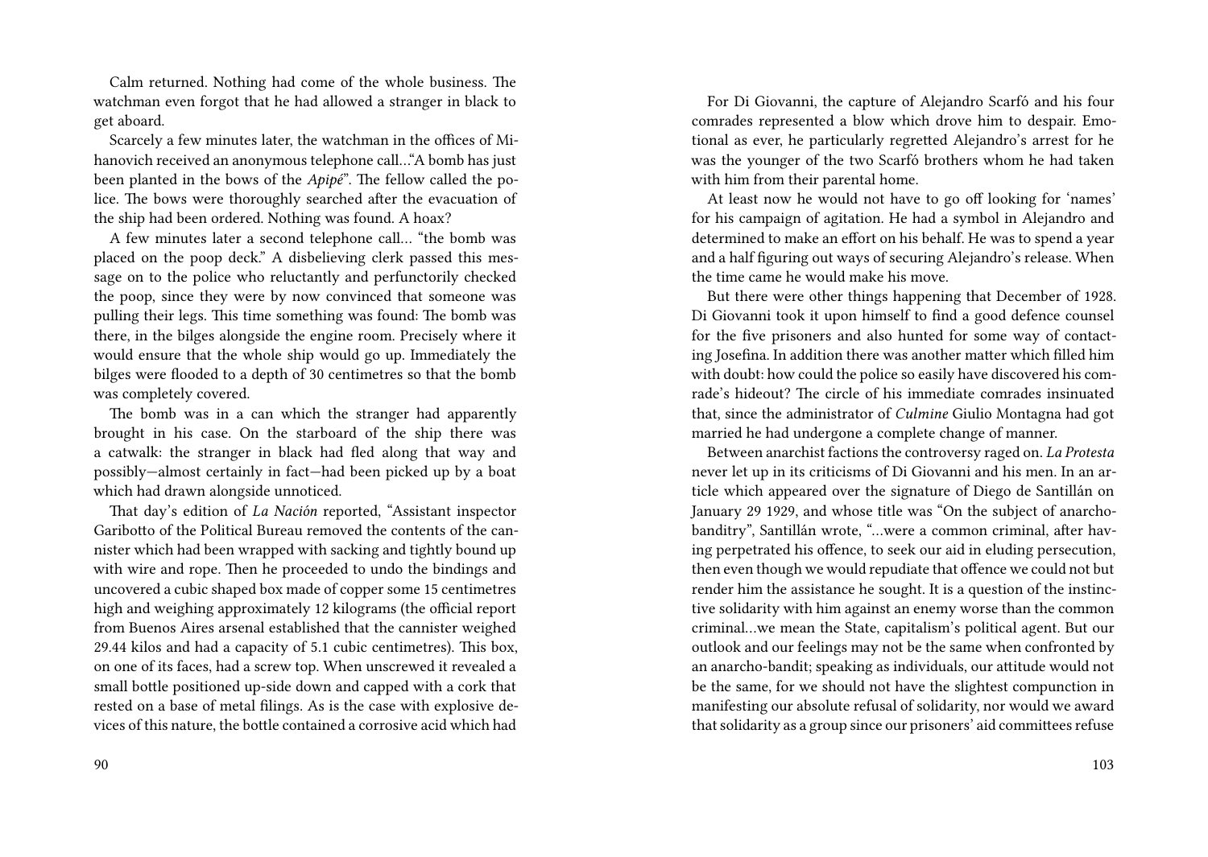Calm returned. Nothing had come of the whole business. The watchman even forgot that he had allowed a stranger in black to get aboard.

Scarcely a few minutes later, the watchman in the offices of Mihanovich received an anonymous telephone call…"A bomb has just been planted in the bows of the *Apipé*". The fellow called the police. The bows were thoroughly searched after the evacuation of the ship had been ordered. Nothing was found. A hoax?

A few minutes later a second telephone call… "the bomb was placed on the poop deck." A disbelieving clerk passed this message on to the police who reluctantly and perfunctorily checked the poop, since they were by now convinced that someone was pulling their legs. This time something was found: The bomb was there, in the bilges alongside the engine room. Precisely where it would ensure that the whole ship would go up. Immediately the bilges were flooded to a depth of 30 centimetres so that the bomb was completely covered.

The bomb was in a can which the stranger had apparently brought in his case. On the starboard of the ship there was a catwalk: the stranger in black had fled along that way and possibly—almost certainly in fact—had been picked up by a boat which had drawn alongside unnoticed.

That day's edition of *La Nación* reported, "Assistant inspector Garibotto of the Political Bureau removed the contents of the cannister which had been wrapped with sacking and tightly bound up with wire and rope. Then he proceeded to undo the bindings and uncovered a cubic shaped box made of copper some 15 centimetres high and weighing approximately 12 kilograms (the official report from Buenos Aires arsenal established that the cannister weighed 29.44 kilos and had a capacity of 5.1 cubic centimetres). This box, on one of its faces, had a screw top. When unscrewed it revealed a small bottle positioned up-side down and capped with a cork that rested on a base of metal filings. As is the case with explosive devices of this nature, the bottle contained a corrosive acid which had

For Di Giovanni, the capture of Alejandro Scarfó and his four comrades represented a blow which drove him to despair. Emotional as ever, he particularly regretted Alejandro's arrest for he was the younger of the two Scarfó brothers whom he had taken with him from their parental home.

At least now he would not have to go off looking for 'names' for his campaign of agitation. He had a symbol in Alejandro and determined to make an effort on his behalf. He was to spend a year and a half figuring out ways of securing Alejandro's release. When the time came he would make his move.

But there were other things happening that December of 1928. Di Giovanni took it upon himself to find a good defence counsel for the five prisoners and also hunted for some way of contacting Josefina. In addition there was another matter which filled him with doubt: how could the police so easily have discovered his comrade's hideout? The circle of his immediate comrades insinuated that, since the administrator of *Culmine* Giulio Montagna had got married he had undergone a complete change of manner.

Between anarchist factions the controversy raged on. *La Protesta* never let up in its criticisms of Di Giovanni and his men. In an article which appeared over the signature of Diego de Santillán on January 29 1929, and whose title was "On the subject of anarcho-banditry", Santillán wrote, "…were a common criminal, after having perpetrated his offence, to seek our aid in eluding persecution, then even though we would repudiate that offence we could not but render him the assistance he sought. It is a question of the instinctive solidarity with him against an enemy worse than the common criminal…we mean the State, capitalism's political agent. But our outlook and our feelings may not be the same when confronted by an anarcho-bandit; speaking as individuals, our attitude would not be the same, for we should not have the slightest compunction in manifesting our absolute refusal of solidarity, nor would we award that solidarity as a group since our prisoners' aid committees refuse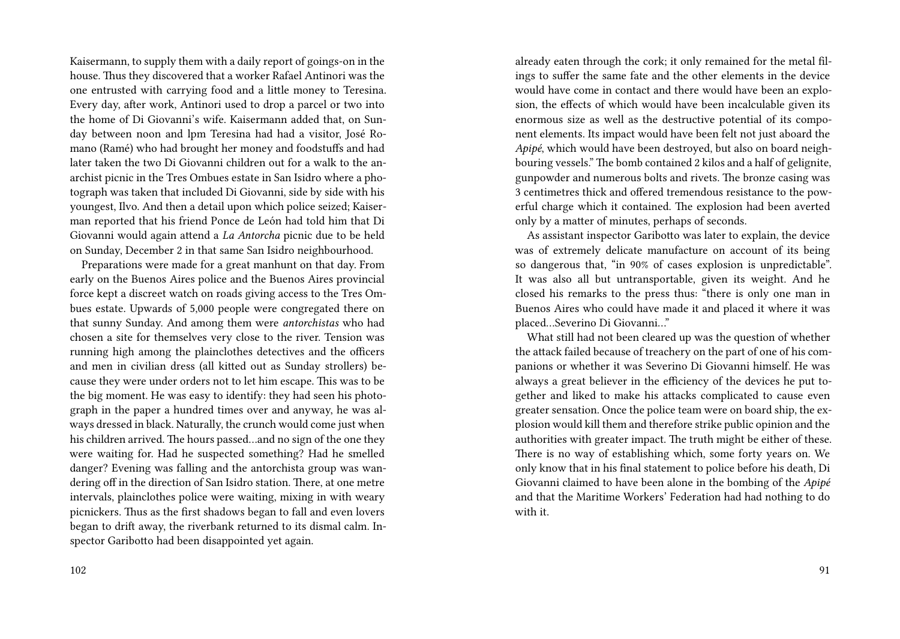Kaisermann, to supply them with a daily report of goings-on in the house. Thus they discovered that a worker Rafael Antinori was the one entrusted with carrying food and a little money to Teresina. Every day, after work, Antinori used to drop a parcel or two into the home of Di Giovanni's wife. Kaisermann added that, on Sunday between noon and lpm Teresina had had a visitor, José Romano (Ramé) who had brought her money and foodstuffs and had later taken the two Di Giovanni children out for a walk to the anarchist picnic in the Tres Ombues estate in San Isidro where a photograph was taken that included Di Giovanni, side by side with his youngest, Ilvo. And then a detail upon which police seized; Kaiserman reported that his friend Ponce de León had told him that Di Giovanni would again attend a *La Antorcha* picnic due to be held on Sunday, December 2 in that same San Isidro neighbourhood.

Preparations were made for a great manhunt on that day. From early on the Buenos Aires police and the Buenos Aires provincial force kept a discreet watch on roads giving access to the Tres Ombues estate. Upwards of 5,000 people were congregated there on that sunny Sunday. And among them were *antorchistas* who had chosen a site for themselves very close to the river. Tension was running high among the plainclothes detectives and the officers and men in civilian dress (all kitted out as Sunday strollers) because they were under orders not to let him escape. This was to be the big moment. He was easy to identify: they had seen his photograph in the paper a hundred times over and anyway, he was always dressed in black. Naturally, the crunch would come just when his children arrived. The hours passed…and no sign of the one they were waiting for. Had he suspected something? Had he smelled danger? Evening was falling and the antorchista group was wandering off in the direction of San Isidro station. There, at one metre intervals, plainclothes police were waiting, mixing in with weary picnickers. Thus as the first shadows began to fall and even lovers began to drift away, the riverbank returned to its dismal calm. Inspector Garibotto had been disappointed yet again.

already eaten through the cork; it only remained for the metal filings to suffer the same fate and the other elements in the device would have come in contact and there would have been an explosion, the effects of which would have been incalculable given its enormous size as well as the destructive potential of its component elements. Its impact would have been felt not just aboard the *Apipé*, which would have been destroyed, but also on board neighbouring vessels." The bomb contained 2 kilos and a half of gelignite, gunpowder and numerous bolts and rivets. The bronze casing was 3 centimetres thick and offered tremendous resistance to the powerful charge which it contained. The explosion had been averted only by a matter of minutes, perhaps of seconds.

As assistant inspector Garibotto was later to explain, the device was of extremely delicate manufacture on account of its being so dangerous that, "in 90% of cases explosion is unpredictable". It was also all but untransportable, given its weight. And he closed his remarks to the press thus: "there is only one man in Buenos Aires who could have made it and placed it where it was placed…Severino Di Giovanni…"

What still had not been cleared up was the question of whether the attack failed because of treachery on the part of one of his companions or whether it was Severino Di Giovanni himself. He was always a great believer in the efficiency of the devices he put together and liked to make his attacks complicated to cause even greater sensation. Once the police team were on board ship, the explosion would kill them and therefore strike public opinion and the authorities with greater impact. The truth might be either of these. There is no way of establishing which, some forty years on. We only know that in his final statement to police before his death, Di Giovanni claimed to have been alone in the bombing of the *Apipé* and that the Maritime Workers' Federation had had nothing to do with it.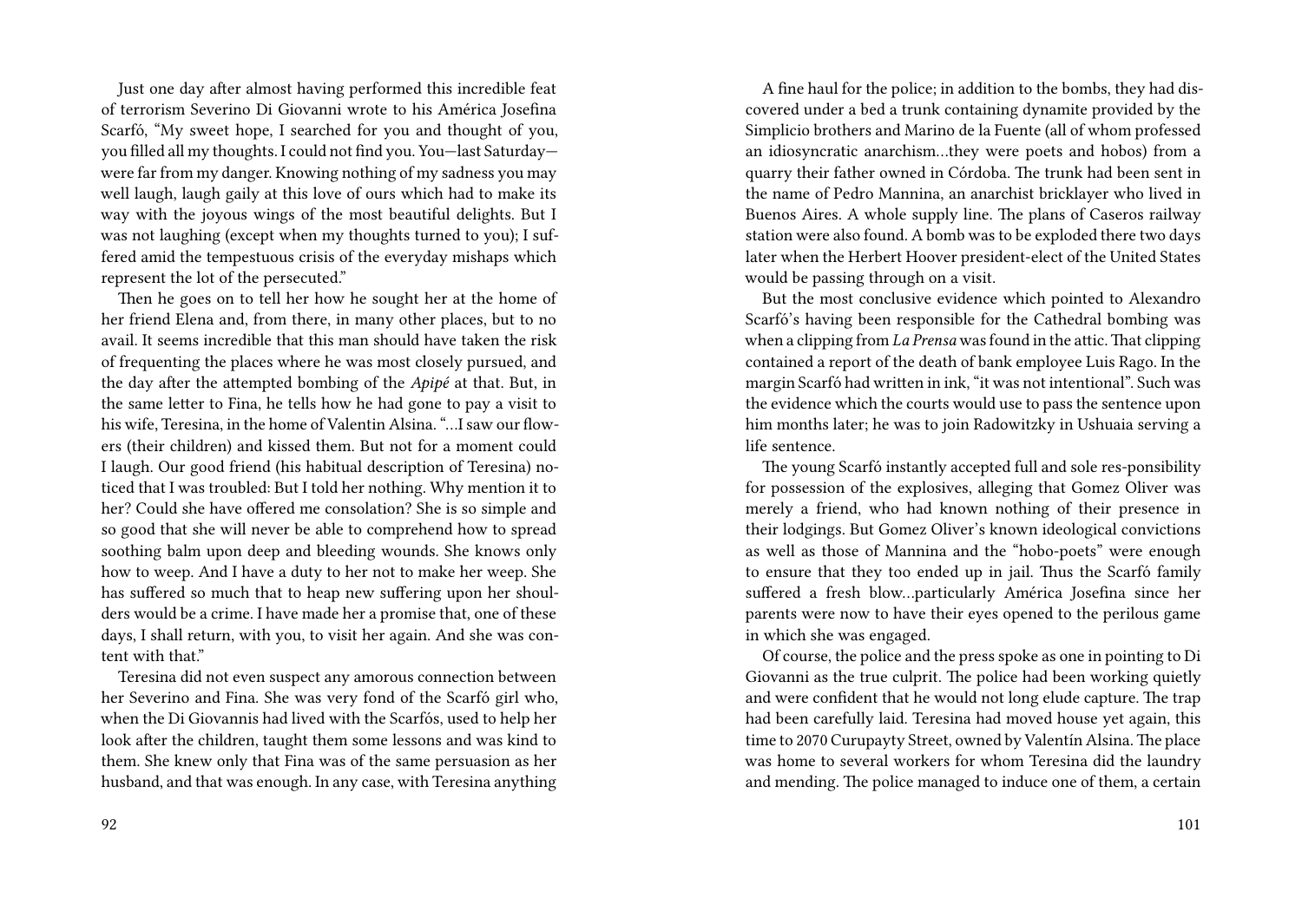Just one day after almost having performed this incredible feat of terrorism Severino Di Giovanni wrote to his América Josefina Scarfó, "My sweet hope, I searched for you and thought of you, you filled all my thoughts. I could not find you. You—last Saturday—were far from my danger. Knowing nothing of my sadness you may well laugh, laugh gaily at this love of ours which had to make its way with the joyous wings of the most beautiful delights. But I was not laughing (except when my thoughts turned to you); I suffered amid the tempestuous crisis of the everyday mishaps which represent the lot of the persecuted."

Then he goes on to tell her how he sought her at the home of her friend Elena and, from there, in many other places, but to no avail. It seems incredible that this man should have taken the risk of frequenting the places where he was most closely pursued, and the day after the attempted bombing of the *Apipé* at that. But, in the same letter to Fina, he tells how he had gone to pay a visit to his wife, Teresina, in the home of Valentin Alsina. "…I saw our flowers (their children) and kissed them. But not for a moment could I laugh. Our good friend (his habitual description of Teresina) noticed that I was troubled: But I told her nothing. Why mention it to her? Could she have offered me consolation? She is so simple and so good that she will never be able to comprehend how to spread soothing balm upon deep and bleeding wounds. She knows only how to weep. And I have a duty to her not to make her weep. She has suffered so much that to heap new suffering upon her shoulders would be a crime. I have made her a promise that, one of these days, I shall return, with you, to visit her again. And she was content with that."

Teresina did not even suspect any amorous connection between her Severino and Fina. She was very fond of the Scarfó girl who, when the Di Giovannis had lived with the Scarfós, used to help her look after the children, taught them some lessons and was kind to them. She knew only that Fina was of the same persuasion as her husband, and that was enough. In any case, with Teresina anything

A fine haul for the police; in addition to the bombs, they had discovered under a bed a trunk containing dynamite provided by the Simplicio brothers and Marino de la Fuente (all of whom professed an idiosyncratic anarchism…they were poets and hobos) from a quarry their father owned in Córdoba. The trunk had been sent in the name of Pedro Mannina, an anarchist bricklayer who lived in Buenos Aires. A whole supply line. The plans of Caseros railway station were also found. A bomb was to be exploded there two days later when the Herbert Hoover president-elect of the United States would be passing through on a visit.

But the most conclusive evidence which pointed to Alexandro Scarfó's having been responsible for the Cathedral bombing was when a clipping from *La Prensa* was found in the attic. That clipping contained a report of the death of bank employee Luis Rago. In the margin Scarfó had written in ink, "it was not intentional". Such was the evidence which the courts would use to pass the sentence upon him months later; he was to join Radowitzky in Ushuaia serving a life sentence.

The young Scarfó instantly accepted full and sole res-ponsibility for possession of the explosives, alleging that Gomez Oliver was merely a friend, who had known nothing of their presence in their lodgings. But Gomez Oliver's known ideological convictions as well as those of Mannina and the "hobo-poets" were enough to ensure that they too ended up in jail. Thus the Scarfó family suffered a fresh blow…particularly América Josefina since her parents were now to have their eyes opened to the perilous game in which she was engaged.

Of course, the police and the press spoke as one in pointing to Di Giovanni as the true culprit. The police had been working quietly and were confident that he would not long elude capture. The trap had been carefully laid. Teresina had moved house yet again, this time to 2070 Curupayty Street, owned by Valentín Alsina. The place was home to several workers for whom Teresina did the laundry and mending. The police managed to induce one of them, a certain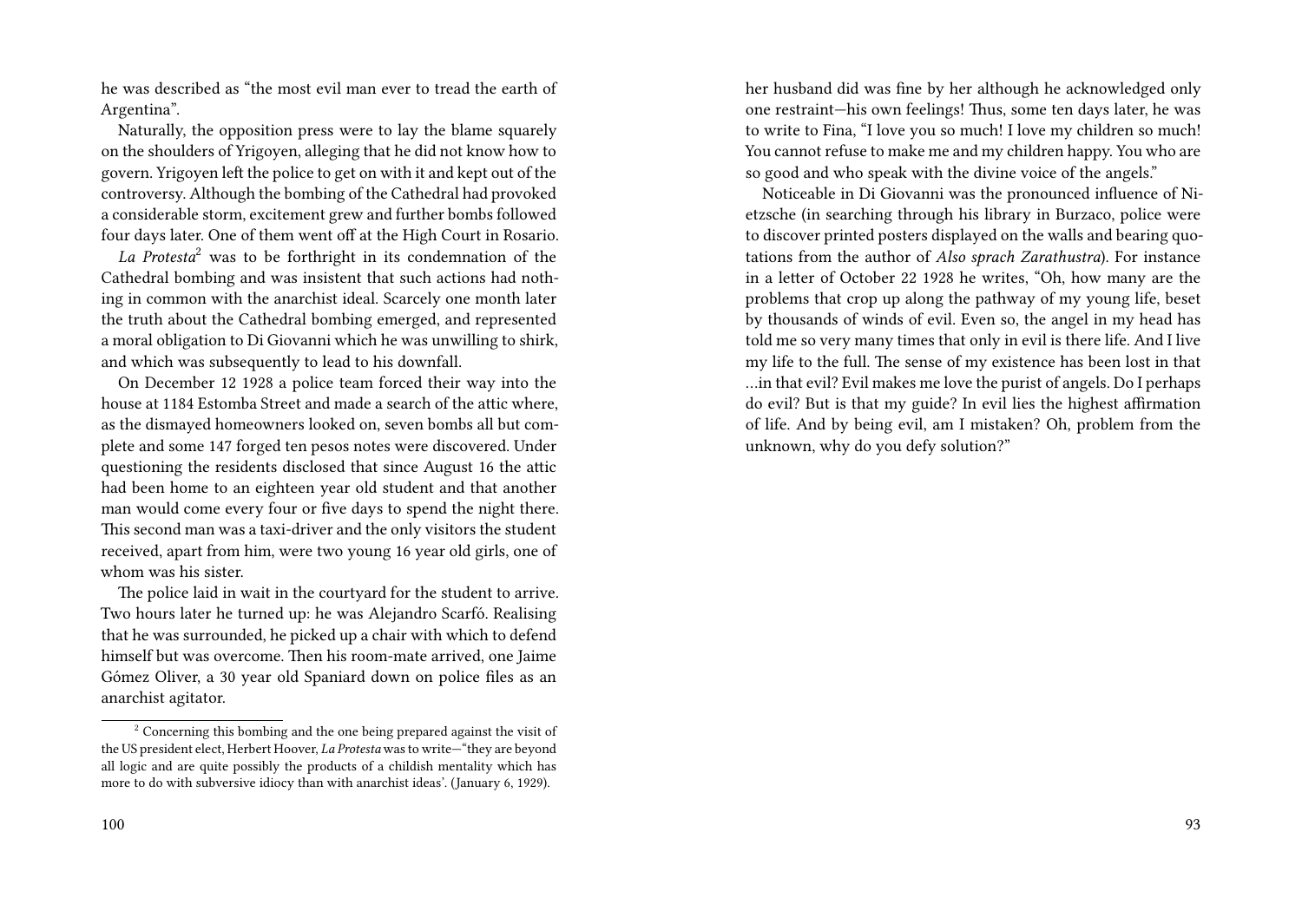he was described as "the most evil man ever to tread the earth of Argentina".

Naturally, the opposition press were to lay the blame squarely on the shoulders of Yrigoyen, alleging that he did not know how to govern. Yrigoyen left the police to get on with it and kept out of the controversy. Although the bombing of the Cathedral had provoked a considerable storm, excitement grew and further bombs followed four days later. One of them went off at the High Court in Rosario.

*La Protesta*[2] was to be forthright in its condemnation of the Cathedral bombing and was insistent that such actions had nothing in common with the anarchist ideal. Scarcely one month later the truth about the Cathedral bombing emerged, and represented a moral obligation to Di Giovanni which he was unwilling to shirk, and which was subsequently to lead to his downfall.

On December 12 1928 a police team forced their way into the house at 1184 Estomba Street and made a search of the attic where, as the dismayed homeowners looked on, seven bombs all but complete and some 147 forged ten pesos notes were discovered. Under questioning the residents disclosed that since August 16 the attic had been home to an eighteen year old student and that another man would come every four or five days to spend the night there. This second man was a taxi-driver and the only visitors the student received, apart from him, were two young 16 year old girls, one of whom was his sister.

The police laid in wait in the courtyard for the student to arrive. Two hours later he turned up: he was Alejandro Scarfó. Realising that he was surrounded, he picked up a chair with which to defend himself but was overcome. Then his room-mate arrived, one Jaime Gómez Oliver, a 30 year old Spaniard down on police files as an anarchist agitator.

[2] Concerning this bombing and the one being prepared against the visit of the US president elect, Herbert Hoover, *La Protesta* was to write—"they are beyond all logic and are quite possibly the products of a childish mentality which has more to do with subversive idiocy than with anarchist ideas'. (January 6, 1929).

her husband did was fine by her although he acknowledged only one restraint—his own feelings! Thus, some ten days later, he was to write to Fina, "I love you so much! I love my children so much! You cannot refuse to make me and my children happy. You who are so good and who speak with the divine voice of the angels."

Noticeable in Di Giovanni was the pronounced influence of Nietzsche (in searching through his library in Burzaco, police were to discover printed posters displayed on the walls and bearing quotations from the author of *Also sprach Zarathustra*). For instance in a letter of October 22 1928 he writes, "Oh, how many are the problems that crop up along the pathway of my young life, beset by thousands of winds of evil. Even so, the angel in my head has told me so very many times that only in evil is there life. And I live my life to the full. The sense of my existence has been lost in that …in that evil? Evil makes me love the purist of angels. Do I perhaps do evil? But is that my guide? In evil lies the highest affirmation of life. And by being evil, am I mistaken? Oh, problem from the unknown, why do you defy solution?"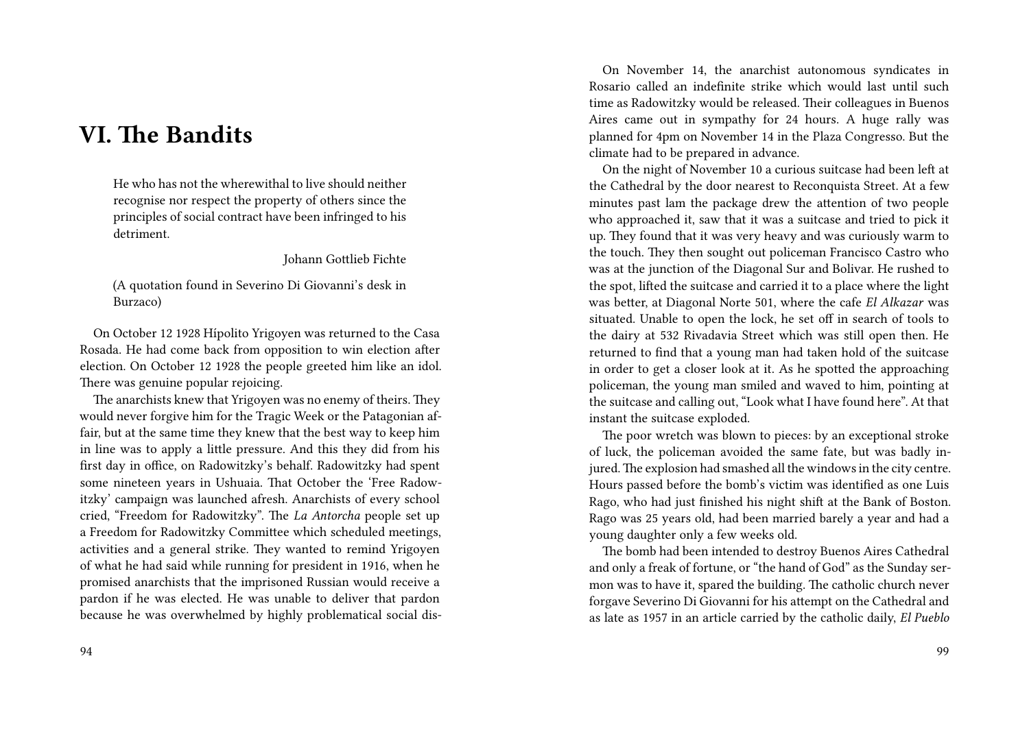# VI. The Bandits

> He who has not the wherewithal to live should neither recognise nor respect the property of others since the principles of social contract have been infringed to his detriment.
>
> Johann Gottlieb Fichte
>
> (A quotation found in Severino Di Giovanni's desk in Burzaco)

On October 12 1928 Hípolito Yrigoyen was returned to the Casa Rosada. He had come back from opposition to win election after election. On October 12 1928 the people greeted him like an idol. There was genuine popular rejoicing.

The anarchists knew that Yrigoyen was no enemy of theirs. They would never forgive him for the Tragic Week or the Patagonian affair, but at the same time they knew that the best way to keep him in line was to apply a little pressure. And this they did from his first day in office, on Radowitzky's behalf. Radowitzky had spent some nineteen years in Ushuaia. That October the 'Free Radowitzky' campaign was launched afresh. Anarchists of every school cried, "Freedom for Radowitzky". The *La Antorcha* people set up a Freedom for Radowitzky Committee which scheduled meetings, activities and a general strike. They wanted to remind Yrigoyen of what he had said while running for president in 1916, when he promised anarchists that the imprisoned Russian would receive a pardon if he was elected. He was unable to deliver that pardon because he was overwhelmed by highly problematical social dis-

On November 14, the anarchist autonomous syndicates in Rosario called an indefinite strike which would last until such time as Radowitzky would be released. Their colleagues in Buenos Aires came out in sympathy for 24 hours. A huge rally was planned for 4pm on November 14 in the Plaza Congresso. But the climate had to be prepared in advance.

On the night of November 10 a curious suitcase had been left at the Cathedral by the door nearest to Reconquista Street. At a few minutes past 1am the package drew the attention of two people who approached it, saw that it was a suitcase and tried to pick it up. They found that it was very heavy and was curiously warm to the touch. They then sought out policeman Francisco Castro who was at the junction of the Diagonal Sur and Bolivar. He rushed to the spot, lifted the suitcase and carried it to a place where the light was better, at Diagonal Norte 501, where the cafe *El Alkazar* was situated. Unable to open the lock, he set off in search of tools to the dairy at 532 Rivadavia Street which was still open then. He returned to find that a young man had taken hold of the suitcase in order to get a closer look at it. As he spotted the approaching policeman, the young man smiled and waved to him, pointing at the suitcase and calling out, "Look what I have found here". At that instant the suitcase exploded.

The poor wretch was blown to pieces: by an exceptional stroke of luck, the policeman avoided the same fate, but was badly injured. The explosion had smashed all the windows in the city centre. Hours passed before the bomb's victim was identified as one Luis Rago, who had just finished his night shift at the Bank of Boston. Rago was 25 years old, had been married barely a year and had a young daughter only a few weeks old.

The bomb had been intended to destroy Buenos Aires Cathedral and only a freak of fortune, or "the hand of God" as the Sunday sermon was to have it, spared the building. The catholic church never forgave Severino Di Giovanni for his attempt on the Cathedral and as late as 1957 in an article carried by the catholic daily, *El Pueblo*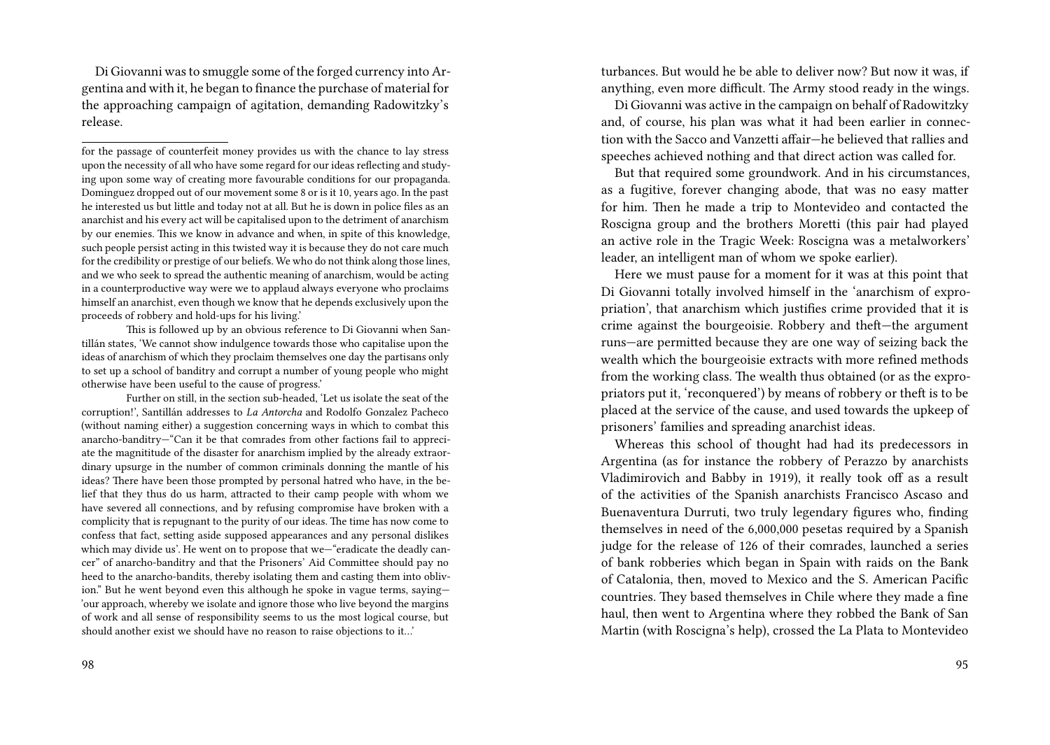Di Giovanni was to smuggle some of the forged currency into Argentina and with it, he began to finance the purchase of material for the approaching campaign of agitation, demanding Radowitzky's release.

for the passage of counterfeit money provides us with the chance to lay stress upon the necessity of all who have some regard for our ideas reflecting and studying upon some way of creating more favourable conditions for our propaganda. Dominguez dropped out of our movement some 8 or is it 10, years ago. In the past he interested us but little and today not at all. But he is down in police files as an anarchist and his every act will be capitalised upon to the detriment of anarchism by our enemies. This we know in advance and when, in spite of this knowledge, such people persist acting in this twisted way it is because they do not care much for the credibility or prestige of our beliefs. We who do not think along those lines, and we who seek to spread the authentic meaning of anarchism, would be acting in a counterproductive way were we to applaud always everyone who proclaims himself an anarchist, even though we know that he depends exclusively upon the proceeds of robbery and hold-ups for his living.'

This is followed up by an obvious reference to Di Giovanni when Santillán states, 'We cannot show indulgence towards those who capitalise upon the ideas of anarchism of which they proclaim themselves one day the partisans only to set up a school of banditry and corrupt a number of young people who might otherwise have been useful to the cause of progress.'

Further on still, in the section sub-headed, 'Let us isolate the seat of the corruption!', Santillán addresses to *La Antorcha* and Rodolfo Gonzalez Pacheco (without naming either) a suggestion concerning ways in which to combat this anarcho-banditry—"Can it be that comrades from other factions fail to appreciate the magnititude of the disaster for anarchism implied by the already extraordinary upsurge in the number of common criminals donning the mantle of his ideas? There have been those prompted by personal hatred who have, in the belief that they thus do us harm, attracted to their camp people with whom we have severed all connections, and by refusing compromise have broken with a complicity that is repugnant to the purity of our ideas. The time has now come to confess that fact, setting aside supposed appearances and any personal dislikes which may divide us'. He went on to propose that we—"eradicate the deadly cancer" of anarcho-banditry and that the Prisoners' Aid Committee should pay no heed to the anarcho-bandits, thereby isolating them and casting them into oblivion." But he went beyond even this although he spoke in vague terms, saying—'our approach, whereby we isolate and ignore those who live beyond the margins of work and all sense of responsibility seems to us the most logical course, but should another exist we should have no reason to raise objections to it…'

turbances. But would he be able to deliver now? But now it was, if anything, even more difficult. The Army stood ready in the wings.

Di Giovanni was active in the campaign on behalf of Radowitzky and, of course, his plan was what it had been earlier in connection with the Sacco and Vanzetti affair—he believed that rallies and speeches achieved nothing and that direct action was called for.

But that required some groundwork. And in his circumstances, as a fugitive, forever changing abode, that was no easy matter for him. Then he made a trip to Montevideo and contacted the Roscigna group and the brothers Moretti (this pair had played an active role in the Tragic Week: Roscigna was a metalworkers' leader, an intelligent man of whom we spoke earlier).

Here we must pause for a moment for it was at this point that Di Giovanni totally involved himself in the 'anarchism of expropriation', that anarchism which justifies crime provided that it is crime against the bourgeoisie. Robbery and theft—the argument runs—are permitted because they are one way of seizing back the wealth which the bourgeoisie extracts with more refined methods from the working class. The wealth thus obtained (or as the expropriators put it, 'reconquered') by means of robbery or theft is to be placed at the service of the cause, and used towards the upkeep of prisoners' families and spreading anarchist ideas.

Whereas this school of thought had had its predecessors in Argentina (as for instance the robbery of Perazzo by anarchists Vladimirovich and Babby in 1919), it really took off as a result of the activities of the Spanish anarchists Francisco Ascaso and Buenaventura Durruti, two truly legendary figures who, finding themselves in need of the 6,000,000 pesetas required by a Spanish judge for the release of 126 of their comrades, launched a series of bank robberies which began in Spain with raids on the Bank of Catalonia, then, moved to Mexico and the S. American Pacific countries. They based themselves in Chile where they made a fine haul, then went to Argentina where they robbed the Bank of San Martin (with Roscigna's help), crossed the La Plata to Montevideo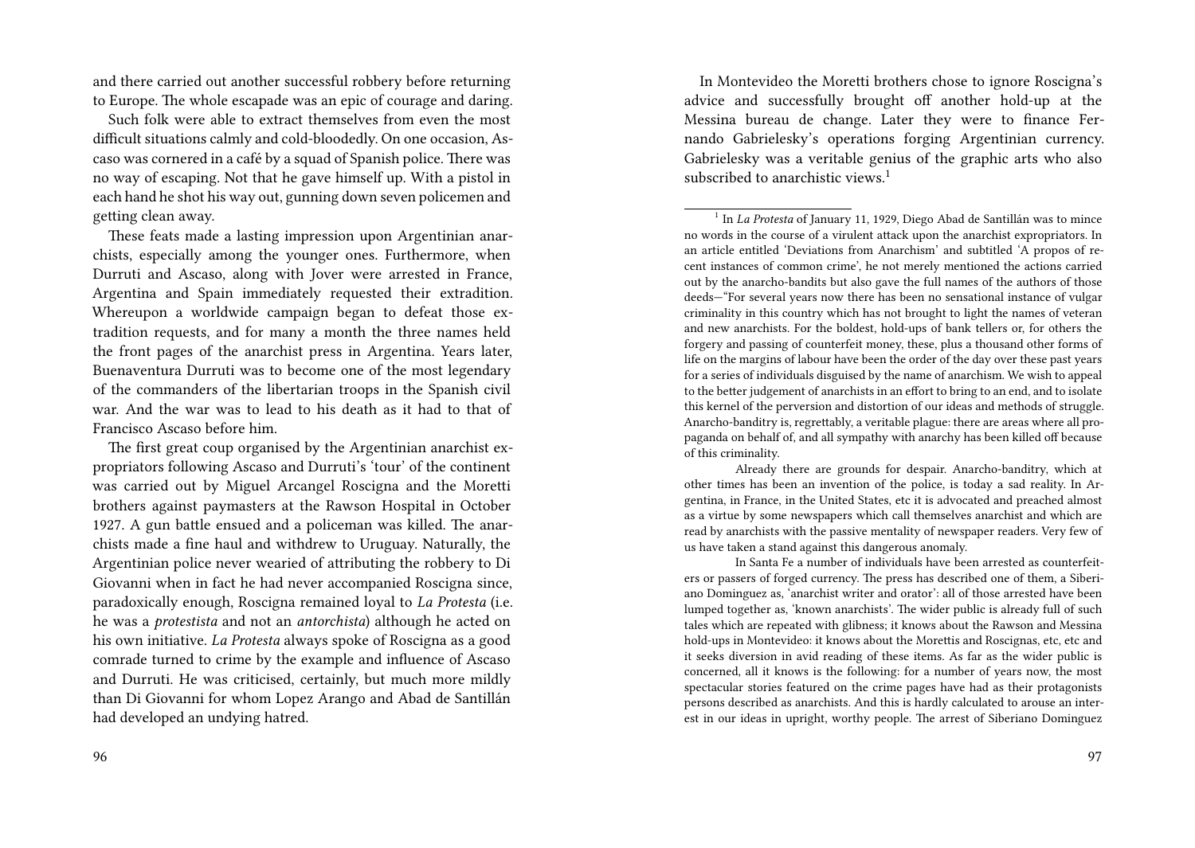and there carried out another successful robbery before returning to Europe. The whole escapade was an epic of courage and daring.

Such folk were able to extract themselves from even the most difficult situations calmly and cold-bloodedly. On one occasion, Ascaso was cornered in a café by a squad of Spanish police. There was no way of escaping. Not that he gave himself up. With a pistol in each hand he shot his way out, gunning down seven policemen and getting clean away.

These feats made a lasting impression upon Argentinian anarchists, especially among the younger ones. Furthermore, when Durruti and Ascaso, along with Jover were arrested in France, Argentina and Spain immediately requested their extradition. Whereupon a worldwide campaign began to defeat those extradition requests, and for many a month the three names held the front pages of the anarchist press in Argentina. Years later, Buenaventura Durruti was to become one of the most legendary of the commanders of the libertarian troops in the Spanish civil war. And the war was to lead to his death as it had to that of Francisco Ascaso before him.

The first great coup organised by the Argentinian anarchist expropriators following Ascaso and Durruti's 'tour' of the continent was carried out by Miguel Arcangel Roscigna and the Moretti brothers against paymasters at the Rawson Hospital in October 1927. A gun battle ensued and a policeman was killed. The anarchists made a fine haul and withdrew to Uruguay. Naturally, the Argentinian police never wearied of attributing the robbery to Di Giovanni when in fact he had never accompanied Roscigna since, paradoxically enough, Roscigna remained loyal to *La Protesta* (i.e. he was a *protestista* and not an *antorchista*) although he acted on his own initiative. *La Protesta* always spoke of Roscigna as a good comrade turned to crime by the example and influence of Ascaso and Durruti. He was criticised, certainly, but much more mildly than Di Giovanni for whom Lopez Arango and Abad de Santillán had developed an undying hatred.

In Montevideo the Moretti brothers chose to ignore Roscigna's advice and successfully brought off another hold-up at the Messina bureau de change. Later they were to finance Fernando Gabrielesky's operations forging Argentinian currency. Gabrielesky was a veritable genius of the graphic arts who also subscribed to anarchistic views.[1]

[1] In *La Protesta* of January 11, 1929, Diego Abad de Santillán was to mince no words in the course of a virulent attack upon the anarchist expropriators. In an article entitled 'Deviations from Anarchism' and subtitled 'A propos of recent instances of common crime', he not merely mentioned the actions carried out by the anarcho-bandits but also gave the full names of the authors of those deeds—"For several years now there has been no sensational instance of vulgar criminality in this country which has not brought to light the names of veteran and new anarchists. For the boldest, hold-ups of bank tellers or, for others the forgery and passing of counterfeit money, these, plus a thousand other forms of life on the margins of labour have been the order of the day over these past years for a series of individuals disguised by the name of anarchism. We wish to appeal to the better judgement of anarchists in an effort to bring to an end, and to isolate this kernel of the perversion and distortion of our ideas and methods of struggle. Anarcho-banditry is, regrettably, a veritable plague: there are areas where all propaganda on behalf of, and all sympathy with anarchy has been killed off because of this criminality.

Already there are grounds for despair. Anarcho-banditry, which at other times has been an invention of the police, is today a sad reality. In Argentina, in France, in the United States, etc it is advocated and preached almost as a virtue by some newspapers which call themselves anarchist and which are read by anarchists with the passive mentality of newspaper readers. Very few of us have taken a stand against this dangerous anomaly.

In Santa Fe a number of individuals have been arrested as counterfeiters or passers of forged currency. The press has described one of them, a Siberiano Dominguez as, 'anarchist writer and orator': all of those arrested have been lumped together as, 'known anarchists'. The wider public is already full of such tales which are repeated with glibness; it knows about the Rawson and Messina hold-ups in Montevideo: it knows about the Morettis and Roscignas, etc, etc and it seeks diversion in avid reading of these items. As far as the wider public is concerned, all it knows is the following: for a number of years now, the most spectacular stories featured on the crime pages have had as their protagonists persons described as anarchists. And this is hardly calculated to arouse an interest in our ideas in upright, worthy people. The arrest of Siberiano Dominguez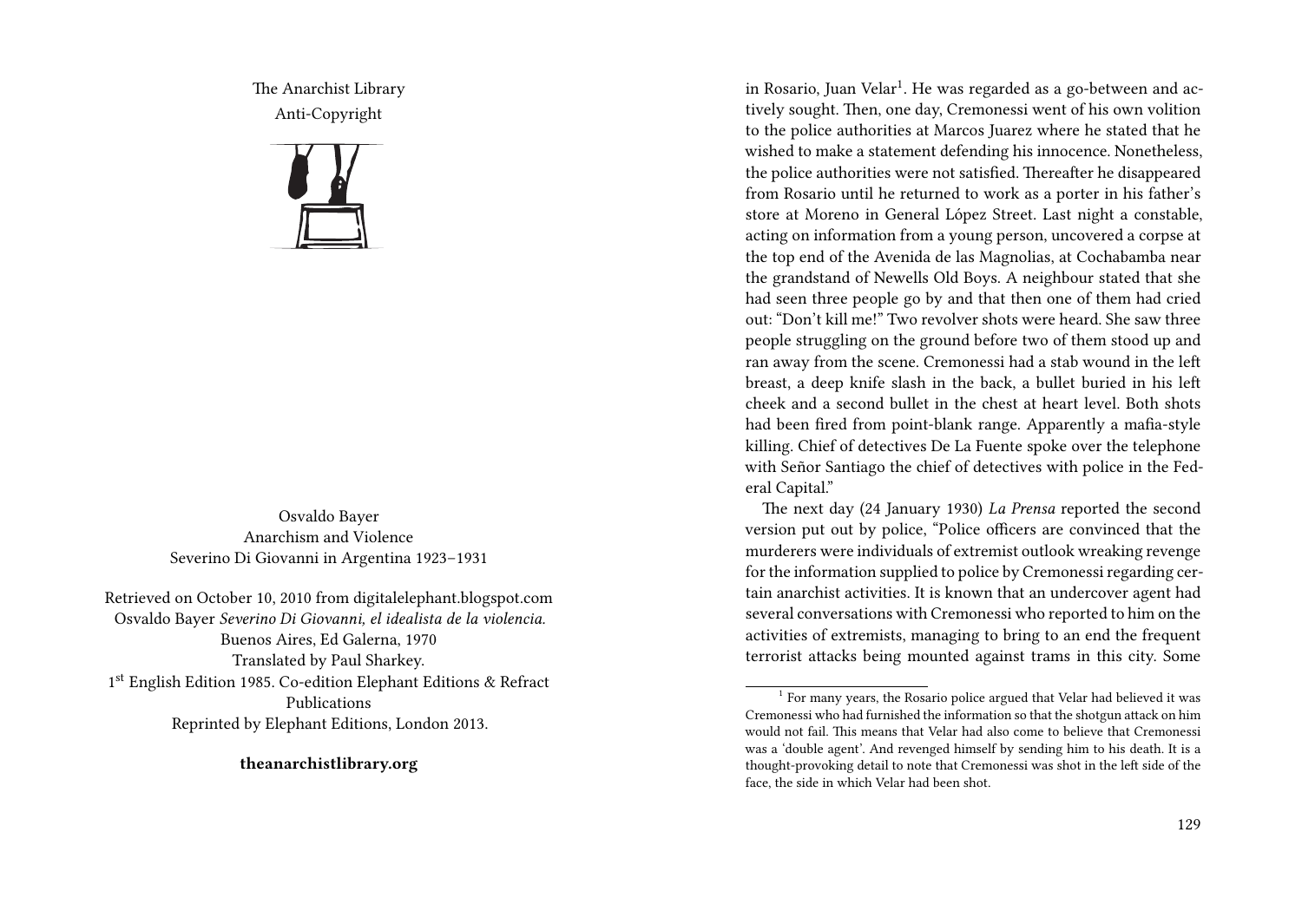The Anarchist Library
Anti-Copyright

Osvaldo Bayer
Anarchism and Violence
Severino Di Giovanni in Argentina 1923–1931

Retrieved on October 10, 2010 from digitalelephant.blogspot.com
Osvaldo Bayer *Severino Di Giovanni, el idealista de la violencia.*
Buenos Aires, Ed Galerna, 1970
Translated by Paul Sharkey.
1st English Edition 1985. Co-edition Elephant Editions & Refract Publications
Reprinted by Elephant Editions, London 2013.

**theanarchistlibrary.org**

in Rosario, Juan Velar[1]. He was regarded as a go-between and actively sought. Then, one day, Cremonessi went of his own volition to the police authorities at Marcos Juarez where he stated that he wished to make a statement defending his innocence. Nonetheless, the police authorities were not satisfied. Thereafter he disappeared from Rosario until he returned to work as a porter in his father's store at Moreno in General López Street. Last night a constable, acting on information from a young person, uncovered a corpse at the top end of the Avenida de las Magnolias, at Cochabamba near the grandstand of Newells Old Boys. A neighbour stated that she had seen three people go by and that then one of them had cried out: "Don't kill me!" Two revolver shots were heard. She saw three people struggling on the ground before two of them stood up and ran away from the scene. Cremonessi had a stab wound in the left breast, a deep knife slash in the back, a bullet buried in his left cheek and a second bullet in the chest at heart level. Both shots had been fired from point-blank range. Apparently a mafia-style killing. Chief of detectives De La Fuente spoke over the telephone with Señor Santiago the chief of detectives with police in the Federal Capital."

The next day (24 January 1930) *La Prensa* reported the second version put out by police, "Police officers are convinced that the murderers were individuals of extremist outlook wreaking revenge for the information supplied to police by Cremonessi regarding certain anarchist activities. It is known that an undercover agent had several conversations with Cremonessi who reported to him on the activities of extremists, managing to bring to an end the frequent terrorist attacks being mounted against trams in this city. Some

[1] For many years, the Rosario police argued that Velar had believed it was Cremonessi who had furnished the information so that the shotgun attack on him would not fail. This means that Velar had also come to believe that Cremonessi was a 'double agent'. And revenged himself by sending him to his death. It is a thought-provoking detail to note that Cremonessi was shot in the left side of the face, the side in which Velar had been shot.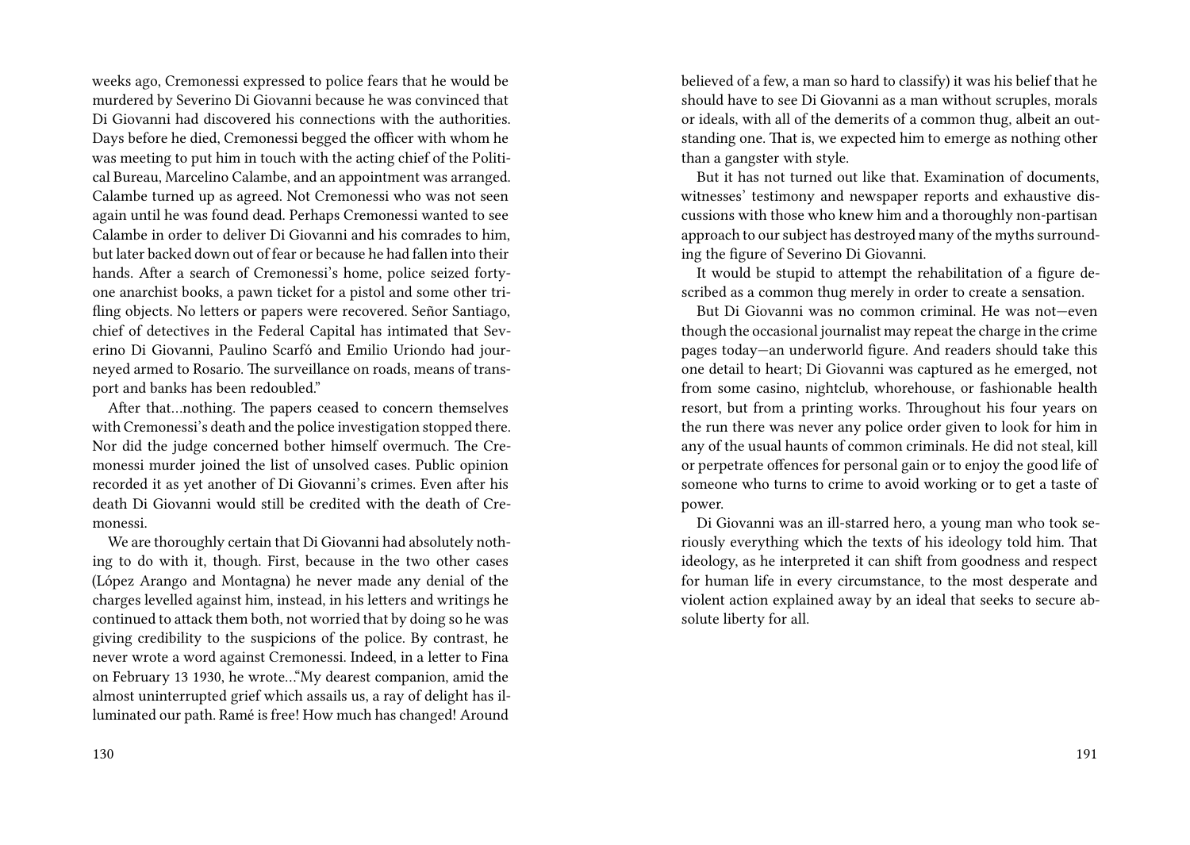weeks ago, Cremonessi expressed to police fears that he would be murdered by Severino Di Giovanni because he was convinced that Di Giovanni had discovered his connections with the authorities. Days before he died, Cremonessi begged the officer with whom he was meeting to put him in touch with the acting chief of the Political Bureau, Marcelino Calambe, and an appointment was arranged. Calambe turned up as agreed. Not Cremonessi who was not seen again until he was found dead. Perhaps Cremonessi wanted to see Calambe in order to deliver Di Giovanni and his comrades to him, but later backed down out of fear or because he had fallen into their hands. After a search of Cremonessi's home, police seized forty-one anarchist books, a pawn ticket for a pistol and some other trifling objects. No letters or papers were recovered. Señor Santiago, chief of detectives in the Federal Capital has intimated that Severino Di Giovanni, Paulino Scarfó and Emilio Uriondo had journeyed armed to Rosario. The surveillance on roads, means of transport and banks has been redoubled."

After that…nothing. The papers ceased to concern themselves with Cremonessi's death and the police investigation stopped there. Nor did the judge concerned bother himself overmuch. The Cremonessi murder joined the list of unsolved cases. Public opinion recorded it as yet another of Di Giovanni's crimes. Even after his death Di Giovanni would still be credited with the death of Cremonessi.

We are thoroughly certain that Di Giovanni had absolutely nothing to do with it, though. First, because in the two other cases (López Arango and Montagna) he never made any denial of the charges levelled against him, instead, in his letters and writings he continued to attack them both, not worried that by doing so he was giving credibility to the suspicions of the police. By contrast, he never wrote a word against Cremonessi. Indeed, in a letter to Fina on February 13 1930, he wrote…"My dearest companion, amid the almost uninterrupted grief which assails us, a ray of delight has illuminated our path. Ramé is free! How much has changed! Around

believed of a few, a man so hard to classify) it was his belief that he should have to see Di Giovanni as a man without scruples, morals or ideals, with all of the demerits of a common thug, albeit an outstanding one. That is, we expected him to emerge as nothing other than a gangster with style.

But it has not turned out like that. Examination of documents, witnesses' testimony and newspaper reports and exhaustive discussions with those who knew him and a thoroughly non-partisan approach to our subject has destroyed many of the myths surrounding the figure of Severino Di Giovanni.

It would be stupid to attempt the rehabilitation of a figure described as a common thug merely in order to create a sensation.

But Di Giovanni was no common criminal. He was not—even though the occasional journalist may repeat the charge in the crime pages today—an underworld figure. And readers should take this one detail to heart; Di Giovanni was captured as he emerged, not from some casino, nightclub, whorehouse, or fashionable health resort, but from a printing works. Throughout his four years on the run there was never any police order given to look for him in any of the usual haunts of common criminals. He did not steal, kill or perpetrate offences for personal gain or to enjoy the good life of someone who turns to crime to avoid working or to get a taste of power.

Di Giovanni was an ill-starred hero, a young man who took seriously everything which the texts of his ideology told him. That ideology, as he interpreted it can shift from goodness and respect for human life in every circumstance, to the most desperate and violent action explained away by an ideal that seeks to secure absolute liberty for all.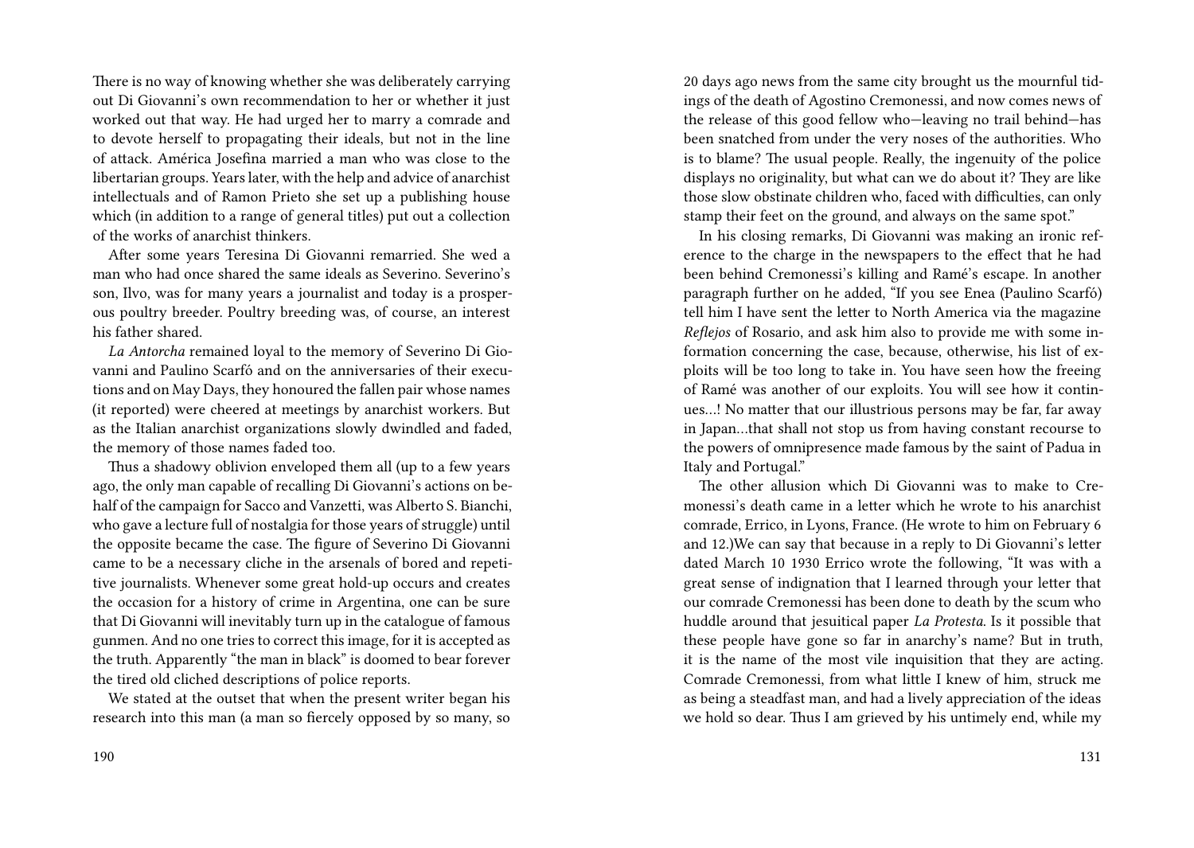There is no way of knowing whether she was deliberately carrying out Di Giovanni's own recommendation to her or whether it just worked out that way. He had urged her to marry a comrade and to devote herself to propagating their ideals, but not in the line of attack. América Josefina married a man who was close to the libertarian groups. Years later, with the help and advice of anarchist intellectuals and of Ramon Prieto she set up a publishing house which (in addition to a range of general titles) put out a collection of the works of anarchist thinkers.

After some years Teresina Di Giovanni remarried. She wed a man who had once shared the same ideals as Severino. Severino's son, Ilvo, was for many years a journalist and today is a prosperous poultry breeder. Poultry breeding was, of course, an interest his father shared.

*La Antorcha* remained loyal to the memory of Severino Di Giovanni and Paulino Scarfó and on the anniversaries of their executions and on May Days, they honoured the fallen pair whose names (it reported) were cheered at meetings by anarchist workers. But as the Italian anarchist organizations slowly dwindled and faded, the memory of those names faded too.

Thus a shadowy oblivion enveloped them all (up to a few years ago, the only man capable of recalling Di Giovanni's actions on behalf of the campaign for Sacco and Vanzetti, was Alberto S. Bianchi, who gave a lecture full of nostalgia for those years of struggle) until the opposite became the case. The figure of Severino Di Giovanni came to be a necessary cliche in the arsenals of bored and repetitive journalists. Whenever some great hold-up occurs and creates the occasion for a history of crime in Argentina, one can be sure that Di Giovanni will inevitably turn up in the catalogue of famous gunmen. And no one tries to correct this image, for it is accepted as the truth. Apparently "the man in black" is doomed to bear forever the tired old cliched descriptions of police reports.

We stated at the outset that when the present writer began his research into this man (a man so fiercely opposed by so many, so

20 days ago news from the same city brought us the mournful tidings of the death of Agostino Cremonessi, and now comes news of the release of this good fellow who—leaving no trail behind—has been snatched from under the very noses of the authorities. Who is to blame? The usual people. Really, the ingenuity of the police displays no originality, but what can we do about it? They are like those slow obstinate children who, faced with difficulties, can only stamp their feet on the ground, and always on the same spot."

In his closing remarks, Di Giovanni was making an ironic reference to the charge in the newspapers to the effect that he had been behind Cremonessi's killing and Ramé's escape. In another paragraph further on he added, "If you see Enea (Paulino Scarfó) tell him I have sent the letter to North America via the magazine *Reflejos* of Rosario, and ask him also to provide me with some information concerning the case, because, otherwise, his list of exploits will be too long to take in. You have seen how the freeing of Ramé was another of our exploits. You will see how it continues…! No matter that our illustrious persons may be far, far away in Japan…that shall not stop us from having constant recourse to the powers of omnipresence made famous by the saint of Padua in Italy and Portugal."

The other allusion which Di Giovanni was to make to Cremonessi's death came in a letter which he wrote to his anarchist comrade, Errico, in Lyons, France. (He wrote to him on February 6 and 12.)We can say that because in a reply to Di Giovanni's letter dated March 10 1930 Errico wrote the following, "It was with a great sense of indignation that I learned through your letter that our comrade Cremonessi has been done to death by the scum who huddle around that jesuitical paper *La Protesta*. Is it possible that these people have gone so far in anarchy's name? But in truth, it is the name of the most vile inquisition that they are acting. Comrade Cremonessi, from what little I knew of him, struck me as being a steadfast man, and had a lively appreciation of the ideas we hold so dear. Thus I am grieved by his untimely end, while my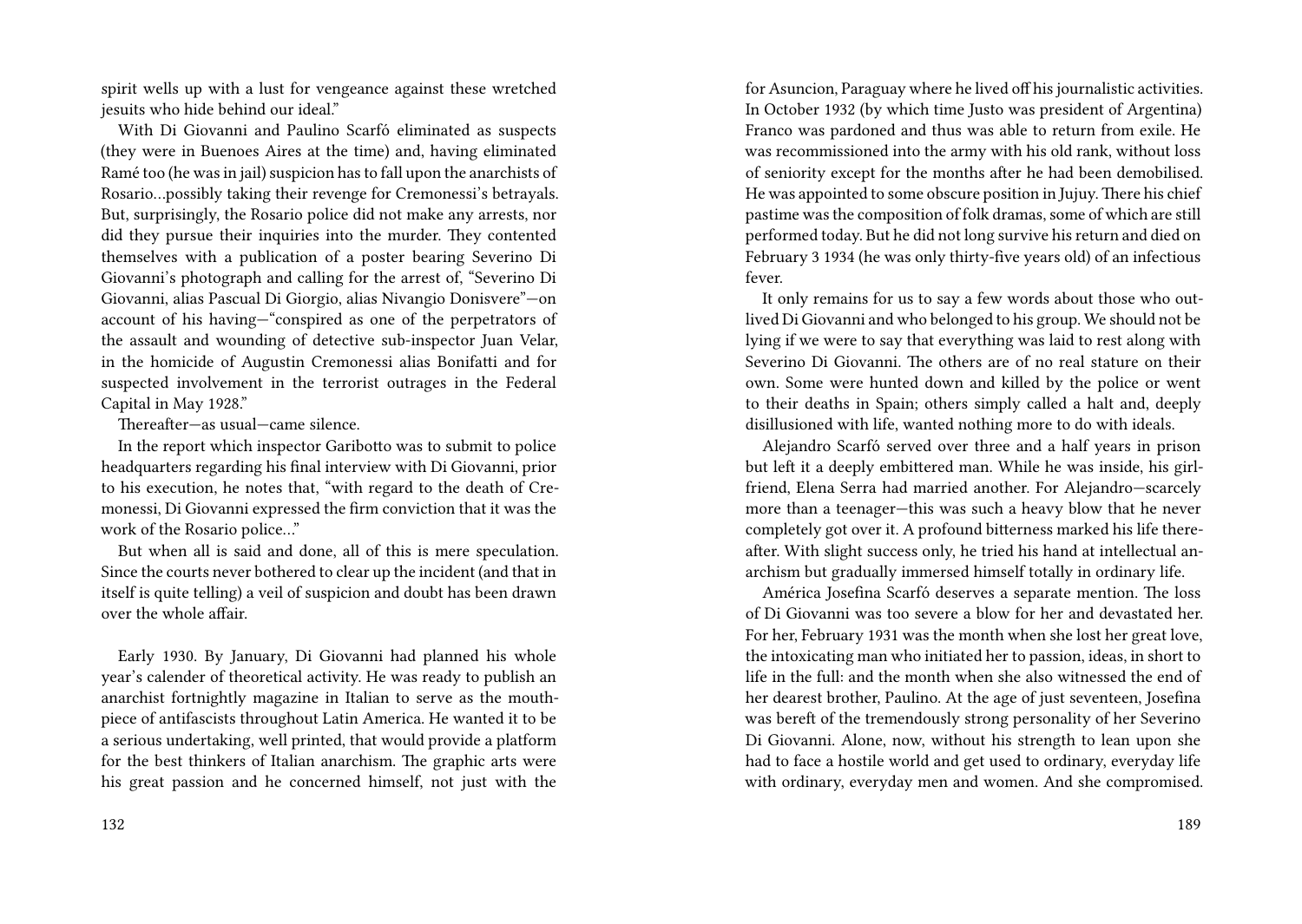spirit wells up with a lust for vengeance against these wretched jesuits who hide behind our ideal."

With Di Giovanni and Paulino Scarfó eliminated as suspects (they were in Buenoes Aires at the time) and, having eliminated Ramé too (he was in jail) suspicion has to fall upon the anarchists of Rosario…possibly taking their revenge for Cremonessi's betrayals. But, surprisingly, the Rosario police did not make any arrests, nor did they pursue their inquiries into the murder. They contented themselves with a publication of a poster bearing Severino Di Giovanni's photograph and calling for the arrest of, "Severino Di Giovanni, alias Pascual Di Giorgio, alias Nivangio Donisvere"—on account of his having—"conspired as one of the perpetrators of the assault and wounding of detective sub-inspector Juan Velar, in the homicide of Augustin Cremonessi alias Bonifatti and for suspected involvement in the terrorist outrages in the Federal Capital in May 1928."

Thereafter—as usual—came silence.

In the report which inspector Garibotto was to submit to police headquarters regarding his final interview with Di Giovanni, prior to his execution, he notes that, "with regard to the death of Cremonessi, Di Giovanni expressed the firm conviction that it was the work of the Rosario police…"

But when all is said and done, all of this is mere speculation. Since the courts never bothered to clear up the incident (and that in itself is quite telling) a veil of suspicion and doubt has been drawn over the whole affair.

Early 1930. By January, Di Giovanni had planned his whole year's calender of theoretical activity. He was ready to publish an anarchist fortnightly magazine in Italian to serve as the mouthpiece of antifascists throughout Latin America. He wanted it to be a serious undertaking, well printed, that would provide a platform for the best thinkers of Italian anarchism. The graphic arts were his great passion and he concerned himself, not just with the

for Asuncion, Paraguay where he lived off his journalistic activities. In October 1932 (by which time Justo was president of Argentina) Franco was pardoned and thus was able to return from exile. He was recommissioned into the army with his old rank, without loss of seniority except for the months after he had been demobilised. He was appointed to some obscure position in Jujuy. There his chief pastime was the composition of folk dramas, some of which are still performed today. But he did not long survive his return and died on February 3 1934 (he was only thirty-five years old) of an infectious fever.

It only remains for us to say a few words about those who outlived Di Giovanni and who belonged to his group. We should not be lying if we were to say that everything was laid to rest along with Severino Di Giovanni. The others are of no real stature on their own. Some were hunted down and killed by the police or went to their deaths in Spain; others simply called a halt and, deeply disillusioned with life, wanted nothing more to do with ideals.

Alejandro Scarfó served over three and a half years in prison but left it a deeply embittered man. While he was inside, his girlfriend, Elena Serra had married another. For Alejandro—scarcely more than a teenager—this was such a heavy blow that he never completely got over it. A profound bitterness marked his life thereafter. With slight success only, he tried his hand at intellectual anarchism but gradually immersed himself totally in ordinary life.

América Josefina Scarfó deserves a separate mention. The loss of Di Giovanni was too severe a blow for her and devastated her. For her, February 1931 was the month when she lost her great love, the intoxicating man who initiated her to passion, ideas, in short to life in the full: and the month when she also witnessed the end of her dearest brother, Paulino. At the age of just seventeen, Josefina was bereft of the tremendously strong personality of her Severino Di Giovanni. Alone, now, without his strength to lean upon she had to face a hostile world and get used to ordinary, everyday life with ordinary, everyday men and women. And she compromised.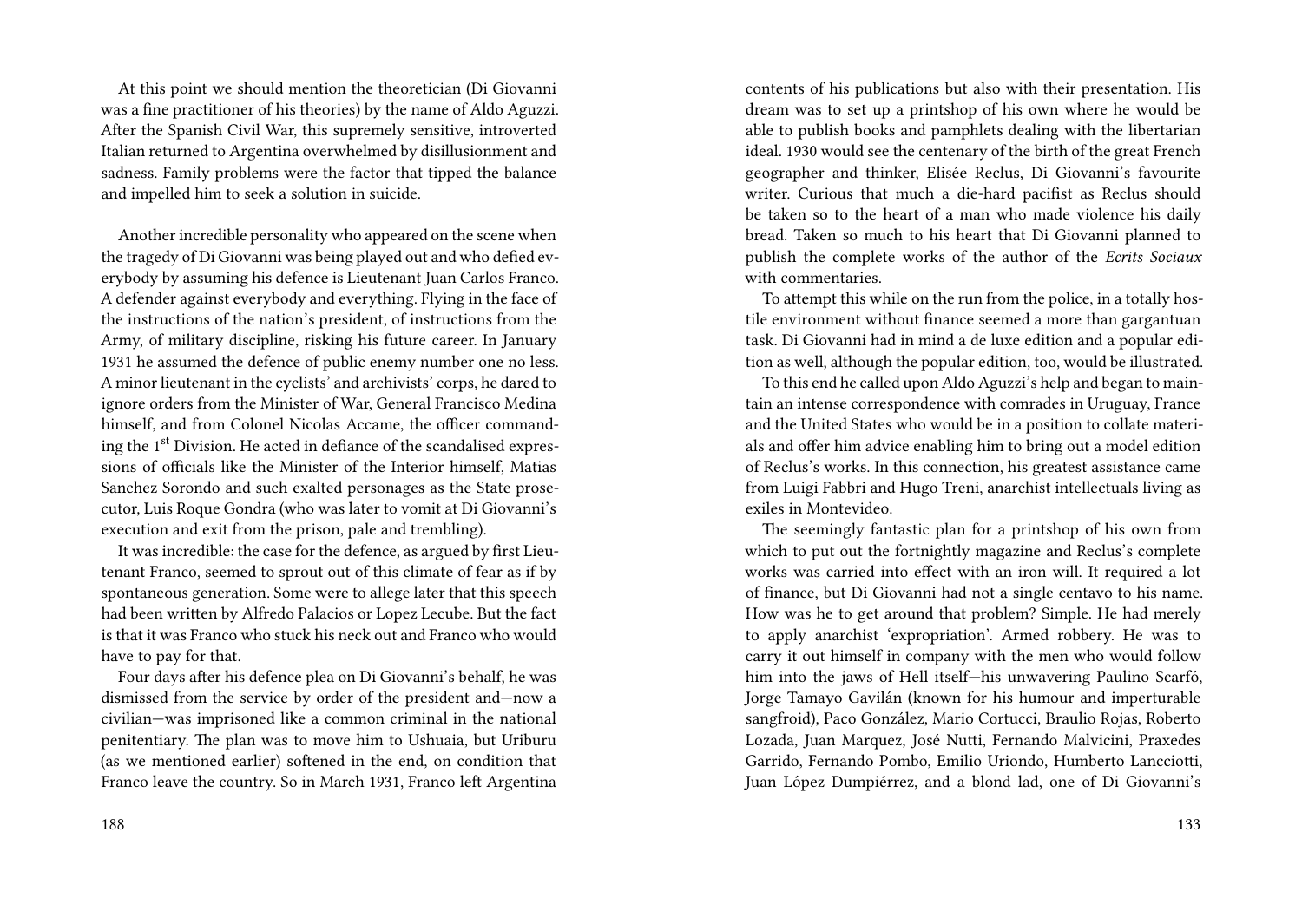At this point we should mention the theoretician (Di Giovanni was a fine practitioner of his theories) by the name of Aldo Aguzzi. After the Spanish Civil War, this supremely sensitive, introverted Italian returned to Argentina overwhelmed by disillusionment and sadness. Family problems were the factor that tipped the balance and impelled him to seek a solution in suicide.

Another incredible personality who appeared on the scene when the tragedy of Di Giovanni was being played out and who defied everybody by assuming his defence is Lieutenant Juan Carlos Franco. A defender against everybody and everything. Flying in the face of the instructions of the nation's president, of instructions from the Army, of military discipline, risking his future career. In January 1931 he assumed the defence of public enemy number one no less. A minor lieutenant in the cyclists' and archivists' corps, he dared to ignore orders from the Minister of War, General Francisco Medina himself, and from Colonel Nicolas Accame, the officer commanding the 1st Division. He acted in defiance of the scandalised expressions of officials like the Minister of the Interior himself, Matias Sanchez Sorondo and such exalted personages as the State prosecutor, Luis Roque Gondra (who was later to vomit at Di Giovanni's execution and exit from the prison, pale and trembling).

It was incredible: the case for the defence, as argued by first Lieutenant Franco, seemed to sprout out of this climate of fear as if by spontaneous generation. Some were to allege later that this speech had been written by Alfredo Palacios or Lopez Lecube. But the fact is that it was Franco who stuck his neck out and Franco who would have to pay for that.

Four days after his defence plea on Di Giovanni's behalf, he was dismissed from the service by order of the president and—now a civilian—was imprisoned like a common criminal in the national penitentiary. The plan was to move him to Ushuaia, but Uriburu (as we mentioned earlier) softened in the end, on condition that Franco leave the country. So in March 1931, Franco left Argentina

contents of his publications but also with their presentation. His dream was to set up a printshop of his own where he would be able to publish books and pamphlets dealing with the libertarian ideal. 1930 would see the centenary of the birth of the great French geographer and thinker, Elisée Reclus, Di Giovanni's favourite writer. Curious that much a die-hard pacifist as Reclus should be taken so to the heart of a man who made violence his daily bread. Taken so much to his heart that Di Giovanni planned to publish the complete works of the author of the *Ecrits Sociaux* with commentaries.

To attempt this while on the run from the police, in a totally hostile environment without finance seemed a more than gargantuan task. Di Giovanni had in mind a de luxe edition and a popular edition as well, although the popular edition, too, would be illustrated.

To this end he called upon Aldo Aguzzi's help and began to maintain an intense correspondence with comrades in Uruguay, France and the United States who would be in a position to collate materials and offer him advice enabling him to bring out a model edition of Reclus's works. In this connection, his greatest assistance came from Luigi Fabbri and Hugo Treni, anarchist intellectuals living as exiles in Montevideo.

The seemingly fantastic plan for a printshop of his own from which to put out the fortnightly magazine and Reclus's complete works was carried into effect with an iron will. It required a lot of finance, but Di Giovanni had not a single centavo to his name. How was he to get around that problem? Simple. He had merely to apply anarchist 'expropriation'. Armed robbery. He was to carry it out himself in company with the men who would follow him into the jaws of Hell itself—his unwavering Paulino Scarfó, Jorge Tamayo Gavilán (known for his humour and imperturable sangfroid), Paco González, Mario Cortucci, Braulio Rojas, Roberto Lozada, Juan Marquez, José Nutti, Fernando Malvicini, Praxedes Garrido, Fernando Pombo, Emilio Uriondo, Humberto Lancciotti, Juan López Dumpiérrez, and a blond lad, one of Di Giovanni's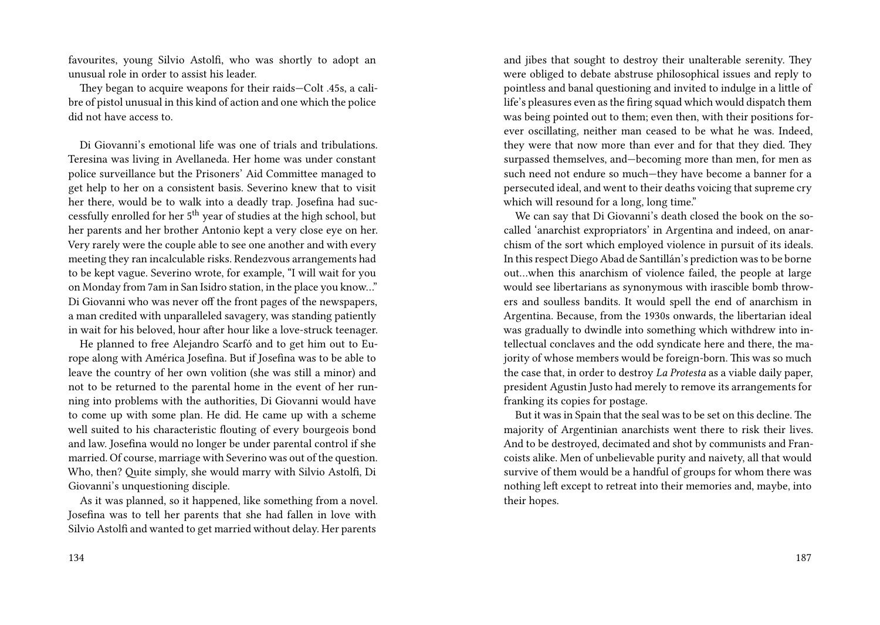favourites, young Silvio Astolfi, who was shortly to adopt an unusual role in order to assist his leader.

They began to acquire weapons for their raids—Colt .45s, a calibre of pistol unusual in this kind of action and one which the police did not have access to.

Di Giovanni's emotional life was one of trials and tribulations. Teresina was living in Avellaneda. Her home was under constant police surveillance but the Prisoners' Aid Committee managed to get help to her on a consistent basis. Severino knew that to visit her there, would be to walk into a deadly trap. Josefina had successfully enrolled for her 5th year of studies at the high school, but her parents and her brother Antonio kept a very close eye on her. Very rarely were the couple able to see one another and with every meeting they ran incalculable risks. Rendezvous arrangements had to be kept vague. Severino wrote, for example, "I will wait for you on Monday from 7am in San Isidro station, in the place you know…" Di Giovanni who was never off the front pages of the newspapers, a man credited with unparalleled savagery, was standing patiently in wait for his beloved, hour after hour like a love-struck teenager.

He planned to free Alejandro Scarfó and to get him out to Europe along with América Josefina. But if Josefina was to be able to leave the country of her own volition (she was still a minor) and not to be returned to the parental home in the event of her running into problems with the authorities, Di Giovanni would have to come up with some plan. He did. He came up with a scheme well suited to his characteristic flouting of every bourgeois bond and law. Josefina would no longer be under parental control if she married. Of course, marriage with Severino was out of the question. Who, then? Quite simply, she would marry with Silvio Astolfi, Di Giovanni's unquestioning disciple.

As it was planned, so it happened, like something from a novel. Josefina was to tell her parents that she had fallen in love with Silvio Astolfi and wanted to get married without delay. Her parents

and jibes that sought to destroy their unalterable serenity. They were obliged to debate abstruse philosophical issues and reply to pointless and banal questioning and invited to indulge in a little of life's pleasures even as the firing squad which would dispatch them was being pointed out to them; even then, with their positions forever oscillating, neither man ceased to be what he was. Indeed, they were that now more than ever and for that they died. They surpassed themselves, and—becoming more than men, for men as such need not endure so much—they have become a banner for a persecuted ideal, and went to their deaths voicing that supreme cry which will resound for a long, long time."

We can say that Di Giovanni's death closed the book on the so-called 'anarchist expropriators' in Argentina and indeed, on anarchism of the sort which employed violence in pursuit of its ideals. In this respect Diego Abad de Santillán's prediction was to be borne out…when this anarchism of violence failed, the people at large would see libertarians as synonymous with irascible bomb throwers and soulless bandits. It would spell the end of anarchism in Argentina. Because, from the 1930s onwards, the libertarian ideal was gradually to dwindle into something which withdrew into intellectual conclaves and the odd syndicate here and there, the majority of whose members would be foreign-born. This was so much the case that, in order to destroy *La Protesta* as a viable daily paper, president Agustin Justo had merely to remove its arrangements for franking its copies for postage.

But it was in Spain that the seal was to be set on this decline. The majority of Argentinian anarchists went there to risk their lives. And to be destroyed, decimated and shot by communists and Francoists alike. Men of unbelievable purity and naivety, all that would survive of them would be a handful of groups for whom there was nothing left except to retreat into their memories and, maybe, into their hopes.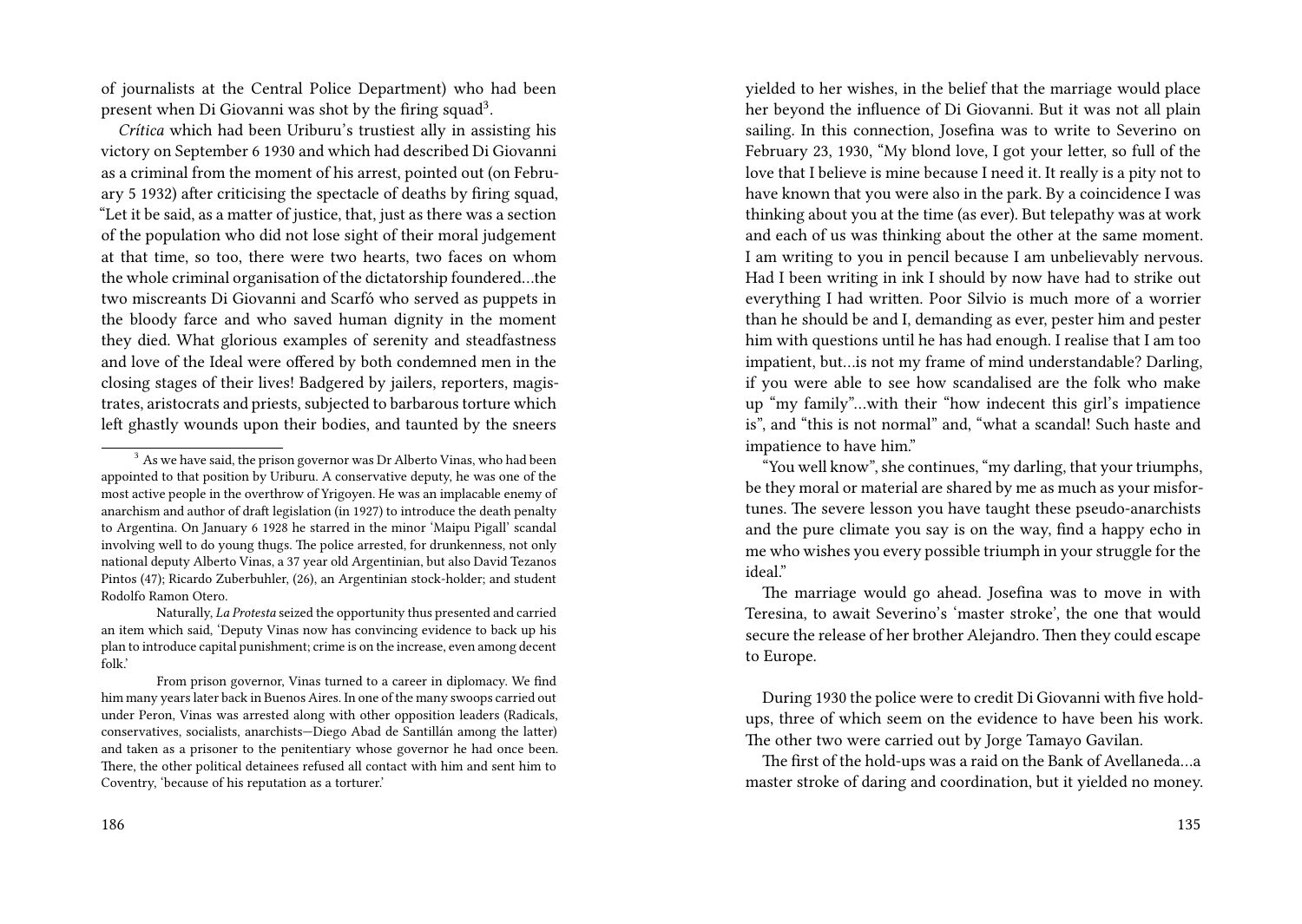of journalists at the Central Police Department) who had been present when Di Giovanni was shot by the firing squad[3].

*Crítica* which had been Uriburu's trustiest ally in assisting his victory on September 6 1930 and which had described Di Giovanni as a criminal from the moment of his arrest, pointed out (on February 5 1932) after criticising the spectacle of deaths by firing squad, "Let it be said, as a matter of justice, that, just as there was a section of the population who did not lose sight of their moral judgement at that time, so too, there were two hearts, two faces on whom the whole criminal organisation of the dictatorship foundered…the two miscreants Di Giovanni and Scarfó who served as puppets in the bloody farce and who saved human dignity in the moment they died. What glorious examples of serenity and steadfastness and love of the Ideal were offered by both condemned men in the closing stages of their lives! Badgered by jailers, reporters, magistrates, aristocrats and priests, subjected to barbarous torture which left ghastly wounds upon their bodies, and taunted by the sneers

[3] As we have said, the prison governor was Dr Alberto Vinas, who had been appointed to that position by Uriburu. A conservative deputy, he was one of the most active people in the overthrow of Yrigoyen. He was an implacable enemy of anarchism and author of draft legislation (in 1927) to introduce the death penalty to Argentina. On January 6 1928 he starred in the minor 'Maipu Pigall' scandal involving well to do young thugs. The police arrested, for drunkenness, not only national deputy Alberto Vinas, a 37 year old Argentinian, but also David Tezanos Pintos (47); Ricardo Zuberbuhler, (26), an Argentinian stock-holder; and student Rodolfo Ramon Otero.

Naturally, *La Protesta* seized the opportunity thus presented and carried an item which said, 'Deputy Vinas now has convincing evidence to back up his plan to introduce capital punishment; crime is on the increase, even among decent folk.'

From prison governor, Vinas turned to a career in diplomacy. We find him many years later back in Buenos Aires. In one of the many swoops carried out under Peron, Vinas was arrested along with other opposition leaders (Radicals, conservatives, socialists, anarchists—Diego Abad de Santillán among the latter) and taken as a prisoner to the penitentiary whose governor he had once been. There, the other political detainees refused all contact with him and sent him to Coventry, 'because of his reputation as a torturer.'

yielded to her wishes, in the belief that the marriage would place her beyond the influence of Di Giovanni. But it was not all plain sailing. In this connection, Josefina was to write to Severino on February 23, 1930, "My blond love, I got your letter, so full of the love that I believe is mine because I need it. It really is a pity not to have known that you were also in the park. By a coincidence I was thinking about you at the time (as ever). But telepathy was at work and each of us was thinking about the other at the same moment. I am writing to you in pencil because I am unbelievably nervous. Had I been writing in ink I should by now have had to strike out everything I had written. Poor Silvio is much more of a worrier than he should be and I, demanding as ever, pester him and pester him with questions until he has had enough. I realise that I am too impatient, but…is not my frame of mind understandable? Darling, if you were able to see how scandalised are the folk who make up "my family"…with their "how indecent this girl's impatience is", and "this is not normal" and, "what a scandal! Such haste and impatience to have him."

"You well know", she continues, "my darling, that your triumphs, be they moral or material are shared by me as much as your misfortunes. The severe lesson you have taught these pseudo-anarchists and the pure climate you say is on the way, find a happy echo in me who wishes you every possible triumph in your struggle for the ideal."

The marriage would go ahead. Josefina was to move in with Teresina, to await Severino's 'master stroke', the one that would secure the release of her brother Alejandro. Then they could escape to Europe.

During 1930 the police were to credit Di Giovanni with five hold-ups, three of which seem on the evidence to have been his work. The other two were carried out by Jorge Tamayo Gavilan.

The first of the hold-ups was a raid on the Bank of Avellaneda…a master stroke of daring and coordination, but it yielded no money.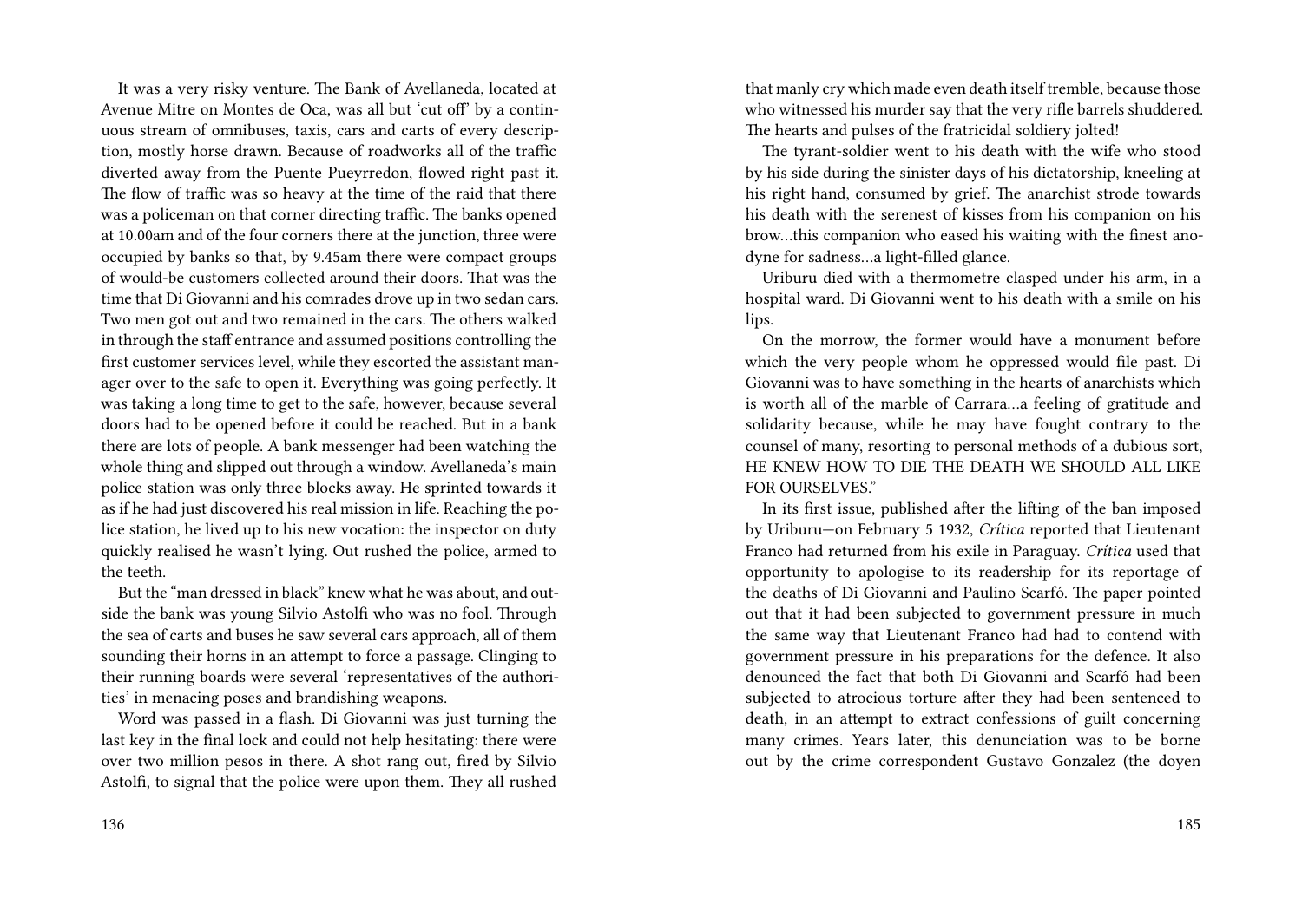It was a very risky venture. The Bank of Avellaneda, located at Avenue Mitre on Montes de Oca, was all but 'cut off' by a continuous stream of omnibuses, taxis, cars and carts of every description, mostly horse drawn. Because of roadworks all of the traffic diverted away from the Puente Pueyrredon, flowed right past it. The flow of traffic was so heavy at the time of the raid that there was a policeman on that corner directing traffic. The banks opened at 10.00am and of the four corners there at the junction, three were occupied by banks so that, by 9.45am there were compact groups of would-be customers collected around their doors. That was the time that Di Giovanni and his comrades drove up in two sedan cars. Two men got out and two remained in the cars. The others walked in through the staff entrance and assumed positions controlling the first customer services level, while they escorted the assistant manager over to the safe to open it. Everything was going perfectly. It was taking a long time to get to the safe, however, because several doors had to be opened before it could be reached. But in a bank there are lots of people. A bank messenger had been watching the whole thing and slipped out through a window. Avellaneda's main police station was only three blocks away. He sprinted towards it as if he had just discovered his real mission in life. Reaching the police station, he lived up to his new vocation: the inspector on duty quickly realised he wasn't lying. Out rushed the police, armed to the teeth.

But the "man dressed in black" knew what he was about, and outside the bank was young Silvio Astolfi who was no fool. Through the sea of carts and buses he saw several cars approach, all of them sounding their horns in an attempt to force a passage. Clinging to their running boards were several 'representatives of the authorities' in menacing poses and brandishing weapons.

Word was passed in a flash. Di Giovanni was just turning the last key in the final lock and could not help hesitating: there were over two million pesos in there. A shot rang out, fired by Silvio Astolfi, to signal that the police were upon them. They all rushed

that manly cry which made even death itself tremble, because those who witnessed his murder say that the very rifle barrels shuddered. The hearts and pulses of the fratricidal soldiery jolted!

The tyrant-soldier went to his death with the wife who stood by his side during the sinister days of his dictatorship, kneeling at his right hand, consumed by grief. The anarchist strode towards his death with the serenest of kisses from his companion on his brow…this companion who eased his waiting with the finest anodyne for sadness…a light-filled glance.

Uriburu died with a thermometre clasped under his arm, in a hospital ward. Di Giovanni went to his death with a smile on his lips.

On the morrow, the former would have a monument before which the very people whom he oppressed would file past. Di Giovanni was to have something in the hearts of anarchists which is worth all of the marble of Carrara…a feeling of gratitude and solidarity because, while he may have fought contrary to the counsel of many, resorting to personal methods of a dubious sort, HE KNEW HOW TO DIE THE DEATH WE SHOULD ALL LIKE FOR OURSELVES."

In its first issue, published after the lifting of the ban imposed by Uriburu—on February 5 1932, *Crítica* reported that Lieutenant Franco had returned from his exile in Paraguay. *Crítica* used that opportunity to apologise to its readership for its reportage of the deaths of Di Giovanni and Paulino Scarfó. The paper pointed out that it had been subjected to government pressure in much the same way that Lieutenant Franco had had to contend with government pressure in his preparations for the defence. It also denounced the fact that both Di Giovanni and Scarfó had been subjected to atrocious torture after they had been sentenced to death, in an attempt to extract confessions of guilt concerning many crimes. Years later, this denunciation was to be borne out by the crime correspondent Gustavo Gonzalez (the doyen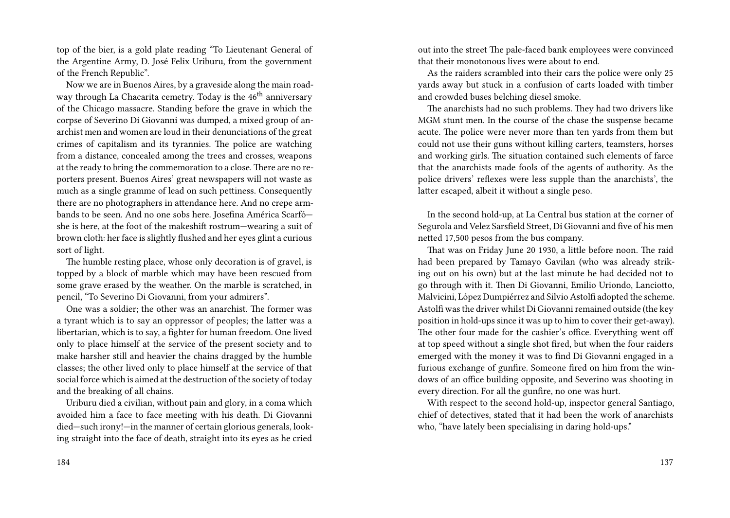top of the bier, is a gold plate reading "To Lieutenant General of the Argentine Army, D. José Felix Uriburu, from the government of the French Republic".

Now we are in Buenos Aires, by a graveside along the main roadway through La Chacarita cemetry. Today is the 46th anniversary of the Chicago massacre. Standing before the grave in which the corpse of Severino Di Giovanni was dumped, a mixed group of anarchist men and women are loud in their denunciations of the great crimes of capitalism and its tyrannies. The police are watching from a distance, concealed among the trees and crosses, weapons at the ready to bring the commemoration to a close. There are no reporters present. Buenos Aires' great newspapers will not waste as much as a single gramme of lead on such pettiness. Consequently there are no photographers in attendance here. And no crepe armbands to be seen. And no one sobs here. Josefina América Scarfó—she is here, at the foot of the makeshift rostrum—wearing a suit of brown cloth: her face is slightly flushed and her eyes glint a curious sort of light.

The humble resting place, whose only decoration is of gravel, is topped by a block of marble which may have been rescued from some grave erased by the weather. On the marble is scratched, in pencil, "To Severino Di Giovanni, from your admirers".

One was a soldier; the other was an anarchist. The former was a tyrant which is to say an oppressor of peoples; the latter was a libertarian, which is to say, a fighter for human freedom. One lived only to place himself at the service of the present society and to make harsher still and heavier the chains dragged by the humble classes; the other lived only to place himself at the service of that social force which is aimed at the destruction of the society of today and the breaking of all chains.

Uriburu died a civilian, without pain and glory, in a coma which avoided him a face to face meeting with his death. Di Giovanni died—such irony!—in the manner of certain glorious generals, looking straight into the face of death, straight into its eyes as he cried

out into the street The pale-faced bank employees were convinced that their monotonous lives were about to end.

As the raiders scrambled into their cars the police were only 25 yards away but stuck in a confusion of carts loaded with timber and crowded buses belching diesel smoke.

The anarchists had no such problems. They had two drivers like MGM stunt men. In the course of the chase the suspense became acute. The police were never more than ten yards from them but could not use their guns without killing carters, teamsters, horses and working girls. The situation contained such elements of farce that the anarchists made fools of the agents of authority. As the police drivers' reflexes were less supple than the anarchists', the latter escaped, albeit it without a single peso.

In the second hold-up, at La Central bus station at the corner of Segurola and Velez Sarsfield Street, Di Giovanni and five of his men netted 17,500 pesos from the bus company.

That was on Friday June 20 1930, a little before noon. The raid had been prepared by Tamayo Gavilan (who was already striking out on his own) but at the last minute he had decided not to go through with it. Then Di Giovanni, Emilio Uriondo, Lanciotto, Malvicini, López Dumpiérrez and Silvio Astolfi adopted the scheme. Astolfi was the driver whilst Di Giovanni remained outside (the key position in hold-ups since it was up to him to cover their get-away). The other four made for the cashier's office. Everything went off at top speed without a single shot fired, but when the four raiders emerged with the money it was to find Di Giovanni engaged in a furious exchange of gunfire. Someone fired on him from the windows of an office building opposite, and Severino was shooting in every direction. For all the gunfire, no one was hurt.

With respect to the second hold-up, inspector general Santiago, chief of detectives, stated that it had been the work of anarchists who, "have lately been specialising in daring hold-ups."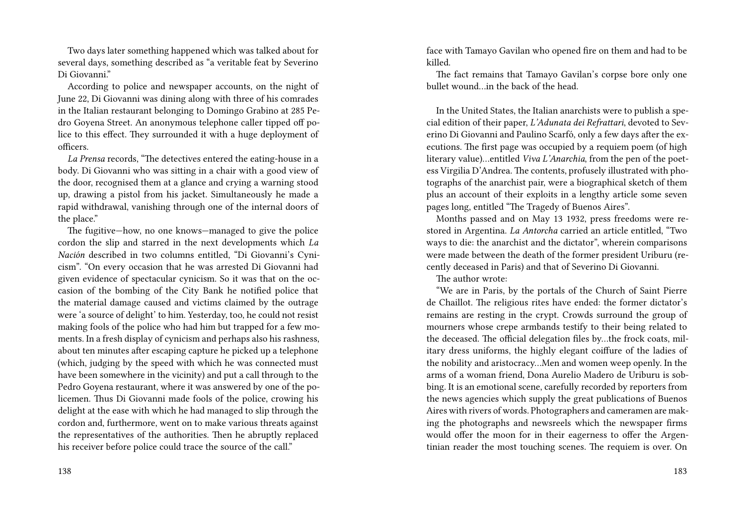Two days later something happened which was talked about for several days, something described as "a veritable feat by Severino Di Giovanni."

According to police and newspaper accounts, on the night of June 22, Di Giovanni was dining along with three of his comrades in the Italian restaurant belonging to Domingo Grabino at 285 Pedro Goyena Street. An anonymous telephone caller tipped off police to this effect. They surrounded it with a huge deployment of officers.

*La Prensa* records, "The detectives entered the eating-house in a body. Di Giovanni who was sitting in a chair with a good view of the door, recognised them at a glance and crying a warning stood up, drawing a pistol from his jacket. Simultaneously he made a rapid withdrawal, vanishing through one of the internal doors of the place."

The fugitive—how, no one knows—managed to give the police cordon the slip and starred in the next developments which *La Nación* described in two columns entitled, "Di Giovanni's Cynicism". "On every occasion that he was arrested Di Giovanni had given evidence of spectacular cynicism. So it was that on the occasion of the bombing of the City Bank he notified police that the material damage caused and victims claimed by the outrage were 'a source of delight' to him. Yesterday, too, he could not resist making fools of the police who had him but trapped for a few moments. In a fresh display of cynicism and perhaps also his rashness, about ten minutes after escaping capture he picked up a telephone (which, judging by the speed with which he was connected must have been somewhere in the vicinity) and put a call through to the Pedro Goyena restaurant, where it was answered by one of the policemen. Thus Di Giovanni made fools of the police, crowing his delight at the ease with which he had managed to slip through the cordon and, furthermore, went on to make various threats against the representatives of the authorities. Then he abruptly replaced his receiver before police could trace the source of the call."

face with Tamayo Gavilan who opened fire on them and had to be killed.

The fact remains that Tamayo Gavilan's corpse bore only one bullet wound…in the back of the head.

In the United States, the Italian anarchists were to publish a special edition of their paper, *L'Adunata dei Refrattari*, devoted to Severino Di Giovanni and Paulino Scarfó, only a few days after the executions. The first page was occupied by a requiem poem (of high literary value)…entitled *Viva L'Anarchia*, from the pen of the poetess Virgilia D'Andrea. The contents, profusely illustrated with photographs of the anarchist pair, were a biographical sketch of them plus an account of their exploits in a lengthy article some seven pages long, entitled "The Tragedy of Buenos Aires".

Months passed and on May 13 1932, press freedoms were restored in Argentina. *La Antorcha* carried an article entitled, "Two ways to die: the anarchist and the dictator", wherein comparisons were made between the death of the former president Uriburu (recently deceased in Paris) and that of Severino Di Giovanni.

The author wrote:

"We are in Paris, by the portals of the Church of Saint Pierre de Chaillot. The religious rites have ended: the former dictator's remains are resting in the crypt. Crowds surround the group of mourners whose crepe armbands testify to their being related to the deceased. The official delegation files by…the frock coats, military dress uniforms, the highly elegant coiffure of the ladies of the nobility and aristocracy…Men and women weep openly. In the arms of a woman friend, Dona Aurelio Madero de Uriburu is sobbing. It is an emotional scene, carefully recorded by reporters from the news agencies which supply the great publications of Buenos Aires with rivers of words. Photographers and cameramen are making the photographs and newsreels which the newspaper firms would offer the moon for in their eagerness to offer the Argentinian reader the most touching scenes. The requiem is over. On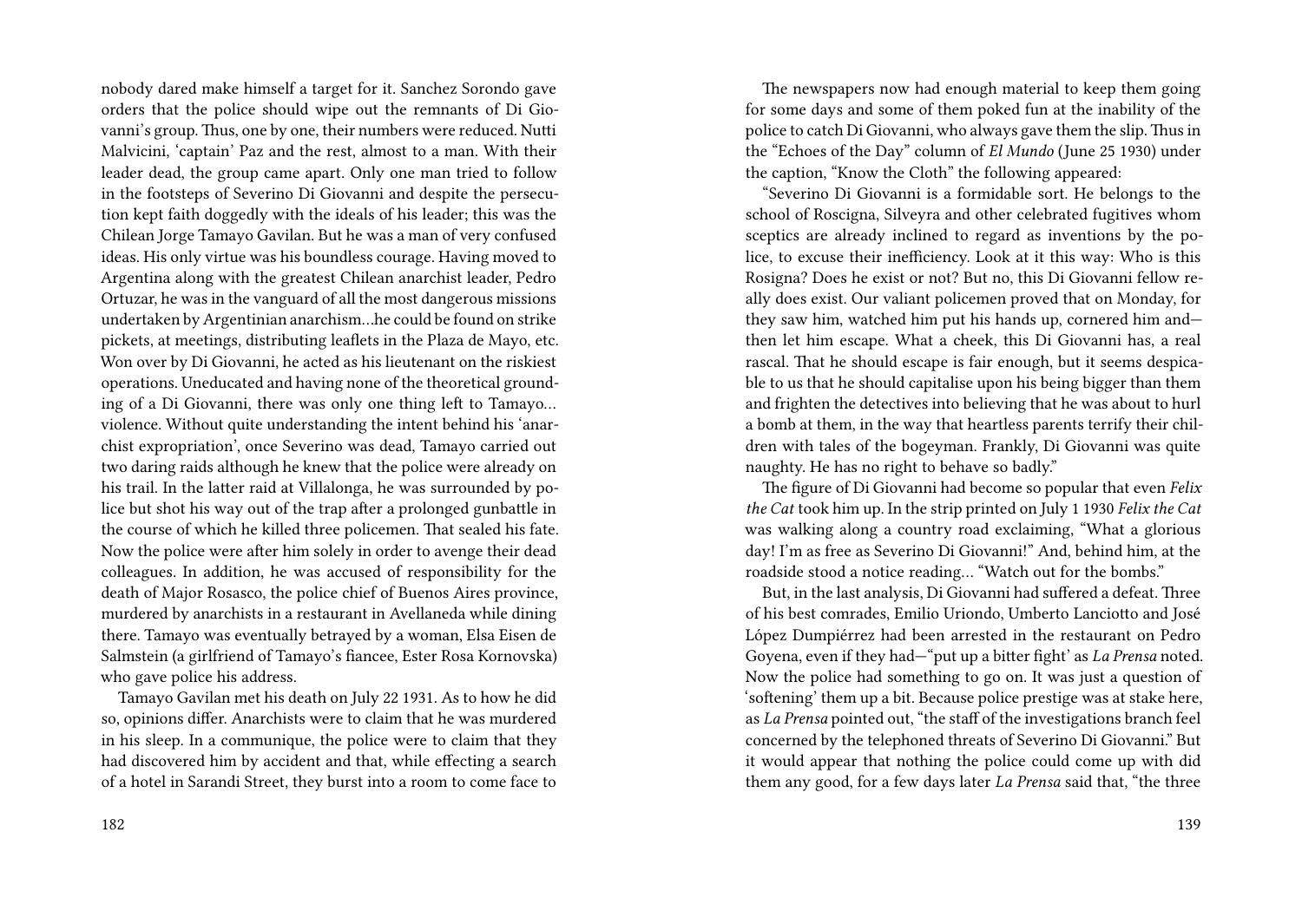nobody dared make himself a target for it. Sanchez Sorondo gave orders that the police should wipe out the remnants of Di Giovanni's group. Thus, one by one, their numbers were reduced. Nutti Malvicini, 'captain' Paz and the rest, almost to a man. With their leader dead, the group came apart. Only one man tried to follow in the footsteps of Severino Di Giovanni and despite the persecution kept faith doggedly with the ideals of his leader; this was the Chilean Jorge Tamayo Gavilan. But he was a man of very confused ideas. His only virtue was his boundless courage. Having moved to Argentina along with the greatest Chilean anarchist leader, Pedro Ortuzar, he was in the vanguard of all the most dangerous missions undertaken by Argentinian anarchism…he could be found on strike pickets, at meetings, distributing leaflets in the Plaza de Mayo, etc. Won over by Di Giovanni, he acted as his lieutenant on the riskiest operations. Uneducated and having none of the theoretical grounding of a Di Giovanni, there was only one thing left to Tamayo… violence. Without quite understanding the intent behind his 'anarchist expropriation', once Severino was dead, Tamayo carried out two daring raids although he knew that the police were already on his trail. In the latter raid at Villalonga, he was surrounded by police but shot his way out of the trap after a prolonged gunbattle in the course of which he killed three policemen. That sealed his fate. Now the police were after him solely in order to avenge their dead colleagues. In addition, he was accused of responsibility for the death of Major Rosasco, the police chief of Buenos Aires province, murdered by anarchists in a restaurant in Avellaneda while dining there. Tamayo was eventually betrayed by a woman, Elsa Eisen de Salmstein (a girlfriend of Tamayo's fiancee, Ester Rosa Kornovska) who gave police his address.

Tamayo Gavilan met his death on July 22 1931. As to how he did so, opinions differ. Anarchists were to claim that he was murdered in his sleep. In a communique, the police were to claim that they had discovered him by accident and that, while effecting a search of a hotel in Sarandi Street, they burst into a room to come face to

The newspapers now had enough material to keep them going for some days and some of them poked fun at the inability of the police to catch Di Giovanni, who always gave them the slip. Thus in the "Echoes of the Day" column of *El Mundo* (June 25 1930) under the caption, "Know the Cloth" the following appeared:

"Severino Di Giovanni is a formidable sort. He belongs to the school of Roscigna, Silveyra and other celebrated fugitives whom sceptics are already inclined to regard as inventions by the police, to excuse their inefficiency. Look at it this way: Who is this Rosigna? Does he exist or not? But no, this Di Giovanni fellow really does exist. Our valiant policemen proved that on Monday, for they saw him, watched him put his hands up, cornered him and—then let him escape. What a cheek, this Di Giovanni has, a real rascal. That he should escape is fair enough, but it seems despicable to us that he should capitalise upon his being bigger than them and frighten the detectives into believing that he was about to hurl a bomb at them, in the way that heartless parents terrify their children with tales of the bogeyman. Frankly, Di Giovanni was quite naughty. He has no right to behave so badly."

The figure of Di Giovanni had become so popular that even *Felix the Cat* took him up. In the strip printed on July 1 1930 *Felix the Cat* was walking along a country road exclaiming, "What a glorious day! I'm as free as Severino Di Giovanni!" And, behind him, at the roadside stood a notice reading… "Watch out for the bombs."

But, in the last analysis, Di Giovanni had suffered a defeat. Three of his best comrades, Emilio Uriondo, Umberto Lanciotto and José López Dumpiérrez had been arrested in the restaurant on Pedro Goyena, even if they had—"put up a bitter fight' as *La Prensa* noted. Now the police had something to go on. It was just a question of 'softening' them up a bit. Because police prestige was at stake here, as *La Prensa* pointed out, "the staff of the investigations branch feel concerned by the telephoned threats of Severino Di Giovanni." But it would appear that nothing the police could come up with did them any good, for a few days later *La Prensa* said that, "the three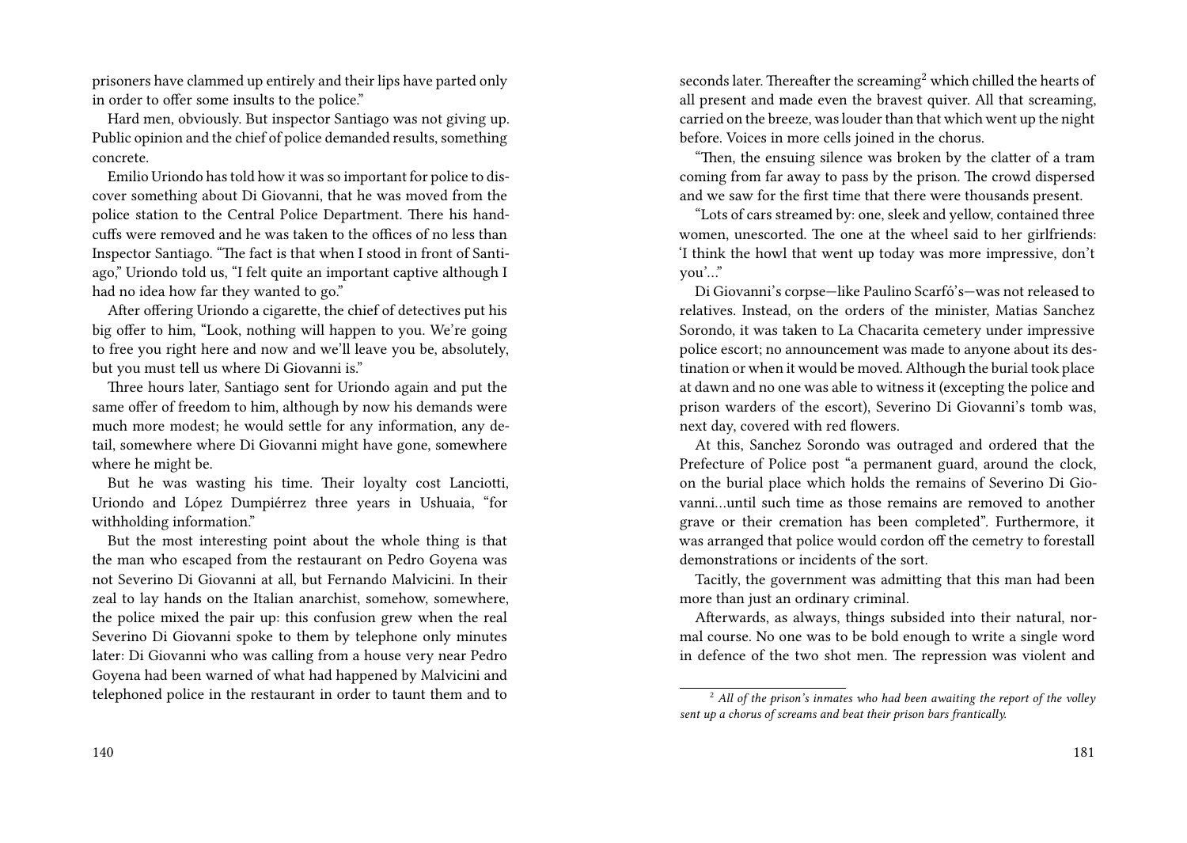prisoners have clammed up entirely and their lips have parted only in order to offer some insults to the police."

Hard men, obviously. But inspector Santiago was not giving up. Public opinion and the chief of police demanded results, something concrete.

Emilio Uriondo has told how it was so important for police to discover something about Di Giovanni, that he was moved from the police station to the Central Police Department. There his handcuffs were removed and he was taken to the offices of no less than Inspector Santiago. "The fact is that when I stood in front of Santiago," Uriondo told us, "I felt quite an important captive although I had no idea how far they wanted to go."

After offering Uriondo a cigarette, the chief of detectives put his big offer to him, "Look, nothing will happen to you. We're going to free you right here and now and we'll leave you be, absolutely, but you must tell us where Di Giovanni is."

Three hours later, Santiago sent for Uriondo again and put the same offer of freedom to him, although by now his demands were much more modest; he would settle for any information, any detail, somewhere where Di Giovanni might have gone, somewhere where he might be.

But he was wasting his time. Their loyalty cost Lanciotti, Uriondo and López Dumpiérrez three years in Ushuaia, "for withholding information."

But the most interesting point about the whole thing is that the man who escaped from the restaurant on Pedro Goyena was not Severino Di Giovanni at all, but Fernando Malvicini. In their zeal to lay hands on the Italian anarchist, somehow, somewhere, the police mixed the pair up: this confusion grew when the real Severino Di Giovanni spoke to them by telephone only minutes later: Di Giovanni who was calling from a house very near Pedro Goyena had been warned of what had happened by Malvicini and telephoned police in the restaurant in order to taunt them and to

seconds later. Thereafter the screaming[2] which chilled the hearts of all present and made even the bravest quiver. All that screaming, carried on the breeze, was louder than that which went up the night before. Voices in more cells joined in the chorus.

"Then, the ensuing silence was broken by the clatter of a tram coming from far away to pass by the prison. The crowd dispersed and we saw for the first time that there were thousands present.

"Lots of cars streamed by: one, sleek and yellow, contained three women, unescorted. The one at the wheel said to her girlfriends: 'I think the howl that went up today was more impressive, don't you'…"

Di Giovanni's corpse—like Paulino Scarfó's—was not released to relatives. Instead, on the orders of the minister, Matias Sanchez Sorondo, it was taken to La Chacarita cemetery under impressive police escort; no announcement was made to anyone about its destination or when it would be moved. Although the burial took place at dawn and no one was able to witness it (excepting the police and prison warders of the escort), Severino Di Giovanni's tomb was, next day, covered with red flowers.

At this, Sanchez Sorondo was outraged and ordered that the Prefecture of Police post "a permanent guard, around the clock, on the burial place which holds the remains of Severino Di Giovanni…until such time as those remains are removed to another grave or their cremation has been completed". Furthermore, it was arranged that police would cordon off the cemetry to forestall demonstrations or incidents of the sort.

Tacitly, the government was admitting that this man had been more than just an ordinary criminal.

Afterwards, as always, things subsided into their natural, normal course. No one was to be bold enough to write a single word in defence of the two shot men. The repression was violent and

[2] *All of the prison's inmates who had been awaiting the report of the volley sent up a chorus of screams and beat their prison bars frantically.*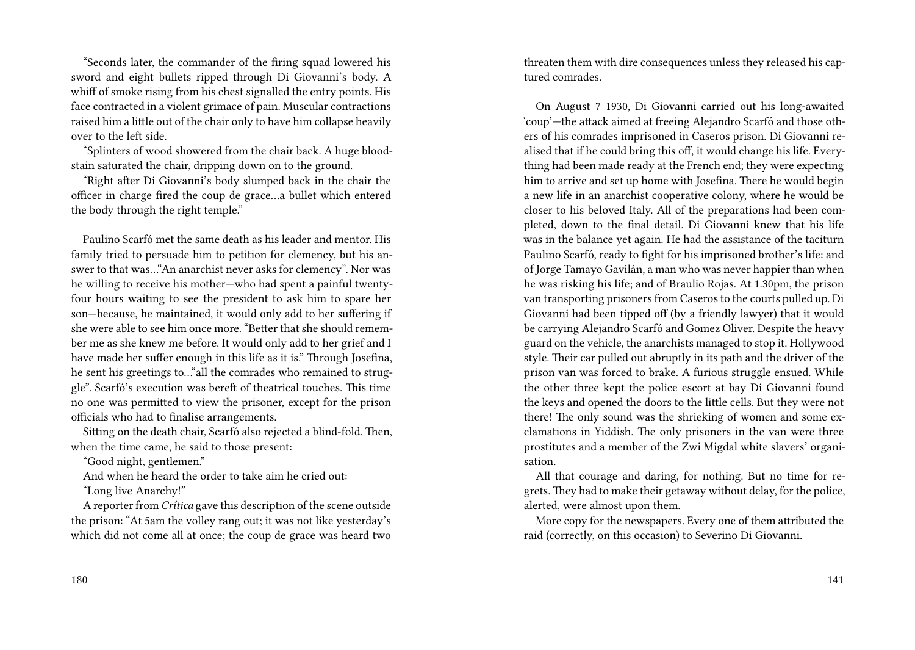"Seconds later, the commander of the firing squad lowered his sword and eight bullets ripped through Di Giovanni's body. A whiff of smoke rising from his chest signalled the entry points. His face contracted in a violent grimace of pain. Muscular contractions raised him a little out of the chair only to have him collapse heavily over to the left side.

"Splinters of wood showered from the chair back. A huge bloodstain saturated the chair, dripping down on to the ground.

"Right after Di Giovanni's body slumped back in the chair the officer in charge fired the coup de grace…a bullet which entered the body through the right temple."

Paulino Scarfó met the same death as his leader and mentor. His family tried to persuade him to petition for clemency, but his answer to that was…"An anarchist never asks for clemency". Nor was he willing to receive his mother—who had spent a painful twenty-four hours waiting to see the president to ask him to spare her son—because, he maintained, it would only add to her suffering if she were able to see him once more. "Better that she should remember me as she knew me before. It would only add to her grief and I have made her suffer enough in this life as it is." Through Josefina, he sent his greetings to…"all the comrades who remained to struggle". Scarfó's execution was bereft of theatrical touches. This time no one was permitted to view the prisoner, except for the prison officials who had to finalise arrangements.

Sitting on the death chair, Scarfó also rejected a blind-fold. Then, when the time came, he said to those present:

"Good night, gentlemen."

And when he heard the order to take aim he cried out:

"Long live Anarchy!"

A reporter from *Crítica* gave this description of the scene outside the prison: "At 5am the volley rang out; it was not like yesterday's which did not come all at once; the coup de grace was heard two

threaten them with dire consequences unless they released his captured comrades.

On August 7 1930, Di Giovanni carried out his long-awaited 'coup'—the attack aimed at freeing Alejandro Scarfó and those others of his comrades imprisoned in Caseros prison. Di Giovanni realised that if he could bring this off, it would change his life. Everything had been made ready at the French end; they were expecting him to arrive and set up home with Josefina. There he would begin a new life in an anarchist cooperative colony, where he would be closer to his beloved Italy. All of the preparations had been completed, down to the final detail. Di Giovanni knew that his life was in the balance yet again. He had the assistance of the taciturn Paulino Scarfó, ready to fight for his imprisoned brother's life: and of Jorge Tamayo Gavilán, a man who was never happier than when he was risking his life; and of Braulio Rojas. At 1.30pm, the prison van transporting prisoners from Caseros to the courts pulled up. Di Giovanni had been tipped off (by a friendly lawyer) that it would be carrying Alejandro Scarfó and Gomez Oliver. Despite the heavy guard on the vehicle, the anarchists managed to stop it. Hollywood style. Their car pulled out abruptly in its path and the driver of the prison van was forced to brake. A furious struggle ensued. While the other three kept the police escort at bay Di Giovanni found the keys and opened the doors to the little cells. But they were not there! The only sound was the shrieking of women and some exclamations in Yiddish. The only prisoners in the van were three prostitutes and a member of the Zwi Migdal white slavers' organisation.

All that courage and daring, for nothing. But no time for regrets. They had to make their getaway without delay, for the police, alerted, were almost upon them.

More copy for the newspapers. Every one of them attributed the raid (correctly, on this occasion) to Severino Di Giovanni.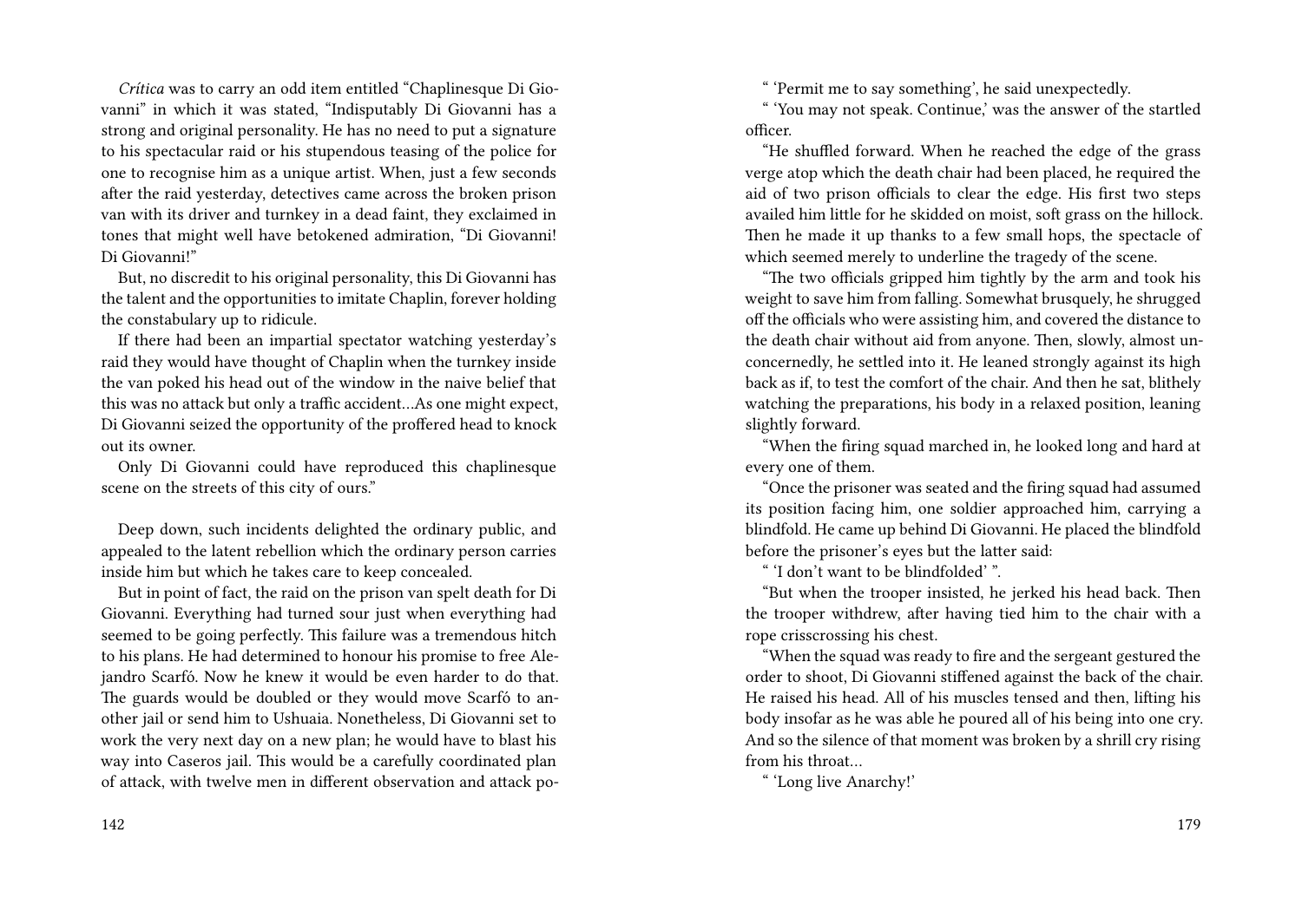*Crítica* was to carry an odd item entitled "Chaplinesque Di Giovanni" in which it was stated, "Indisputably Di Giovanni has a strong and original personality. He has no need to put a signature to his spectacular raid or his stupendous teasing of the police for one to recognise him as a unique artist. When, just a few seconds after the raid yesterday, detectives came across the broken prison van with its driver and turnkey in a dead faint, they exclaimed in tones that might well have betokened admiration, "Di Giovanni! Di Giovanni!"

But, no discredit to his original personality, this Di Giovanni has the talent and the opportunities to imitate Chaplin, forever holding the constabulary up to ridicule.

If there had been an impartial spectator watching yesterday's raid they would have thought of Chaplin when the turnkey inside the van poked his head out of the window in the naive belief that this was no attack but only a traffic accident…As one might expect, Di Giovanni seized the opportunity of the proffered head to knock out its owner.

Only Di Giovanni could have reproduced this chaplinesque scene on the streets of this city of ours."

Deep down, such incidents delighted the ordinary public, and appealed to the latent rebellion which the ordinary person carries inside him but which he takes care to keep concealed.

But in point of fact, the raid on the prison van spelt death for Di Giovanni. Everything had turned sour just when everything had seemed to be going perfectly. This failure was a tremendous hitch to his plans. He had determined to honour his promise to free Alejandro Scarfó. Now he knew it would be even harder to do that. The guards would be doubled or they would move Scarfó to another jail or send him to Ushuaia. Nonetheless, Di Giovanni set to work the very next day on a new plan; he would have to blast his way into Caseros jail. This would be a carefully coordinated plan of attack, with twelve men in different observation and attack po-

" 'Permit me to say something', he said unexpectedly.

" 'You may not speak. Continue,' was the answer of the startled officer.

"He shuffled forward. When he reached the edge of the grass verge atop which the death chair had been placed, he required the aid of two prison officials to clear the edge. His first two steps availed him little for he skidded on moist, soft grass on the hillock. Then he made it up thanks to a few small hops, the spectacle of which seemed merely to underline the tragedy of the scene.

"The two officials gripped him tightly by the arm and took his weight to save him from falling. Somewhat brusquely, he shrugged off the officials who were assisting him, and covered the distance to the death chair without aid from anyone. Then, slowly, almost unconcernedly, he settled into it. He leaned strongly against its high back as if, to test the comfort of the chair. And then he sat, blithely watching the preparations, his body in a relaxed position, leaning slightly forward.

"When the firing squad marched in, he looked long and hard at every one of them.

"Once the prisoner was seated and the firing squad had assumed its position facing him, one soldier approached him, carrying a blindfold. He came up behind Di Giovanni. He placed the blindfold before the prisoner's eyes but the latter said:

" 'I don't want to be blindfolded' ".

"But when the trooper insisted, he jerked his head back. Then the trooper withdrew, after having tied him to the chair with a rope crisscrossing his chest.

"When the squad was ready to fire and the sergeant gestured the order to shoot, Di Giovanni stiffened against the back of the chair. He raised his head. All of his muscles tensed and then, lifting his body insofar as he was able he poured all of his being into one cry. And so the silence of that moment was broken by a shrill cry rising from his throat…

" 'Long live Anarchy!'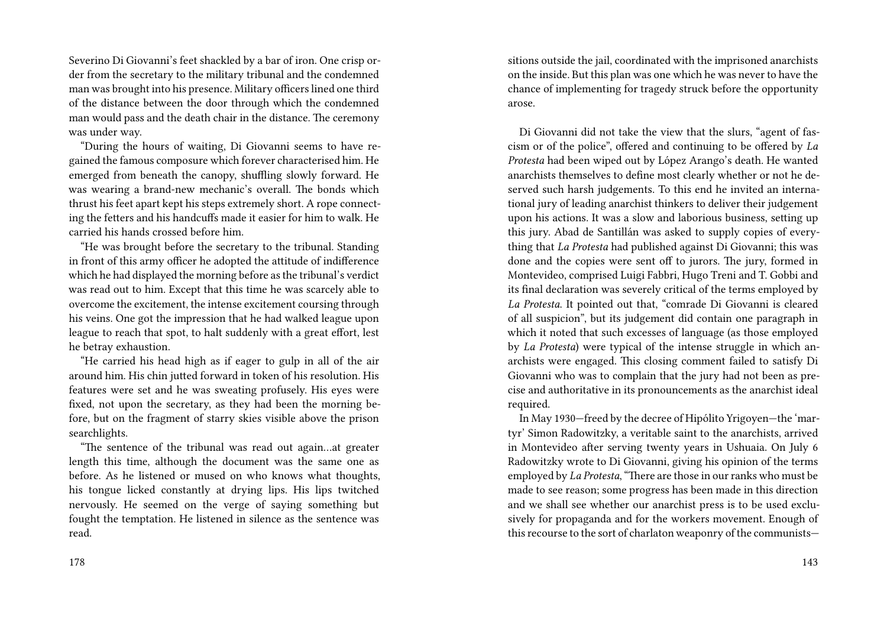Severino Di Giovanni's feet shackled by a bar of iron. One crisp order from the secretary to the military tribunal and the condemned man was brought into his presence. Military officers lined one third of the distance between the door through which the condemned man would pass and the death chair in the distance. The ceremony was under way.

"During the hours of waiting, Di Giovanni seems to have regained the famous composure which forever characterised him. He emerged from beneath the canopy, shuffling slowly forward. He was wearing a brand-new mechanic's overall. The bonds which thrust his feet apart kept his steps extremely short. A rope connecting the fetters and his handcuffs made it easier for him to walk. He carried his hands crossed before him.

"He was brought before the secretary to the tribunal. Standing in front of this army officer he adopted the attitude of indifference which he had displayed the morning before as the tribunal's verdict was read out to him. Except that this time he was scarcely able to overcome the excitement, the intense excitement coursing through his veins. One got the impression that he had walked league upon league to reach that spot, to halt suddenly with a great effort, lest he betray exhaustion.

"He carried his head high as if eager to gulp in all of the air around him. His chin jutted forward in token of his resolution. His features were set and he was sweating profusely. His eyes were fixed, not upon the secretary, as they had been the morning before, but on the fragment of starry skies visible above the prison searchlights.

"The sentence of the tribunal was read out again…at greater length this time, although the document was the same one as before. As he listened or mused on who knows what thoughts, his tongue licked constantly at drying lips. His lips twitched nervously. He seemed on the verge of saying something but fought the temptation. He listened in silence as the sentence was read.

sitions outside the jail, coordinated with the imprisoned anarchists on the inside. But this plan was one which he was never to have the chance of implementing for tragedy struck before the opportunity arose.

Di Giovanni did not take the view that the slurs, "agent of fascism or of the police", offered and continuing to be offered by *La Protesta* had been wiped out by López Arango's death. He wanted anarchists themselves to define most clearly whether or not he deserved such harsh judgements. To this end he invited an international jury of leading anarchist thinkers to deliver their judgement upon his actions. It was a slow and laborious business, setting up this jury. Abad de Santillán was asked to supply copies of everything that *La Protesta* had published against Di Giovanni; this was done and the copies were sent off to jurors. The jury, formed in Montevideo, comprised Luigi Fabbri, Hugo Treni and T. Gobbi and its final declaration was severely critical of the terms employed by *La Protesta*. It pointed out that, "comrade Di Giovanni is cleared of all suspicion", but its judgement did contain one paragraph in which it noted that such excesses of language (as those employed by *La Protesta*) were typical of the intense struggle in which anarchists were engaged. This closing comment failed to satisfy Di Giovanni who was to complain that the jury had not been as precise and authoritative in its pronouncements as the anarchist ideal required.

In May 1930—freed by the decree of Hipólito Yrigoyen—the 'martyr' Simon Radowitzky, a veritable saint to the anarchists, arrived in Montevideo after serving twenty years in Ushuaia. On July 6 Radowitzky wrote to Di Giovanni, giving his opinion of the terms employed by *La Protesta*, "There are those in our ranks who must be made to see reason; some progress has been made in this direction and we shall see whether our anarchist press is to be used exclusively for propaganda and for the workers movement. Enough of this recourse to the sort of charlaton weaponry of the communists—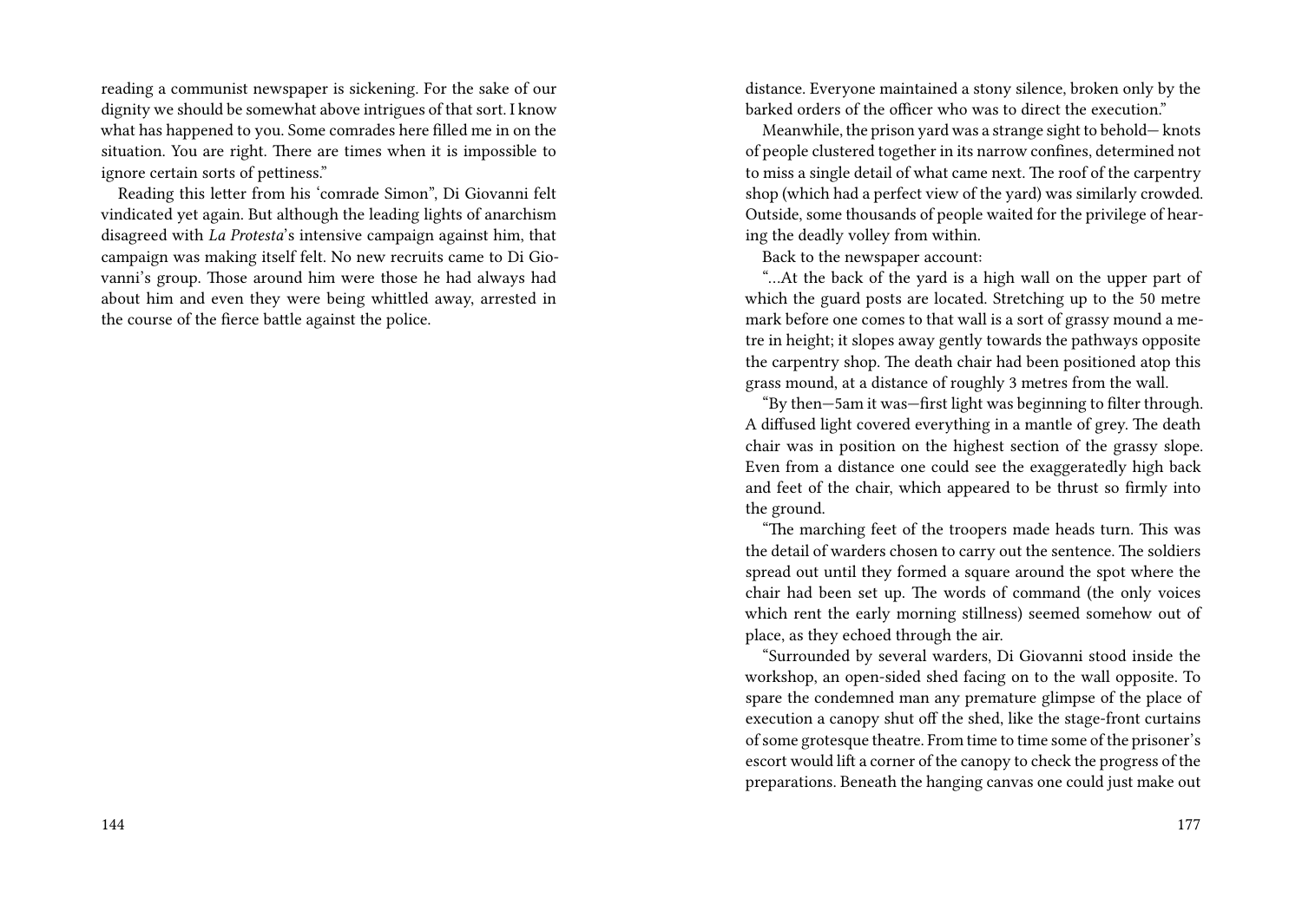reading a communist newspaper is sickening. For the sake of our dignity we should be somewhat above intrigues of that sort. I know what has happened to you. Some comrades here filled me in on the situation. You are right. There are times when it is impossible to ignore certain sorts of pettiness."

Reading this letter from his 'comrade Simon", Di Giovanni felt vindicated yet again. But although the leading lights of anarchism disagreed with *La Protesta*'s intensive campaign against him, that campaign was making itself felt. No new recruits came to Di Giovanni's group. Those around him were those he had always had about him and even they were being whittled away, arrested in the course of the fierce battle against the police.

distance. Everyone maintained a stony silence, broken only by the barked orders of the officer who was to direct the execution."

Meanwhile, the prison yard was a strange sight to behold— knots of people clustered together in its narrow confines, determined not to miss a single detail of what came next. The roof of the carpentry shop (which had a perfect view of the yard) was similarly crowded. Outside, some thousands of people waited for the privilege of hearing the deadly volley from within.

Back to the newspaper account:

"…At the back of the yard is a high wall on the upper part of which the guard posts are located. Stretching up to the 50 metre mark before one comes to that wall is a sort of grassy mound a metre in height; it slopes away gently towards the pathways opposite the carpentry shop. The death chair had been positioned atop this grass mound, at a distance of roughly 3 metres from the wall.

"By then—5am it was—first light was beginning to filter through. A diffused light covered everything in a mantle of grey. The death chair was in position on the highest section of the grassy slope. Even from a distance one could see the exaggeratedly high back and feet of the chair, which appeared to be thrust so firmly into the ground.

"The marching feet of the troopers made heads turn. This was the detail of warders chosen to carry out the sentence. The soldiers spread out until they formed a square around the spot where the chair had been set up. The words of command (the only voices which rent the early morning stillness) seemed somehow out of place, as they echoed through the air.

"Surrounded by several warders, Di Giovanni stood inside the workshop, an open-sided shed facing on to the wall opposite. To spare the condemned man any premature glimpse of the place of execution a canopy shut off the shed, like the stage-front curtains of some grotesque theatre. From time to time some of the prisoner's escort would lift a corner of the canopy to check the progress of the preparations. Beneath the hanging canvas one could just make out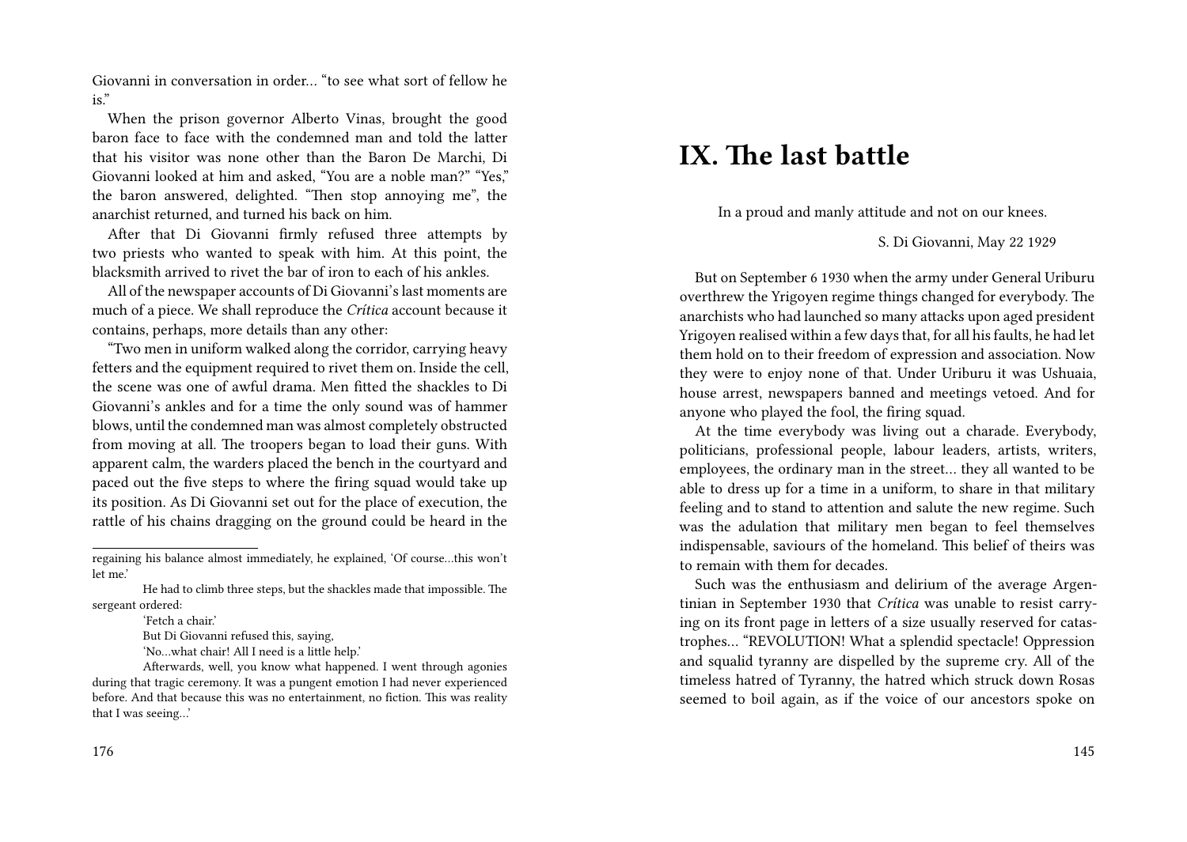Giovanni in conversation in order… "to see what sort of fellow he is."

When the prison governor Alberto Vinas, brought the good baron face to face with the condemned man and told the latter that his visitor was none other than the Baron De Marchi, Di Giovanni looked at him and asked, "You are a noble man?" "Yes," the baron answered, delighted. "Then stop annoying me", the anarchist returned, and turned his back on him.

After that Di Giovanni firmly refused three attempts by two priests who wanted to speak with him. At this point, the blacksmith arrived to rivet the bar of iron to each of his ankles.

All of the newspaper accounts of Di Giovanni's last moments are much of a piece. We shall reproduce the *Crítica* account because it contains, perhaps, more details than any other:

"Two men in uniform walked along the corridor, carrying heavy fetters and the equipment required to rivet them on. Inside the cell, the scene was one of awful drama. Men fitted the shackles to Di Giovanni's ankles and for a time the only sound was of hammer blows, until the condemned man was almost completely obstructed from moving at all. The troopers began to load their guns. With apparent calm, the warders placed the bench in the courtyard and paced out the five steps to where the firing squad would take up its position. As Di Giovanni set out for the place of execution, the rattle of his chains dragging on the ground could be heard in the

regaining his balance almost immediately, he explained, 'Of course…this won't let me.'

He had to climb three steps, but the shackles made that impossible. The sergeant ordered:

'Fetch a chair.'

But Di Giovanni refused this, saying,

'No…what chair! All I need is a little help.'

Afterwards, well, you know what happened. I went through agonies during that tragic ceremony. It was a pungent emotion I had never experienced before. And that because this was no entertainment, no fiction. This was reality that I was seeing…'

# IX. The last battle

In a proud and manly attitude and not on our knees.

S. Di Giovanni, May 22 1929

But on September 6 1930 when the army under General Uriburu overthrew the Yrigoyen regime things changed for everybody. The anarchists who had launched so many attacks upon aged president Yrigoyen realised within a few days that, for all his faults, he had let them hold on to their freedom of expression and association. Now they were to enjoy none of that. Under Uriburu it was Ushuaia, house arrest, newspapers banned and meetings vetoed. And for anyone who played the fool, the firing squad.

At the time everybody was living out a charade. Everybody, politicians, professional people, labour leaders, artists, writers, employees, the ordinary man in the street… they all wanted to be able to dress up for a time in a uniform, to share in that military feeling and to stand to attention and salute the new regime. Such was the adulation that military men began to feel themselves indispensable, saviours of the homeland. This belief of theirs was to remain with them for decades.

Such was the enthusiasm and delirium of the average Argentinian in September 1930 that *Crítica* was unable to resist carrying on its front page in letters of a size usually reserved for catastrophes… "REVOLUTION! What a splendid spectacle! Oppression and squalid tyranny are dispelled by the supreme cry. All of the timeless hatred of Tyranny, the hatred which struck down Rosas seemed to boil again, as if the voice of our ancestors spoke on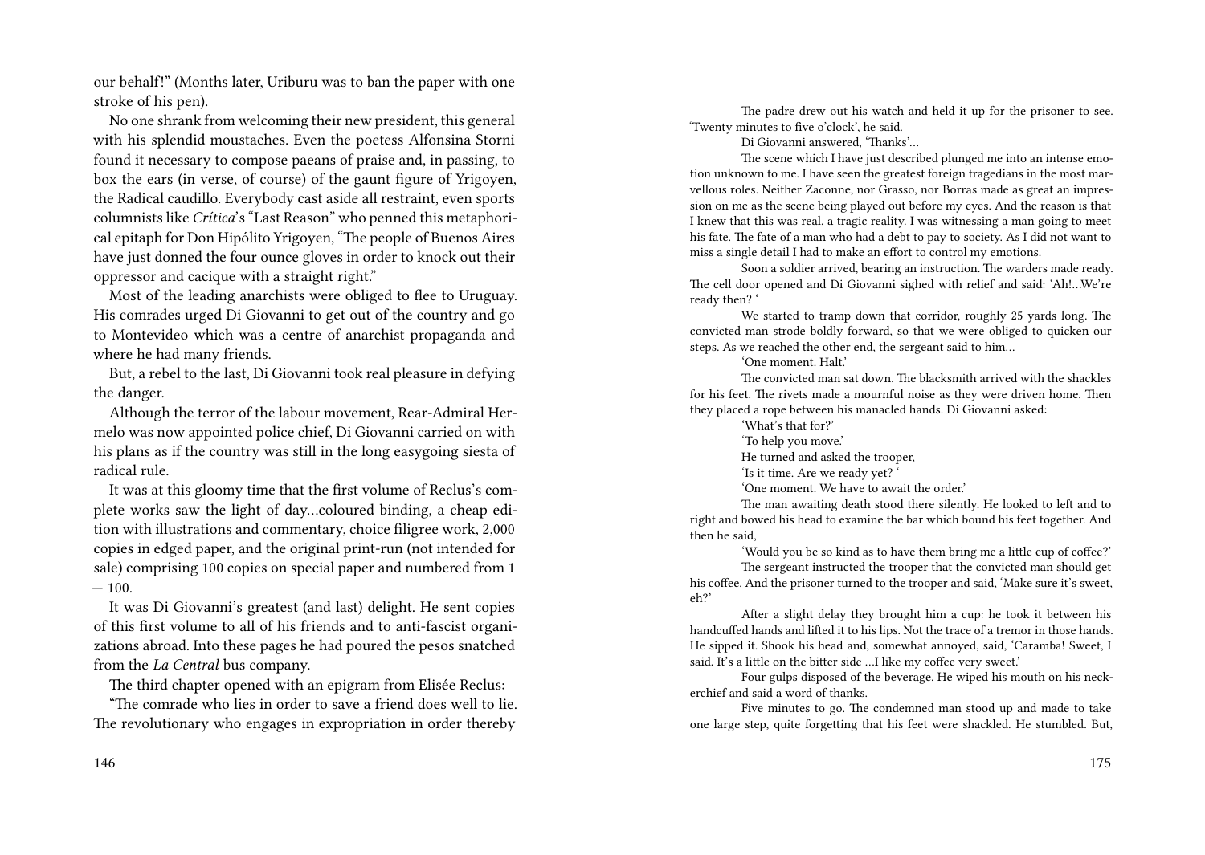our behalf!" (Months later, Uriburu was to ban the paper with one stroke of his pen).

No one shrank from welcoming their new president, this general with his splendid moustaches. Even the poetess Alfonsina Storni found it necessary to compose paeans of praise and, in passing, to box the ears (in verse, of course) of the gaunt figure of Yrigoyen, the Radical caudillo. Everybody cast aside all restraint, even sports columnists like *Crítica*'s "Last Reason" who penned this metaphorical epitaph for Don Hipólito Yrigoyen, "The people of Buenos Aires have just donned the four ounce gloves in order to knock out their oppressor and cacique with a straight right."

Most of the leading anarchists were obliged to flee to Uruguay. His comrades urged Di Giovanni to get out of the country and go to Montevideo which was a centre of anarchist propaganda and where he had many friends.

But, a rebel to the last, Di Giovanni took real pleasure in defying the danger.

Although the terror of the labour movement, Rear-Admiral Hermelo was now appointed police chief, Di Giovanni carried on with his plans as if the country was still in the long easygoing siesta of radical rule.

It was at this gloomy time that the first volume of Reclus's complete works saw the light of day…coloured binding, a cheap edition with illustrations and commentary, choice filigree work, 2,000 copies in edged paper, and the original print-run (not intended for sale) comprising 100 copies on special paper and numbered from 1 — 100.

It was Di Giovanni's greatest (and last) delight. He sent copies of this first volume to all of his friends and to anti-fascist organizations abroad. Into these pages he had poured the pesos snatched from the *La Central* bus company.

The third chapter opened with an epigram from Elisée Reclus:

"The comrade who lies in order to save a friend does well to lie. The revolutionary who engages in expropriation in order thereby

---

The padre drew out his watch and held it up for the prisoner to see. 'Twenty minutes to five o'clock', he said.

Di Giovanni answered, 'Thanks'…

The scene which I have just described plunged me into an intense emotion unknown to me. I have seen the greatest foreign tragedians in the most marvellous roles. Neither Zaconne, nor Grasso, nor Borras made as great an impression on me as the scene being played out before my eyes. And the reason is that I knew that this was real, a tragic reality. I was witnessing a man going to meet his fate. The fate of a man who had a debt to pay to society. As I did not want to miss a single detail I had to make an effort to control my emotions.

Soon a soldier arrived, bearing an instruction. The warders made ready. The cell door opened and Di Giovanni sighed with relief and said: 'Ah!…We're ready then? '

We started to tramp down that corridor, roughly 25 yards long. The convicted man strode boldly forward, so that we were obliged to quicken our steps. As we reached the other end, the sergeant said to him…

'One moment. Halt.'

The convicted man sat down. The blacksmith arrived with the shackles for his feet. The rivets made a mournful noise as they were driven home. Then they placed a rope between his manacled hands. Di Giovanni asked:

'What's that for?'

'To help you move.'

He turned and asked the trooper,

'Is it time. Are we ready yet? '

'One moment. We have to await the order.'

The man awaiting death stood there silently. He looked to left and to right and bowed his head to examine the bar which bound his feet together. And then he said,

'Would you be so kind as to have them bring me a little cup of coffee?'

The sergeant instructed the trooper that the convicted man should get his coffee. And the prisoner turned to the trooper and said, 'Make sure it's sweet, eh?'

After a slight delay they brought him a cup: he took it between his handcuffed hands and lifted it to his lips. Not the trace of a tremor in those hands. He sipped it. Shook his head and, somewhat annoyed, said, 'Caramba! Sweet, I said. It's a little on the bitter side …I like my coffee very sweet.'

Four gulps disposed of the beverage. He wiped his mouth on his neckerchief and said a word of thanks.

Five minutes to go. The condemned man stood up and made to take one large step, quite forgetting that his feet were shackled. He stumbled. But,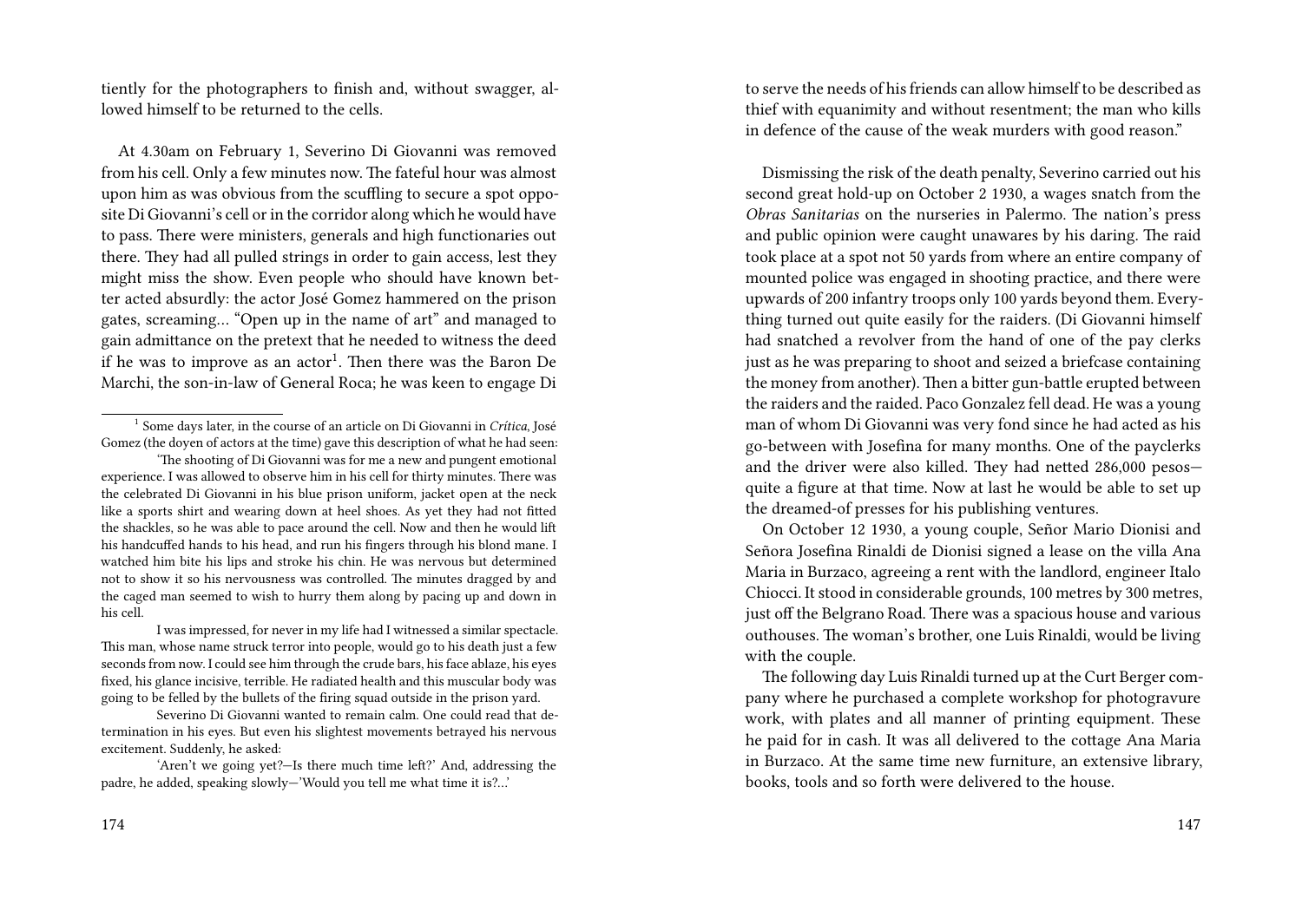tiently for the photographers to finish and, without swagger, allowed himself to be returned to the cells.

At 4.30am on February 1, Severino Di Giovanni was removed from his cell. Only a few minutes now. The fateful hour was almost upon him as was obvious from the scuffling to secure a spot opposite Di Giovanni's cell or in the corridor along which he would have to pass. There were ministers, generals and high functionaries out there. They had all pulled strings in order to gain access, lest they might miss the show. Even people who should have known better acted absurdly: the actor José Gomez hammered on the prison gates, screaming… "Open up in the name of art" and managed to gain admittance on the pretext that he needed to witness the deed if he was to improve as an actor[1]. Then there was the Baron De Marchi, the son-in-law of General Roca; he was keen to engage Di

[1] Some days later, in the course of an article on Di Giovanni in *Crítica*, José Gomez (the doyen of actors at the time) gave this description of what he had seen:

'The shooting of Di Giovanni was for me a new and pungent emotional experience. I was allowed to observe him in his cell for thirty minutes. There was the celebrated Di Giovanni in his blue prison uniform, jacket open at the neck like a sports shirt and wearing down at heel shoes. As yet they had not fitted the shackles, so he was able to pace around the cell. Now and then he would lift his handcuffed hands to his head, and run his fingers through his blond mane. I watched him bite his lips and stroke his chin. He was nervous but determined not to show it so his nervousness was controlled. The minutes dragged by and the caged man seemed to wish to hurry them along by pacing up and down in his cell.

I was impressed, for never in my life had I witnessed a similar spectacle. This man, whose name struck terror into people, would go to his death just a few seconds from now. I could see him through the crude bars, his face ablaze, his eyes fixed, his glance incisive, terrible. He radiated health and this muscular body was going to be felled by the bullets of the firing squad outside in the prison yard.

Severino Di Giovanni wanted to remain calm. One could read that determination in his eyes. But even his slightest movements betrayed his nervous excitement. Suddenly, he asked:

'Aren't we going yet?—Is there much time left?' And, addressing the padre, he added, speaking slowly—'Would you tell me what time it is?…'

to serve the needs of his friends can allow himself to be described as thief with equanimity and without resentment; the man who kills in defence of the cause of the weak murders with good reason."

Dismissing the risk of the death penalty, Severino carried out his second great hold-up on October 2 1930, a wages snatch from the *Obras Sanitarias* on the nurseries in Palermo. The nation's press and public opinion were caught unawares by his daring. The raid took place at a spot not 50 yards from where an entire company of mounted police was engaged in shooting practice, and there were upwards of 200 infantry troops only 100 yards beyond them. Everything turned out quite easily for the raiders. (Di Giovanni himself had snatched a revolver from the hand of one of the pay clerks just as he was preparing to shoot and seized a briefcase containing the money from another). Then a bitter gun-battle erupted between the raiders and the raided. Paco Gonzalez fell dead. He was a young man of whom Di Giovanni was very fond since he had acted as his go-between with Josefina for many months. One of the payclerks and the driver were also killed. They had netted 286,000 pesos—quite a figure at that time. Now at last he would be able to set up the dreamed-of presses for his publishing ventures.

On October 12 1930, a young couple, Señor Mario Dionisi and Señora Josefina Rinaldi de Dionisi signed a lease on the villa Ana Maria in Burzaco, agreeing a rent with the landlord, engineer Italo Chiocci. It stood in considerable grounds, 100 metres by 300 metres, just off the Belgrano Road. There was a spacious house and various outhouses. The woman's brother, one Luis Rinaldi, would be living with the couple.

The following day Luis Rinaldi turned up at the Curt Berger company where he purchased a complete workshop for photogravure work, with plates and all manner of printing equipment. These he paid for in cash. It was all delivered to the cottage Ana Maria in Burzaco. At the same time new furniture, an extensive library, books, tools and so forth were delivered to the house.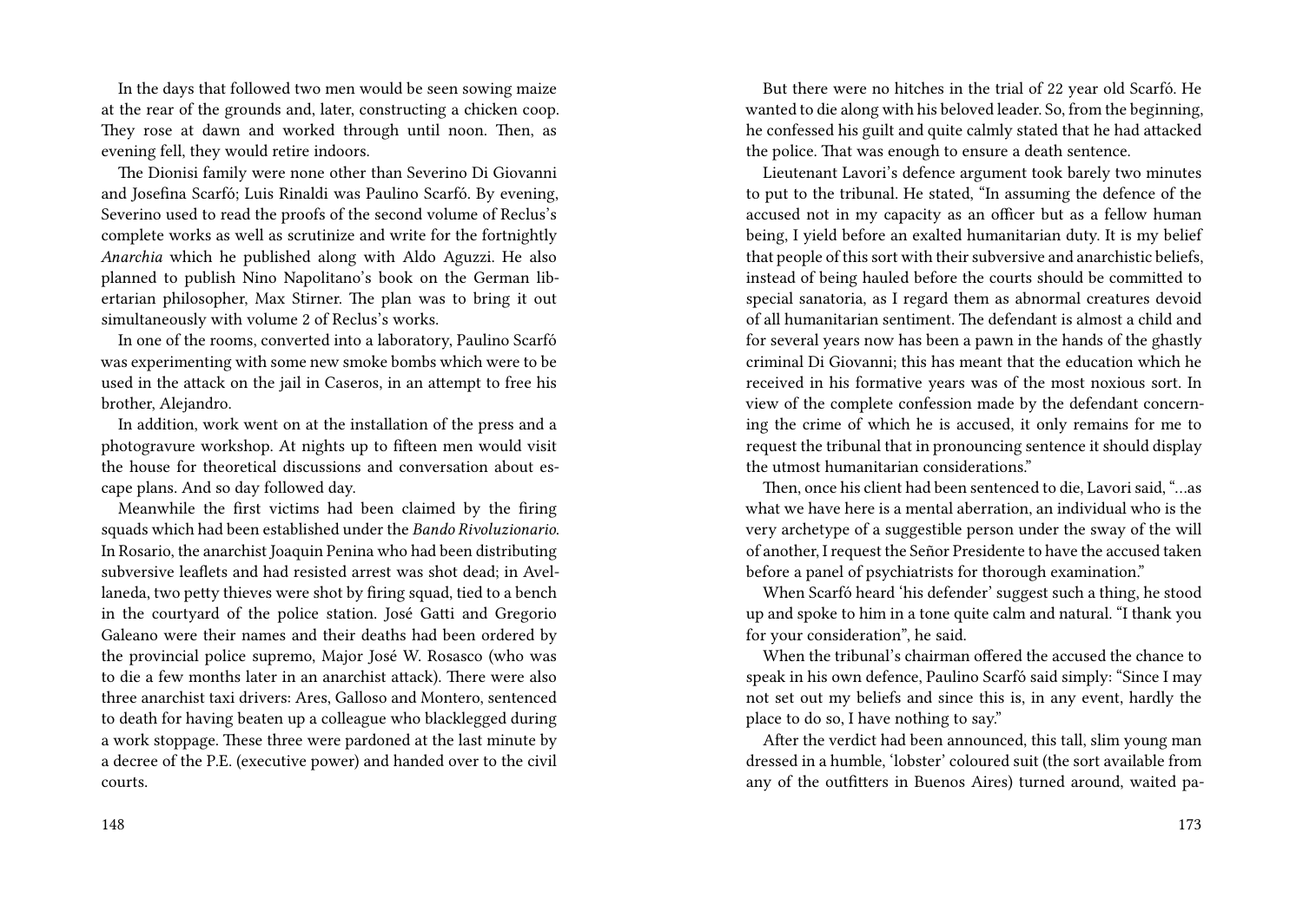In the days that followed two men would be seen sowing maize at the rear of the grounds and, later, constructing a chicken coop. They rose at dawn and worked through until noon. Then, as evening fell, they would retire indoors.

The Dionisi family were none other than Severino Di Giovanni and Josefina Scarfó; Luis Rinaldi was Paulino Scarfó. By evening, Severino used to read the proofs of the second volume of Reclus's complete works as well as scrutinize and write for the fortnightly *Anarchia* which he published along with Aldo Aguzzi. He also planned to publish Nino Napolitano's book on the German libertarian philosopher, Max Stirner. The plan was to bring it out simultaneously with volume 2 of Reclus's works.

In one of the rooms, converted into a laboratory, Paulino Scarfó was experimenting with some new smoke bombs which were to be used in the attack on the jail in Caseros, in an attempt to free his brother, Alejandro.

In addition, work went on at the installation of the press and a photogravure workshop. At nights up to fifteen men would visit the house for theoretical discussions and conversation about escape plans. And so day followed day.

Meanwhile the first victims had been claimed by the firing squads which had been established under the *Bando Rivoluzionario*. In Rosario, the anarchist Joaquin Penina who had been distributing subversive leaflets and had resisted arrest was shot dead; in Avellaneda, two petty thieves were shot by firing squad, tied to a bench in the courtyard of the police station. José Gatti and Gregorio Galeano were their names and their deaths had been ordered by the provincial police supremo, Major José W. Rosasco (who was to die a few months later in an anarchist attack). There were also three anarchist taxi drivers: Ares, Galloso and Montero, sentenced to death for having beaten up a colleague who blacklegged during a work stoppage. These three were pardoned at the last minute by a decree of the P.E. (executive power) and handed over to the civil courts.

But there were no hitches in the trial of 22 year old Scarfó. He wanted to die along with his beloved leader. So, from the beginning, he confessed his guilt and quite calmly stated that he had attacked the police. That was enough to ensure a death sentence.

Lieutenant Lavori's defence argument took barely two minutes to put to the tribunal. He stated, "In assuming the defence of the accused not in my capacity as an officer but as a fellow human being, I yield before an exalted humanitarian duty. It is my belief that people of this sort with their subversive and anarchistic beliefs, instead of being hauled before the courts should be committed to special sanatoria, as I regard them as abnormal creatures devoid of all humanitarian sentiment. The defendant is almost a child and for several years now has been a pawn in the hands of the ghastly criminal Di Giovanni; this has meant that the education which he received in his formative years was of the most noxious sort. In view of the complete confession made by the defendant concerning the crime of which he is accused, it only remains for me to request the tribunal that in pronouncing sentence it should display the utmost humanitarian considerations."

Then, once his client had been sentenced to die, Lavori said, "…as what we have here is a mental aberration, an individual who is the very archetype of a suggestible person under the sway of the will of another, I request the Señor Presidente to have the accused taken before a panel of psychiatrists for thorough examination."

When Scarfó heard 'his defender' suggest such a thing, he stood up and spoke to him in a tone quite calm and natural. "I thank you for your consideration", he said.

When the tribunal's chairman offered the accused the chance to speak in his own defence, Paulino Scarfó said simply: "Since I may not set out my beliefs and since this is, in any event, hardly the place to do so, I have nothing to say."

After the verdict had been announced, this tall, slim young man dressed in a humble, 'lobster' coloured suit (the sort available from any of the outfitters in Buenos Aires) turned around, waited pa-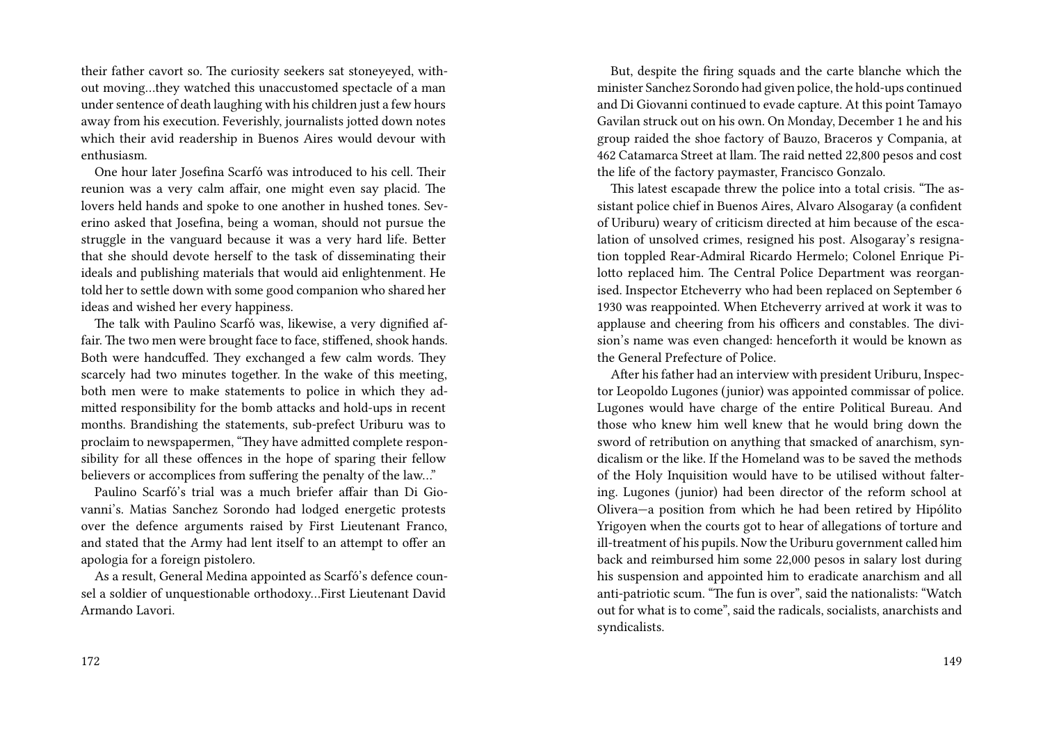their father cavort so. The curiosity seekers sat stoneyeyed, without moving…they watched this unaccustomed spectacle of a man under sentence of death laughing with his children just a few hours away from his execution. Feverishly, journalists jotted down notes which their avid readership in Buenos Aires would devour with enthusiasm.

One hour later Josefina Scarfó was introduced to his cell. Their reunion was a very calm affair, one might even say placid. The lovers held hands and spoke to one another in hushed tones. Severino asked that Josefina, being a woman, should not pursue the struggle in the vanguard because it was a very hard life. Better that she should devote herself to the task of disseminating their ideals and publishing materials that would aid enlightenment. He told her to settle down with some good companion who shared her ideas and wished her every happiness.

The talk with Paulino Scarfó was, likewise, a very dignified affair. The two men were brought face to face, stiffened, shook hands. Both were handcuffed. They exchanged a few calm words. They scarcely had two minutes together. In the wake of this meeting, both men were to make statements to police in which they admitted responsibility for the bomb attacks and hold-ups in recent months. Brandishing the statements, sub-prefect Uriburu was to proclaim to newspapermen, "They have admitted complete responsibility for all these offences in the hope of sparing their fellow believers or accomplices from suffering the penalty of the law…"

Paulino Scarfó's trial was a much briefer affair than Di Giovanni's. Matias Sanchez Sorondo had lodged energetic protests over the defence arguments raised by First Lieutenant Franco, and stated that the Army had lent itself to an attempt to offer an apologia for a foreign pistolero.

As a result, General Medina appointed as Scarfó's defence counsel a soldier of unquestionable orthodoxy…First Lieutenant David Armando Lavori.

But, despite the firing squads and the carte blanche which the minister Sanchez Sorondo had given police, the hold-ups continued and Di Giovanni continued to evade capture. At this point Tamayo Gavilan struck out on his own. On Monday, December 1 he and his group raided the shoe factory of Bauzo, Braceros y Compania, at 462 Catamarca Street at llam. The raid netted 22,800 pesos and cost the life of the factory paymaster, Francisco Gonzalo.

This latest escapade threw the police into a total crisis. "The assistant police chief in Buenos Aires, Alvaro Alsogaray (a confident of Uriburu) weary of criticism directed at him because of the escalation of unsolved crimes, resigned his post. Alsogaray's resignation toppled Rear-Admiral Ricardo Hermelo; Colonel Enrique Pilotto replaced him. The Central Police Department was reorganised. Inspector Etcheverry who had been replaced on September 6 1930 was reappointed. When Etcheverry arrived at work it was to applause and cheering from his officers and constables. The division's name was even changed: henceforth it would be known as the General Prefecture of Police.

After his father had an interview with president Uriburu, Inspector Leopoldo Lugones (junior) was appointed commissar of police. Lugones would have charge of the entire Political Bureau. And those who knew him well knew that he would bring down the sword of retribution on anything that smacked of anarchism, syndicalism or the like. If the Homeland was to be saved the methods of the Holy Inquisition would have to be utilised without faltering. Lugones (junior) had been director of the reform school at Olivera—a position from which he had been retired by Hipólito Yrigoyen when the courts got to hear of allegations of torture and ill-treatment of his pupils. Now the Uriburu government called him back and reimbursed him some 22,000 pesos in salary lost during his suspension and appointed him to eradicate anarchism and all anti-patriotic scum. "The fun is over", said the nationalists: "Watch out for what is to come", said the radicals, socialists, anarchists and syndicalists.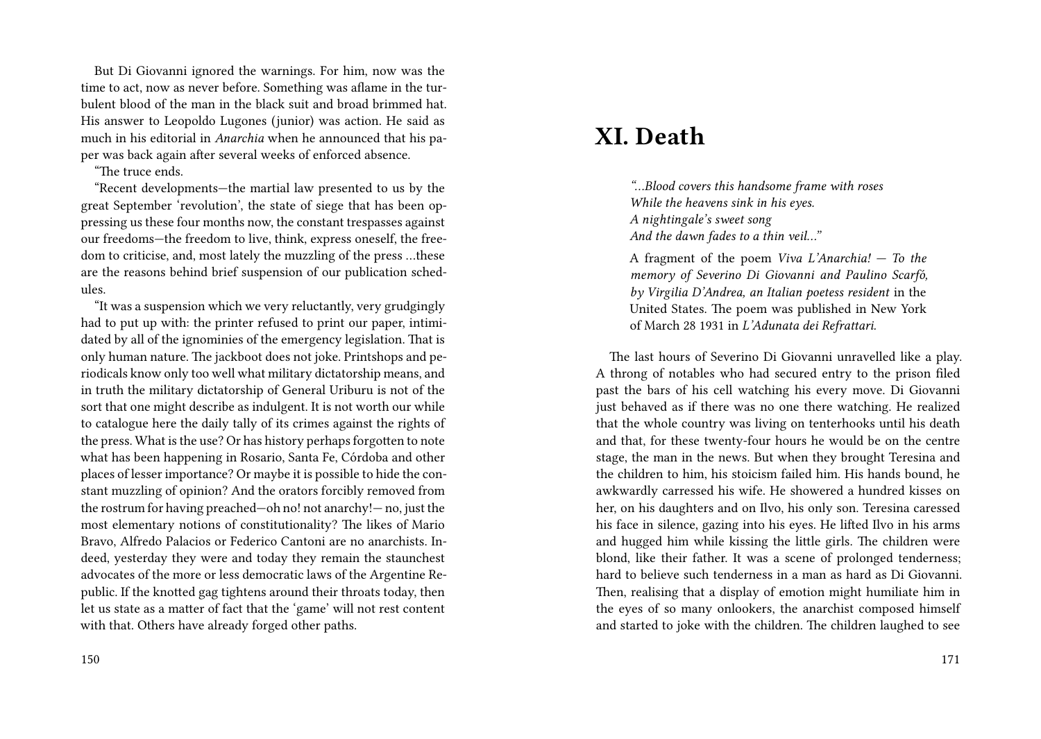But Di Giovanni ignored the warnings. For him, now was the time to act, now as never before. Something was aflame in the turbulent blood of the man in the black suit and broad brimmed hat. His answer to Leopoldo Lugones (junior) was action. He said as much in his editorial in *Anarchia* when he announced that his paper was back again after several weeks of enforced absence.

"The truce ends.

"Recent developments—the martial law presented to us by the great September 'revolution', the state of siege that has been oppressing us these four months now, the constant trespasses against our freedoms—the freedom to live, think, express oneself, the freedom to criticise, and, most lately the muzzling of the press …these are the reasons behind brief suspension of our publication schedules.

"It was a suspension which we very reluctantly, very grudgingly had to put up with: the printer refused to print our paper, intimidated by all of the ignominies of the emergency legislation. That is only human nature. The jackboot does not joke. Printshops and periodicals know only too well what military dictatorship means, and in truth the military dictatorship of General Uriburu is not of the sort that one might describe as indulgent. It is not worth our while to catalogue here the daily tally of its crimes against the rights of the press. What is the use? Or has history perhaps forgotten to note what has been happening in Rosario, Santa Fe, Córdoba and other places of lesser importance? Or maybe it is possible to hide the constant muzzling of opinion? And the orators forcibly removed from the rostrum for having preached—oh no! not anarchy!— no, just the most elementary notions of constitutionality? The likes of Mario Bravo, Alfredo Palacios or Federico Cantoni are no anarchists. Indeed, yesterday they were and today they remain the staunchest advocates of the more or less democratic laws of the Argentine Republic. If the knotted gag tightens around their throats today, then let us state as a matter of fact that the 'game' will not rest content with that. Others have already forged other paths.

# XI. Death

> *"…Blood covers this handsome frame with roses*
> *While the heavens sink in his eyes.*
> *A nightingale's sweet song*
> *And the dawn fades to a thin veil…"*
>
> A fragment of the poem *Viva L'Anarchia! — To the memory of Severino Di Giovanni and Paulino Scarfó, by Virgilia D'Andrea, an Italian poetess resident* in the United States. The poem was published in New York of March 28 1931 in *L'Adunata dei Refrattari.*

The last hours of Severino Di Giovanni unravelled like a play. A throng of notables who had secured entry to the prison filed past the bars of his cell watching his every move. Di Giovanni just behaved as if there was no one there watching. He realized that the whole country was living on tenterhooks until his death and that, for these twenty-four hours he would be on the centre stage, the man in the news. But when they brought Teresina and the children to him, his stoicism failed him. His hands bound, he awkwardly carressed his wife. He showered a hundred kisses on her, on his daughters and on Ilvo, his only son. Teresina caressed his face in silence, gazing into his eyes. He lifted Ilvo in his arms and hugged him while kissing the little girls. The children were blond, like their father. It was a scene of prolonged tenderness; hard to believe such tenderness in a man as hard as Di Giovanni. Then, realising that a display of emotion might humiliate him in the eyes of so many onlookers, the anarchist composed himself and started to joke with the children. The children laughed to see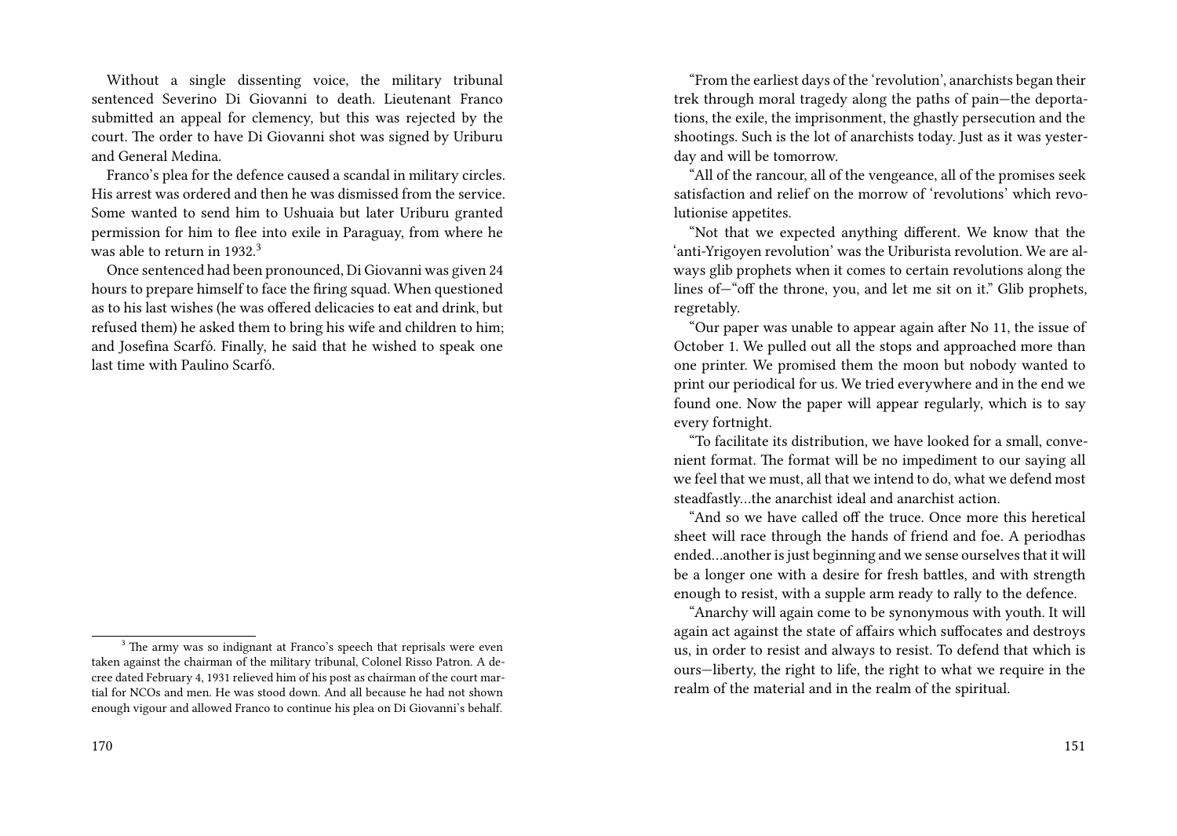Without a single dissenting voice, the military tribunal sentenced Severino Di Giovanni to death. Lieutenant Franco submitted an appeal for clemency, but this was rejected by the court. The order to have Di Giovanni shot was signed by Uriburu and General Medina.

Franco's plea for the defence caused a scandal in military circles. His arrest was ordered and then he was dismissed from the service. Some wanted to send him to Ushuaia but later Uriburu granted permission for him to flee into exile in Paraguay, from where he was able to return in 1932.[3]

Once sentenced had been pronounced, Di Giovanni was given 24 hours to prepare himself to face the firing squad. When questioned as to his last wishes (he was offered delicacies to eat and drink, but refused them) he asked them to bring his wife and children to him; and Josefina Scarfó. Finally, he said that he wished to speak one last time with Paulino Scarfó.

[3] The army was so indignant at Franco's speech that reprisals were even taken against the chairman of the military tribunal, Colonel Risso Patron. A decree dated February 4, 1931 relieved him of his post as chairman of the court martial for NCOs and men. He was stood down. And all because he had not shown enough vigour and allowed Franco to continue his plea on Di Giovanni's behalf.

"From the earliest days of the 'revolution', anarchists began their trek through moral tragedy along the paths of pain—the deportations, the exile, the imprisonment, the ghastly persecution and the shootings. Such is the lot of anarchists today. Just as it was yesterday and will be tomorrow.

"All of the rancour, all of the vengeance, all of the promises seek satisfaction and relief on the morrow of 'revolutions' which revolutionise appetites.

"Not that we expected anything different. We know that the 'anti-Yrigoyen revolution' was the Uriburista revolution. We are always glib prophets when it comes to certain revolutions along the lines of—"off the throne, you, and let me sit on it." Glib prophets, regretably.

"Our paper was unable to appear again after No 11, the issue of October 1. We pulled out all the stops and approached more than one printer. We promised them the moon but nobody wanted to print our periodical for us. We tried everywhere and in the end we found one. Now the paper will appear regularly, which is to say every fortnight.

"To facilitate its distribution, we have looked for a small, convenient format. The format will be no impediment to our saying all we feel that we must, all that we intend to do, what we defend most steadfastly…the anarchist ideal and anarchist action.

"And so we have called off the truce. Once more this heretical sheet will race through the hands of friend and foe. A periodhas ended…another is just beginning and we sense ourselves that it will be a longer one with a desire for fresh battles, and with strength enough to resist, with a supple arm ready to rally to the defence.

"Anarchy will again come to be synonymous with youth. It will again act against the state of affairs which suffocates and destroys us, in order to resist and always to resist. To defend that which is ours—liberty, the right to life, the right to what we require in the realm of the material and in the realm of the spiritual.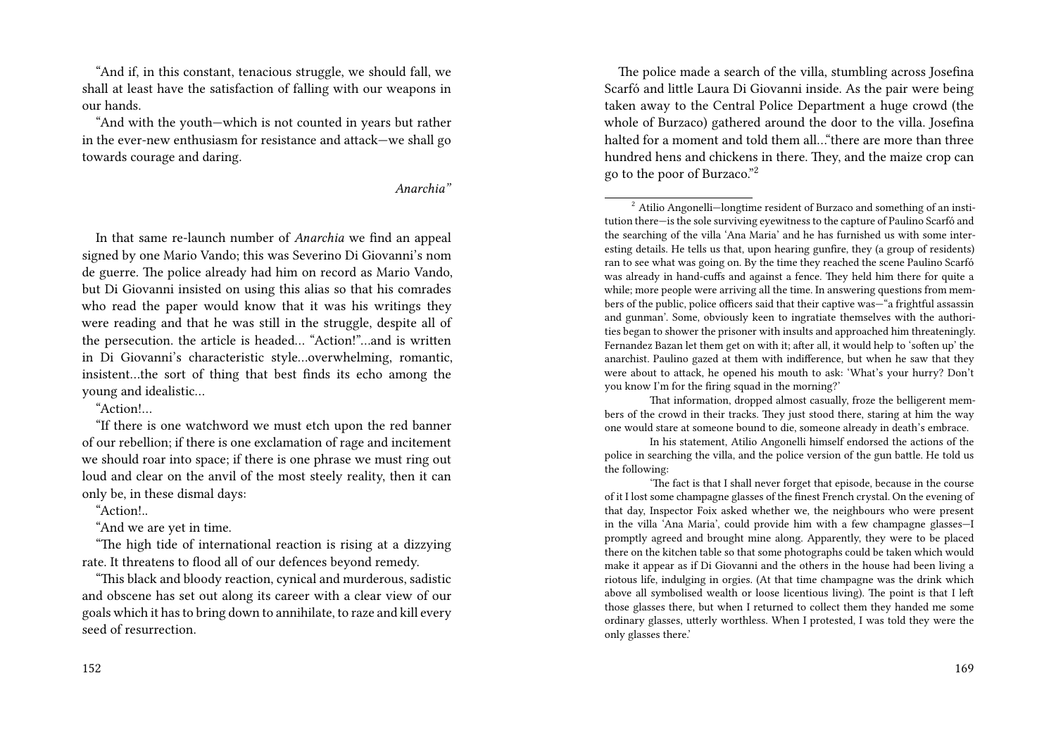"And if, in this constant, tenacious struggle, we should fall, we shall at least have the satisfaction of falling with our weapons in our hands.

"And with the youth—which is not counted in years but rather in the ever-new enthusiasm for resistance and attack—we shall go towards courage and daring.

*Anarchia"*

In that same re-launch number of *Anarchia* we find an appeal signed by one Mario Vando; this was Severino Di Giovanni's nom de guerre. The police already had him on record as Mario Vando, but Di Giovanni insisted on using this alias so that his comrades who read the paper would know that it was his writings they were reading and that he was still in the struggle, despite all of the persecution. the article is headed… "Action!"…and is written in Di Giovanni's characteristic style…overwhelming, romantic, insistent…the sort of thing that best finds its echo among the young and idealistic…

"Action!…

"If there is one watchword we must etch upon the red banner of our rebellion; if there is one exclamation of rage and incitement we should roar into space; if there is one phrase we must ring out loud and clear on the anvil of the most steely reality, then it can only be, in these dismal days:

"Action!..

"And we are yet in time.

"The high tide of international reaction is rising at a dizzying rate. It threatens to flood all of our defences beyond remedy.

"This black and bloody reaction, cynical and murderous, sadistic and obscene has set out along its career with a clear view of our goals which it has to bring down to annihilate, to raze and kill every seed of resurrection.

The police made a search of the villa, stumbling across Josefina Scarfó and little Laura Di Giovanni inside. As the pair were being taken away to the Central Police Department a huge crowd (the whole of Burzaco) gathered around the door to the villa. Josefina halted for a moment and told them all…"there are more than three hundred hens and chickens in there. They, and the maize crop can go to the poor of Burzaco."[2]

[2] Atilio Angonelli—longtime resident of Burzaco and something of an institution there—is the sole surviving eyewitness to the capture of Paulino Scarfó and the searching of the villa 'Ana Maria' and he has furnished us with some interesting details. He tells us that, upon hearing gunfire, they (a group of residents) ran to see what was going on. By the time they reached the scene Paulino Scarfó was already in hand-cuffs and against a fence. They held him there for quite a while; more people were arriving all the time. In answering questions from members of the public, police officers said that their captive was—"a frightful assassin and gunman'. Some, obviously keen to ingratiate themselves with the authorities began to shower the prisoner with insults and approached him threateningly. Fernandez Bazan let them get on with it; after all, it would help to 'soften up' the anarchist. Paulino gazed at them with indifference, but when he saw that they were about to attack, he opened his mouth to ask: 'What's your hurry? Don't you know I'm for the firing squad in the morning?'

That information, dropped almost casually, froze the belligerent members of the crowd in their tracks. They just stood there, staring at him the way one would stare at someone bound to die, someone already in death's embrace.

In his statement, Atilio Angonelli himself endorsed the actions of the police in searching the villa, and the police version of the gun battle. He told us the following:

'The fact is that I shall never forget that episode, because in the course of it I lost some champagne glasses of the finest French crystal. On the evening of that day, Inspector Foix asked whether we, the neighbours who were present in the villa 'Ana Maria', could provide him with a few champagne glasses—I promptly agreed and brought mine along. Apparently, they were to be placed there on the kitchen table so that some photographs could be taken which would make it appear as if Di Giovanni and the others in the house had been living a riotous life, indulging in orgies. (At that time champagne was the drink which above all symbolised wealth or loose licentious living). The point is that I left those glasses there, but when I returned to collect them they handed me some ordinary glasses, utterly worthless. When I protested, I was told they were the only glasses there.'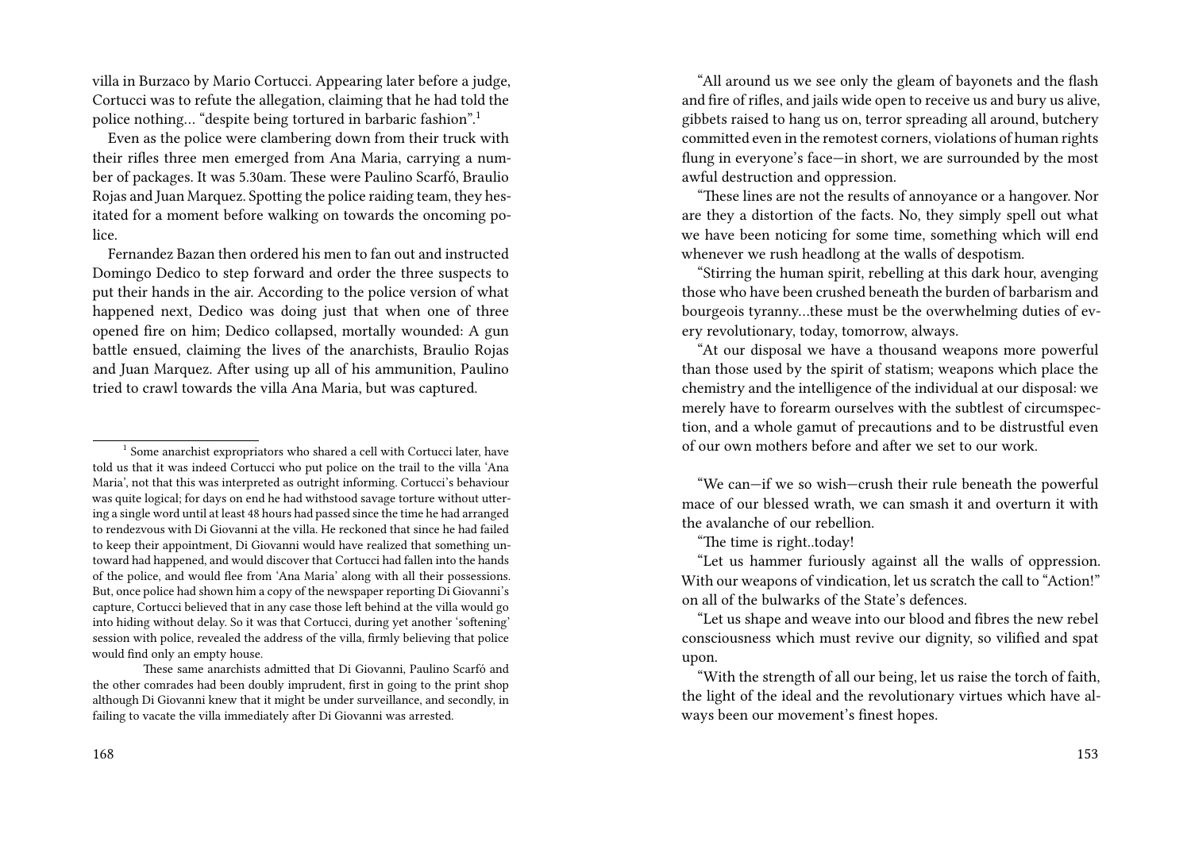villa in Burzaco by Mario Cortucci. Appearing later before a judge, Cortucci was to refute the allegation, claiming that he had told the police nothing… "despite being tortured in barbaric fashion".[1]

Even as the police were clambering down from their truck with their rifles three men emerged from Ana Maria, carrying a number of packages. It was 5.30am. These were Paulino Scarfó, Braulio Rojas and Juan Marquez. Spotting the police raiding team, they hesitated for a moment before walking on towards the oncoming police.

Fernandez Bazan then ordered his men to fan out and instructed Domingo Dedico to step forward and order the three suspects to put their hands in the air. According to the police version of what happened next, Dedico was doing just that when one of three opened fire on him; Dedico collapsed, mortally wounded: A gun battle ensued, claiming the lives of the anarchists, Braulio Rojas and Juan Marquez. After using up all of his ammunition, Paulino tried to crawl towards the villa Ana Maria, but was captured.

[1] Some anarchist expropriators who shared a cell with Cortucci later, have told us that it was indeed Cortucci who put police on the trail to the villa 'Ana Maria', not that this was interpreted as outright informing. Cortucci's behaviour was quite logical; for days on end he had withstood savage torture without uttering a single word until at least 48 hours had passed since the time he had arranged to rendezvous with Di Giovanni at the villa. He reckoned that since he had failed to keep their appointment, Di Giovanni would have realized that something untoward had happened, and would discover that Cortucci had fallen into the hands of the police, and would flee from 'Ana Maria' along with all their possessions. But, once police had shown him a copy of the newspaper reporting Di Giovanni's capture, Cortucci believed that in any case those left behind at the villa would go into hiding without delay. So it was that Cortucci, during yet another 'softening' session with police, revealed the address of the villa, firmly believing that police would find only an empty house.

These same anarchists admitted that Di Giovanni, Paulino Scarfó and the other comrades had been doubly imprudent, first in going to the print shop although Di Giovanni knew that it might be under surveillance, and secondly, in failing to vacate the villa immediately after Di Giovanni was arrested.

"All around us we see only the gleam of bayonets and the flash and fire of rifles, and jails wide open to receive us and bury us alive, gibbets raised to hang us on, terror spreading all around, butchery committed even in the remotest corners, violations of human rights flung in everyone's face—in short, we are surrounded by the most awful destruction and oppression.

"These lines are not the results of annoyance or a hangover. Nor are they a distortion of the facts. No, they simply spell out what we have been noticing for some time, something which will end whenever we rush headlong at the walls of despotism.

"Stirring the human spirit, rebelling at this dark hour, avenging those who have been crushed beneath the burden of barbarism and bourgeois tyranny…these must be the overwhelming duties of every revolutionary, today, tomorrow, always.

"At our disposal we have a thousand weapons more powerful than those used by the spirit of statism; weapons which place the chemistry and the intelligence of the individual at our disposal: we merely have to forearm ourselves with the subtlest of circumspection, and a whole gamut of precautions and to be distrustful even of our own mothers before and after we set to our work.

"We can—if we so wish—crush their rule beneath the powerful mace of our blessed wrath, we can smash it and overturn it with the avalanche of our rebellion.

"The time is right..today!

"Let us hammer furiously against all the walls of oppression. With our weapons of vindication, let us scratch the call to "Action!" on all of the bulwarks of the State's defences.

"Let us shape and weave into our blood and fibres the new rebel consciousness which must revive our dignity, so vilified and spat upon.

"With the strength of all our being, let us raise the torch of faith, the light of the ideal and the revolutionary virtues which have always been our movement's finest hopes.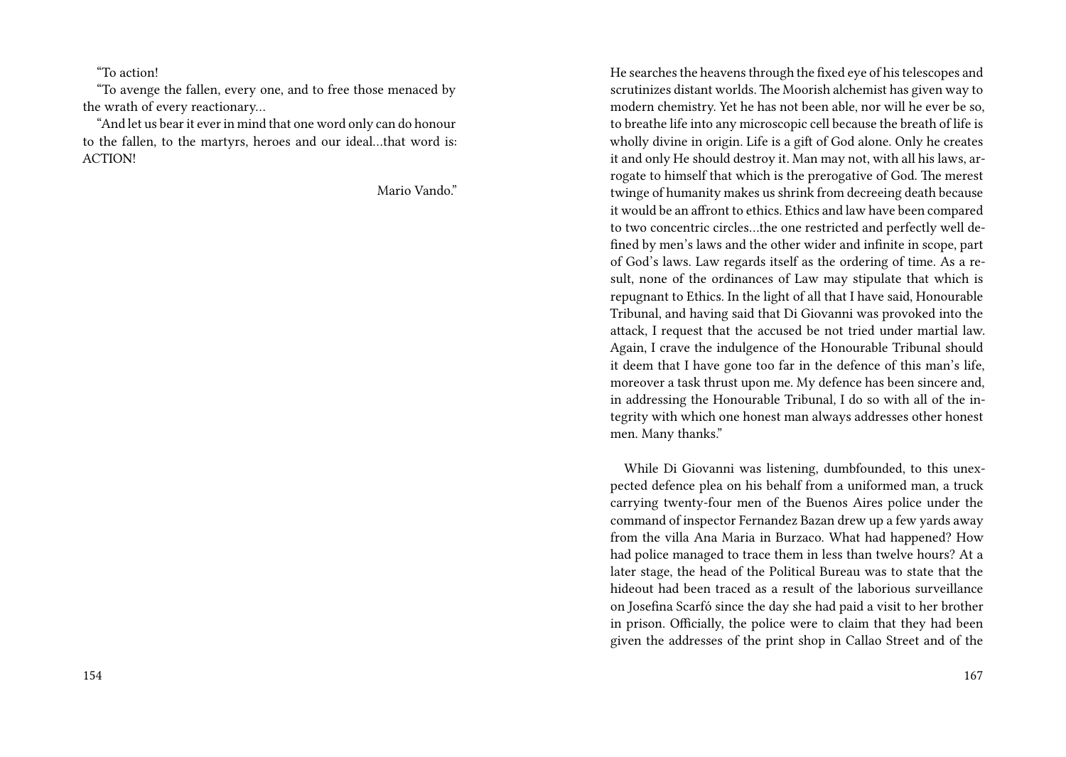"To action!

"To avenge the fallen, every one, and to free those menaced by the wrath of every reactionary…

"And let us bear it ever in mind that one word only can do honour to the fallen, to the martyrs, heroes and our ideal…that word is: ACTION!

Mario Vando."

He searches the heavens through the fixed eye of his telescopes and scrutinizes distant worlds. The Moorish alchemist has given way to modern chemistry. Yet he has not been able, nor will he ever be so, to breathe life into any microscopic cell because the breath of life is wholly divine in origin. Life is a gift of God alone. Only he creates it and only He should destroy it. Man may not, with all his laws, arrogate to himself that which is the prerogative of God. The merest twinge of humanity makes us shrink from decreeing death because it would be an affront to ethics. Ethics and law have been compared to two concentric circles…the one restricted and perfectly well defined by men's laws and the other wider and infinite in scope, part of God's laws. Law regards itself as the ordering of time. As a result, none of the ordinances of Law may stipulate that which is repugnant to Ethics. In the light of all that I have said, Honourable Tribunal, and having said that Di Giovanni was provoked into the attack, I request that the accused be not tried under martial law. Again, I crave the indulgence of the Honourable Tribunal should it deem that I have gone too far in the defence of this man's life, moreover a task thrust upon me. My defence has been sincere and, in addressing the Honourable Tribunal, I do so with all of the integrity with which one honest man always addresses other honest men. Many thanks."

While Di Giovanni was listening, dumbfounded, to this unexpected defence plea on his behalf from a uniformed man, a truck carrying twenty-four men of the Buenos Aires police under the command of inspector Fernandez Bazan drew up a few yards away from the villa Ana Maria in Burzaco. What had happened? How had police managed to trace them in less than twelve hours? At a later stage, the head of the Political Bureau was to state that the hideout had been traced as a result of the laborious surveillance on Josefina Scarfó since the day she had paid a visit to her brother in prison. Officially, the police were to claim that they had been given the addresses of the print shop in Callao Street and of the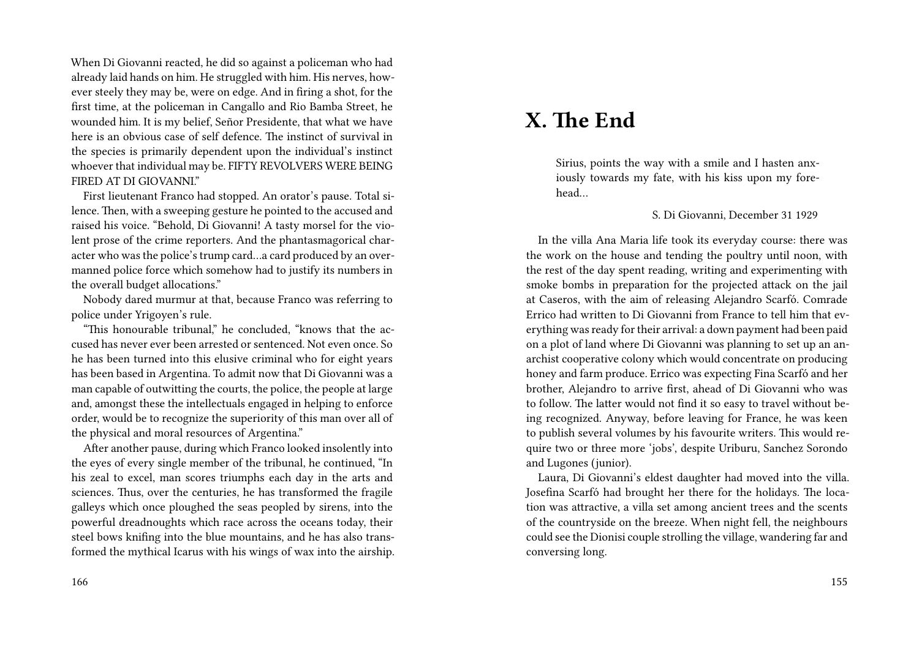When Di Giovanni reacted, he did so against a policeman who had already laid hands on him. He struggled with him. His nerves, however steely they may be, were on edge. And in firing a shot, for the first time, at the policeman in Cangallo and Rio Bamba Street, he wounded him. It is my belief, Señor Presidente, that what we have here is an obvious case of self defence. The instinct of survival in the species is primarily dependent upon the individual's instinct whoever that individual may be. FIFTY REVOLVERS WERE BEING FIRED AT DI GIOVANNI."

First lieutenant Franco had stopped. An orator's pause. Total silence. Then, with a sweeping gesture he pointed to the accused and raised his voice. "Behold, Di Giovanni! A tasty morsel for the violent prose of the crime reporters. And the phantasmagorical character who was the police's trump card…a card produced by an overmanned police force which somehow had to justify its numbers in the overall budget allocations."

Nobody dared murmur at that, because Franco was referring to police under Yrigoyen's rule.

"This honourable tribunal," he concluded, "knows that the accused has never ever been arrested or sentenced. Not even once. So he has been turned into this elusive criminal who for eight years has been based in Argentina. To admit now that Di Giovanni was a man capable of outwitting the courts, the police, the people at large and, amongst these the intellectuals engaged in helping to enforce order, would be to recognize the superiority of this man over all of the physical and moral resources of Argentina."

After another pause, during which Franco looked insolently into the eyes of every single member of the tribunal, he continued, "In his zeal to excel, man scores triumphs each day in the arts and sciences. Thus, over the centuries, he has transformed the fragile galleys which once ploughed the seas peopled by sirens, into the powerful dreadnoughts which race across the oceans today, their steel bows knifing into the blue mountains, and he has also transformed the mythical Icarus with his wings of wax into the airship.

# X. The End

> Sirius, points the way with a smile and I hasten anxiously towards my fate, with his kiss upon my forehead…
>
> S. Di Giovanni, December 31 1929

In the villa Ana Maria life took its everyday course: there was the work on the house and tending the poultry until noon, with the rest of the day spent reading, writing and experimenting with smoke bombs in preparation for the projected attack on the jail at Caseros, with the aim of releasing Alejandro Scarfó. Comrade Errico had written to Di Giovanni from France to tell him that everything was ready for their arrival: a down payment had been paid on a plot of land where Di Giovanni was planning to set up an anarchist cooperative colony which would concentrate on producing honey and farm produce. Errico was expecting Fina Scarfó and her brother, Alejandro to arrive first, ahead of Di Giovanni who was to follow. The latter would not find it so easy to travel without being recognized. Anyway, before leaving for France, he was keen to publish several volumes by his favourite writers. This would require two or three more 'jobs', despite Uriburu, Sanchez Sorondo and Lugones (junior).

Laura, Di Giovanni's eldest daughter had moved into the villa. Josefina Scarfó had brought her there for the holidays. The location was attractive, a villa set among ancient trees and the scents of the countryside on the breeze. When night fell, the neighbours could see the Dionisi couple strolling the village, wandering far and conversing long.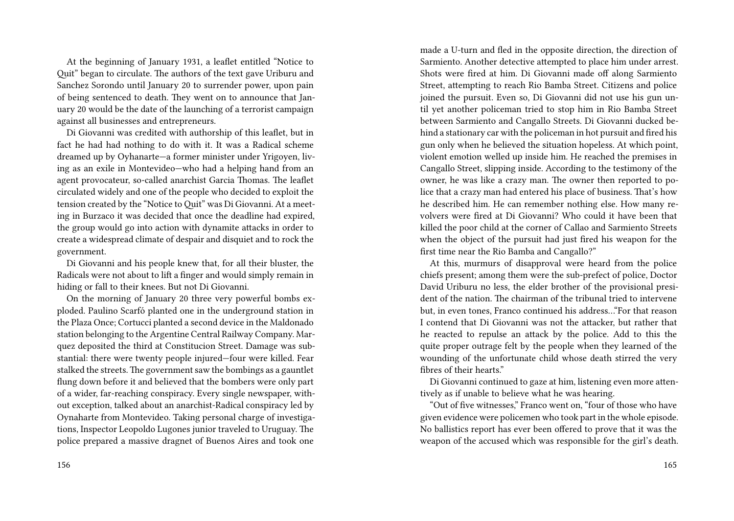At the beginning of January 1931, a leaflet entitled "Notice to Quit" began to circulate. The authors of the text gave Uriburu and Sanchez Sorondo until January 20 to surrender power, upon pain of being sentenced to death. They went on to announce that January 20 would be the date of the launching of a terrorist campaign against all businesses and entrepreneurs.

Di Giovanni was credited with authorship of this leaflet, but in fact he had had nothing to do with it. It was a Radical scheme dreamed up by Oyhanarte—a former minister under Yrigoyen, living as an exile in Montevideo—who had a helping hand from an agent provocateur, so-called anarchist Garcia Thomas. The leaflet circulated widely and one of the people who decided to exploit the tension created by the "Notice to Quit" was Di Giovanni. At a meeting in Burzaco it was decided that once the deadline had expired, the group would go into action with dynamite attacks in order to create a widespread climate of despair and disquiet and to rock the government.

Di Giovanni and his people knew that, for all their bluster, the Radicals were not about to lift a finger and would simply remain in hiding or fall to their knees. But not Di Giovanni.

On the morning of January 20 three very powerful bombs exploded. Paulino Scarfó planted one in the underground station in the Plaza Once; Cortucci planted a second device in the Maldonado station belonging to the Argentine Central Railway Company. Marquez deposited the third at Constitucion Street. Damage was substantial: there were twenty people injured—four were killed. Fear stalked the streets. The government saw the bombings as a gauntlet flung down before it and believed that the bombers were only part of a wider, far-reaching conspiracy. Every single newspaper, without exception, talked about an anarchist-Radical conspiracy led by Oynaharte from Montevideo. Taking personal charge of investigations, Inspector Leopoldo Lugones junior traveled to Uruguay. The police prepared a massive dragnet of Buenos Aires and took one

made a U-turn and fled in the opposite direction, the direction of Sarmiento. Another detective attempted to place him under arrest. Shots were fired at him. Di Giovanni made off along Sarmiento Street, attempting to reach Rio Bamba Street. Citizens and police joined the pursuit. Even so, Di Giovanni did not use his gun until yet another policeman tried to stop him in Rio Bamba Street between Sarmiento and Cangallo Streets. Di Giovanni ducked behind a stationary car with the policeman in hot pursuit and fired his gun only when he believed the situation hopeless. At which point, violent emotion welled up inside him. He reached the premises in Cangallo Street, slipping inside. According to the testimony of the owner, he was like a crazy man. The owner then reported to police that a crazy man had entered his place of business. That's how he described him. He can remember nothing else. How many revolvers were fired at Di Giovanni? Who could it have been that killed the poor child at the corner of Callao and Sarmiento Streets when the object of the pursuit had just fired his weapon for the first time near the Rio Bamba and Cangallo?"

At this, murmurs of disapproval were heard from the police chiefs present; among them were the sub-prefect of police, Doctor David Uriburu no less, the elder brother of the provisional president of the nation. The chairman of the tribunal tried to intervene but, in even tones, Franco continued his address…"For that reason I contend that Di Giovanni was not the attacker, but rather that he reacted to repulse an attack by the police. Add to this the quite proper outrage felt by the people when they learned of the wounding of the unfortunate child whose death stirred the very fibres of their hearts."

Di Giovanni continued to gaze at him, listening even more attentively as if unable to believe what he was hearing.

"Out of five witnesses," Franco went on, "four of those who have given evidence were policemen who took part in the whole episode. No ballistics report has ever been offered to prove that it was the weapon of the accused which was responsible for the girl's death.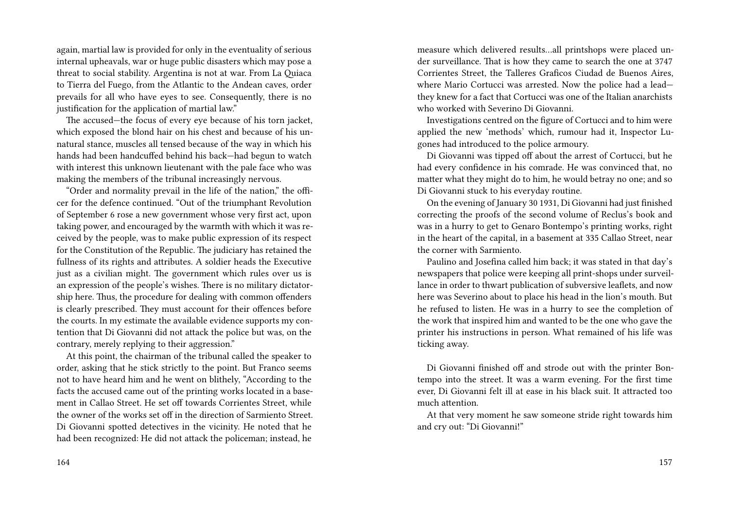again, martial law is provided for only in the eventuality of serious internal upheavals, war or huge public disasters which may pose a threat to social stability. Argentina is not at war. From La Quiaca to Tierra del Fuego, from the Atlantic to the Andean caves, order prevails for all who have eyes to see. Consequently, there is no justification for the application of martial law."

The accused—the focus of every eye because of his torn jacket, which exposed the blond hair on his chest and because of his unnatural stance, muscles all tensed because of the way in which his hands had been handcuffed behind his back—had begun to watch with interest this unknown lieutenant with the pale face who was making the members of the tribunal increasingly nervous.

"Order and normality prevail in the life of the nation," the officer for the defence continued. "Out of the triumphant Revolution of September 6 rose a new government whose very first act, upon taking power, and encouraged by the warmth with which it was received by the people, was to make public expression of its respect for the Constitution of the Republic. The judiciary has retained the fullness of its rights and attributes. A soldier heads the Executive just as a civilian might. The government which rules over us is an expression of the people's wishes. There is no military dictatorship here. Thus, the procedure for dealing with common offenders is clearly prescribed. They must account for their offences before the courts. In my estimate the available evidence supports my contention that Di Giovanni did not attack the police but was, on the contrary, merely replying to their aggression."

At this point, the chairman of the tribunal called the speaker to order, asking that he stick strictly to the point. But Franco seems not to have heard him and he went on blithely, "According to the facts the accused came out of the printing works located in a basement in Callao Street. He set off towards Corrientes Street, while the owner of the works set off in the direction of Sarmiento Street. Di Giovanni spotted detectives in the vicinity. He noted that he had been recognized: He did not attack the policeman; instead, he

measure which delivered results…all printshops were placed under surveillance. That is how they came to search the one at 3747 Corrientes Street, the Talleres Graficos Ciudad de Buenos Aires, where Mario Cortucci was arrested. Now the police had a lead—they knew for a fact that Cortucci was one of the Italian anarchists who worked with Severino Di Giovanni.

Investigations centred on the figure of Cortucci and to him were applied the new 'methods' which, rumour had it, Inspector Lugones had introduced to the police armoury.

Di Giovanni was tipped off about the arrest of Cortucci, but he had every confidence in his comrade. He was convinced that, no matter what they might do to him, he would betray no one; and so Di Giovanni stuck to his everyday routine.

On the evening of January 30 1931, Di Giovanni had just finished correcting the proofs of the second volume of Reclus's book and was in a hurry to get to Genaro Bontempo's printing works, right in the heart of the capital, in a basement at 335 Callao Street, near the corner with Sarmiento.

Paulino and Josefina called him back; it was stated in that day's newspapers that police were keeping all print-shops under surveillance in order to thwart publication of subversive leaflets, and now here was Severino about to place his head in the lion's mouth. But he refused to listen. He was in a hurry to see the completion of the work that inspired him and wanted to be the one who gave the printer his instructions in person. What remained of his life was ticking away.

Di Giovanni finished off and strode out with the printer Bontempo into the street. It was a warm evening. For the first time ever, Di Giovanni felt ill at ease in his black suit. It attracted too much attention.

At that very moment he saw someone stride right towards him and cry out: "Di Giovanni!"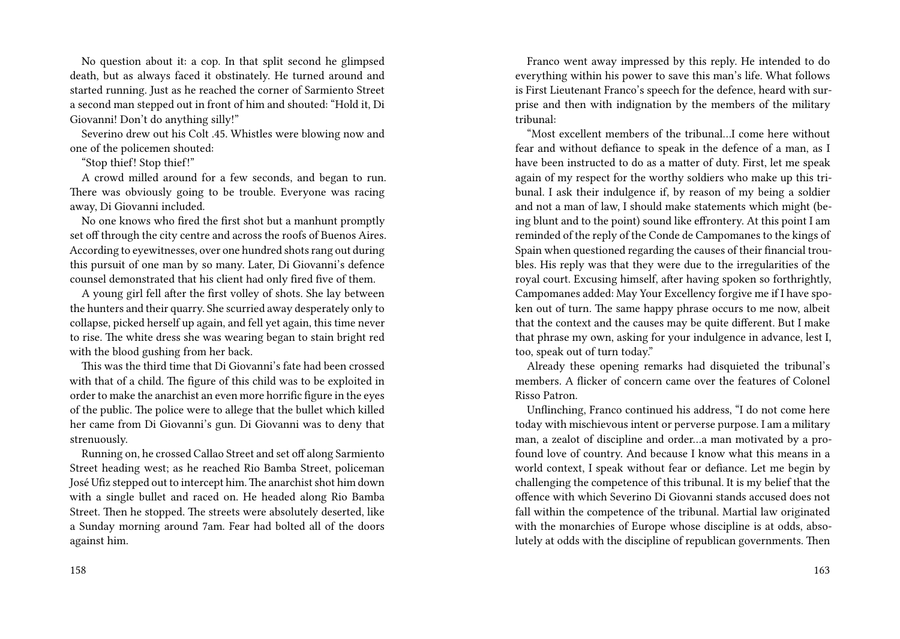No question about it: a cop. In that split second he glimpsed death, but as always faced it obstinately. He turned around and started running. Just as he reached the corner of Sarmiento Street a second man stepped out in front of him and shouted: "Hold it, Di Giovanni! Don't do anything silly!"

Severino drew out his Colt .45. Whistles were blowing now and one of the policemen shouted:

"Stop thief! Stop thief!"

A crowd milled around for a few seconds, and began to run. There was obviously going to be trouble. Everyone was racing away, Di Giovanni included.

No one knows who fired the first shot but a manhunt promptly set off through the city centre and across the roofs of Buenos Aires. According to eyewitnesses, over one hundred shots rang out during this pursuit of one man by so many. Later, Di Giovanni's defence counsel demonstrated that his client had only fired five of them.

A young girl fell after the first volley of shots. She lay between the hunters and their quarry. She scurried away desperately only to collapse, picked herself up again, and fell yet again, this time never to rise. The white dress she was wearing began to stain bright red with the blood gushing from her back.

This was the third time that Di Giovanni's fate had been crossed with that of a child. The figure of this child was to be exploited in order to make the anarchist an even more horrific figure in the eyes of the public. The police were to allege that the bullet which killed her came from Di Giovanni's gun. Di Giovanni was to deny that strenuously.

Running on, he crossed Callao Street and set off along Sarmiento Street heading west; as he reached Rio Bamba Street, policeman José Ufiz stepped out to intercept him. The anarchist shot him down with a single bullet and raced on. He headed along Rio Bamba Street. Then he stopped. The streets were absolutely deserted, like a Sunday morning around 7am. Fear had bolted all of the doors against him.

Franco went away impressed by this reply. He intended to do everything within his power to save this man's life. What follows is First Lieutenant Franco's speech for the defence, heard with surprise and then with indignation by the members of the military tribunal:

"Most excellent members of the tribunal…I come here without fear and without defiance to speak in the defence of a man, as I have been instructed to do as a matter of duty. First, let me speak again of my respect for the worthy soldiers who make up this tribunal. I ask their indulgence if, by reason of my being a soldier and not a man of law, I should make statements which might (being blunt and to the point) sound like effrontery. At this point I am reminded of the reply of the Conde de Campomanes to the kings of Spain when questioned regarding the causes of their financial troubles. His reply was that they were due to the irregularities of the royal court. Excusing himself, after having spoken so forthrightly, Campomanes added: May Your Excellency forgive me if I have spoken out of turn. The same happy phrase occurs to me now, albeit that the context and the causes may be quite different. But I make that phrase my own, asking for your indulgence in advance, lest I, too, speak out of turn today."

Already these opening remarks had disquieted the tribunal's members. A flicker of concern came over the features of Colonel Risso Patron.

Unflinching, Franco continued his address, "I do not come here today with mischievous intent or perverse purpose. I am a military man, a zealot of discipline and order…a man motivated by a profound love of country. And because I know what this means in a world context, I speak without fear or defiance. Let me begin by challenging the competence of this tribunal. It is my belief that the offence with which Severino Di Giovanni stands accused does not fall within the competence of the tribunal. Martial law originated with the monarchies of Europe whose discipline is at odds, absolutely at odds with the discipline of republican governments. Then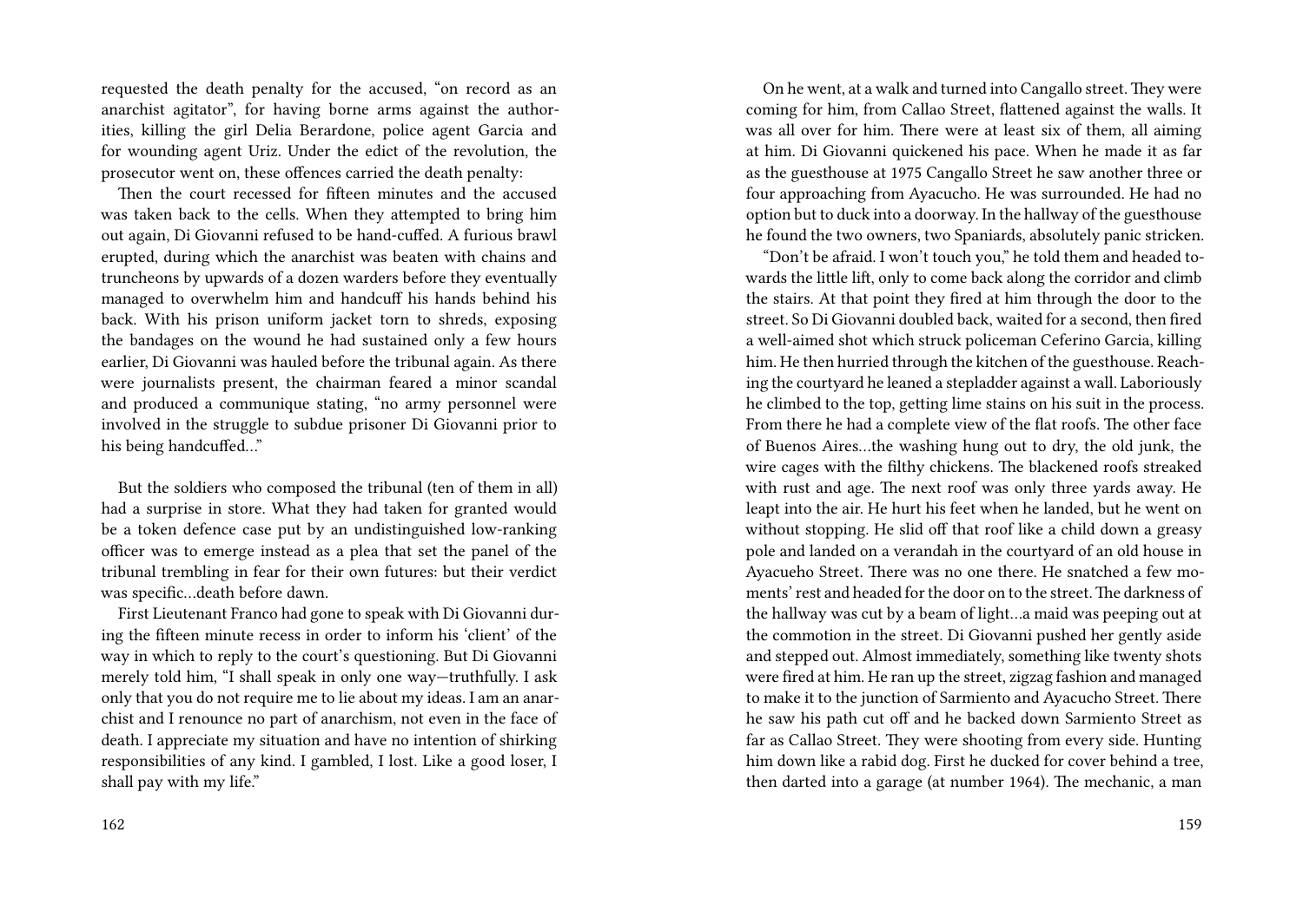requested the death penalty for the accused, "on record as an anarchist agitator", for having borne arms against the authorities, killing the girl Delia Berardone, police agent Garcia and for wounding agent Uriz. Under the edict of the revolution, the prosecutor went on, these offences carried the death penalty:

Then the court recessed for fifteen minutes and the accused was taken back to the cells. When they attempted to bring him out again, Di Giovanni refused to be hand-cuffed. A furious brawl erupted, during which the anarchist was beaten with chains and truncheons by upwards of a dozen warders before they eventually managed to overwhelm him and handcuff his hands behind his back. With his prison uniform jacket torn to shreds, exposing the bandages on the wound he had sustained only a few hours earlier, Di Giovanni was hauled before the tribunal again. As there were journalists present, the chairman feared a minor scandal and produced a communique stating, "no army personnel were involved in the struggle to subdue prisoner Di Giovanni prior to his being handcuffed…"

But the soldiers who composed the tribunal (ten of them in all) had a surprise in store. What they had taken for granted would be a token defence case put by an undistinguished low-ranking officer was to emerge instead as a plea that set the panel of the tribunal trembling in fear for their own futures: but their verdict was specific…death before dawn.

First Lieutenant Franco had gone to speak with Di Giovanni during the fifteen minute recess in order to inform his 'client' of the way in which to reply to the court's questioning. But Di Giovanni merely told him, "I shall speak in only one way—truthfully. I ask only that you do not require me to lie about my ideas. I am an anarchist and I renounce no part of anarchism, not even in the face of death. I appreciate my situation and have no intention of shirking responsibilities of any kind. I gambled, I lost. Like a good loser, I shall pay with my life."

On he went, at a walk and turned into Cangallo street. They were coming for him, from Callao Street, flattened against the walls. It was all over for him. There were at least six of them, all aiming at him. Di Giovanni quickened his pace. When he made it as far as the guesthouse at 1975 Cangallo Street he saw another three or four approaching from Ayacucho. He was surrounded. He had no option but to duck into a doorway. In the hallway of the guesthouse he found the two owners, two Spaniards, absolutely panic stricken.

"Don't be afraid. I won't touch you," he told them and headed towards the little lift, only to come back along the corridor and climb the stairs. At that point they fired at him through the door to the street. So Di Giovanni doubled back, waited for a second, then fired a well-aimed shot which struck policeman Ceferino Garcia, killing him. He then hurried through the kitchen of the guesthouse. Reaching the courtyard he leaned a stepladder against a wall. Laboriously he climbed to the top, getting lime stains on his suit in the process. From there he had a complete view of the flat roofs. The other face of Buenos Aires…the washing hung out to dry, the old junk, the wire cages with the filthy chickens. The blackened roofs streaked with rust and age. The next roof was only three yards away. He leapt into the air. He hurt his feet when he landed, but he went on without stopping. He slid off that roof like a child down a greasy pole and landed on a verandah in the courtyard of an old house in Ayacueho Street. There was no one there. He snatched a few moments' rest and headed for the door on to the street. The darkness of the hallway was cut by a beam of light…a maid was peeping out at the commotion in the street. Di Giovanni pushed her gently aside and stepped out. Almost immediately, something like twenty shots were fired at him. He ran up the street, zigzag fashion and managed to make it to the junction of Sarmiento and Ayacucho Street. There he saw his path cut off and he backed down Sarmiento Street as far as Callao Street. They were shooting from every side. Hunting him down like a rabid dog. First he ducked for cover behind a tree, then darted into a garage (at number 1964). The mechanic, a man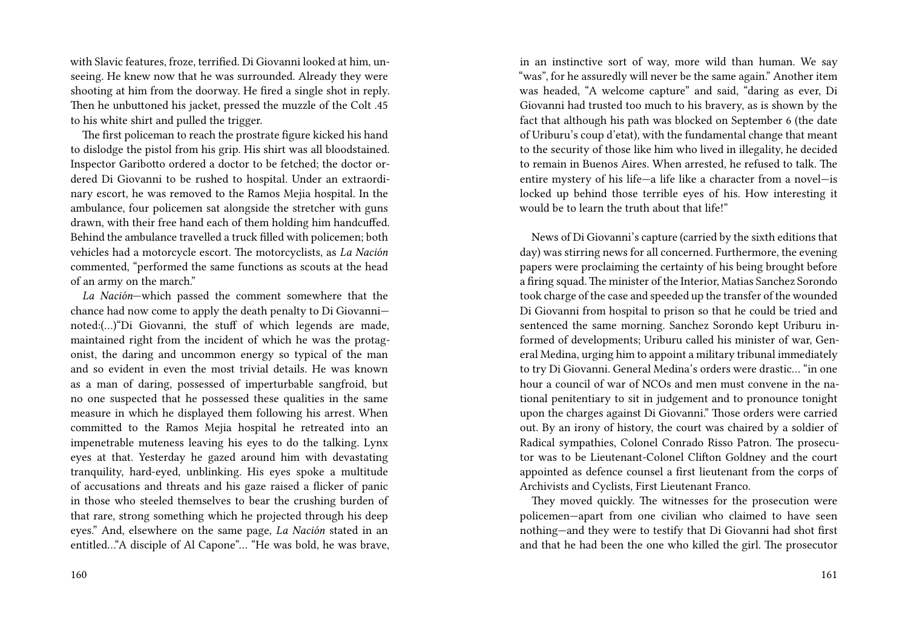with Slavic features, froze, terrified. Di Giovanni looked at him, unseeing. He knew now that he was surrounded. Already they were shooting at him from the doorway. He fired a single shot in reply. Then he unbuttoned his jacket, pressed the muzzle of the Colt .45 to his white shirt and pulled the trigger.

The first policeman to reach the prostrate figure kicked his hand to dislodge the pistol from his grip. His shirt was all bloodstained. Inspector Garibotto ordered a doctor to be fetched; the doctor ordered Di Giovanni to be rushed to hospital. Under an extraordinary escort, he was removed to the Ramos Mejia hospital. In the ambulance, four policemen sat alongside the stretcher with guns drawn, with their free hand each of them holding him handcuffed. Behind the ambulance travelled a truck filled with policemen; both vehicles had a motorcycle escort. The motorcyclists, as *La Nación* commented, "performed the same functions as scouts at the head of an army on the march."

*La Nación*—which passed the comment somewhere that the chance had now come to apply the death penalty to Di Giovanni—noted:(…)"Di Giovanni, the stuff of which legends are made, maintained right from the incident of which he was the protagonist, the daring and uncommon energy so typical of the man and so evident in even the most trivial details. He was known as a man of daring, possessed of imperturbable sangfroid, but no one suspected that he possessed these qualities in the same measure in which he displayed them following his arrest. When committed to the Ramos Mejia hospital he retreated into an impenetrable muteness leaving his eyes to do the talking. Lynx eyes at that. Yesterday he gazed around him with devastating tranquility, hard-eyed, unblinking. His eyes spoke a multitude of accusations and threats and his gaze raised a flicker of panic in those who steeled themselves to bear the crushing burden of that rare, strong something which he projected through his deep eyes." And, elsewhere on the same page, *La Nación* stated in an entitled…"A disciple of Al Capone"… "He was bold, he was brave, in an instinctive sort of way, more wild than human. We say "was", for he assuredly will never be the same again." Another item was headed, "A welcome capture" and said, "daring as ever, Di Giovanni had trusted too much to his bravery, as is shown by the fact that although his path was blocked on September 6 (the date of Uriburu's coup d'etat), with the fundamental change that meant to the security of those like him who lived in illegality, he decided to remain in Buenos Aires. When arrested, he refused to talk. The entire mystery of his life—a life like a character from a novel—is locked up behind those terrible eyes of his. How interesting it would be to learn the truth about that life!"

News of Di Giovanni's capture (carried by the sixth editions that day) was stirring news for all concerned. Furthermore, the evening papers were proclaiming the certainty of his being brought before a firing squad. The minister of the Interior, Matias Sanchez Sorondo took charge of the case and speeded up the transfer of the wounded Di Giovanni from hospital to prison so that he could be tried and sentenced the same morning. Sanchez Sorondo kept Uriburu informed of developments; Uriburu called his minister of war, General Medina, urging him to appoint a military tribunal immediately to try Di Giovanni. General Medina's orders were drastic… "in one hour a council of war of NCOs and men must convene in the national penitentiary to sit in judgement and to pronounce tonight upon the charges against Di Giovanni." Those orders were carried out. By an irony of history, the court was chaired by a soldier of Radical sympathies, Colonel Conrado Risso Patron. The prosecutor was to be Lieutenant-Colonel Clifton Goldney and the court appointed as defence counsel a first lieutenant from the corps of Archivists and Cyclists, First Lieutenant Franco.

They moved quickly. The witnesses for the prosecution were policemen—apart from one civilian who claimed to have seen nothing—and they were to testify that Di Giovanni had shot first and that he had been the one who killed the girl. The prosecutor